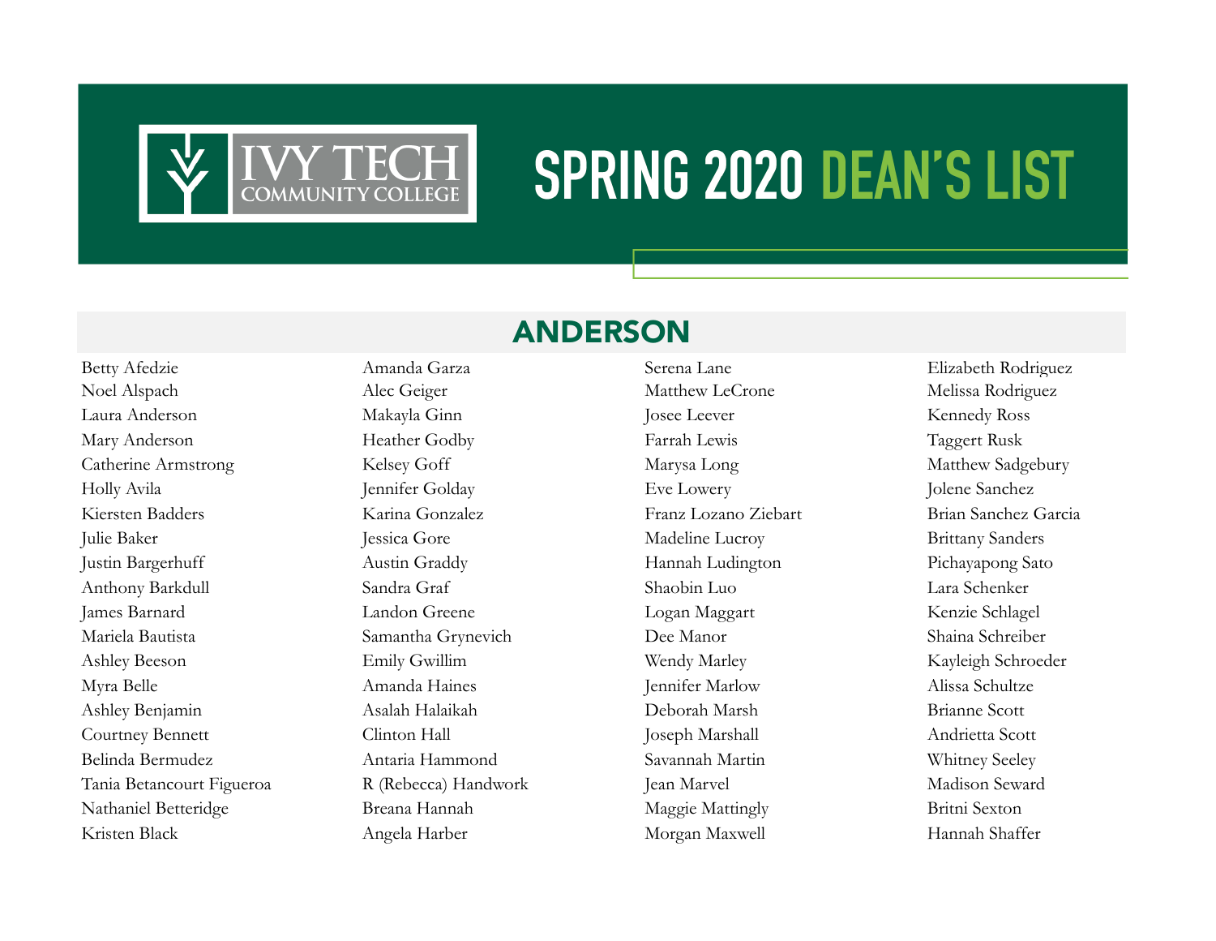# SPRING 2020 DEAN'S LIST

## ANDERSON

Betty Afedzie
Noel Alspach
Laura Anderson
Mary Anderson
Catherine Armstrong
Holly Avila
Kiersten Badders
Julie Baker
Justin Bargerhuff
Anthony Barkdull
James Barnard
Mariela Bautista
Ashley Beeson
Myra Belle
Ashley Benjamin
Courtney Bennett
Belinda Bermudez
Tania Betancourt Figueroa
Nathaniel Betteridge
Kristen Black
Amanda Garza
Alec Geiger
Makayla Ginn
Heather Godby
Kelsey Goff
Jennifer Golday
Karina Gonzalez
Jessica Gore
Austin Graddy
Sandra Graf
Landon Greene
Samantha Grynevich
Emily Gwillim
Amanda Haines
Asalah Halaikah
Clinton Hall
Antaria Hammond
R (Rebecca) Handwork
Breana Hannah
Angela Harber
Serena Lane
Matthew LeCrone
Josee Leever
Farrah Lewis
Marysa Long
Eve Lowery
Franz Lozano Ziebart
Madeline Lucroy
Hannah Ludington
Shaobin Luo
Logan Maggart
Dee Manor
Wendy Marley
Jennifer Marlow
Deborah Marsh
Joseph Marshall
Savannah Martin
Jean Marvel
Maggie Mattingly
Morgan Maxwell
Elizabeth Rodriguez
Melissa Rodriguez
Kennedy Ross
Taggert Rusk
Matthew Sadgebury
Jolene Sanchez
Brian Sanchez Garcia
Brittany Sanders
Pichayapong Sato
Lara Schenker
Kenzie Schlagel
Shaina Schreiber
Kayleigh Schroeder
Alissa Schultze
Brianne Scott
Andrietta Scott
Whitney Seeley
Madison Seward
Britni Sexton
Hannah Shaffer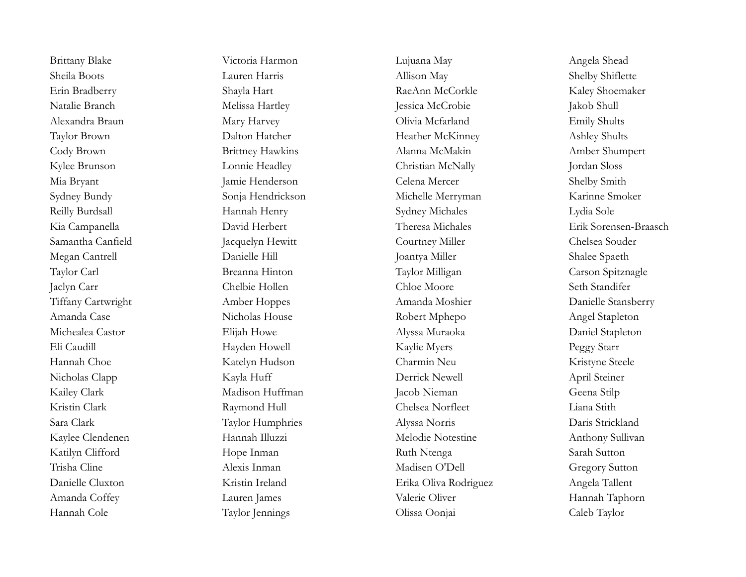Brittany Blake
Sheila Boots
Erin Bradberry
Natalie Branch
Alexandra Braun
Taylor Brown
Cody Brown
Kylee Brunson
Mia Bryant
Sydney Bundy
Reilly Burdsall
Kia Campanella
Samantha Canfield
Megan Cantrell
Taylor Carl
Jaclyn Carr
Tiffany Cartwright
Amanda Case
Michealea Castor
Eli Caudill
Hannah Choe
Nicholas Clapp
Kailey Clark
Kristin Clark
Sara Clark
Kaylee Clendenen
Katilyn Clifford
Trisha Cline
Danielle Cluxton
Amanda Coffey
Hannah Cole

Victoria Harmon
Lauren Harris
Shayla Hart
Melissa Hartley
Mary Harvey
Dalton Hatcher
Brittney Hawkins
Lonnie Headley
Jamie Henderson
Sonja Hendrickson
Hannah Henry
David Herbert
Jacquelyn Hewitt
Danielle Hill
Breanna Hinton
Chelbie Hollen
Amber Hoppes
Nicholas House
Elijah Howe
Hayden Howell
Katelyn Hudson
Kayla Huff
Madison Huffman
Raymond Hull
Taylor Humphries
Hannah Illuzzi
Hope Inman
Alexis Inman
Kristin Ireland
Lauren James
Taylor Jennings

Lujuana May
Allison May
RaeAnn McCorkle
Jessica McCrobie
Olivia Mcfarland
Heather McKinney
Alanna McMakin
Christian McNally
Celena Mercer
Michelle Merryman
Sydney Michales
Theresa Michales
Courtney Miller
Joantya Miller
Taylor Milligan
Chloe Moore
Amanda Moshier
Robert Mphepo
Alyssa Muraoka
Kaylie Myers
Charmin Neu
Derrick Newell
Jacob Nieman
Chelsea Norfleet
Alyssa Norris
Melodie Notestine
Ruth Ntenga
Madisen O'Dell
Erika Oliva Rodriguez
Valerie Oliver
Olissa Oonjai

Angela Shead
Shelby Shiflette
Kaley Shoemaker
Jakob Shull
Emily Shults
Ashley Shults
Amber Shumpert
Jordan Sloss
Shelby Smith
Karinne Smoker
Lydia Sole
Erik Sorensen-Braasch
Chelsea Souder
Shalee Spaeth
Carson Spitznagle
Seth Standifer
Danielle Stansberry
Angel Stapleton
Daniel Stapleton
Peggy Starr
Kristyne Steele
April Steiner
Geena Stilp
Liana Stith
Daris Strickland
Anthony Sullivan
Sarah Sutton
Gregory Sutton
Angela Tallent
Hannah Taphorn
Caleb Taylor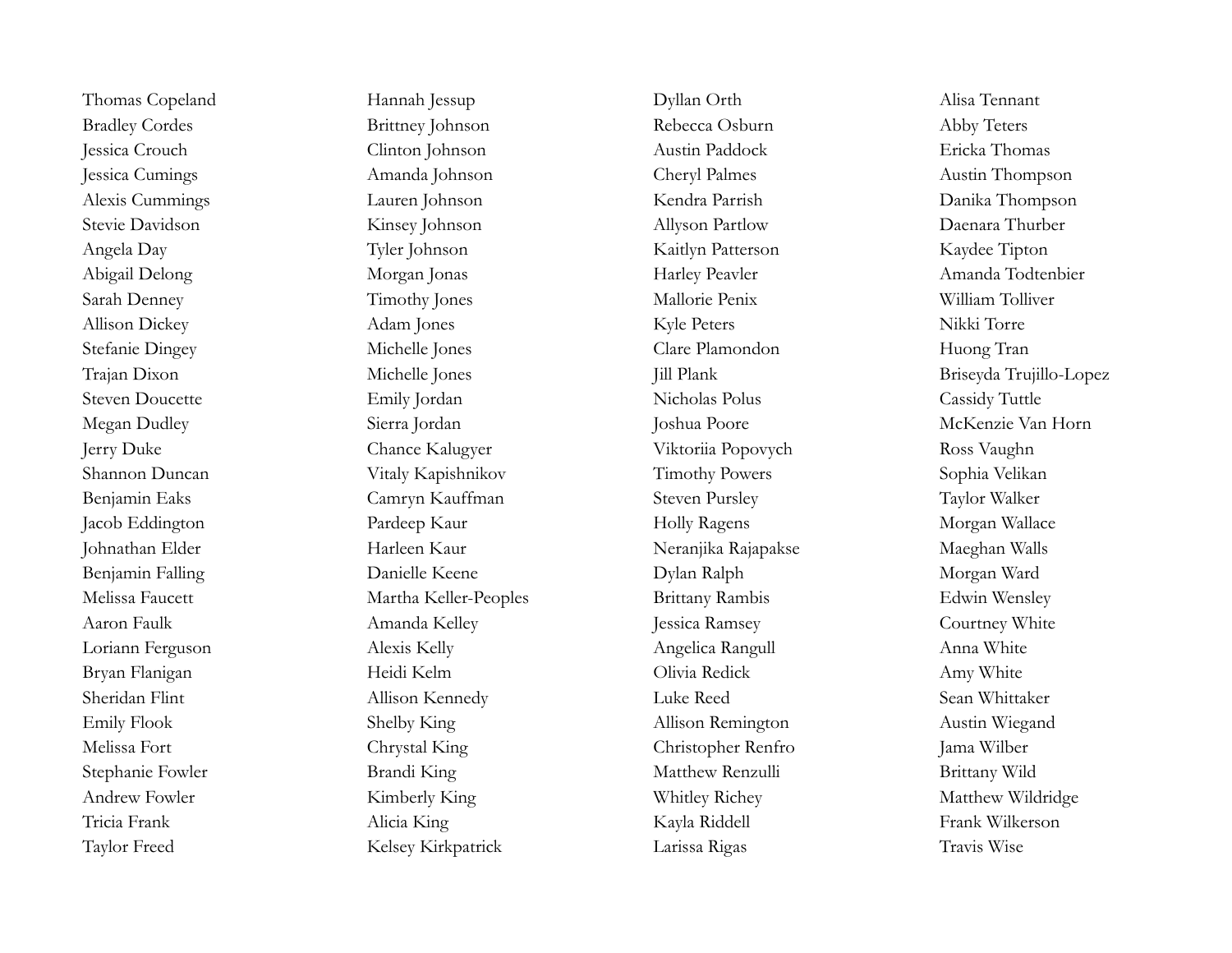Thomas Copeland
Bradley Cordes
Jessica Crouch
Jessica Cumings
Alexis Cummings
Stevie Davidson
Angela Day
Abigail Delong
Sarah Denney
Allison Dickey
Stefanie Dingey
Trajan Dixon
Steven Doucette
Megan Dudley
Jerry Duke
Shannon Duncan
Benjamin Eaks
Jacob Eddington
Johnathan Elder
Benjamin Falling
Melissa Faucett
Aaron Faulk
Loriann Ferguson
Bryan Flanigan
Sheridan Flint
Emily Flook
Melissa Fort
Stephanie Fowler
Andrew Fowler
Tricia Frank
Taylor Freed

Hannah Jessup
Brittney Johnson
Clinton Johnson
Amanda Johnson
Lauren Johnson
Kinsey Johnson
Tyler Johnson
Morgan Jonas
Timothy Jones
Adam Jones
Michelle Jones
Michelle Jones
Emily Jordan
Sierra Jordan
Chance Kalugyer
Vitaly Kapishnikov
Camryn Kauffman
Pardeep Kaur
Harleen Kaur
Danielle Keene
Martha Keller-Peoples
Amanda Kelley
Alexis Kelly
Heidi Kelm
Allison Kennedy
Shelby King
Chrystal King
Brandi King
Kimberly King
Alicia King
Kelsey Kirkpatrick

Dyllan Orth
Rebecca Osburn
Austin Paddock
Cheryl Palmes
Kendra Parrish
Allyson Partlow
Kaitlyn Patterson
Harley Peavler
Mallorie Penix
Kyle Peters
Clare Plamondon
Jill Plank
Nicholas Polus
Joshua Poore
Viktoriia Popovych
Timothy Powers
Steven Pursley
Holly Ragens
Neranjika Rajapakse
Dylan Ralph
Brittany Rambis
Jessica Ramsey
Angelica Rangull
Olivia Redick
Luke Reed
Allison Remington
Christopher Renfro
Matthew Renzulli
Whitley Richey
Kayla Riddell
Larissa Rigas

Alisa Tennant
Abby Teters
Ericka Thomas
Austin Thompson
Danika Thompson
Daenara Thurber
Kaydee Tipton
Amanda Todtenbier
William Tolliver
Nikki Torre
Huong Tran
Briseyda Trujillo-Lopez
Cassidy Tuttle
McKenzie Van Horn
Ross Vaughn
Sophia Velikan
Taylor Walker
Morgan Wallace
Maeghan Walls
Morgan Ward
Edwin Wensley
Courtney White
Anna White
Amy White
Sean Whittaker
Austin Wiegand
Jama Wilber
Brittany Wild
Matthew Wildridge
Frank Wilkerson
Travis Wise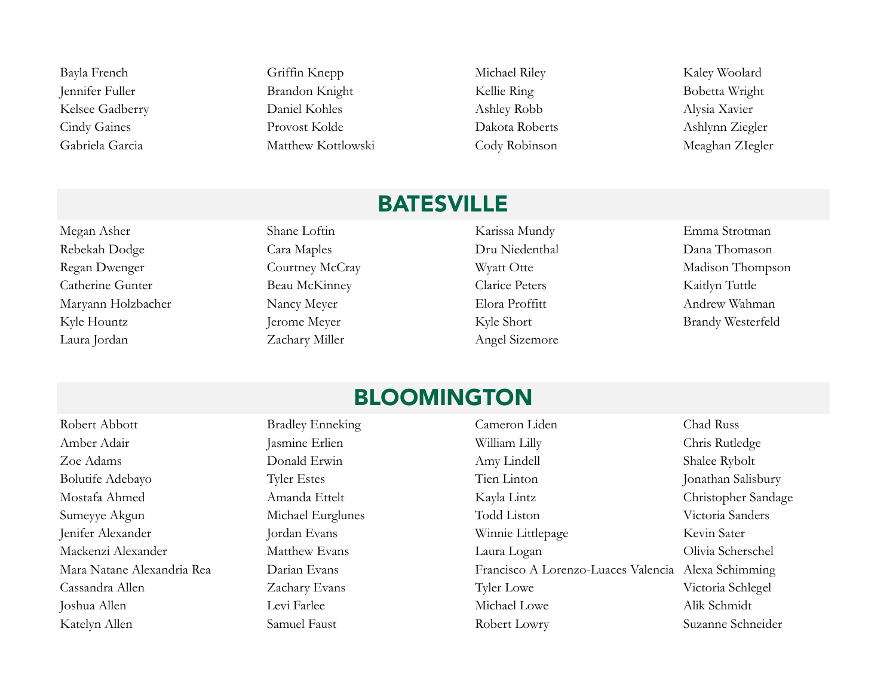Bayla French
Jennifer Fuller
Kelsee Gadberry
Cindy Gaines
Gabriela Garcia
Griffin Knepp
Brandon Knight
Daniel Kohles
Provost Kolde
Matthew Kottlowski
Michael Riley
Kellie Ring
Ashley Robb
Dakota Roberts
Cody Robinson
Kaley Woolard
Bobetta Wright
Alysia Xavier
Ashlynn Ziegler
Meaghan ZIegler

## BATESVILLE

Megan Asher
Rebekah Dodge
Regan Dwenger
Catherine Gunter
Maryann Holzbacher
Kyle Hountz
Laura Jordan
Shane Loftin
Cara Maples
Courtney McCray
Beau McKinney
Nancy Meyer
Jerome Meyer
Zachary Miller
Karissa Mundy
Dru Niedenthal
Wyatt Otte
Clarice Peters
Elora Proffitt
Kyle Short
Angel Sizemore
Emma Strotman
Dana Thomason
Madison Thompson
Kaitlyn Tuttle
Andrew Wahman
Brandy Westerfeld

## BLOOMINGTON

Robert Abbott
Amber Adair
Zoe Adams
Bolutife Adebayo
Mostafa Ahmed
Sumeyye Akgun
Jenifer Alexander
Mackenzi Alexander
Mara Natane Alexandria Rea
Cassandra Allen
Joshua Allen
Katelyn Allen
Bradley Enneking
Jasmine Erlien
Donald Erwin
Tyler Estes
Amanda Ettelt
Michael Eurglunes
Jordan Evans
Matthew Evans
Darian Evans
Zachary Evans
Levi Farlee
Samuel Faust
Cameron Liden
William Lilly
Amy Lindell
Tien Linton
Kayla Lintz
Todd Liston
Winnie Littlepage
Laura Logan
Francisco A Lorenzo-Luaces Valencia
Tyler Lowe
Michael Lowe
Robert Lowry
Chad Russ
Chris Rutledge
Shalee Rybolt
Jonathan Salisbury
Christopher Sandage
Victoria Sanders
Kevin Sater
Olivia Scherschel
Alexa Schimming
Victoria Schlegel
Alik Schmidt
Suzanne Schneider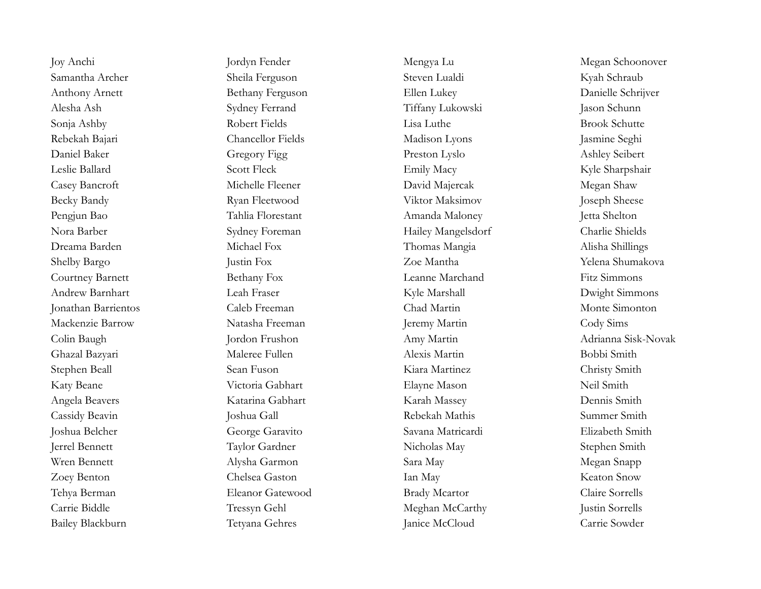Joy Anchi
Samantha Archer
Anthony Arnett
Alesha Ash
Sonja Ashby
Rebekah Bajari
Daniel Baker
Leslie Ballard
Casey Bancroft
Becky Bandy
Pengjun Bao
Nora Barber
Dreama Barden
Shelby Bargo
Courtney Barnett
Andrew Barnhart
Jonathan Barrientos
Mackenzie Barrow
Colin Baugh
Ghazal Bazyari
Stephen Beall
Katy Beane
Angela Beavers
Cassidy Beavin
Joshua Belcher
Jerrel Bennett
Wren Bennett
Zoey Benton
Tehya Berman
Carrie Biddle
Bailey Blackburn

Jordyn Fender
Sheila Ferguson
Bethany Ferguson
Sydney Ferrand
Robert Fields
Chancellor Fields
Gregory Figg
Scott Fleck
Michelle Fleener
Ryan Fleetwood
Tahlia Florestant
Sydney Foreman
Michael Fox
Justin Fox
Bethany Fox
Leah Fraser
Caleb Freeman
Natasha Freeman
Jordon Frushon
Maleree Fullen
Sean Fuson
Victoria Gabhart
Katarina Gabhart
Joshua Gall
George Garavito
Taylor Gardner
Alysha Garmon
Chelsea Gaston
Eleanor Gatewood
Tressyn Gehl
Tetyana Gehres

Mengya Lu
Steven Lualdi
Ellen Lukey
Tiffany Lukowski
Lisa Luthe
Madison Lyons
Preston Lyslo
Emily Macy
David Majercak
Viktor Maksimov
Amanda Maloney
Hailey Mangelsdorf
Thomas Mangia
Zoe Mantha
Leanne Marchand
Kyle Marshall
Chad Martin
Jeremy Martin
Amy Martin
Alexis Martin
Kiara Martinez
Elayne Mason
Karah Massey
Rebekah Mathis
Savana Matricardi
Nicholas May
Sara May
Ian May
Brady Mcartor
Meghan McCarthy
Janice McCloud

Megan Schoonover
Kyah Schraub
Danielle Schrijver
Jason Schunn
Brook Schutte
Jasmine Seghi
Ashley Seibert
Kyle Sharpshair
Megan Shaw
Joseph Sheese
Jetta Shelton
Charlie Shields
Alisha Shillings
Yelena Shumakova
Fitz Simmons
Dwight Simmons
Monte Simonton
Cody Sims
Adrianna Sisk-Novak
Bobbi Smith
Christy Smith
Neil Smith
Dennis Smith
Summer Smith
Elizabeth Smith
Stephen Smith
Megan Snapp
Keaton Snow
Claire Sorrells
Justin Sorrells
Carrie Sowder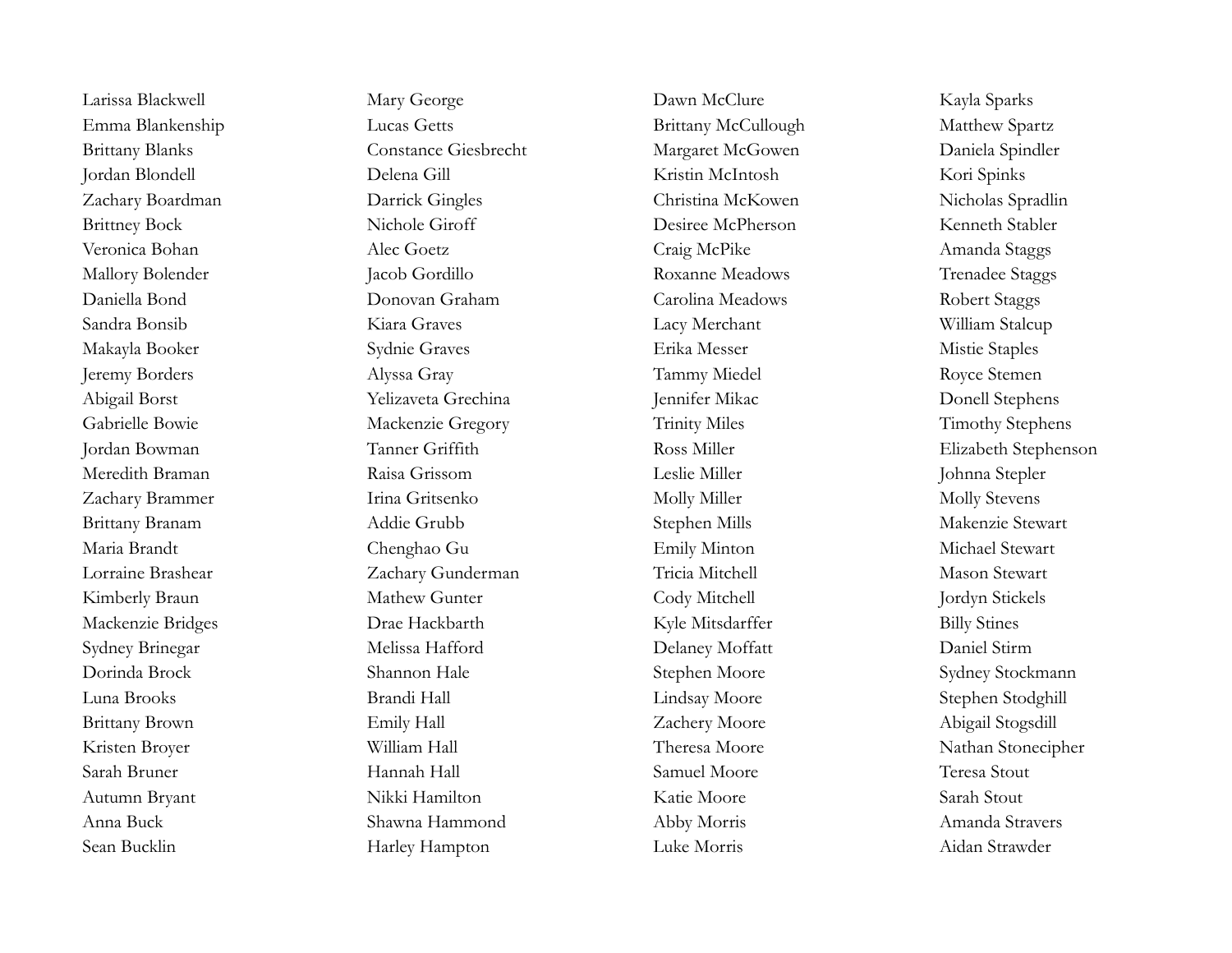Larissa Blackwell
Emma Blankenship
Brittany Blanks
Jordan Blondell
Zachary Boardman
Brittney Bock
Veronica Bohan
Mallory Bolender
Daniella Bond
Sandra Bonsib
Makayla Booker
Jeremy Borders
Abigail Borst
Gabrielle Bowie
Jordan Bowman
Meredith Braman
Zachary Brammer
Brittany Branam
Maria Brandt
Lorraine Brashear
Kimberly Braun
Mackenzie Bridges
Sydney Brinegar
Dorinda Brock
Luna Brooks
Brittany Brown
Kristen Broyer
Sarah Bruner
Autumn Bryant
Anna Buck
Sean Bucklin

Mary George
Lucas Getts
Constance Giesbrecht
Delena Gill
Darrick Gingles
Nichole Giroff
Alec Goetz
Jacob Gordillo
Donovan Graham
Kiara Graves
Sydnie Graves
Alyssa Gray
Yelizaveta Grechina
Mackenzie Gregory
Tanner Griffith
Raisa Grissom
Irina Gritsenko
Addie Grubb
Chenghao Gu
Zachary Gunderman
Mathew Gunter
Drae Hackbarth
Melissa Hafford
Shannon Hale
Brandi Hall
Emily Hall
William Hall
Hannah Hall
Nikki Hamilton
Shawna Hammond
Harley Hampton

Dawn McClure
Brittany McCullough
Margaret McGowen
Kristin McIntosh
Christina McKowen
Desiree McPherson
Craig McPike
Roxanne Meadows
Carolina Meadows
Lacy Merchant
Erika Messer
Tammy Miedel
Jennifer Mikac
Trinity Miles
Ross Miller
Leslie Miller
Molly Miller
Stephen Mills
Emily Minton
Tricia Mitchell
Cody Mitchell
Kyle Mitsdarffer
Delaney Moffatt
Stephen Moore
Lindsay Moore
Zachery Moore
Theresa Moore
Samuel Moore
Katie Moore
Abby Morris
Luke Morris

Kayla Sparks
Matthew Spartz
Daniela Spindler
Kori Spinks
Nicholas Spradlin
Kenneth Stabler
Amanda Staggs
Trenadee Staggs
Robert Staggs
William Stalcup
Mistie Staples
Royce Stemen
Donell Stephens
Timothy Stephens
Elizabeth Stephenson
Johnna Stepler
Molly Stevens
Makenzie Stewart
Michael Stewart
Mason Stewart
Jordyn Stickels
Billy Stines
Daniel Stirm
Sydney Stockmann
Stephen Stodghill
Abigail Stogsdill
Nathan Stonecipher
Teresa Stout
Sarah Stout
Amanda Stravers
Aidan Strawder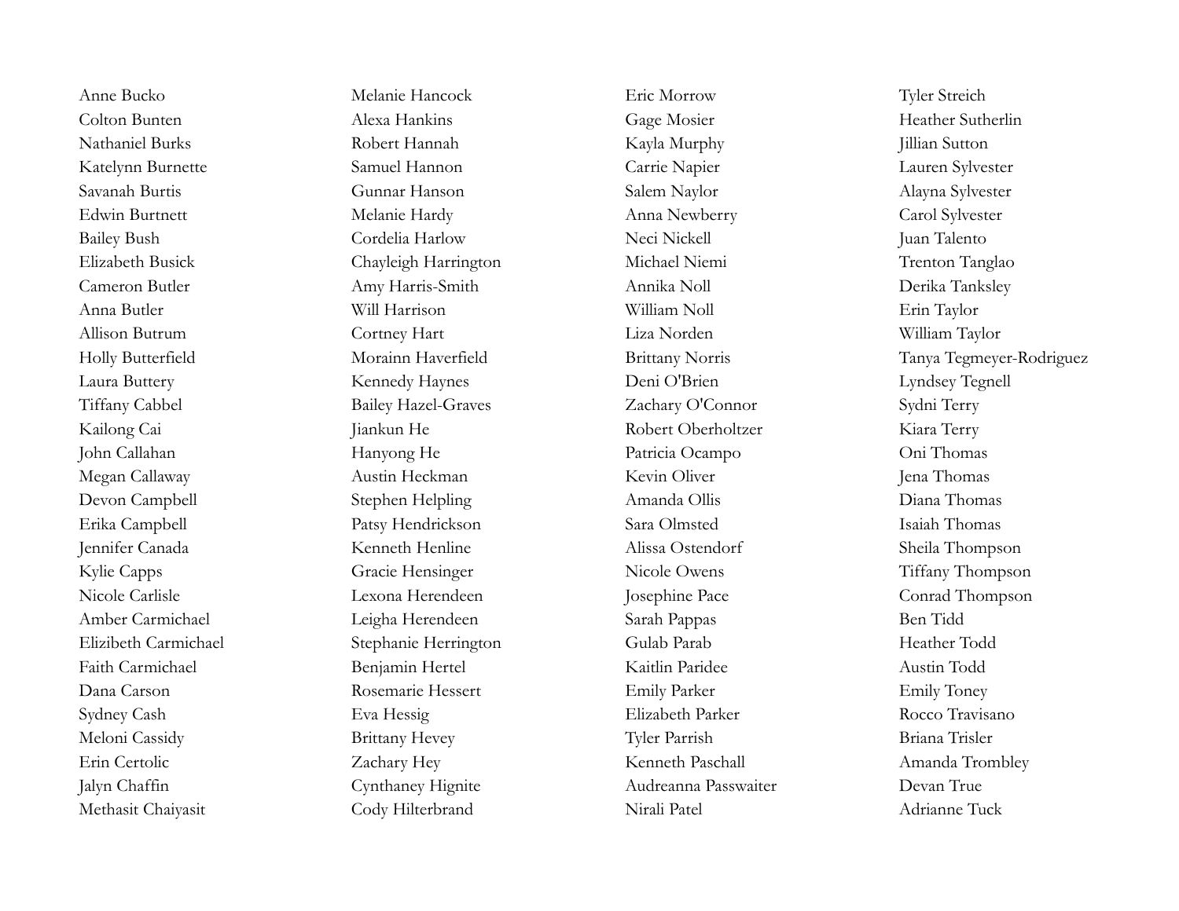Anne Bucko
Colton Bunten
Nathaniel Burks
Katelynn Burnette
Savanah Burtis
Edwin Burtnett
Bailey Bush
Elizabeth Busick
Cameron Butler
Anna Butler
Allison Butrum
Holly Butterfield
Laura Buttery
Tiffany Cabbel
Kailong Cai
John Callahan
Megan Callaway
Devon Campbell
Erika Campbell
Jennifer Canada
Kylie Capps
Nicole Carlisle
Amber Carmichael
Elizibeth Carmichael
Faith Carmichael
Dana Carson
Sydney Cash
Meloni Cassidy
Erin Certolic
Jalyn Chaffin
Methasit Chaiyasit

Melanie Hancock
Alexa Hankins
Robert Hannah
Samuel Hannon
Gunnar Hanson
Melanie Hardy
Cordelia Harlow
Chayleigh Harrington
Amy Harris-Smith
Will Harrison
Cortney Hart
Morainn Haverfield
Kennedy Haynes
Bailey Hazel-Graves
Jiankun He
Hanyong He
Austin Heckman
Stephen Helpling
Patsy Hendrickson
Kenneth Henline
Gracie Hensinger
Lexona Herendeen
Leigha Herendeen
Stephanie Herrington
Benjamin Hertel
Rosemarie Hessert
Eva Hessig
Brittany Hevey
Zachary Hey
Cynthaney Hignite
Cody Hilterbrand

Eric Morrow
Gage Mosier
Kayla Murphy
Carrie Napier
Salem Naylor
Anna Newberry
Neci Nickell
Michael Niemi
Annika Noll
William Noll
Liza Norden
Brittany Norris
Deni O'Brien
Zachary O'Connor
Robert Oberholtzer
Patricia Ocampo
Kevin Oliver
Amanda Ollis
Sara Olmsted
Alissa Ostendorf
Nicole Owens
Josephine Pace
Sarah Pappas
Gulab Parab
Kaitlin Paridee
Emily Parker
Elizabeth Parker
Tyler Parrish
Kenneth Paschall
Audreanna Passwaiter
Nirali Patel

Tyler Streich
Heather Sutherlin
Jillian Sutton
Lauren Sylvester
Alayna Sylvester
Carol Sylvester
Juan Talento
Trenton Tanglao
Derika Tanksley
Erin Taylor
William Taylor
Tanya Tegmeyer-Rodriguez
Lyndsey Tegnell
Sydni Terry
Kiara Terry
Oni Thomas
Jena Thomas
Diana Thomas
Isaiah Thomas
Sheila Thompson
Tiffany Thompson
Conrad Thompson
Ben Tidd
Heather Todd
Austin Todd
Emily Toney
Rocco Travisano
Briana Trisler
Amanda Trombley
Devan True
Adrianne Tuck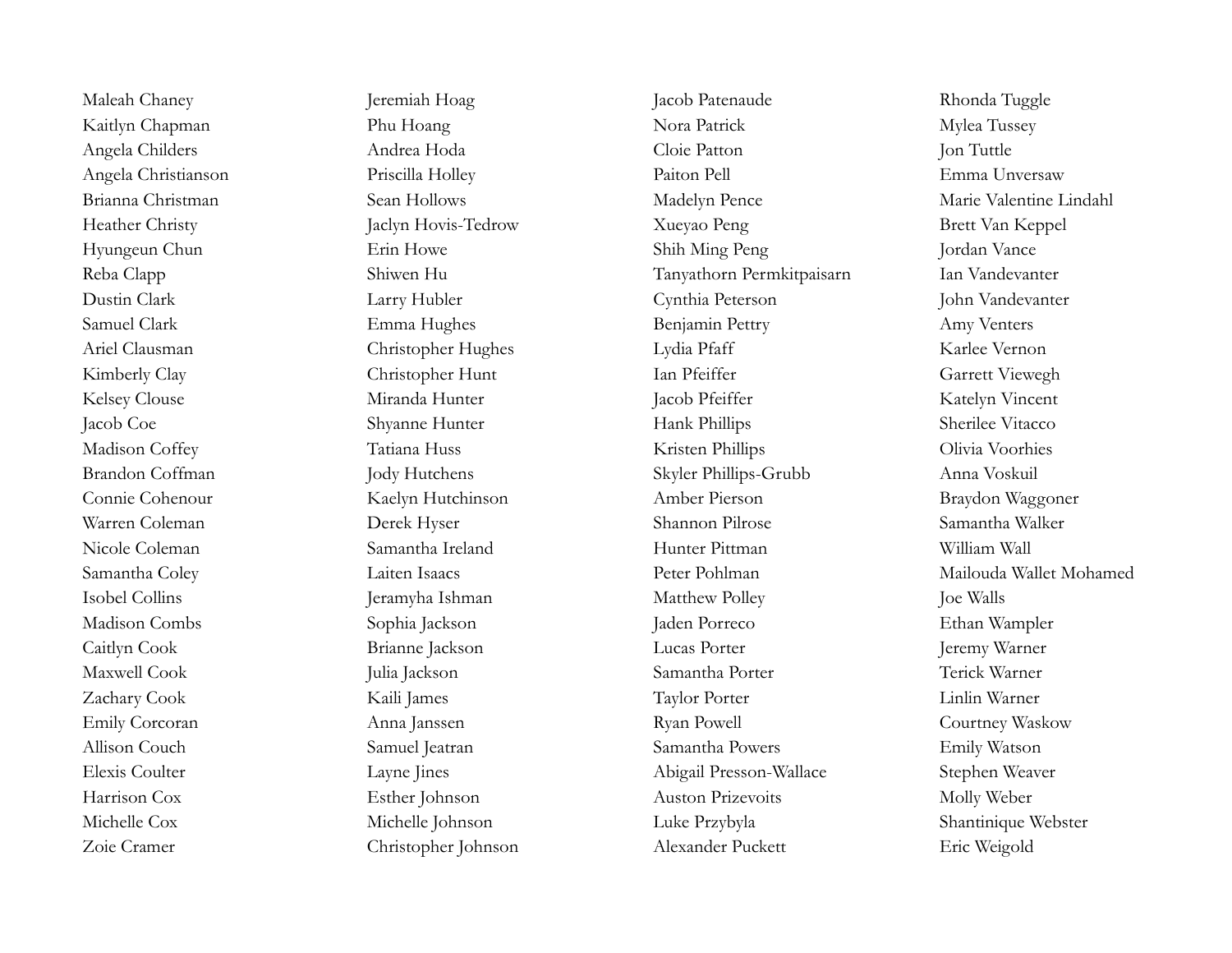Maleah Chaney
Kaitlyn Chapman
Angela Childers
Angela Christianson
Brianna Christman
Heather Christy
Hyungeun Chun
Reba Clapp
Dustin Clark
Samuel Clark
Ariel Clausman
Kimberly Clay
Kelsey Clouse
Jacob Coe
Madison Coffey
Brandon Coffman
Connie Cohenour
Warren Coleman
Nicole Coleman
Samantha Coley
Isobel Collins
Madison Combs
Caitlyn Cook
Maxwell Cook
Zachary Cook
Emily Corcoran
Allison Couch
Elexis Coulter
Harrison Cox
Michelle Cox
Zoie Cramer

Jeremiah Hoag
Phu Hoang
Andrea Hoda
Priscilla Holley
Sean Hollows
Jaclyn Hovis-Tedrow
Erin Howe
Shiwen Hu
Larry Hubler
Emma Hughes
Christopher Hughes
Christopher Hunt
Miranda Hunter
Shyanne Hunter
Tatiana Huss
Jody Hutchens
Kaelyn Hutchinson
Derek Hyser
Samantha Ireland
Laiten Isaacs
Jeramyha Ishman
Sophia Jackson
Brianne Jackson
Julia Jackson
Kaili James
Anna Janssen
Samuel Jeatran
Layne Jines
Esther Johnson
Michelle Johnson
Christopher Johnson

Jacob Patenaude
Nora Patrick
Cloie Patton
Paiton Pell
Madelyn Pence
Xueyao Peng
Shih Ming Peng
Tanyathorn Permkitpaisarn
Cynthia Peterson
Benjamin Pettry
Lydia Pfaff
Ian Pfeiffer
Jacob Pfeiffer
Hank Phillips
Kristen Phillips
Skyler Phillips-Grubb
Amber Pierson
Shannon Pilrose
Hunter Pittman
Peter Pohlman
Matthew Polley
Jaden Porreco
Lucas Porter
Samantha Porter
Taylor Porter
Ryan Powell
Samantha Powers
Abigail Presson-Wallace
Auston Prizevoits
Luke Przybyla
Alexander Puckett

Rhonda Tuggle
Mylea Tussey
Jon Tuttle
Emma Unversaw
Marie Valentine Lindahl
Brett Van Keppel
Jordan Vance
Ian Vandevanter
John Vandevanter
Amy Venters
Karlee Vernon
Garrett Viewegh
Katelyn Vincent
Sherilee Vitacco
Olivia Voorhies
Anna Voskuil
Braydon Waggoner
Samantha Walker
William Wall
Mailouda Wallet Mohamed
Joe Walls
Ethan Wampler
Jeremy Warner
Terick Warner
Linlin Warner
Courtney Waskow
Emily Watson
Stephen Weaver
Molly Weber
Shantinique Webster
Eric Weigold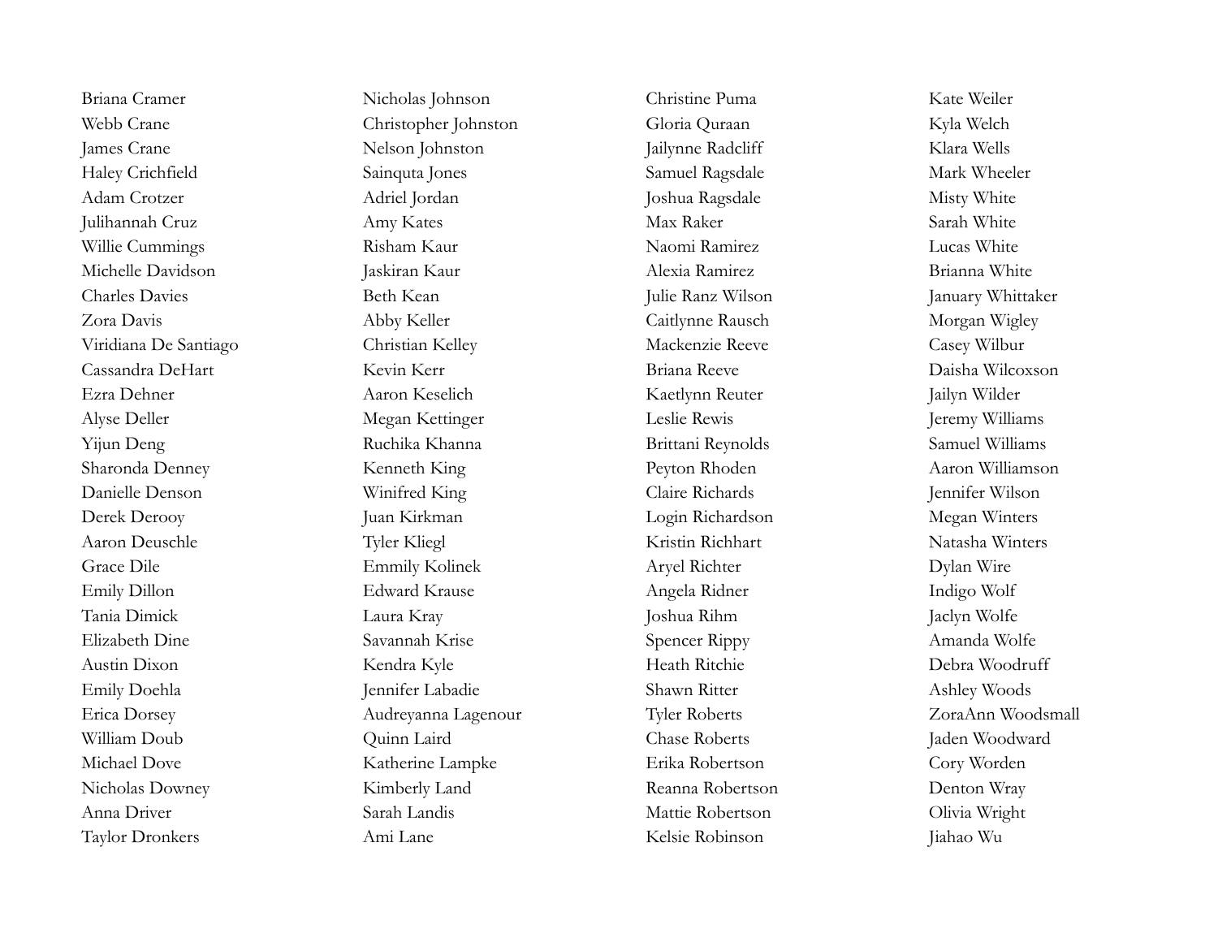Briana Cramer
Webb Crane
James Crane
Haley Crichfield
Adam Crotzer
Julihannah Cruz
Willie Cummings
Michelle Davidson
Charles Davies
Zora Davis
Viridiana De Santiago
Cassandra DeHart
Ezra Dehner
Alyse Deller
Yijun Deng
Sharonda Denney
Danielle Denson
Derek Derooy
Aaron Deuschle
Grace Dile
Emily Dillon
Tania Dimick
Elizabeth Dine
Austin Dixon
Emily Doehla
Erica Dorsey
William Doub
Michael Dove
Nicholas Downey
Anna Driver
Taylor Dronkers

Nicholas Johnson
Christopher Johnston
Nelson Johnston
Sainquta Jones
Adriel Jordan
Amy Kates
Risham Kaur
Jaskiran Kaur
Beth Kean
Abby Keller
Christian Kelley
Kevin Kerr
Aaron Keselich
Megan Kettinger
Ruchika Khanna
Kenneth King
Winifred King
Juan Kirkman
Tyler Kliegl
Emmily Kolinek
Edward Krause
Laura Kray
Savannah Krise
Kendra Kyle
Jennifer Labadie
Audreyanna Lagenour
Quinn Laird
Katherine Lampke
Kimberly Land
Sarah Landis
Ami Lane

Christine Puma
Gloria Quraan
Jailynne Radcliff
Samuel Ragsdale
Joshua Ragsdale
Max Raker
Naomi Ramirez
Alexia Ramirez
Julie Ranz Wilson
Caitlynne Rausch
Mackenzie Reeve
Briana Reeve
Kaetlynn Reuter
Leslie Rewis
Brittani Reynolds
Peyton Rhoden
Claire Richards
Login Richardson
Kristin Richhart
Aryel Richter
Angela Ridner
Joshua Rihm
Spencer Rippy
Heath Ritchie
Shawn Ritter
Tyler Roberts
Chase Roberts
Erika Robertson
Reanna Robertson
Mattie Robertson
Kelsie Robinson

Kate Weiler
Kyla Welch
Klara Wells
Mark Wheeler
Misty White
Sarah White
Lucas White
Brianna White
January Whittaker
Morgan Wigley
Casey Wilbur
Daisha Wilcoxson
Jailyn Wilder
Jeremy Williams
Samuel Williams
Aaron Williamson
Jennifer Wilson
Megan Winters
Natasha Winters
Dylan Wire
Indigo Wolf
Jaclyn Wolfe
Amanda Wolfe
Debra Woodruff
Ashley Woods
ZoraAnn Woodsmall
Jaden Woodward
Cory Worden
Denton Wray
Olivia Wright
Jiahao Wu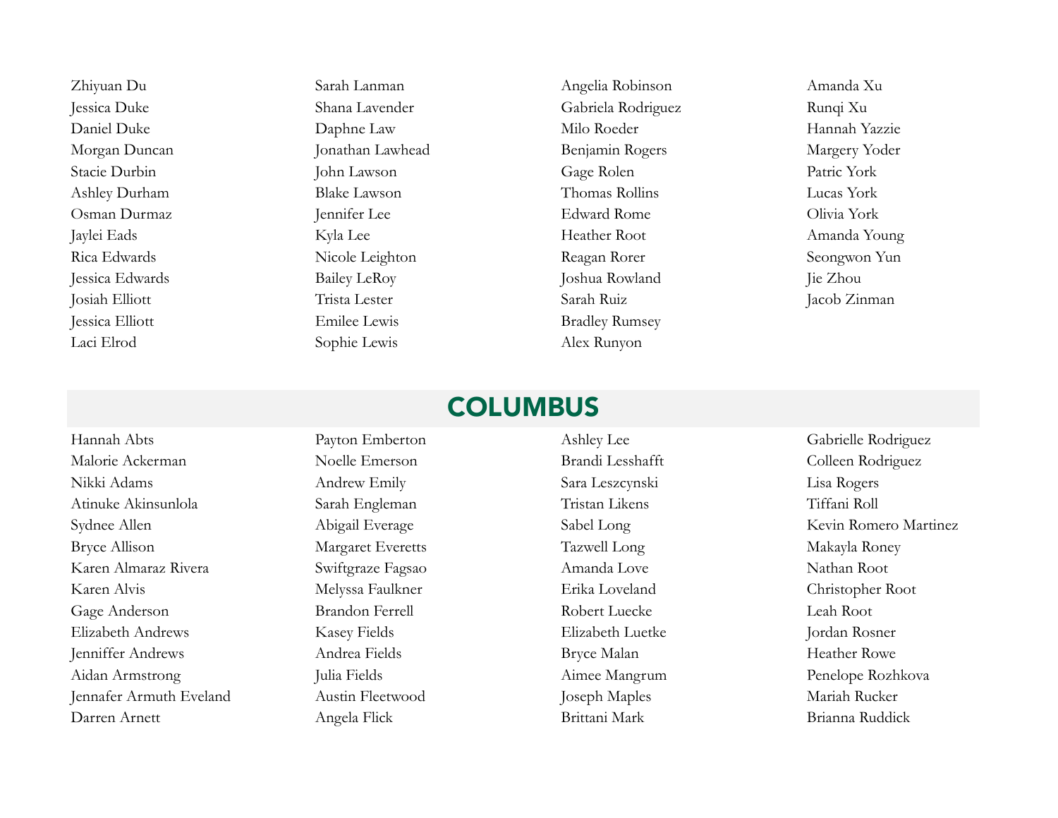Zhiyuan Du
Jessica Duke
Daniel Duke
Morgan Duncan
Stacie Durbin
Ashley Durham
Osman Durmaz
Jaylei Eads
Rica Edwards
Jessica Edwards
Josiah Elliott
Jessica Elliott
Laci Elrod
Sarah Lanman
Shana Lavender
Daphne Law
Jonathan Lawhead
John Lawson
Blake Lawson
Jennifer Lee
Kyla Lee
Nicole Leighton
Bailey LeRoy
Trista Lester
Emilee Lewis
Sophie Lewis
Angelia Robinson
Gabriela Rodriguez
Milo Roeder
Benjamin Rogers
Gage Rolen
Thomas Rollins
Edward Rome
Heather Root
Reagan Rorer
Joshua Rowland
Sarah Ruiz
Bradley Rumsey
Alex Runyon
Amanda Xu
Runqi Xu
Hannah Yazzie
Margery Yoder
Patric York
Lucas York
Olivia York
Amanda Young
Seongwon Yun
Jie Zhou
Jacob Zinman

## COLUMBUS

Hannah Abts
Malorie Ackerman
Nikki Adams
Atinuke Akinsunlola
Sydnee Allen
Bryce Allison
Karen Almaraz Rivera
Karen Alvis
Gage Anderson
Elizabeth Andrews
Jenniffer Andrews
Aidan Armstrong
Jennafer Armuth Eveland
Darren Arnett
Payton Emberton
Noelle Emerson
Andrew Emily
Sarah Engleman
Abigail Everage
Margaret Everetts
Swiftgraze Fagsao
Melyssa Faulkner
Brandon Ferrell
Kasey Fields
Andrea Fields
Julia Fields
Austin Fleetwood
Angela Flick
Ashley Lee
Brandi Lesshafft
Sara Leszcynski
Tristan Likens
Sabel Long
Tazwell Long
Amanda Love
Erika Loveland
Robert Luecke
Elizabeth Luetke
Bryce Malan
Aimee Mangrum
Joseph Maples
Brittani Mark
Gabrielle Rodriguez
Colleen Rodriguez
Lisa Rogers
Tiffani Roll
Kevin Romero Martinez
Makayla Roney
Nathan Root
Christopher Root
Leah Root
Jordan Rosner
Heather Rowe
Penelope Rozhkova
Mariah Rucker
Brianna Ruddick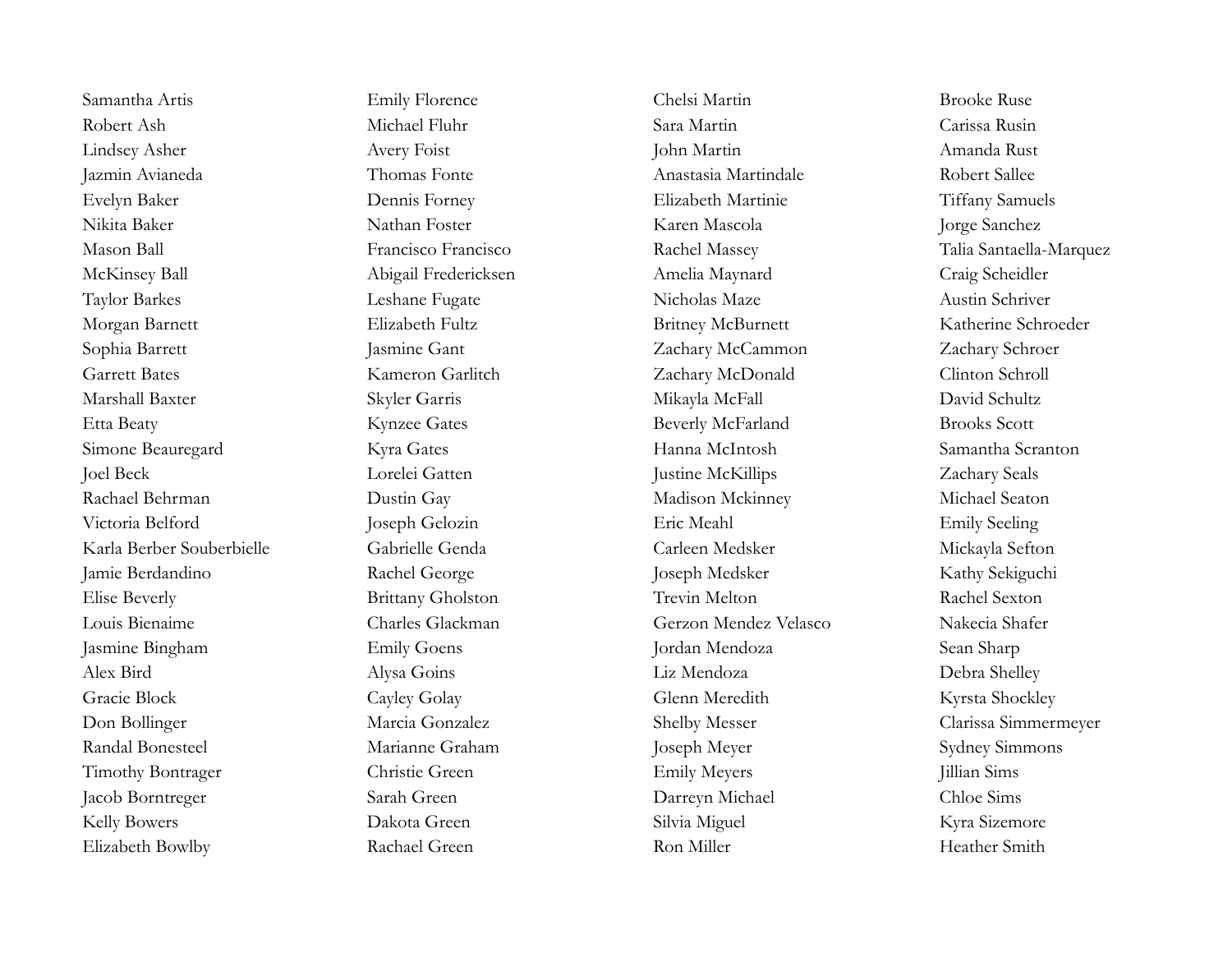Samantha Artis
Robert Ash
Lindsey Asher
Jazmin Avianeda
Evelyn Baker
Nikita Baker
Mason Ball
McKinsey Ball
Taylor Barkes
Morgan Barnett
Sophia Barrett
Garrett Bates
Marshall Baxter
Etta Beaty
Simone Beauregard
Joel Beck
Rachael Behrman
Victoria Belford
Karla Berber Souberbielle
Jamie Berdandino
Elise Beverly
Louis Bienaime
Jasmine Bingham
Alex Bird
Gracie Block
Don Bollinger
Randal Bonesteel
Timothy Bontrager
Jacob Borntreger
Kelly Bowers
Elizabeth Bowlby

Emily Florence
Michael Fluhr
Avery Foist
Thomas Fonte
Dennis Forney
Nathan Foster
Francisco Francisco
Abigail Fredericksen
Leshane Fugate
Elizabeth Fultz
Jasmine Gant
Kameron Garlitch
Skyler Garris
Kynzee Gates
Kyra Gates
Lorelei Gatten
Dustin Gay
Joseph Gelozin
Gabrielle Genda
Rachel George
Brittany Gholston
Charles Glackman
Emily Goens
Alysa Goins
Cayley Golay
Marcia Gonzalez
Marianne Graham
Christie Green
Sarah Green
Dakota Green
Rachael Green

Chelsi Martin
Sara Martin
John Martin
Anastasia Martindale
Elizabeth Martinie
Karen Mascola
Rachel Massey
Amelia Maynard
Nicholas Maze
Britney McBurnett
Zachary McCammon
Zachary McDonald
Mikayla McFall
Beverly McFarland
Hanna McIntosh
Justine McKillips
Madison Mckinney
Eric Meahl
Carleen Medsker
Joseph Medsker
Trevin Melton
Gerzon Mendez Velasco
Jordan Mendoza
Liz Mendoza
Glenn Meredith
Shelby Messer
Joseph Meyer
Emily Meyers
Darreyn Michael
Silvia Miguel
Ron Miller

Brooke Ruse
Carissa Rusin
Amanda Rust
Robert Sallee
Tiffany Samuels
Jorge Sanchez
Talia Santaella-Marquez
Craig Scheidler
Austin Schriver
Katherine Schroeder
Zachary Schroer
Clinton Schroll
David Schultz
Brooks Scott
Samantha Scranton
Zachary Seals
Michael Seaton
Emily Seeling
Mickayla Sefton
Kathy Sekiguchi
Rachel Sexton
Nakecia Shafer
Sean Sharp
Debra Shelley
Kyrsta Shockley
Clarissa Simmermeyer
Sydney Simmons
Jillian Sims
Chloe Sims
Kyra Sizemore
Heather Smith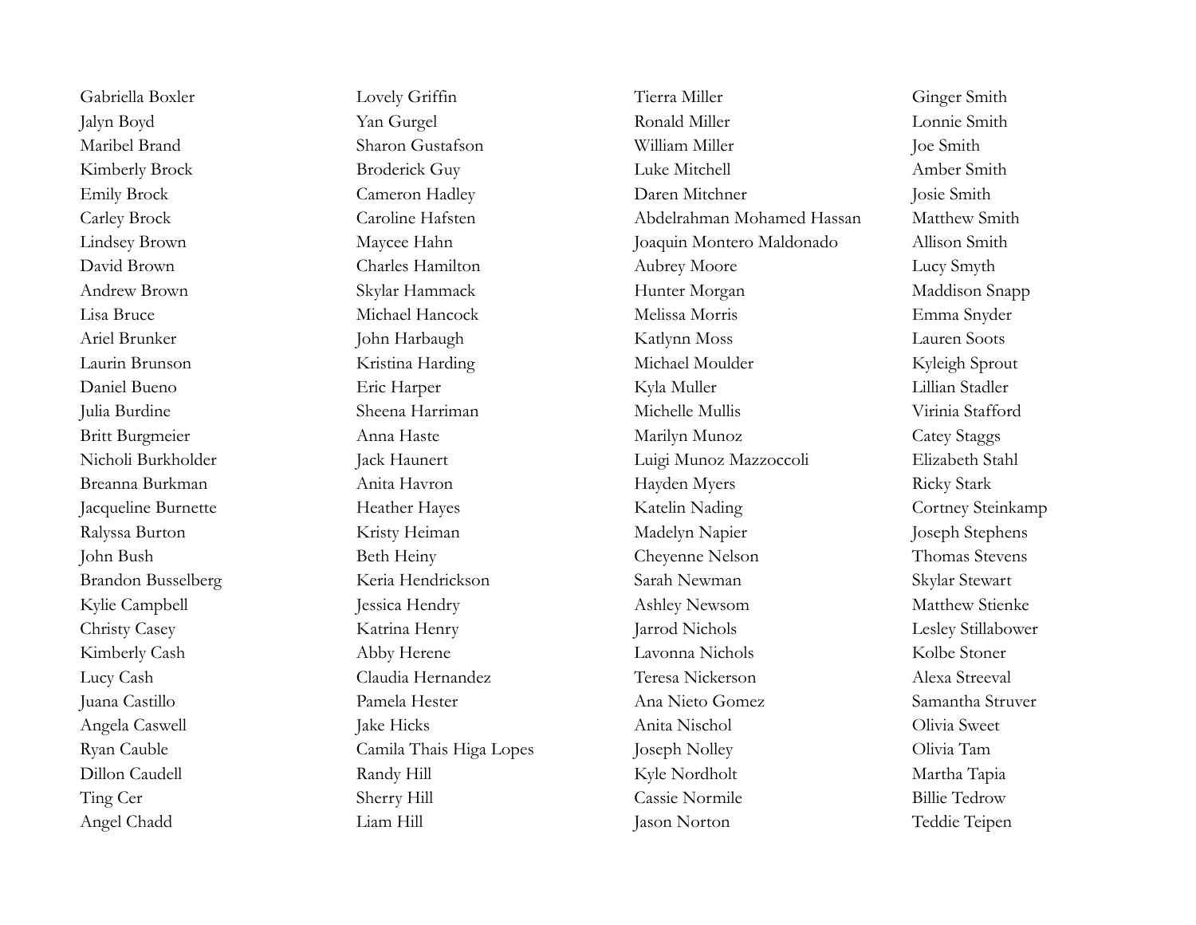Gabriella Boxler
Jalyn Boyd
Maribel Brand
Kimberly Brock
Emily Brock
Carley Brock
Lindsey Brown
David Brown
Andrew Brown
Lisa Bruce
Ariel Brunker
Laurin Brunson
Daniel Bueno
Julia Burdine
Britt Burgmeier
Nicholi Burkholder
Breanna Burkman
Jacqueline Burnette
Ralyssa Burton
John Bush
Brandon Busselberg
Kylie Campbell
Christy Casey
Kimberly Cash
Lucy Cash
Juana Castillo
Angela Caswell
Ryan Cauble
Dillon Caudell
Ting Cer
Angel Chadd

Lovely Griffin
Yan Gurgel
Sharon Gustafson
Broderick Guy
Cameron Hadley
Caroline Hafsten
Maycee Hahn
Charles Hamilton
Skylar Hammack
Michael Hancock
John Harbaugh
Kristina Harding
Eric Harper
Sheena Harriman
Anna Haste
Jack Haunert
Anita Havron
Heather Hayes
Kristy Heiman
Beth Heiny
Keria Hendrickson
Jessica Hendry
Katrina Henry
Abby Herene
Claudia Hernandez
Pamela Hester
Jake Hicks
Camila Thais Higa Lopes
Randy Hill
Sherry Hill
Liam Hill

Tierra Miller
Ronald Miller
William Miller
Luke Mitchell
Daren Mitchner
Abdelrahman Mohamed Hassan
Joaquin Montero Maldonado
Aubrey Moore
Hunter Morgan
Melissa Morris
Katlynn Moss
Michael Moulder
Kyla Muller
Michelle Mullis
Marilyn Munoz
Luigi Munoz Mazzoccoli
Hayden Myers
Katelin Nading
Madelyn Napier
Cheyenne Nelson
Sarah Newman
Ashley Newsom
Jarrod Nichols
Lavonna Nichols
Teresa Nickerson
Ana Nieto Gomez
Anita Nischol
Joseph Nolley
Kyle Nordholt
Cassie Normile
Jason Norton

Ginger Smith
Lonnie Smith
Joe Smith
Amber Smith
Josie Smith
Matthew Smith
Allison Smith
Lucy Smyth
Maddison Snapp
Emma Snyder
Lauren Soots
Kyleigh Sprout
Lillian Stadler
Virinia Stafford
Catey Staggs
Elizabeth Stahl
Ricky Stark
Cortney Steinkamp
Joseph Stephens
Thomas Stevens
Skylar Stewart
Matthew Stienke
Lesley Stillabower
Kolbe Stoner
Alexa Streeval
Samantha Struver
Olivia Sweet
Olivia Tam
Martha Tapia
Billie Tedrow
Teddie Teipen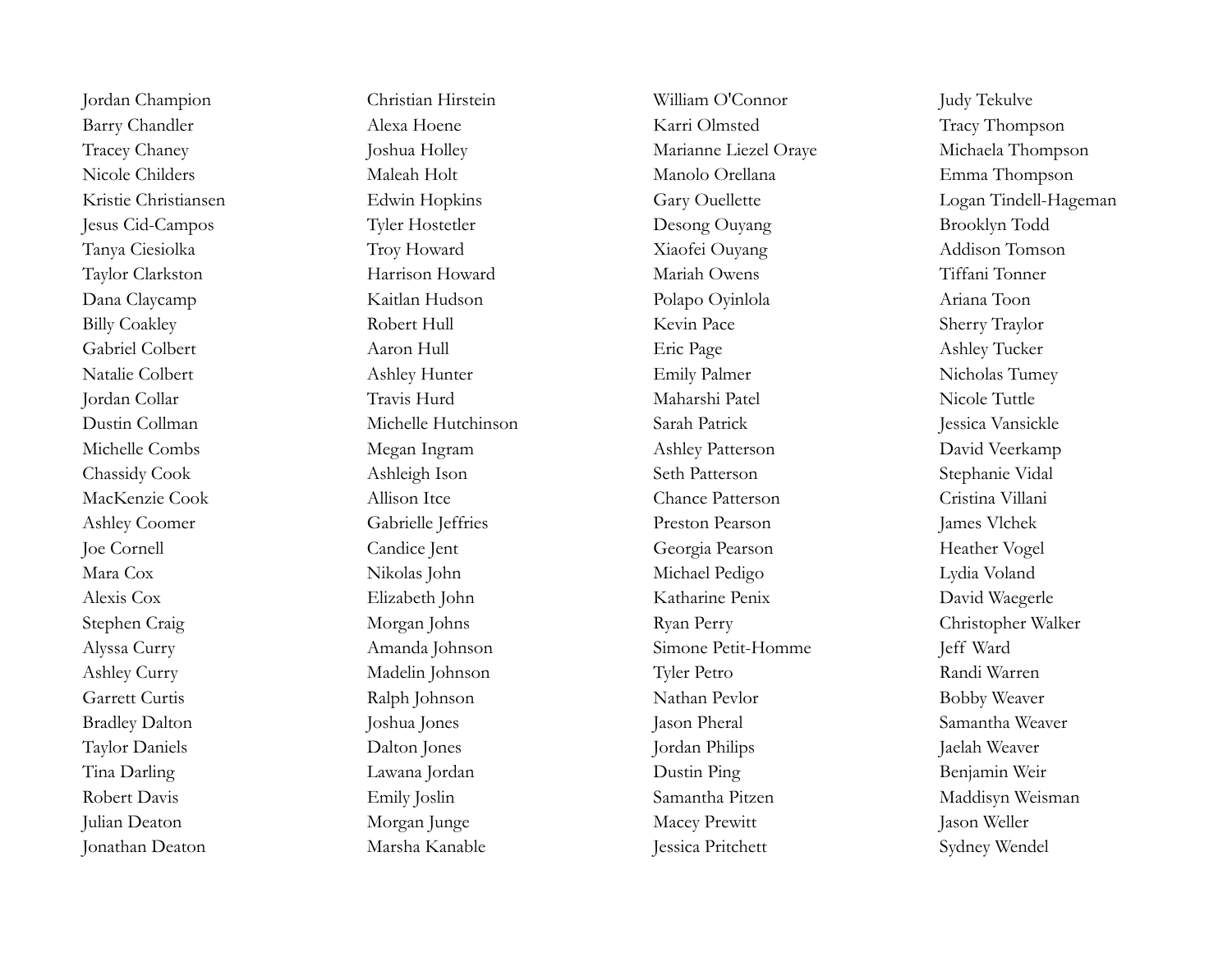Jordan Champion
Barry Chandler
Tracey Chaney
Nicole Childers
Kristie Christiansen
Jesus Cid-Campos
Tanya Ciesiolka
Taylor Clarkston
Dana Claycamp
Billy Coakley
Gabriel Colbert
Natalie Colbert
Jordan Collar
Dustin Collman
Michelle Combs
Chassidy Cook
MacKenzie Cook
Ashley Coomer
Joe Cornell
Mara Cox
Alexis Cox
Stephen Craig
Alyssa Curry
Ashley Curry
Garrett Curtis
Bradley Dalton
Taylor Daniels
Tina Darling
Robert Davis
Julian Deaton
Jonathan Deaton

Christian Hirstein
Alexa Hoene
Joshua Holley
Maleah Holt
Edwin Hopkins
Tyler Hostetler
Troy Howard
Harrison Howard
Kaitlan Hudson
Robert Hull
Aaron Hull
Ashley Hunter
Travis Hurd
Michelle Hutchinson
Megan Ingram
Ashleigh Ison
Allison Itce
Gabrielle Jeffries
Candice Jent
Nikolas John
Elizabeth John
Morgan Johns
Amanda Johnson
Madelin Johnson
Ralph Johnson
Joshua Jones
Dalton Jones
Lawana Jordan
Emily Joslin
Morgan Junge
Marsha Kanable

William O'Connor
Karri Olmsted
Marianne Liezel Oraye
Manolo Orellana
Gary Ouellette
Desong Ouyang
Xiaofei Ouyang
Mariah Owens
Polapo Oyinlola
Kevin Pace
Eric Page
Emily Palmer
Maharshi Patel
Sarah Patrick
Ashley Patterson
Seth Patterson
Chance Patterson
Preston Pearson
Georgia Pearson
Michael Pedigo
Katharine Penix
Ryan Perry
Simone Petit-Homme
Tyler Petro
Nathan Pevlor
Jason Pheral
Jordan Philips
Dustin Ping
Samantha Pitzen
Macey Prewitt
Jessica Pritchett

Judy Tekulve
Tracy Thompson
Michaela Thompson
Emma Thompson
Logan Tindell-Hageman
Brooklyn Todd
Addison Tomson
Tiffani Tonner
Ariana Toon
Sherry Traylor
Ashley Tucker
Nicholas Tumey
Nicole Tuttle
Jessica Vansickle
David Veerkamp
Stephanie Vidal
Cristina Villani
James Vlchek
Heather Vogel
Lydia Voland
David Waegerle
Christopher Walker
Jeff Ward
Randi Warren
Bobby Weaver
Samantha Weaver
Jaelah Weaver
Benjamin Weir
Maddisyn Weisman
Jason Weller
Sydney Wendel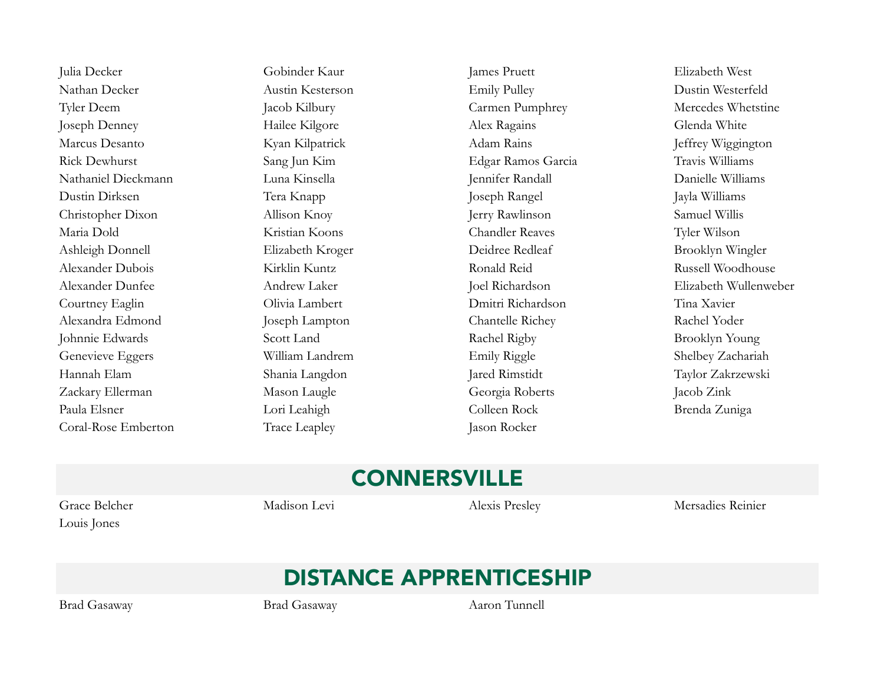Julia Decker
Nathan Decker
Tyler Deem
Joseph Denney
Marcus Desanto
Rick Dewhurst
Nathaniel Dieckmann
Dustin Dirksen
Christopher Dixon
Maria Dold
Ashleigh Donnell
Alexander Dubois
Alexander Dunfee
Courtney Eaglin
Alexandra Edmond
Johnnie Edwards
Genevieve Eggers
Hannah Elam
Zackary Ellerman
Paula Elsner
Coral-Rose Emberton

Gobinder Kaur
Austin Kesterson
Jacob Kilbury
Hailee Kilgore
Kyan Kilpatrick
Sang Jun Kim
Luna Kinsella
Tera Knapp
Allison Knoy
Kristian Koons
Elizabeth Kroger
Kirklin Kuntz
Andrew Laker
Olivia Lambert
Joseph Lampton
Scott Land
William Landrem
Shania Langdon
Mason Laugle
Lori Leahigh
Trace Leapley

James Pruett
Emily Pulley
Carmen Pumphrey
Alex Ragains
Adam Rains
Edgar Ramos Garcia
Jennifer Randall
Joseph Rangel
Jerry Rawlinson
Chandler Reaves
Deidree Redleaf
Ronald Reid
Joel Richardson
Dmitri Richardson
Chantelle Richey
Rachel Rigby
Emily Riggle
Jared Rimstidt
Georgia Roberts
Colleen Rock
Jason Rocker

Elizabeth West
Dustin Westerfeld
Mercedes Whetstine
Glenda White
Jeffrey Wiggington
Travis Williams
Danielle Williams
Jayla Williams
Samuel Willis
Tyler Wilson
Brooklyn Wingler
Russell Woodhouse
Elizabeth Wullenweber
Tina Xavier
Rachel Yoder
Brooklyn Young
Shelbey Zachariah
Taylor Zakrzewski
Jacob Zink
Brenda Zuniga

## CONNERSVILLE

Grace Belcher
Madison Levi
Alexis Presley
Mersadies Reinier
Louis Jones

## DISTANCE APPRENTICESHIP

Brad Gasaway
Brad Gasaway
Aaron Tunnell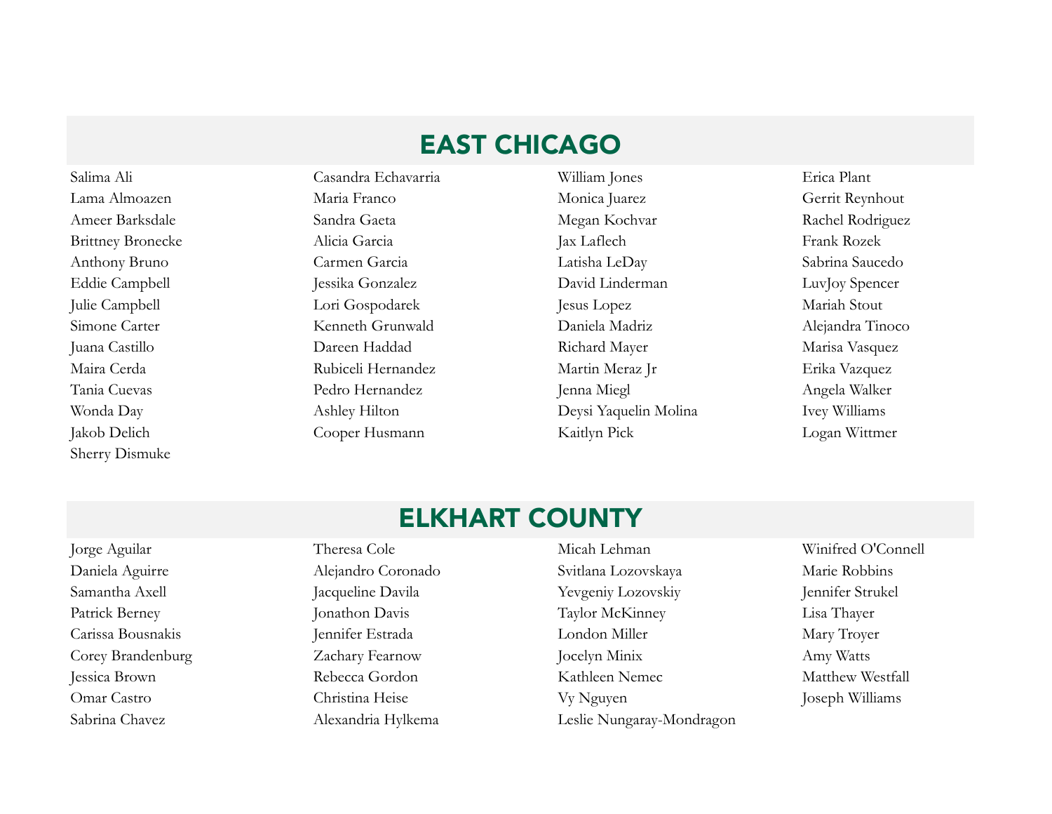## EAST CHICAGO

Salima Ali
Lama Almoazen
Ameer Barksdale
Brittney Bronecke
Anthony Bruno
Eddie Campbell
Julie Campbell
Simone Carter
Juana Castillo
Maira Cerda
Tania Cuevas
Wonda Day
Jakob Delich
Sherry Dismuke
Casandra Echavarria
Maria Franco
Sandra Gaeta
Alicia Garcia
Carmen Garcia
Jessika Gonzalez
Lori Gospodarek
Kenneth Grunwald
Dareen Haddad
Rubiceli Hernandez
Pedro Hernandez
Ashley Hilton
Cooper Husmann
William Jones
Monica Juarez
Megan Kochvar
Jax Laflech
Latisha LeDay
David Linderman
Jesus Lopez
Daniela Madriz
Richard Mayer
Martin Meraz Jr
Jenna Miegl
Deysi Yaquelin Molina
Kaitlyn Pick
Erica Plant
Gerrit Reynhout
Rachel Rodriguez
Frank Rozek
Sabrina Saucedo
LuvJoy Spencer
Mariah Stout
Alejandra Tinoco
Marisa Vasquez
Erika Vazquez
Angela Walker
Ivey Williams
Logan Wittmer

## ELKHART COUNTY

Jorge Aguilar
Daniela Aguirre
Samantha Axell
Patrick Berney
Carissa Bousnakis
Corey Brandenburg
Jessica Brown
Omar Castro
Sabrina Chavez
Theresa Cole
Alejandro Coronado
Jacqueline Davila
Jonathon Davis
Jennifer Estrada
Zachary Fearnow
Rebecca Gordon
Christina Heise
Alexandria Hylkema
Micah Lehman
Svitlana Lozovskaya
Yevgeniy Lozovskiy
Taylor McKinney
London Miller
Jocelyn Minix
Kathleen Nemec
Vy Nguyen
Leslie Nungaray-Mondragon
Winifred O'Connell
Marie Robbins
Jennifer Strukel
Lisa Thayer
Mary Troyer
Amy Watts
Matthew Westfall
Joseph Williams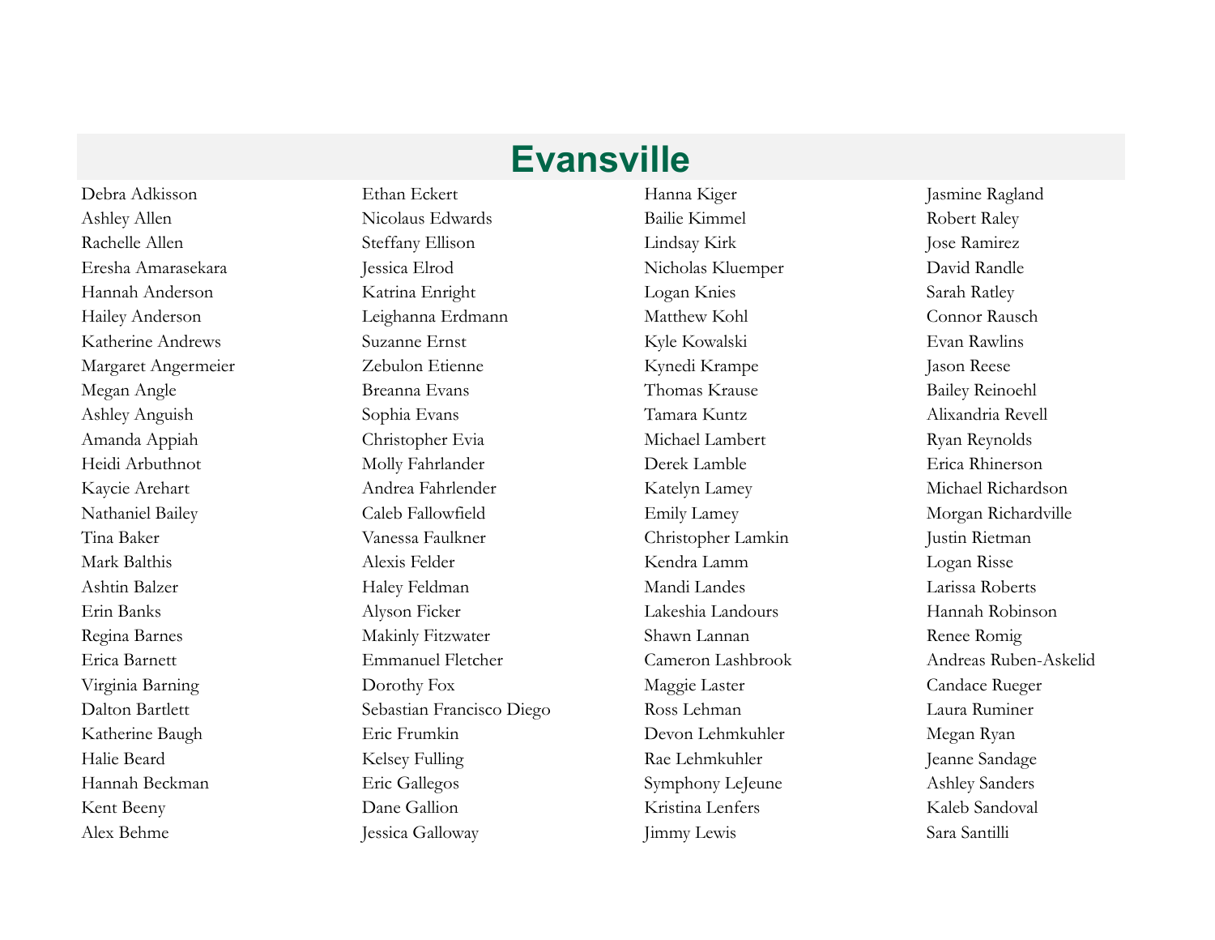# Evansville

Debra Adkisson
Ashley Allen
Rachelle Allen
Eresha Amarasekara
Hannah Anderson
Hailey Anderson
Katherine Andrews
Margaret Angermeier
Megan Angle
Ashley Anguish
Amanda Appiah
Heidi Arbuthnot
Kaycie Arehart
Nathaniel Bailey
Tina Baker
Mark Balthis
Ashtin Balzer
Erin Banks
Regina Barnes
Erica Barnett
Virginia Barning
Dalton Bartlett
Katherine Baugh
Halie Beard
Hannah Beckman
Kent Beeny
Alex Behme
Ethan Eckert
Nicolaus Edwards
Steffany Ellison
Jessica Elrod
Katrina Enright
Leighanna Erdmann
Suzanne Ernst
Zebulon Etienne
Breanna Evans
Sophia Evans
Christopher Evia
Molly Fahrlander
Andrea Fahrlender
Caleb Fallowfield
Vanessa Faulkner
Alexis Felder
Haley Feldman
Alyson Ficker
Makinly Fitzwater
Emmanuel Fletcher
Dorothy Fox
Sebastian Francisco Diego
Eric Frumkin
Kelsey Fulling
Eric Gallegos
Dane Gallion
Jessica Galloway
Hanna Kiger
Bailie Kimmel
Lindsay Kirk
Nicholas Kluemper
Logan Knies
Matthew Kohl
Kyle Kowalski
Kynedi Krampe
Thomas Krause
Tamara Kuntz
Michael Lambert
Derek Lamble
Katelyn Lamey
Emily Lamey
Christopher Lamkin
Kendra Lamm
Mandi Landes
Lakeshia Landours
Shawn Lannan
Cameron Lashbrook
Maggie Laster
Ross Lehman
Devon Lehmkuhler
Rae Lehmkuhler
Symphony LeJeune
Kristina Lenfers
Jimmy Lewis
Jasmine Ragland
Robert Raley
Jose Ramirez
David Randle
Sarah Ratley
Connor Rausch
Evan Rawlins
Jason Reese
Bailey Reinoehl
Alixandria Revell
Ryan Reynolds
Erica Rhinerson
Michael Richardson
Morgan Richardville
Justin Rietman
Logan Risse
Larissa Roberts
Hannah Robinson
Renee Romig
Andreas Ruben-Askelid
Candace Rueger
Laura Ruminer
Megan Ryan
Jeanne Sandage
Ashley Sanders
Kaleb Sandoval
Sara Santilli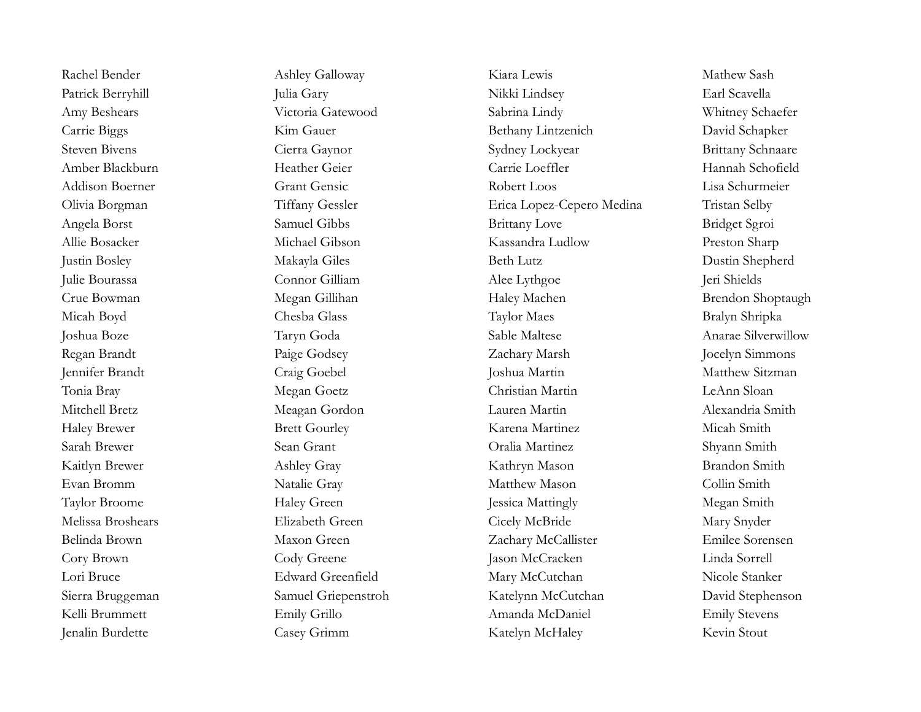Rachel Bender
Patrick Berryhill
Amy Beshears
Carrie Biggs
Steven Bivens
Amber Blackburn
Addison Boerner
Olivia Borgman
Angela Borst
Allie Bosacker
Justin Bosley
Julie Bourassa
Crue Bowman
Micah Boyd
Joshua Boze
Regan Brandt
Jennifer Brandt
Tonia Bray
Mitchell Bretz
Haley Brewer
Sarah Brewer
Kaitlyn Brewer
Evan Bromm
Taylor Broome
Melissa Broshears
Belinda Brown
Cory Brown
Lori Bruce
Sierra Bruggeman
Kelli Brummett
Jenalin Burdette

Ashley Galloway
Julia Gary
Victoria Gatewood
Kim Gauer
Cierra Gaynor
Heather Geier
Grant Gensic
Tiffany Gessler
Samuel Gibbs
Michael Gibson
Makayla Giles
Connor Gilliam
Megan Gillihan
Chesba Glass
Taryn Goda
Paige Godsey
Craig Goebel
Megan Goetz
Meagan Gordon
Brett Gourley
Sean Grant
Ashley Gray
Natalie Gray
Haley Green
Elizabeth Green
Maxon Green
Cody Greene
Edward Greenfield
Samuel Griepenstroh
Emily Grillo
Casey Grimm

Kiara Lewis
Nikki Lindsey
Sabrina Lindy
Bethany Lintzenich
Sydney Lockyear
Carrie Loeffler
Robert Loos
Erica Lopez-Cepero Medina
Brittany Love
Kassandra Ludlow
Beth Lutz
Alee Lythgoe
Haley Machen
Taylor Maes
Sable Maltese
Zachary Marsh
Joshua Martin
Christian Martin
Lauren Martin
Karena Martinez
Oralia Martinez
Kathryn Mason
Matthew Mason
Jessica Mattingly
Cicely McBride
Zachary McCallister
Jason McCracken
Mary McCutchan
Katelynn McCutchan
Amanda McDaniel
Katelyn McHaley

Mathew Sash
Earl Scavella
Whitney Schaefer
David Schapker
Brittany Schnaare
Hannah Schofield
Lisa Schurmeier
Tristan Selby
Bridget Sgroi
Preston Sharp
Dustin Shepherd
Jeri Shields
Brendon Shoptaugh
Bralyn Shripka
Anarae Silverwillow
Jocelyn Simmons
Matthew Sitzman
LeAnn Sloan
Alexandria Smith
Micah Smith
Shyann Smith
Brandon Smith
Collin Smith
Megan Smith
Mary Snyder
Emilee Sorensen
Linda Sorrell
Nicole Stanker
David Stephenson
Emily Stevens
Kevin Stout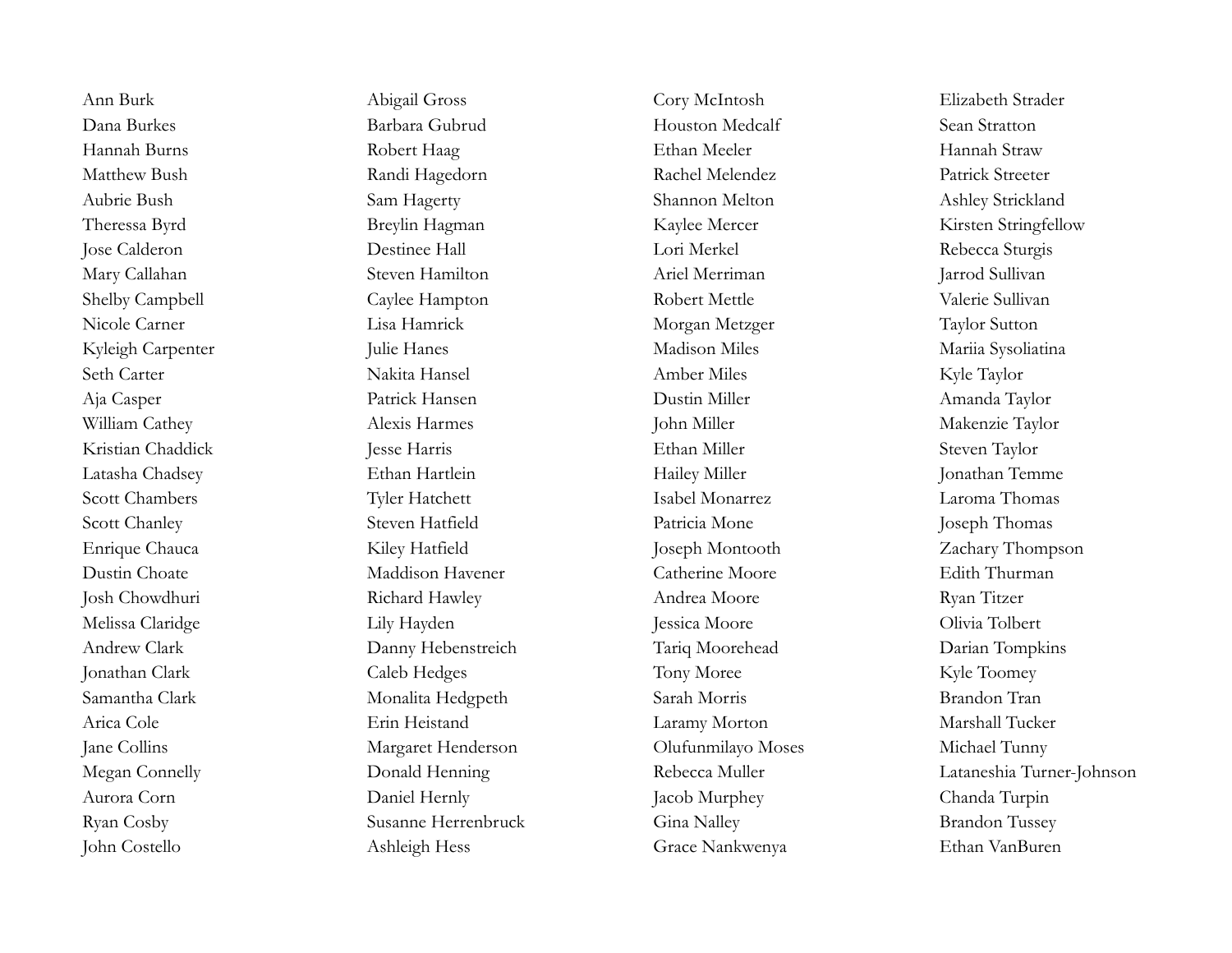Ann Burk
Dana Burkes
Hannah Burns
Matthew Bush
Aubrie Bush
Theressa Byrd
Jose Calderon
Mary Callahan
Shelby Campbell
Nicole Carner
Kyleigh Carpenter
Seth Carter
Aja Casper
William Cathey
Kristian Chaddick
Latasha Chadsey
Scott Chambers
Scott Chanley
Enrique Chauca
Dustin Choate
Josh Chowdhuri
Melissa Claridge
Andrew Clark
Jonathan Clark
Samantha Clark
Arica Cole
Jane Collins
Megan Connelly
Aurora Corn
Ryan Cosby
John Costello

Abigail Gross
Barbara Gubrud
Robert Haag
Randi Hagedorn
Sam Hagerty
Breylin Hagman
Destinee Hall
Steven Hamilton
Caylee Hampton
Lisa Hamrick
Julie Hanes
Nakita Hansel
Patrick Hansen
Alexis Harmes
Jesse Harris
Ethan Hartlein
Tyler Hatchett
Steven Hatfield
Kiley Hatfield
Maddison Havener
Richard Hawley
Lily Hayden
Danny Hebenstreich
Caleb Hedges
Monalita Hedgpeth
Erin Heistand
Margaret Henderson
Donald Henning
Daniel Hernly
Susanne Herrenbruck
Ashleigh Hess

Cory McIntosh
Houston Medcalf
Ethan Meeler
Rachel Melendez
Shannon Melton
Kaylee Mercer
Lori Merkel
Ariel Merriman
Robert Mettle
Morgan Metzger
Madison Miles
Amber Miles
Dustin Miller
John Miller
Ethan Miller
Hailey Miller
Isabel Monarrez
Patricia Mone
Joseph Montooth
Catherine Moore
Andrea Moore
Jessica Moore
Tariq Moorehead
Tony Moree
Sarah Morris
Laramy Morton
Olufunmilayo Moses
Rebecca Muller
Jacob Murphey
Gina Nalley
Grace Nankwenya

Elizabeth Strader
Sean Stratton
Hannah Straw
Patrick Streeter
Ashley Strickland
Kirsten Stringfellow
Rebecca Sturgis
Jarrod Sullivan
Valerie Sullivan
Taylor Sutton
Mariia Sysoliatina
Kyle Taylor
Amanda Taylor
Makenzie Taylor
Steven Taylor
Jonathan Temme
Laroma Thomas
Joseph Thomas
Zachary Thompson
Edith Thurman
Ryan Titzer
Olivia Tolbert
Darian Tompkins
Kyle Toomey
Brandon Tran
Marshall Tucker
Michael Tunny
Lataneshia Turner-Johnson
Chanda Turpin
Brandon Tussey
Ethan VanBuren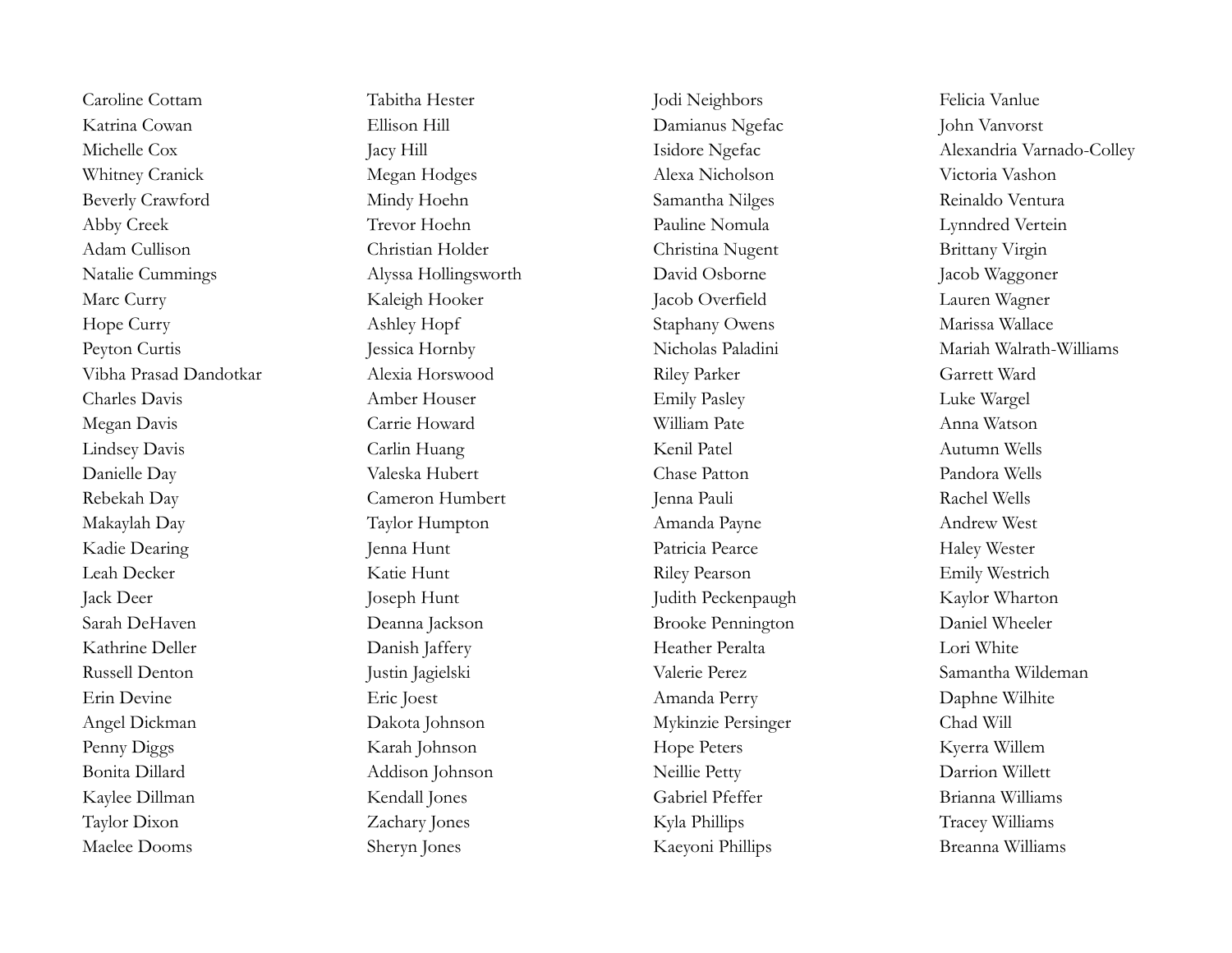Caroline Cottam
Katrina Cowan
Michelle Cox
Whitney Cranick
Beverly Crawford
Abby Creek
Adam Cullison
Natalie Cummings
Marc Curry
Hope Curry
Peyton Curtis
Vibha Prasad Dandotkar
Charles Davis
Megan Davis
Lindsey Davis
Danielle Day
Rebekah Day
Makaylah Day
Kadie Dearing
Leah Decker
Jack Deer
Sarah DeHaven
Kathrine Deller
Russell Denton
Erin Devine
Angel Dickman
Penny Diggs
Bonita Dillard
Kaylee Dillman
Taylor Dixon
Maelee Dooms

Tabitha Hester
Ellison Hill
Jacy Hill
Megan Hodges
Mindy Hoehn
Trevor Hoehn
Christian Holder
Alyssa Hollingsworth
Kaleigh Hooker
Ashley Hopf
Jessica Hornby
Alexia Horswood
Amber Houser
Carrie Howard
Carlin Huang
Valeska Hubert
Cameron Humbert
Taylor Humpton
Jenna Hunt
Katie Hunt
Joseph Hunt
Deanna Jackson
Danish Jaffery
Justin Jagielski
Eric Joest
Dakota Johnson
Karah Johnson
Addison Johnson
Kendall Jones
Zachary Jones
Sheryn Jones

Jodi Neighbors
Damianus Ngefac
Isidore Ngefac
Alexa Nicholson
Samantha Nilges
Pauline Nomula
Christina Nugent
David Osborne
Jacob Overfield
Staphany Owens
Nicholas Paladini
Riley Parker
Emily Pasley
William Pate
Kenil Patel
Chase Patton
Jenna Pauli
Amanda Payne
Patricia Pearce
Riley Pearson
Judith Peckenpaugh
Brooke Pennington
Heather Peralta
Valerie Perez
Amanda Perry
Mykinzie Persinger
Hope Peters
Neillie Petty
Gabriel Pfeffer
Kyla Phillips
Kaeyoni Phillips

Felicia Vanlue
John Vanvorst
Alexandria Varnado-Colley
Victoria Vashon
Reinaldo Ventura
Lynndred Vertein
Brittany Virgin
Jacob Waggoner
Lauren Wagner
Marissa Wallace
Mariah Walrath-Williams
Garrett Ward
Luke Wargel
Anna Watson
Autumn Wells
Pandora Wells
Rachel Wells
Andrew West
Haley Wester
Emily Westrich
Kaylor Wharton
Daniel Wheeler
Lori White
Samantha Wildeman
Daphne Wilhite
Chad Will
Kyerra Willem
Darrion Willett
Brianna Williams
Tracey Williams
Breanna Williams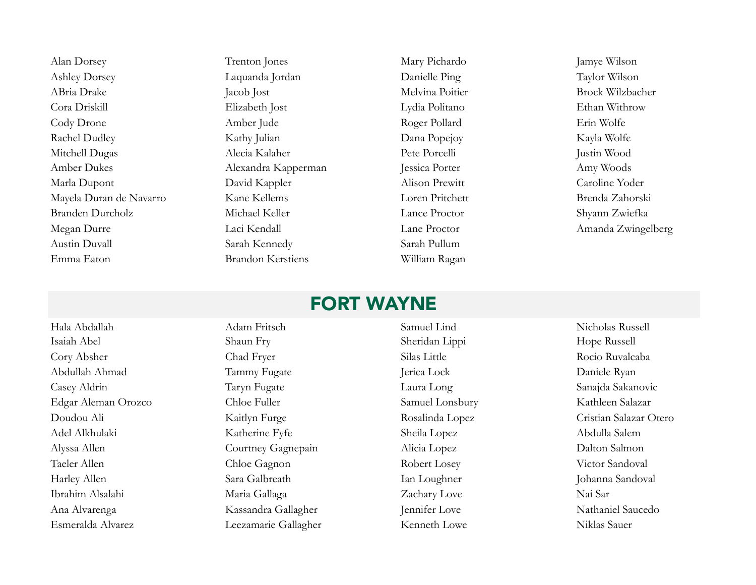Alan Dorsey
Ashley Dorsey
ABria Drake
Cora Driskill
Cody Drone
Rachel Dudley
Mitchell Dugas
Amber Dukes
Marla Dupont
Mayela Duran de Navarro
Branden Durcholz
Megan Durre
Austin Duvall
Emma Eaton
Trenton Jones
Laquanda Jordan
Jacob Jost
Elizabeth Jost
Amber Jude
Kathy Julian
Alecia Kalaher
Alexandra Kapperman
David Kappler
Kane Kellems
Michael Keller
Laci Kendall
Sarah Kennedy
Brandon Kerstiens
Mary Pichardo
Danielle Ping
Melvina Poitier
Lydia Politano
Roger Pollard
Dana Popejoy
Pete Porcelli
Jessica Porter
Alison Prewitt
Loren Pritchett
Lance Proctor
Lane Proctor
Sarah Pullum
William Ragan
Jamye Wilson
Taylor Wilson
Brock Wilzbacher
Ethan Withrow
Erin Wolfe
Kayla Wolfe
Justin Wood
Amy Woods
Caroline Yoder
Brenda Zahorski
Shyann Zwiefka
Amanda Zwingelberg

## FORT WAYNE

Hala Abdallah
Isaiah Abel
Cory Absher
Abdullah Ahmad
Casey Aldrin
Edgar Aleman Orozco
Doudou Ali
Adel Alkhulaki
Alyssa Allen
Taeler Allen
Harley Allen
Ibrahim Alsalahi
Ana Alvarenga
Esmeralda Alvarez
Adam Fritsch
Shaun Fry
Chad Fryer
Tammy Fugate
Taryn Fugate
Chloe Fuller
Kaitlyn Furge
Katherine Fyfe
Courtney Gagnepain
Chloe Gagnon
Sara Galbreath
Maria Gallaga
Kassandra Gallagher
Leezamarie Gallagher
Samuel Lind
Sheridan Lippi
Silas Little
Jerica Lock
Laura Long
Samuel Lonsbury
Rosalinda Lopez
Sheila Lopez
Alicia Lopez
Robert Losey
Ian Loughner
Zachary Love
Jennifer Love
Kenneth Lowe
Nicholas Russell
Hope Russell
Rocio Ruvalcaba
Daniele Ryan
Sanajda Sakanovic
Kathleen Salazar
Cristian Salazar Otero
Abdulla Salem
Dalton Salmon
Victor Sandoval
Johanna Sandoval
Nai Sar
Nathaniel Saucedo
Niklas Sauer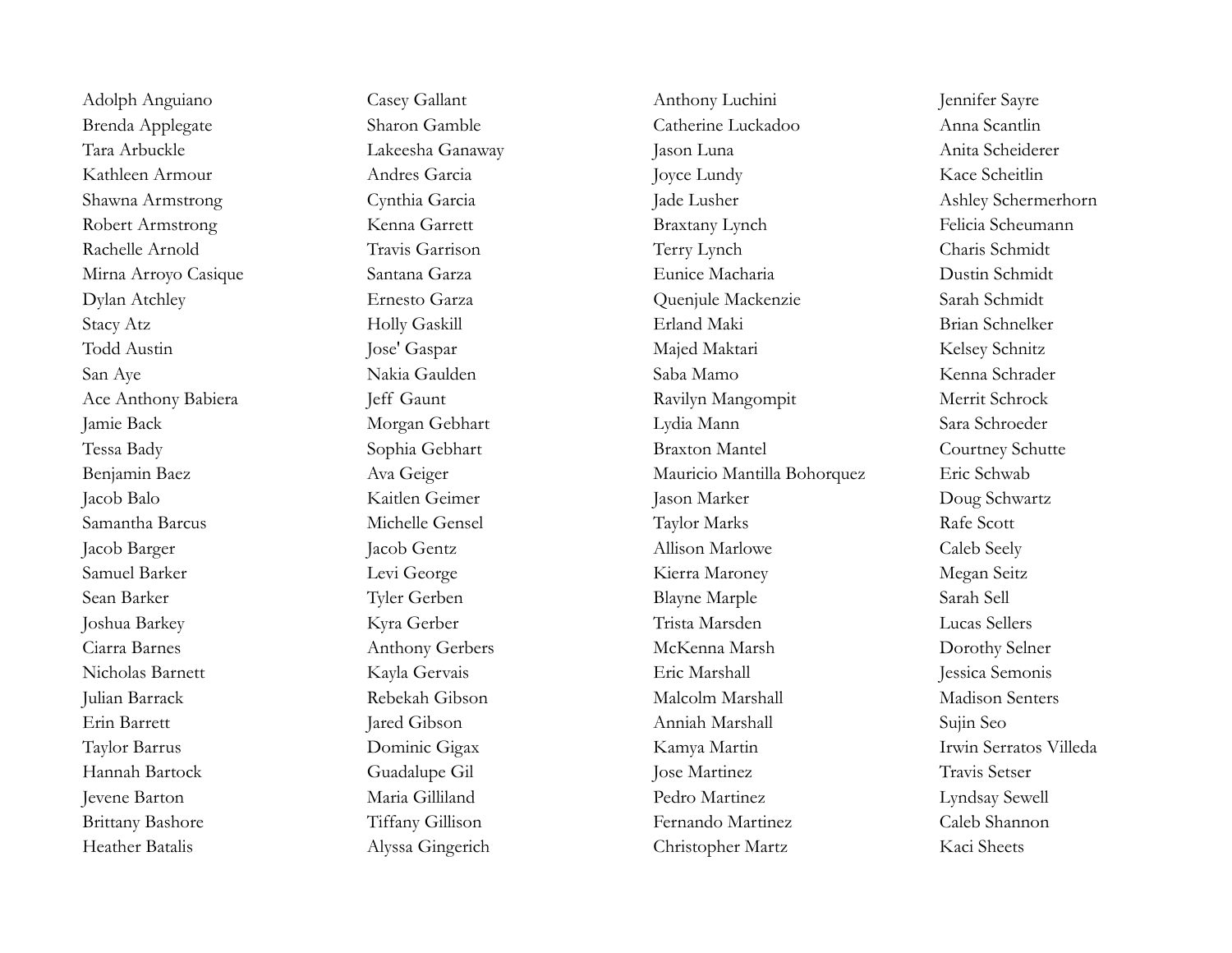Adolph Anguiano
Brenda Applegate
Tara Arbuckle
Kathleen Armour
Shawna Armstrong
Robert Armstrong
Rachelle Arnold
Mirna Arroyo Casique
Dylan Atchley
Stacy Atz
Todd Austin
San Aye
Ace Anthony Babiera
Jamie Back
Tessa Bady
Benjamin Baez
Jacob Balo
Samantha Barcus
Jacob Barger
Samuel Barker
Sean Barker
Joshua Barkey
Ciarra Barnes
Nicholas Barnett
Julian Barrack
Erin Barrett
Taylor Barrus
Hannah Bartock
Jevene Barton
Brittany Bashore
Heather Batalis

Casey Gallant
Sharon Gamble
Lakeesha Ganaway
Andres Garcia
Cynthia Garcia
Kenna Garrett
Travis Garrison
Santana Garza
Ernesto Garza
Holly Gaskill
Jose' Gaspar
Nakia Gaulden
Jeff Gaunt
Morgan Gebhart
Sophia Gebhart
Ava Geiger
Kaitlen Geimer
Michelle Gensel
Jacob Gentz
Levi George
Tyler Gerben
Kyra Gerber
Anthony Gerbers
Kayla Gervais
Rebekah Gibson
Jared Gibson
Dominic Gigax
Guadalupe Gil
Maria Gilliland
Tiffany Gillison
Alyssa Gingerich

Anthony Luchini
Catherine Luckadoo
Jason Luna
Joyce Lundy
Jade Lusher
Braxtany Lynch
Terry Lynch
Eunice Macharia
Quenjule Mackenzie
Erland Maki
Majed Maktari
Saba Mamo
Ravilyn Mangompit
Lydia Mann
Braxton Mantel
Mauricio Mantilla Bohorquez
Jason Marker
Taylor Marks
Allison Marlowe
Kierra Maroney
Blayne Marple
Trista Marsden
McKenna Marsh
Eric Marshall
Malcolm Marshall
Anniah Marshall
Kamya Martin
Jose Martinez
Pedro Martinez
Fernando Martinez
Christopher Martz

Jennifer Sayre
Anna Scantlin
Anita Scheiderer
Kace Scheitlin
Ashley Schermerhorn
Felicia Scheumann
Charis Schmidt
Dustin Schmidt
Sarah Schmidt
Brian Schnelker
Kelsey Schnitz
Kenna Schrader
Merrit Schrock
Sara Schroeder
Courtney Schutte
Eric Schwab
Doug Schwartz
Rafe Scott
Caleb Seely
Megan Seitz
Sarah Sell
Lucas Sellers
Dorothy Selner
Jessica Semonis
Madison Senters
Sujin Seo
Irwin Serratos Villeda
Travis Setser
Lyndsay Sewell
Caleb Shannon
Kaci Sheets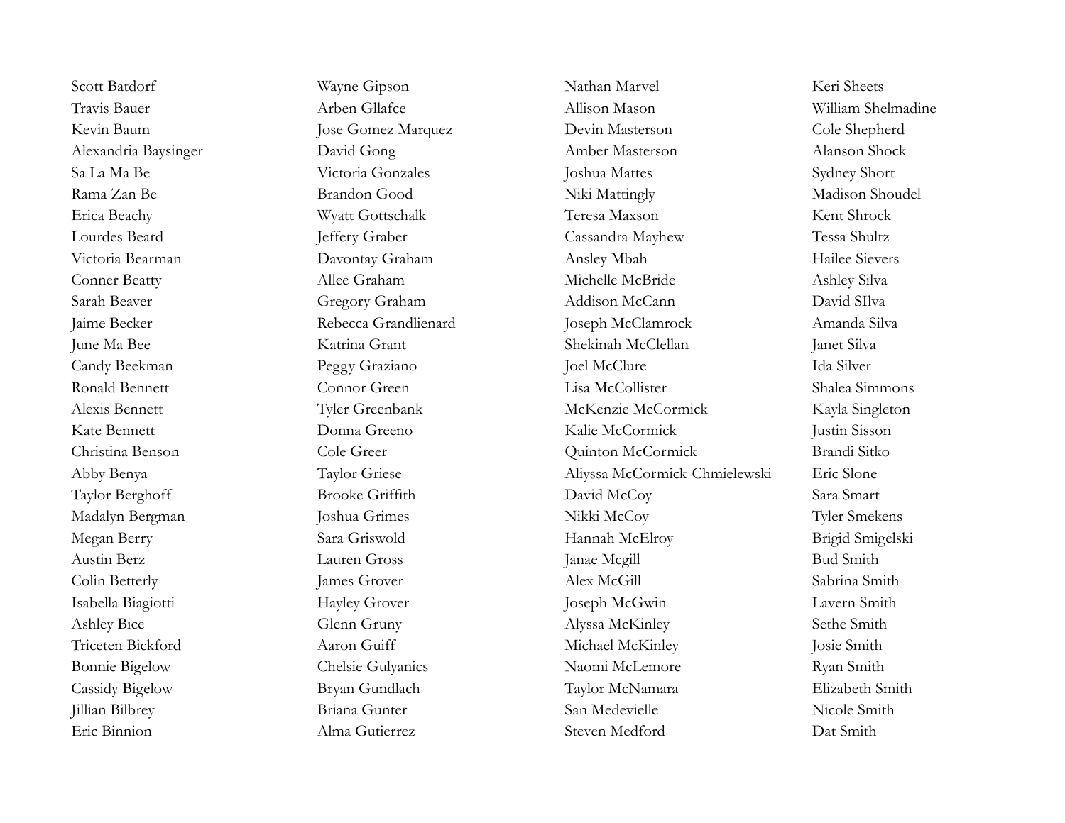Scott Batdorf
Travis Bauer
Kevin Baum
Alexandria Baysinger
Sa La Ma Be
Rama Zan Be
Erica Beachy
Lourdes Beard
Victoria Bearman
Conner Beatty
Sarah Beaver
Jaime Becker
June Ma Bee
Candy Beekman
Ronald Bennett
Alexis Bennett
Kate Bennett
Christina Benson
Abby Benya
Taylor Berghoff
Madalyn Bergman
Megan Berry
Austin Berz
Colin Betterly
Isabella Biagiotti
Ashley Bice
Triceten Bickford
Bonnie Bigelow
Cassidy Bigelow
Jillian Bilbrey
Eric Binnion

Wayne Gipson
Arben Gllafce
Jose Gomez Marquez
David Gong
Victoria Gonzales
Brandon Good
Wyatt Gottschalk
Jeffery Graber
Davontay Graham
Allee Graham
Gregory Graham
Rebecca Grandlienard
Katrina Grant
Peggy Graziano
Connor Green
Tyler Greenbank
Donna Greeno
Cole Greer
Taylor Griese
Brooke Griffith
Joshua Grimes
Sara Griswold
Lauren Gross
James Grover
Hayley Grover
Glenn Gruny
Aaron Guiff
Chelsie Gulyanics
Bryan Gundlach
Briana Gunter
Alma Gutierrez

Nathan Marvel
Allison Mason
Devin Masterson
Amber Masterson
Joshua Mattes
Niki Mattingly
Teresa Maxson
Cassandra Mayhew
Ansley Mbah
Michelle McBride
Addison McCann
Joseph McClamrock
Shekinah McClellan
Joel McClure
Lisa McCollister
McKenzie McCormick
Kalie McCormick
Quinton McCormick
Aliyssa McCormick-Chmielewski
David McCoy
Nikki McCoy
Hannah McElroy
Janae Mcgill
Alex McGill
Joseph McGwin
Alyssa McKinley
Michael McKinley
Naomi McLemore
Taylor McNamara
San Medevielle
Steven Medford

Keri Sheets
William Shelmadine
Cole Shepherd
Alanson Shock
Sydney Short
Madison Shoudel
Kent Shrock
Tessa Shultz
Hailee Sievers
Ashley Silva
David SIlva
Amanda Silva
Janet Silva
Ida Silver
Shalea Simmons
Kayla Singleton
Justin Sisson
Brandi Sitko
Eric Slone
Sara Smart
Tyler Smekens
Brigid Smigelski
Bud Smith
Sabrina Smith
Lavern Smith
Sethe Smith
Josie Smith
Ryan Smith
Elizabeth Smith
Nicole Smith
Dat Smith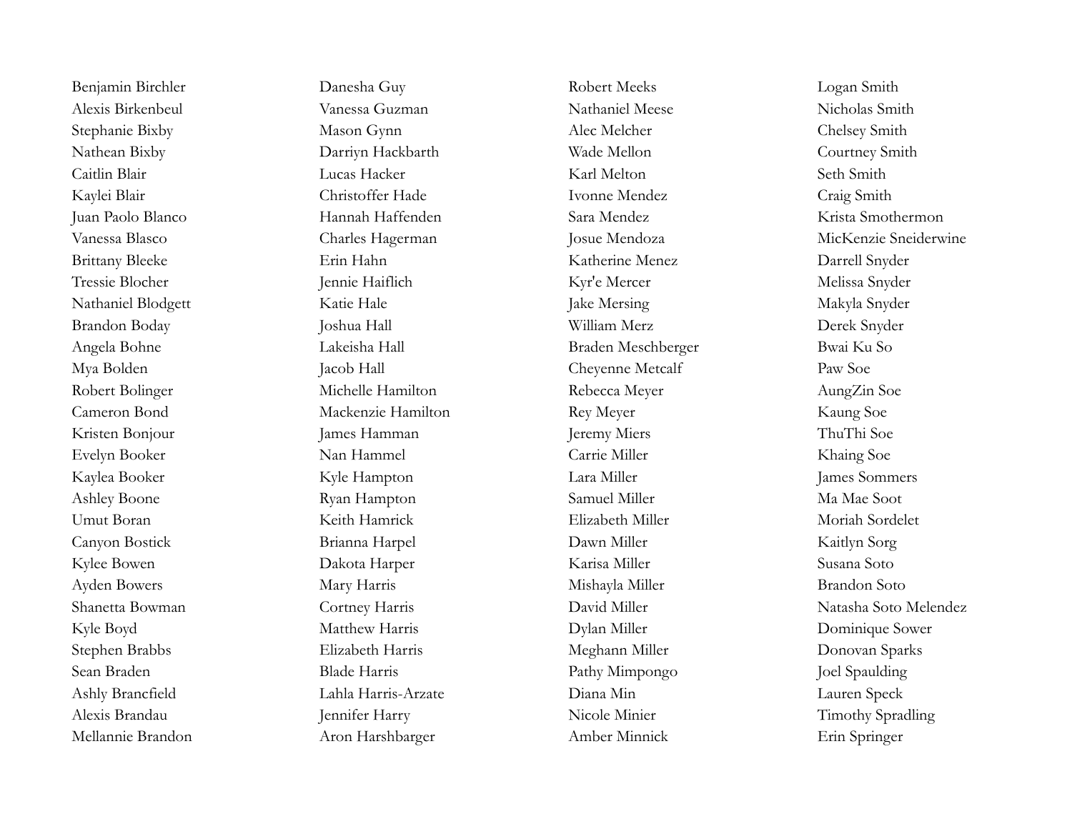Benjamin Birchler
Alexis Birkenbeul
Stephanie Bixby
Nathean Bixby
Caitlin Blair
Kaylei Blair
Juan Paolo Blanco
Vanessa Blasco
Brittany Bleeke
Tressie Blocher
Nathaniel Blodgett
Brandon Boday
Angela Bohne
Mya Bolden
Robert Bolinger
Cameron Bond
Kristen Bonjour
Evelyn Booker
Kaylea Booker
Ashley Boone
Umut Boran
Canyon Bostick
Kylee Bowen
Ayden Bowers
Shanetta Bowman
Kyle Boyd
Stephen Brabbs
Sean Braden
Ashly Brancfield
Alexis Brandau
Mellannie Brandon

Danesha Guy
Vanessa Guzman
Mason Gynn
Darriyn Hackbarth
Lucas Hacker
Christoffer Hade
Hannah Haffenden
Charles Hagerman
Erin Hahn
Jennie Haiflich
Katie Hale
Joshua Hall
Lakeisha Hall
Jacob Hall
Michelle Hamilton
Mackenzie Hamilton
James Hamman
Nan Hammel
Kyle Hampton
Ryan Hampton
Keith Hamrick
Brianna Harpel
Dakota Harper
Mary Harris
Cortney Harris
Matthew Harris
Elizabeth Harris
Blade Harris
Lahla Harris-Arzate
Jennifer Harry
Aron Harshbarger

Robert Meeks
Nathaniel Meese
Alec Melcher
Wade Mellon
Karl Melton
Ivonne Mendez
Sara Mendez
Josue Mendoza
Katherine Menez
Kyr'e Mercer
Jake Mersing
William Merz
Braden Meschberger
Cheyenne Metcalf
Rebecca Meyer
Rey Meyer
Jeremy Miers
Carrie Miller
Lara Miller
Samuel Miller
Elizabeth Miller
Dawn Miller
Karisa Miller
Mishayla Miller
David Miller
Dylan Miller
Meghann Miller
Pathy Mimpongo
Diana Min
Nicole Minier
Amber Minnick

Logan Smith
Nicholas Smith
Chelsey Smith
Courtney Smith
Seth Smith
Craig Smith
Krista Smothermon
MicKenzie Sneiderwine
Darrell Snyder
Melissa Snyder
Makyla Snyder
Derek Snyder
Bwai Ku So
Paw Soe
AungZin Soe
Kaung Soe
ThuThi Soe
Khaing Soe
James Sommers
Ma Mae Soot
Moriah Sordelet
Kaitlyn Sorg
Susana Soto
Brandon Soto
Natasha Soto Melendez
Dominique Sower
Donovan Sparks
Joel Spaulding
Lauren Speck
Timothy Spradling
Erin Springer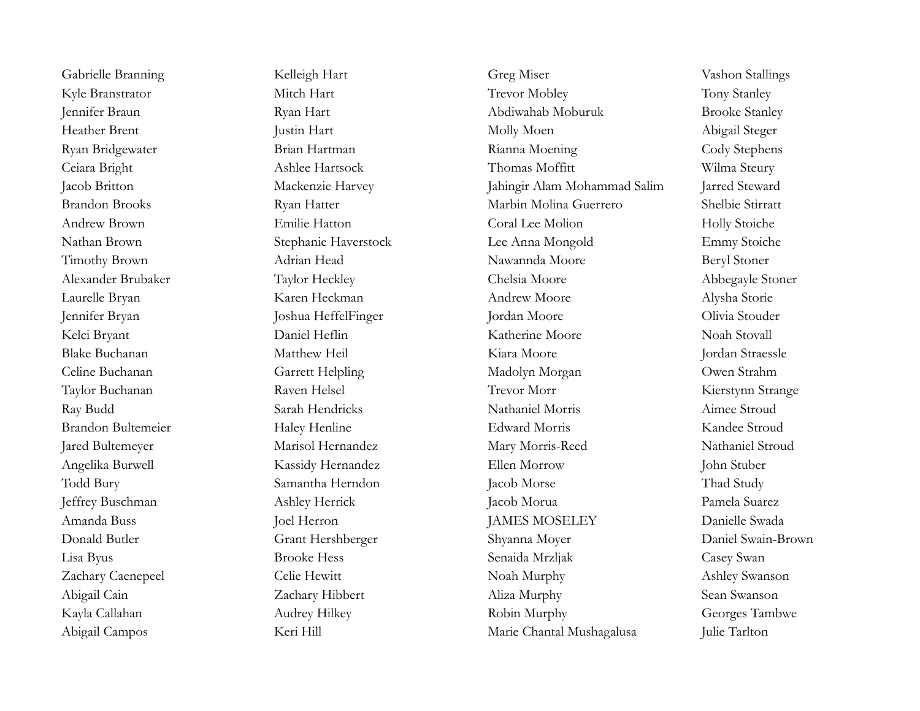Gabrielle Branning
Kyle Branstrator
Jennifer Braun
Heather Brent
Ryan Bridgewater
Ceiara Bright
Jacob Britton
Brandon Brooks
Andrew Brown
Nathan Brown
Timothy Brown
Alexander Brubaker
Laurelle Bryan
Jennifer Bryan
Kelci Bryant
Blake Buchanan
Celine Buchanan
Taylor Buchanan
Ray Budd
Brandon Bultemeier
Jared Bultemeyer
Angelika Burwell
Todd Bury
Jeffrey Buschman
Amanda Buss
Donald Butler
Lisa Byus
Zachary Caenepeel
Abigail Cain
Kayla Callahan
Abigail Campos

Kelleigh Hart
Mitch Hart
Ryan Hart
Justin Hart
Brian Hartman
Ashlee Hartsock
Mackenzie Harvey
Ryan Hatter
Emilie Hatton
Stephanie Haverstock
Adrian Head
Taylor Heckley
Karen Heckman
Joshua HeffelFinger
Daniel Heflin
Matthew Heil
Garrett Helpling
Raven Helsel
Sarah Hendricks
Haley Henline
Marisol Hernandez
Kassidy Hernandez
Samantha Herndon
Ashley Herrick
Joel Herron
Grant Hershberger
Brooke Hess
Celie Hewitt
Zachary Hibbert
Audrey Hilkey
Keri Hill

Greg Miser
Trevor Mobley
Abdiwahab Moburuk
Molly Moen
Rianna Moening
Thomas Moffitt
Jahingir Alam Mohammad Salim
Marbin Molina Guerrero
Coral Lee Molion
Lee Anna Mongold
Nawannda Moore
Chelsia Moore
Andrew Moore
Jordan Moore
Katherine Moore
Kiara Moore
Madolyn Morgan
Trevor Morr
Nathaniel Morris
Edward Morris
Mary Morris-Reed
Ellen Morrow
Jacob Morse
Jacob Morua
JAMES MOSELEY
Shyanna Moyer
Senaida Mrzljak
Noah Murphy
Aliza Murphy
Robin Murphy
Marie Chantal Mushagalusa

Vashon Stallings
Tony Stanley
Brooke Stanley
Abigail Steger
Cody Stephens
Wilma Steury
Jarred Steward
Shelbie Stirratt
Holly Stoiche
Emmy Stoiche
Beryl Stoner
Abbegayle Stoner
Alysha Storie
Olivia Stouder
Noah Stovall
Jordan Straessle
Owen Strahm
Kierstynn Strange
Aimee Stroud
Kandee Stroud
Nathaniel Stroud
John Stuber
Thad Study
Pamela Suarez
Danielle Swada
Daniel Swain-Brown
Casey Swan
Ashley Swanson
Sean Swanson
Georges Tambwe
Julie Tarlton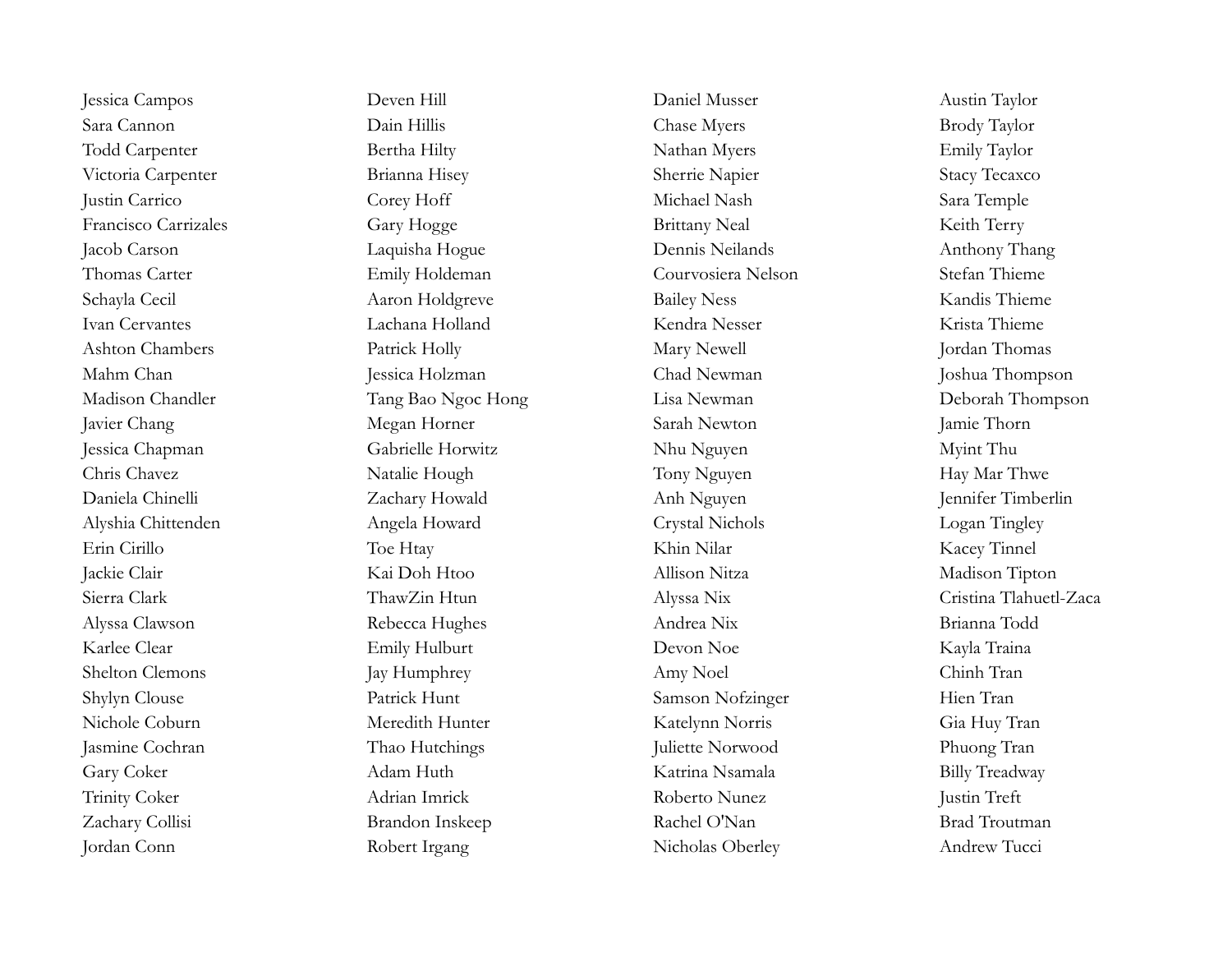Jessica Campos
Sara Cannon
Todd Carpenter
Victoria Carpenter
Justin Carrico
Francisco Carrizales
Jacob Carson
Thomas Carter
Schayla Cecil
Ivan Cervantes
Ashton Chambers
Mahm Chan
Madison Chandler
Javier Chang
Jessica Chapman
Chris Chavez
Daniela Chinelli
Alyshia Chittenden
Erin Cirillo
Jackie Clair
Sierra Clark
Alyssa Clawson
Karlee Clear
Shelton Clemons
Shylyn Clouse
Nichole Coburn
Jasmine Cochran
Gary Coker
Trinity Coker
Zachary Collisi
Jordan Conn

Deven Hill
Dain Hillis
Bertha Hilty
Brianna Hisey
Corey Hoff
Gary Hogge
Laquisha Hogue
Emily Holdeman
Aaron Holdgreve
Lachana Holland
Patrick Holly
Jessica Holzman
Tang Bao Ngoc Hong
Megan Horner
Gabrielle Horwitz
Natalie Hough
Zachary Howald
Angela Howard
Toe Htay
Kai Doh Htoo
ThawZin Htun
Rebecca Hughes
Emily Hulburt
Jay Humphrey
Patrick Hunt
Meredith Hunter
Thao Hutchings
Adam Huth
Adrian Imrick
Brandon Inskeep
Robert Irgang

Daniel Musser
Chase Myers
Nathan Myers
Sherrie Napier
Michael Nash
Brittany Neal
Dennis Neilands
Courvosiera Nelson
Bailey Ness
Kendra Nesser
Mary Newell
Chad Newman
Lisa Newman
Sarah Newton
Nhu Nguyen
Tony Nguyen
Anh Nguyen
Crystal Nichols
Khin Nilar
Allison Nitza
Alyssa Nix
Andrea Nix
Devon Noe
Amy Noel
Samson Nofzinger
Katelynn Norris
Juliette Norwood
Katrina Nsamala
Roberto Nunez
Rachel O'Nan
Nicholas Oberley

Austin Taylor
Brody Taylor
Emily Taylor
Stacy Tecaxco
Sara Temple
Keith Terry
Anthony Thang
Stefan Thieme
Kandis Thieme
Krista Thieme
Jordan Thomas
Joshua Thompson
Deborah Thompson
Jamie Thorn
Myint Thu
Hay Mar Thwe
Jennifer Timberlin
Logan Tingley
Kacey Tinnel
Madison Tipton
Cristina Tlahuetl-Zaca
Brianna Todd
Kayla Traina
Chinh Tran
Hien Tran
Gia Huy Tran
Phuong Tran
Billy Treadway
Justin Treft
Brad Troutman
Andrew Tucci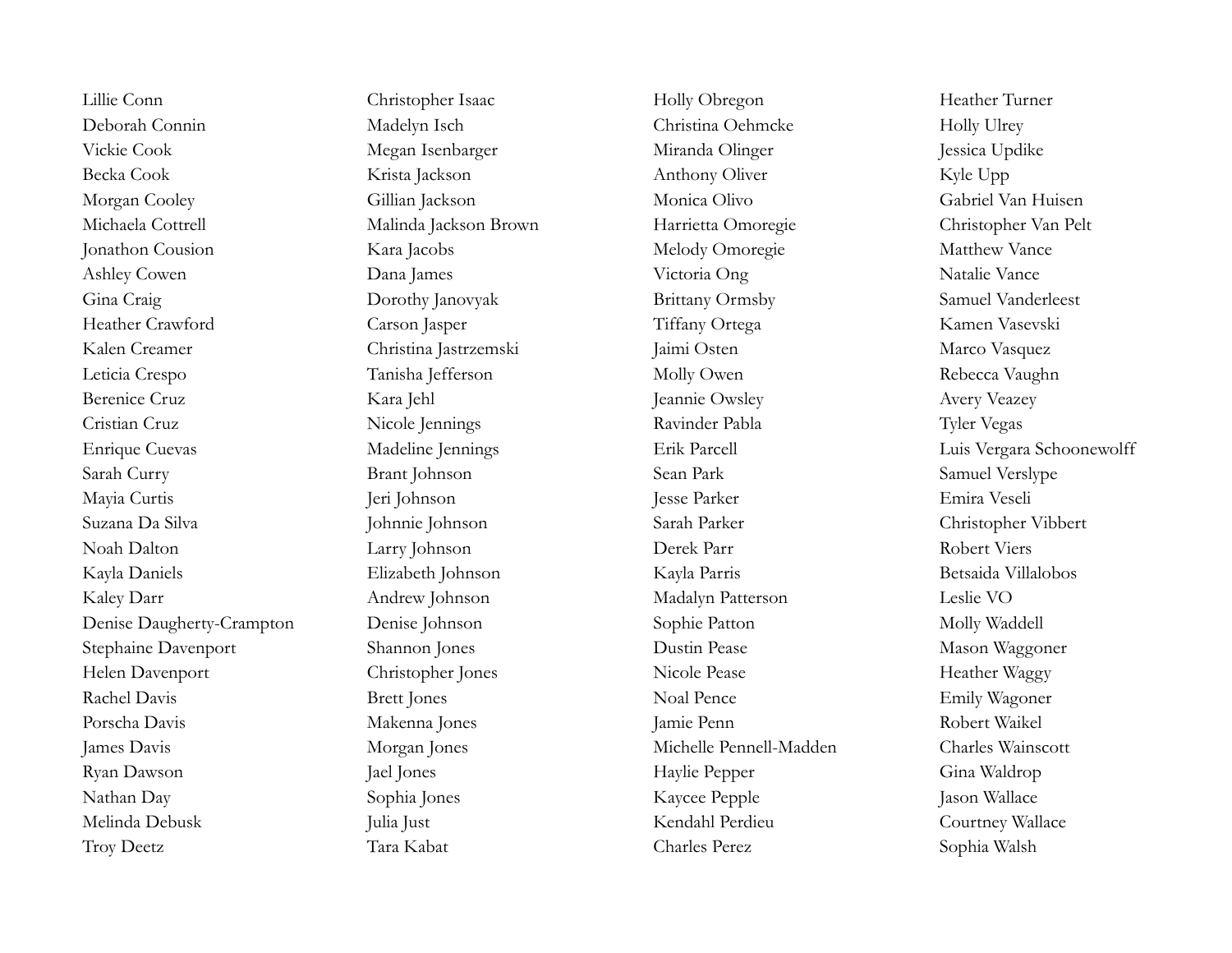Lillie Conn
Deborah Connin
Vickie Cook
Becka Cook
Morgan Cooley
Michaela Cottrell
Jonathon Cousion
Ashley Cowen
Gina Craig
Heather Crawford
Kalen Creamer
Leticia Crespo
Berenice Cruz
Cristian Cruz
Enrique Cuevas
Sarah Curry
Mayia Curtis
Suzana Da Silva
Noah Dalton
Kayla Daniels
Kaley Darr
Denise Daugherty-Crampton
Stephaine Davenport
Helen Davenport
Rachel Davis
Porscha Davis
James Davis
Ryan Dawson
Nathan Day
Melinda Debusk
Troy Deetz

Christopher Isaac
Madelyn Isch
Megan Isenbarger
Krista Jackson
Gillian Jackson
Malinda Jackson Brown
Kara Jacobs
Dana James
Dorothy Janovyak
Carson Jasper
Christina Jastrzemski
Tanisha Jefferson
Kara Jehl
Nicole Jennings
Madeline Jennings
Brant Johnson
Jeri Johnson
Johnnie Johnson
Larry Johnson
Elizabeth Johnson
Andrew Johnson
Denise Johnson
Shannon Jones
Christopher Jones
Brett Jones
Makenna Jones
Morgan Jones
Jael Jones
Sophia Jones
Julia Just
Tara Kabat

Holly Obregon
Christina Oehmcke
Miranda Olinger
Anthony Oliver
Monica Olivo
Harrietta Omoregie
Melody Omoregie
Victoria Ong
Brittany Ormsby
Tiffany Ortega
Jaimi Osten
Molly Owen
Jeannie Owsley
Ravinder Pabla
Erik Parcell
Sean Park
Jesse Parker
Sarah Parker
Derek Parr
Kayla Parris
Madalyn Patterson
Sophie Patton
Dustin Pease
Nicole Pease
Noal Pence
Jamie Penn
Michelle Pennell-Madden
Haylie Pepper
Kaycee Pepple
Kendahl Perdieu
Charles Perez

Heather Turner
Holly Ulrey
Jessica Updike
Kyle Upp
Gabriel Van Huisen
Christopher Van Pelt
Matthew Vance
Natalie Vance
Samuel Vanderleest
Kamen Vasevski
Marco Vasquez
Rebecca Vaughn
Avery Veazey
Tyler Vegas
Luis Vergara Schoonewolff
Samuel Verslype
Emira Veseli
Christopher Vibbert
Robert Viers
Betsaida Villalobos
Leslie VO
Molly Waddell
Mason Waggoner
Heather Waggy
Emily Wagoner
Robert Waikel
Charles Wainscott
Gina Waldrop
Jason Wallace
Courtney Wallace
Sophia Walsh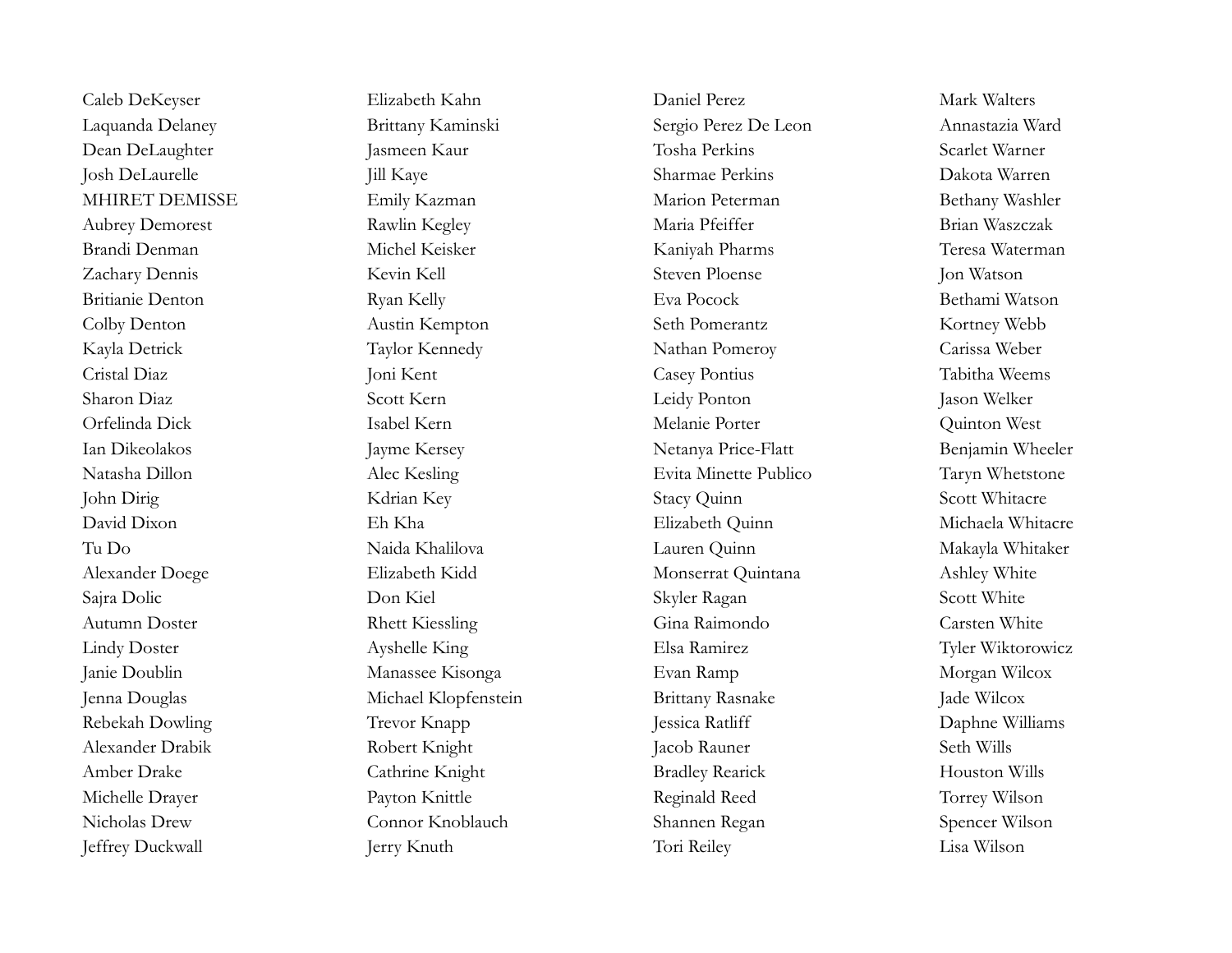Caleb DeKeyser
Laquanda Delaney
Dean DeLaughter
Josh DeLaurelle
MHIRET DEMISSE
Aubrey Demorest
Brandi Denman
Zachary Dennis
Britianie Denton
Colby Denton
Kayla Detrick
Cristal Diaz
Sharon Diaz
Orfelinda Dick
Ian Dikeolakos
Natasha Dillon
John Dirig
David Dixon
Tu Do
Alexander Doege
Sajra Dolic
Autumn Doster
Lindy Doster
Janie Doublin
Jenna Douglas
Rebekah Dowling
Alexander Drabik
Amber Drake
Michelle Drayer
Nicholas Drew
Jeffrey Duckwall

Elizabeth Kahn
Brittany Kaminski
Jasmeen Kaur
Jill Kaye
Emily Kazman
Rawlin Kegley
Michel Keisker
Kevin Kell
Ryan Kelly
Austin Kempton
Taylor Kennedy
Joni Kent
Scott Kern
Isabel Kern
Jayme Kersey
Alec Kesling
Kdrian Key
Eh Kha
Naida Khalilova
Elizabeth Kidd
Don Kiel
Rhett Kiessling
Ayshelle King
Manassee Kisonga
Michael Klopfenstein
Trevor Knapp
Robert Knight
Cathrine Knight
Payton Knittle
Connor Knoblauch
Jerry Knuth

Daniel Perez
Sergio Perez De Leon
Tosha Perkins
Sharmae Perkins
Marion Peterman
Maria Pfeiffer
Kaniyah Pharms
Steven Ploense
Eva Pocock
Seth Pomerantz
Nathan Pomeroy
Casey Pontius
Leidy Ponton
Melanie Porter
Netanya Price-Flatt
Evita Minette Publico
Stacy Quinn
Elizabeth Quinn
Lauren Quinn
Monserrat Quintana
Skyler Ragan
Gina Raimondo
Elsa Ramirez
Evan Ramp
Brittany Rasnake
Jessica Ratliff
Jacob Rauner
Bradley Rearick
Reginald Reed
Shannen Regan
Tori Reiley

Mark Walters
Annastazia Ward
Scarlet Warner
Dakota Warren
Bethany Washler
Brian Waszczak
Teresa Waterman
Jon Watson
Bethami Watson
Kortney Webb
Carissa Weber
Tabitha Weems
Jason Welker
Quinton West
Benjamin Wheeler
Taryn Whetstone
Scott Whitacre
Michaela Whitacre
Makayla Whitaker
Ashley White
Scott White
Carsten White
Tyler Wiktorowicz
Morgan Wilcox
Jade Wilcox
Daphne Williams
Seth Wills
Houston Wills
Torrey Wilson
Spencer Wilson
Lisa Wilson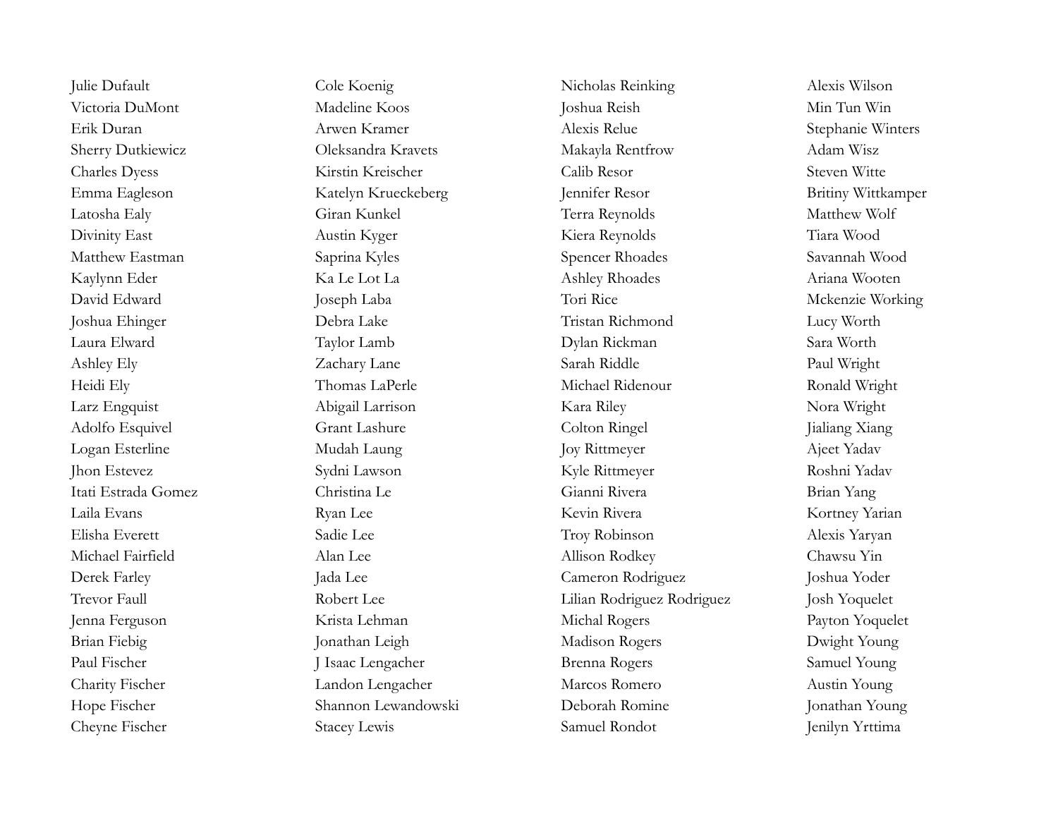Julie Dufault
Victoria DuMont
Erik Duran
Sherry Dutkiewicz
Charles Dyess
Emma Eagleson
Latosha Ealy
Divinity East
Matthew Eastman
Kaylynn Eder
David Edward
Joshua Ehinger
Laura Elward
Ashley Ely
Heidi Ely
Larz Engquist
Adolfo Esquivel
Logan Esterline
Jhon Estevez
Itati Estrada Gomez
Laila Evans
Elisha Everett
Michael Fairfield
Derek Farley
Trevor Faull
Jenna Ferguson
Brian Fiebig
Paul Fischer
Charity Fischer
Hope Fischer
Cheyne Fischer

Cole Koenig
Madeline Koos
Arwen Kramer
Oleksandra Kravets
Kirstin Kreischer
Katelyn Krueckeberg
Giran Kunkel
Austin Kyger
Saprina Kyles
Ka Le Lot La
Joseph Laba
Debra Lake
Taylor Lamb
Zachary Lane
Thomas LaPerle
Abigail Larrison
Grant Lashure
Mudah Laung
Sydni Lawson
Christina Le
Ryan Lee
Sadie Lee
Alan Lee
Jada Lee
Robert Lee
Krista Lehman
Jonathan Leigh
J Isaac Lengacher
Landon Lengacher
Shannon Lewandowski
Stacey Lewis

Nicholas Reinking
Joshua Reish
Alexis Relue
Makayla Rentfrow
Calib Resor
Jennifer Resor
Terra Reynolds
Kiera Reynolds
Spencer Rhoades
Ashley Rhoades
Tori Rice
Tristan Richmond
Dylan Rickman
Sarah Riddle
Michael Ridenour
Kara Riley
Colton Ringel
Joy Rittmeyer
Kyle Rittmeyer
Gianni Rivera
Kevin Rivera
Troy Robinson
Allison Rodkey
Cameron Rodriguez
Lilian Rodriguez Rodriguez
Michal Rogers
Madison Rogers
Brenna Rogers
Marcos Romero
Deborah Romine
Samuel Rondot

Alexis Wilson
Min Tun Win
Stephanie Winters
Adam Wisz
Steven Witte
Britiny Wittkamper
Matthew Wolf
Tiara Wood
Savannah Wood
Ariana Wooten
Mckenzie Working
Lucy Worth
Sara Worth
Paul Wright
Ronald Wright
Nora Wright
Jialiang Xiang
Ajeet Yadav
Roshni Yadav
Brian Yang
Kortney Yarian
Alexis Yaryan
Chawsu Yin
Joshua Yoder
Josh Yoquelet
Payton Yoquelet
Dwight Young
Samuel Young
Austin Young
Jonathan Young
Jenilyn Yrttima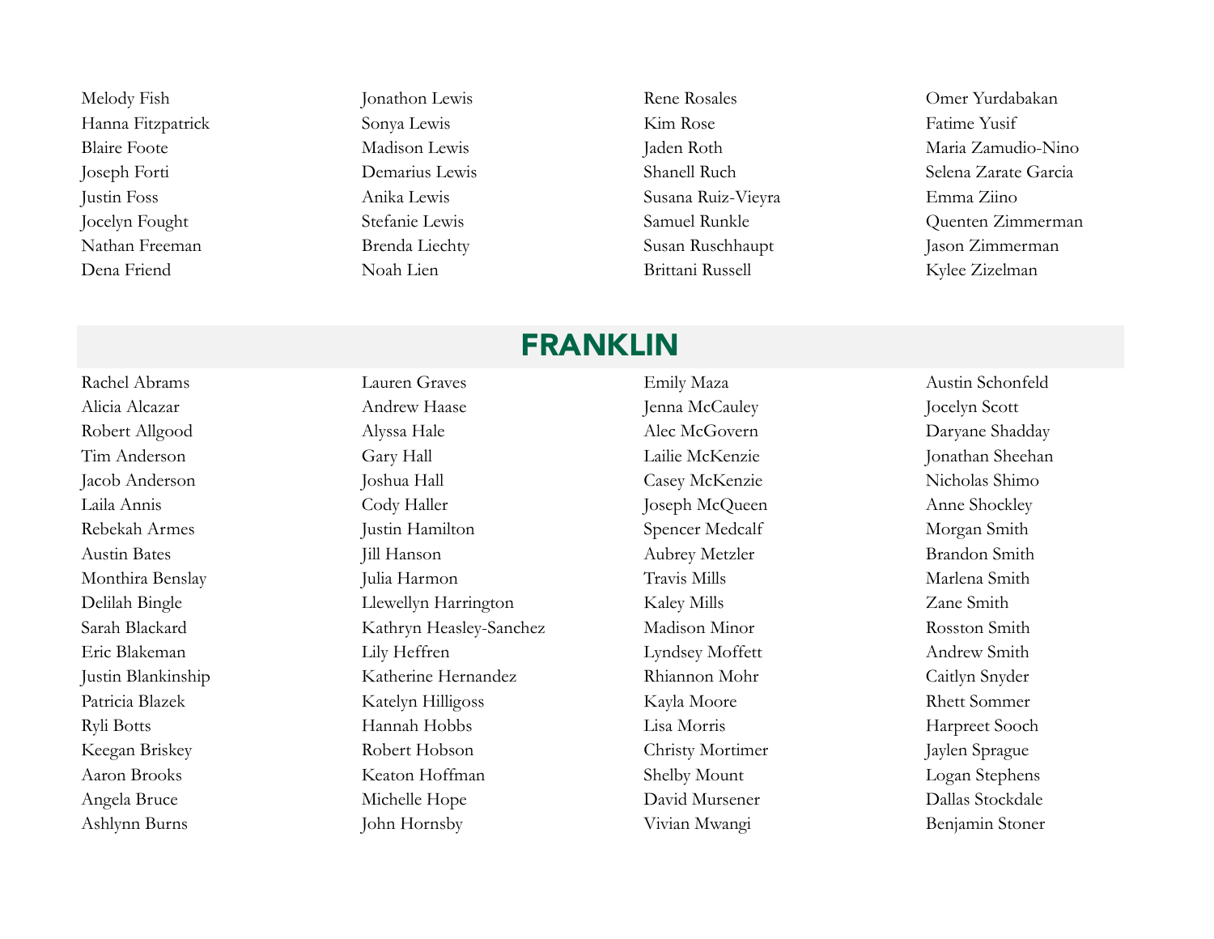Melody Fish
Hanna Fitzpatrick
Blaire Foote
Joseph Forti
Justin Foss
Jocelyn Fought
Nathan Freeman
Dena Friend
Jonathon Lewis
Sonya Lewis
Madison Lewis
Demarius Lewis
Anika Lewis
Stefanie Lewis
Brenda Liechty
Noah Lien
Rene Rosales
Kim Rose
Jaden Roth
Shanell Ruch
Susana Ruiz-Vieyra
Samuel Runkle
Susan Ruschhaupt
Brittani Russell
Omer Yurdabakan
Fatime Yusif
Maria Zamudio-Nino
Selena Zarate Garcia
Emma Ziino
Quenten Zimmerman
Jason Zimmerman
Kylee Zizelman

## FRANKLIN

Rachel Abrams
Alicia Alcazar
Robert Allgood
Tim Anderson
Jacob Anderson
Laila Annis
Rebekah Armes
Austin Bates
Monthira Benslay
Delilah Bingle
Sarah Blackard
Eric Blakeman
Justin Blankinship
Patricia Blazek
Ryli Botts
Keegan Briskey
Aaron Brooks
Angela Bruce
Ashlynn Burns
Lauren Graves
Andrew Haase
Alyssa Hale
Gary Hall
Joshua Hall
Cody Haller
Justin Hamilton
Jill Hanson
Julia Harmon
Llewellyn Harrington
Kathryn Heasley-Sanchez
Lily Heffren
Katherine Hernandez
Katelyn Hilligoss
Hannah Hobbs
Robert Hobson
Keaton Hoffman
Michelle Hope
John Hornsby
Emily Maza
Jenna McCauley
Alec McGovern
Lailie McKenzie
Casey McKenzie
Joseph McQueen
Spencer Medcalf
Aubrey Metzler
Travis Mills
Kaley Mills
Madison Minor
Lyndsey Moffett
Rhiannon Mohr
Kayla Moore
Lisa Morris
Christy Mortimer
Shelby Mount
David Mursener
Vivian Mwangi
Austin Schonfeld
Jocelyn Scott
Daryane Shadday
Jonathan Sheehan
Nicholas Shimo
Anne Shockley
Morgan Smith
Brandon Smith
Marlena Smith
Zane Smith
Rosston Smith
Andrew Smith
Caitlyn Snyder
Rhett Sommer
Harpreet Sooch
Jaylen Sprague
Logan Stephens
Dallas Stockdale
Benjamin Stoner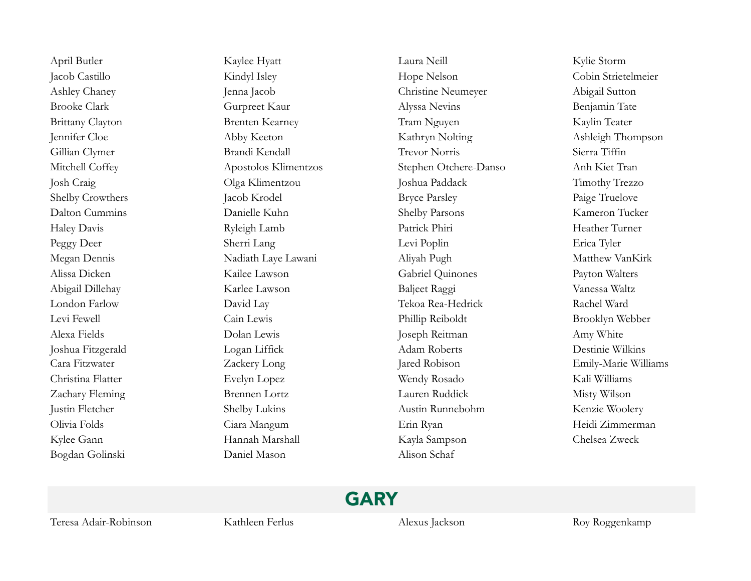April Butler
Jacob Castillo
Ashley Chaney
Brooke Clark
Brittany Clayton
Jennifer Cloe
Gillian Clymer
Mitchell Coffey
Josh Craig
Shelby Crowthers
Dalton Cummins
Haley Davis
Peggy Deer
Megan Dennis
Alissa Dicken
Abigail Dillehay
London Farlow
Levi Fewell
Alexa Fields
Joshua Fitzgerald
Cara Fitzwater
Christina Flatter
Zachary Fleming
Justin Fletcher
Olivia Folds
Kylee Gann
Bogdan Golinski
Kaylee Hyatt
Kindyl Isley
Jenna Jacob
Gurpreet Kaur
Brenten Kearney
Abby Keeton
Brandi Kendall
Apostolos Klimentzos
Olga Klimentzou
Jacob Krodel
Danielle Kuhn
Ryleigh Lamb
Sherri Lang
Nadiath Laye Lawani
Kailee Lawson
Karlee Lawson
David Lay
Cain Lewis
Dolan Lewis
Logan Liffick
Zackery Long
Evelyn Lopez
Brennen Lortz
Shelby Lukins
Ciara Mangum
Hannah Marshall
Daniel Mason
Laura Neill
Hope Nelson
Christine Neumeyer
Alyssa Nevins
Tram Nguyen
Kathryn Nolting
Trevor Norris
Stephen Otchere-Danso
Joshua Paddack
Bryce Parsley
Shelby Parsons
Patrick Phiri
Levi Poplin
Aliyah Pugh
Gabriel Quinones
Baljeet Raggi
Tekoa Rea-Hedrick
Phillip Reiboldt
Joseph Reitman
Adam Roberts
Jared Robison
Wendy Rosado
Lauren Ruddick
Austin Runnebohm
Erin Ryan
Kayla Sampson
Alison Schaf
Kylie Storm
Cobin Strietelmeier
Abigail Sutton
Benjamin Tate
Kaylin Teater
Ashleigh Thompson
Sierra Tiffin
Anh Kiet Tran
Timothy Trezzo
Paige Truelove
Kameron Tucker
Heather Turner
Erica Tyler
Matthew VanKirk
Payton Walters
Vanessa Waltz
Rachel Ward
Brooklyn Webber
Amy White
Destinie Wilkins
Emily-Marie Williams
Kali Williams
Misty Wilson
Kenzie Woolery
Heidi Zimmerman
Chelsea Zweck

## GARY

Teresa Adair-Robinson
Kathleen Ferlus
Alexus Jackson
Roy Roggenkamp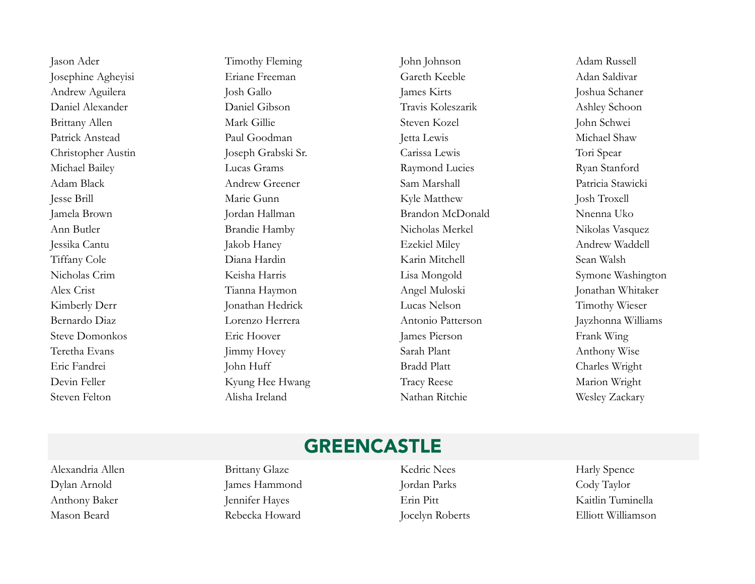Jason Ader
Josephine Agheyisi
Andrew Aguilera
Daniel Alexander
Brittany Allen
Patrick Anstead
Christopher Austin
Michael Bailey
Adam Black
Jesse Brill
Jamela Brown
Ann Butler
Jessika Cantu
Tiffany Cole
Nicholas Crim
Alex Crist
Kimberly Derr
Bernardo Diaz
Steve Domonkos
Teretha Evans
Eric Fandrei
Devin Feller
Steven Felton
Timothy Fleming
Eriane Freeman
Josh Gallo
Daniel Gibson
Mark Gillie
Paul Goodman
Joseph Grabski Sr.
Lucas Grams
Andrew Greener
Marie Gunn
Jordan Hallman
Brandie Hamby
Jakob Haney
Diana Hardin
Keisha Harris
Tianna Haymon
Jonathan Hedrick
Lorenzo Herrera
Eric Hoover
Jimmy Hovey
John Huff
Kyung Hee Hwang
Alisha Ireland
John Johnson
Gareth Keeble
James Kirts
Travis Koleszarik
Steven Kozel
Jetta Lewis
Carissa Lewis
Raymond Lucies
Sam Marshall
Kyle Matthew
Brandon McDonald
Nicholas Merkel
Ezekiel Miley
Karin Mitchell
Lisa Mongold
Angel Muloski
Lucas Nelson
Antonio Patterson
James Pierson
Sarah Plant
Bradd Platt
Tracy Reese
Nathan Ritchie
Adam Russell
Adan Saldivar
Joshua Schaner
Ashley Schoon
John Schwei
Michael Shaw
Tori Spear
Ryan Stanford
Patricia Stawicki
Josh Troxell
Nnenna Uko
Nikolas Vasquez
Andrew Waddell
Sean Walsh
Symone Washington
Jonathan Whitaker
Timothy Wieser
Jayzhonna Williams
Frank Wing
Anthony Wise
Charles Wright
Marion Wright
Wesley Zackary

## GREENCASTLE

Alexandria Allen
Dylan Arnold
Anthony Baker
Mason Beard
Brittany Glaze
James Hammond
Jennifer Hayes
Rebecka Howard
Kedric Nees
Jordan Parks
Erin Pitt
Jocelyn Roberts
Harly Spence
Cody Taylor
Kaitlin Tuminella
Elliott Williamson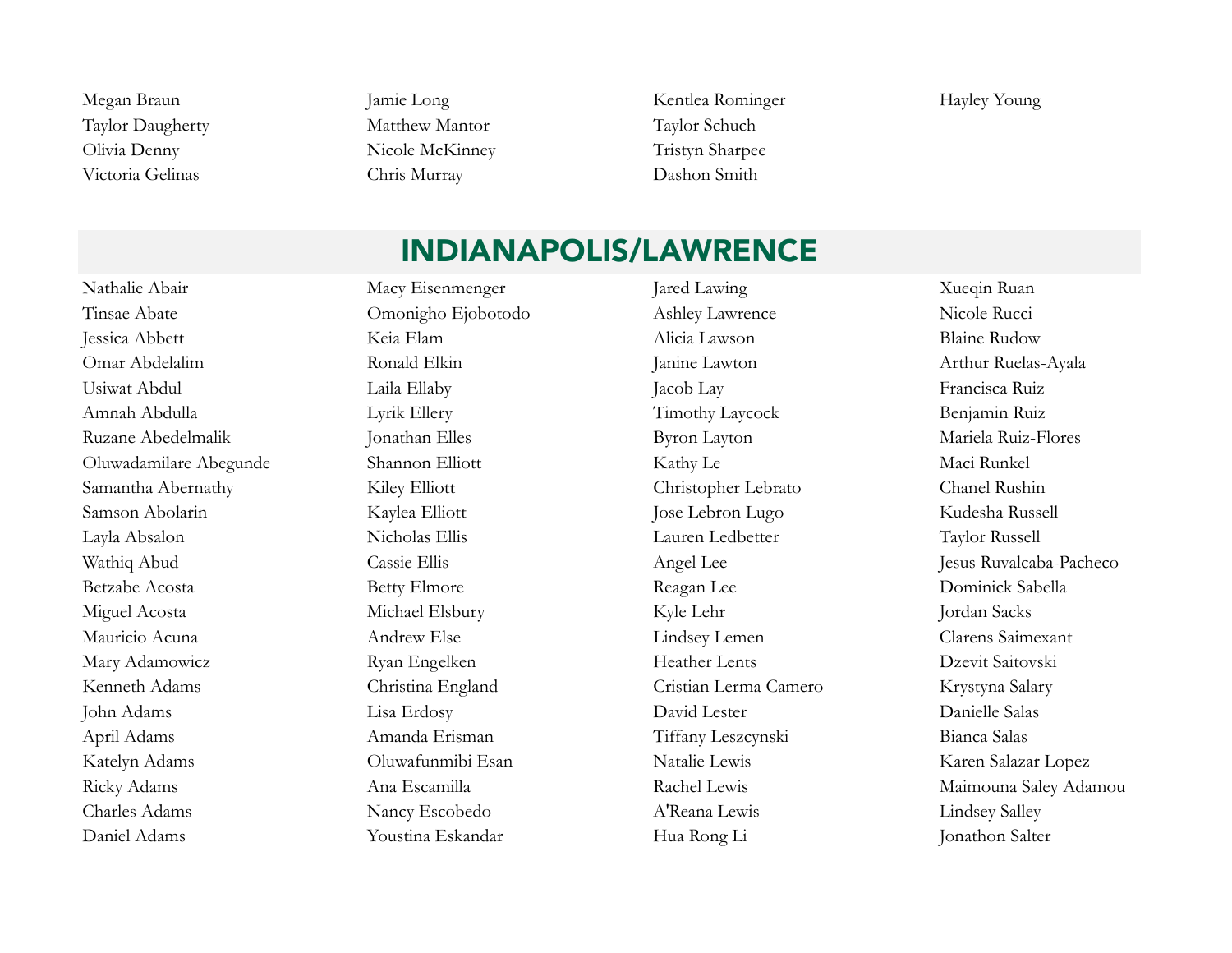Megan Braun
Taylor Daugherty
Olivia Denny
Victoria Gelinas
Jamie Long
Matthew Mantor
Nicole McKinney
Chris Murray
Kentlea Rominger
Taylor Schuch
Tristyn Sharpee
Dashon Smith
Hayley Young

## INDIANAPOLIS/LAWRENCE

Nathalie Abair
Tinsae Abate
Jessica Abbett
Omar Abdelalim
Usiwat Abdul
Amnah Abdulla
Ruzane Abedelmalik
Oluwadamilare Abegunde
Samantha Abernathy
Samson Abolarin
Layla Absalon
Wathiq Abud
Betzabe Acosta
Miguel Acosta
Mauricio Acuna
Mary Adamowicz
Kenneth Adams
John Adams
April Adams
Katelyn Adams
Ricky Adams
Charles Adams
Daniel Adams
Macy Eisenmenger
Omonigho Ejobotodo
Keia Elam
Ronald Elkin
Laila Ellaby
Lyrik Ellery
Jonathan Elles
Shannon Elliott
Kiley Elliott
Kaylea Elliott
Nicholas Ellis
Cassie Ellis
Betty Elmore
Michael Elsbury
Andrew Else
Ryan Engelken
Christina England
Lisa Erdosy
Amanda Erisman
Oluwafunmibi Esan
Ana Escamilla
Nancy Escobedo
Youstina Eskandar
Jared Lawing
Ashley Lawrence
Alicia Lawson
Janine Lawton
Jacob Lay
Timothy Laycock
Byron Layton
Kathy Le
Christopher Lebrato
Jose Lebron Lugo
Lauren Ledbetter
Angel Lee
Reagan Lee
Kyle Lehr
Lindsey Lemen
Heather Lents
Cristian Lerma Camero
David Lester
Tiffany Leszcynski
Natalie Lewis
Rachel Lewis
A'Reana Lewis
Hua Rong Li
Xueqin Ruan
Nicole Rucci
Blaine Rudow
Arthur Ruelas-Ayala
Francisca Ruiz
Benjamin Ruiz
Mariela Ruiz-Flores
Maci Runkel
Chanel Rushin
Kudesha Russell
Taylor Russell
Jesus Ruvalcaba-Pacheco
Dominick Sabella
Jordan Sacks
Clarens Saimexant
Dzevit Saitovski
Krystyna Salary
Danielle Salas
Bianca Salas
Karen Salazar Lopez
Maimouna Saley Adamou
Lindsey Salley
Jonathon Salter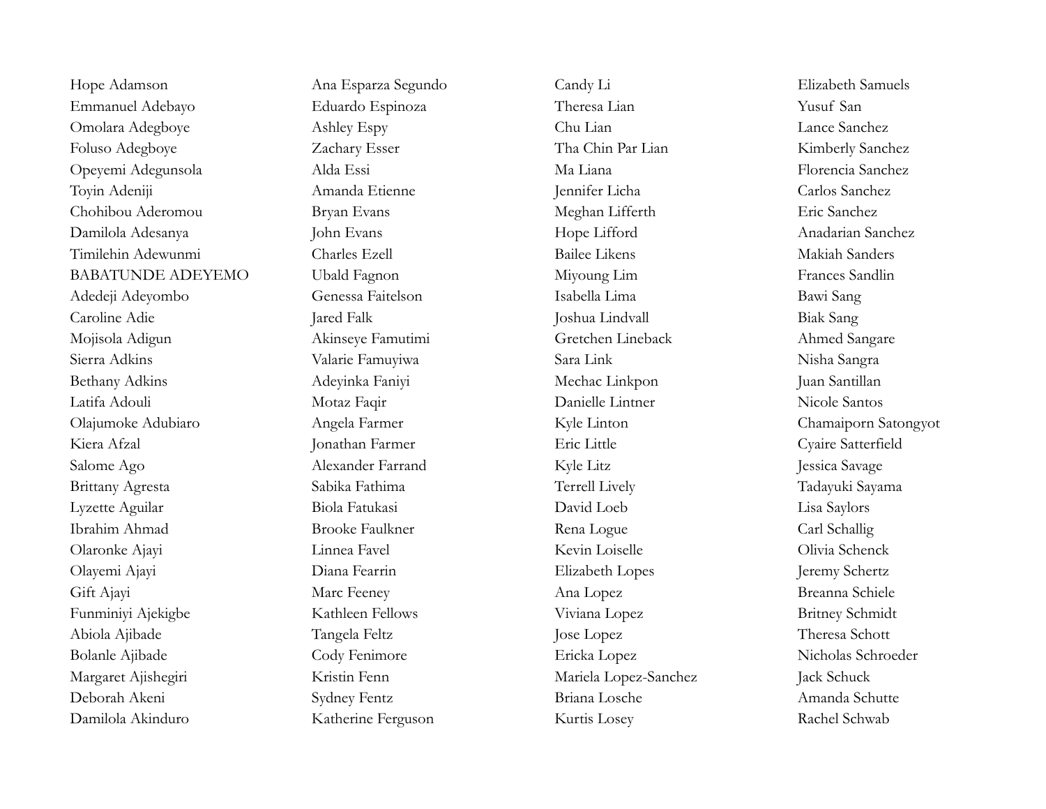Hope Adamson
Emmanuel Adebayo
Omolara Adegboye
Foluso Adegboye
Opeyemi Adegunsola
Toyin Adeniji
Chohibou Aderomou
Damilola Adesanya
Timilehin Adewunmi
BABATUNDE ADEYEMO
Adedeji Adeyombo
Caroline Adie
Mojisola Adigun
Sierra Adkins
Bethany Adkins
Latifa Adouli
Olajumoke Adubiaro
Kiera Afzal
Salome Ago
Brittany Agresta
Lyzette Aguilar
Ibrahim Ahmad
Olaronke Ajayi
Olayemi Ajayi
Gift Ajayi
Funminiyi Ajekigbe
Abiola Ajibade
Bolanle Ajibade
Margaret Ajishegiri
Deborah Akeni
Damilola Akinduro

Ana Esparza Segundo
Eduardo Espinoza
Ashley Espy
Zachary Esser
Alda Essi
Amanda Etienne
Bryan Evans
John Evans
Charles Ezell
Ubald Fagnon
Genessa Faitelson
Jared Falk
Akinseye Famutimi
Valarie Famuyiwa
Adeyinka Faniyi
Motaz Faqir
Angela Farmer
Jonathan Farmer
Alexander Farrand
Sabika Fathima
Biola Fatukasi
Brooke Faulkner
Linnea Favel
Diana Fearrin
Marc Feeney
Kathleen Fellows
Tangela Feltz
Cody Fenimore
Kristin Fenn
Sydney Fentz
Katherine Ferguson

Candy Li
Theresa Lian
Chu Lian
Tha Chin Par Lian
Ma Liana
Jennifer Licha
Meghan Lifferth
Hope Lifford
Bailee Likens
Miyoung Lim
Isabella Lima
Joshua Lindvall
Gretchen Lineback
Sara Link
Mechac Linkpon
Danielle Lintner
Kyle Linton
Eric Little
Kyle Litz
Terrell Lively
David Loeb
Rena Logue
Kevin Loiselle
Elizabeth Lopes
Ana Lopez
Viviana Lopez
Jose Lopez
Ericka Lopez
Mariela Lopez-Sanchez
Briana Losche
Kurtis Losey

Elizabeth Samuels
Yusuf San
Lance Sanchez
Kimberly Sanchez
Florencia Sanchez
Carlos Sanchez
Eric Sanchez
Anadarian Sanchez
Makiah Sanders
Frances Sandlin
Bawi Sang
Biak Sang
Ahmed Sangare
Nisha Sangra
Juan Santillan
Nicole Santos
Chamaiporn Satongyot
Cyaire Satterfield
Jessica Savage
Tadayuki Sayama
Lisa Saylors
Carl Schallig
Olivia Schenck
Jeremy Schertz
Breanna Schiele
Britney Schmidt
Theresa Schott
Nicholas Schroeder
Jack Schuck
Amanda Schutte
Rachel Schwab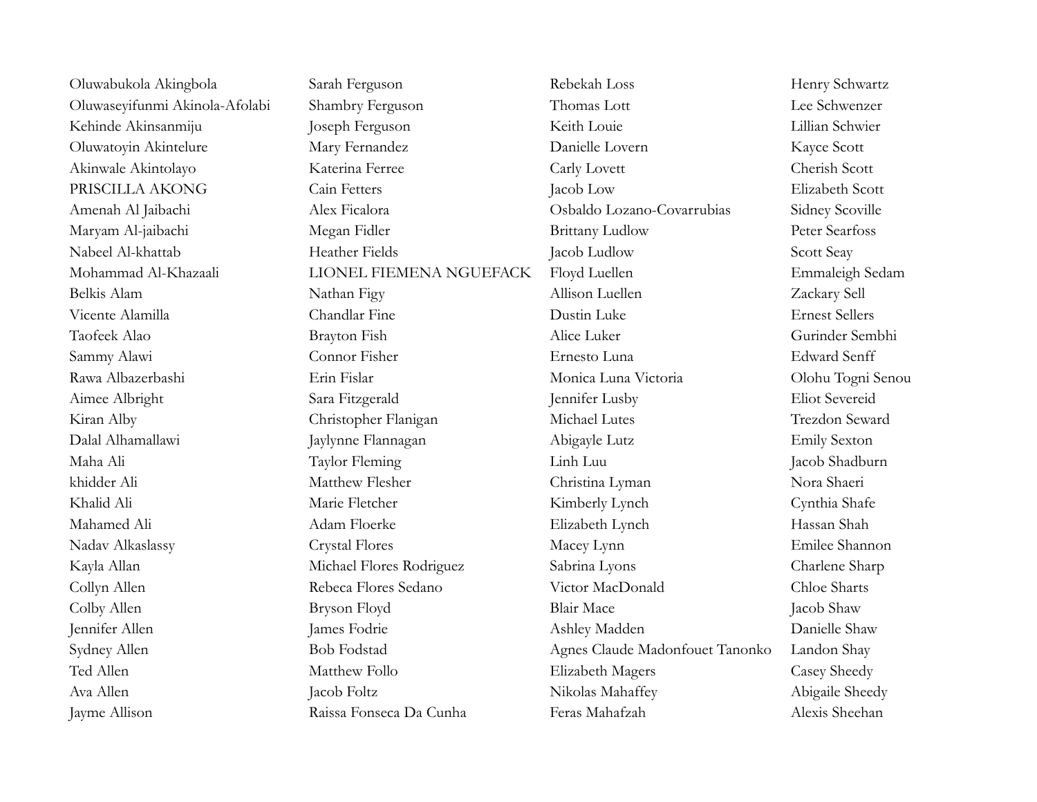Oluwabukola Akingbola
Oluwaseyifunmi Akinola-Afolabi
Kehinde Akinsanmiju
Oluwatoyin Akintelure
Akinwale Akintolayo
PRISCILLA AKONG
Amenah Al Jaibachi
Maryam Al-jaibachi
Nabeel Al-khattab
Mohammad Al-Khazaali
Belkis Alam
Vicente Alamilla
Taofeek Alao
Sammy Alawi
Rawa Albazerbashi
Aimee Albright
Kiran Alby
Dalal Alhamallawi
Maha Ali
khidder Ali
Khalid Ali
Mahamed Ali
Nadav Alkaslassy
Kayla Allan
Collyn Allen
Colby Allen
Jennifer Allen
Sydney Allen
Ted Allen
Ava Allen
Jayme Allison

Sarah Ferguson
Shambry Ferguson
Joseph Ferguson
Mary Fernandez
Katerina Ferree
Cain Fetters
Alex Ficalora
Megan Fidler
Heather Fields
LIONEL FIEMENA NGUEFACK
Nathan Figy
Chandlar Fine
Brayton Fish
Connor Fisher
Erin Fislar
Sara Fitzgerald
Christopher Flanigan
Jaylynne Flannagan
Taylor Fleming
Matthew Flesher
Marie Fletcher
Adam Floerke
Crystal Flores
Michael Flores Rodriguez
Rebeca Flores Sedano
Bryson Floyd
James Fodrie
Bob Fodstad
Matthew Follo
Jacob Foltz
Raissa Fonseca Da Cunha

Rebekah Loss
Thomas Lott
Keith Louie
Danielle Lovern
Carly Lovett
Jacob Low
Osbaldo Lozano-Covarrubias
Brittany Ludlow
Jacob Ludlow
Floyd Luellen
Allison Luellen
Dustin Luke
Alice Luker
Ernesto Luna
Monica Luna Victoria
Jennifer Lusby
Michael Lutes
Abigayle Lutz
Linh Luu
Christina Lyman
Kimberly Lynch
Elizabeth Lynch
Macey Lynn
Sabrina Lyons
Victor MacDonald
Blair Mace
Ashley Madden
Agnes Claude Madonfouet Tanonko
Elizabeth Magers
Nikolas Mahaffey
Feras Mahafzah

Henry Schwartz
Lee Schwenzer
Lillian Schwier
Kayce Scott
Cherish Scott
Elizabeth Scott
Sidney Scoville
Peter Searfoss
Scott Seay
Emmaleigh Sedam
Zackary Sell
Ernest Sellers
Gurinder Sembhi
Edward Senff
Olohu Togni Senou
Eliot Severeid
Trezdon Seward
Emily Sexton
Jacob Shadburn
Nora Shaeri
Cynthia Shafe
Hassan Shah
Emilee Shannon
Charlene Sharp
Chloe Sharts
Jacob Shaw
Danielle Shaw
Landon Shay
Casey Sheedy
Abigaile Sheedy
Alexis Sheehan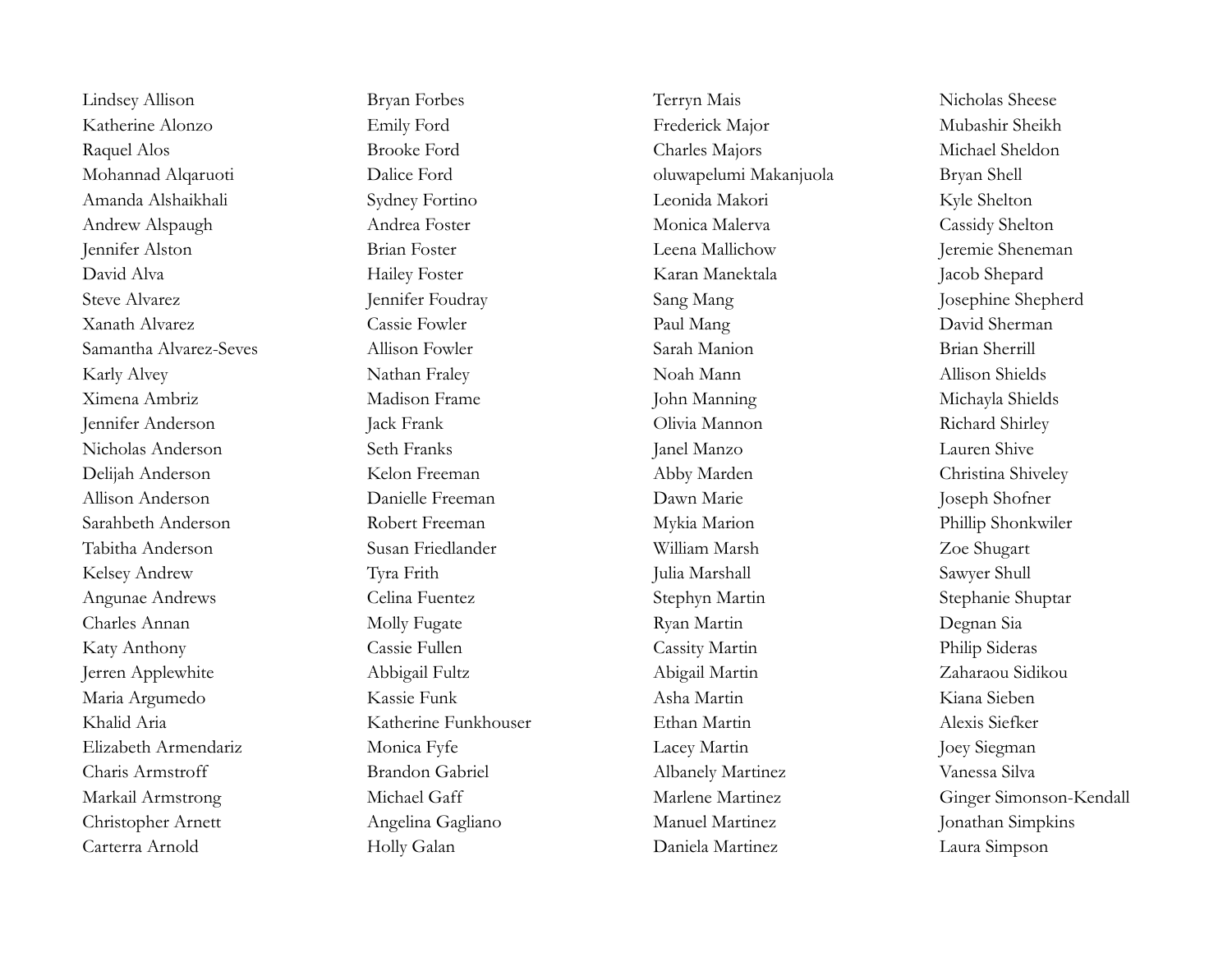Lindsey Allison
Katherine Alonzo
Raquel Alos
Mohannad Alqaruoti
Amanda Alshaikhali
Andrew Alspaugh
Jennifer Alston
David Alva
Steve Alvarez
Xanath Alvarez
Samantha Alvarez-Seves
Karly Alvey
Ximena Ambriz
Jennifer Anderson
Nicholas Anderson
Delijah Anderson
Allison Anderson
Sarahbeth Anderson
Tabitha Anderson
Kelsey Andrew
Angunae Andrews
Charles Annan
Katy Anthony
Jerren Applewhite
Maria Argumedo
Khalid Aria
Elizabeth Armendariz
Charis Armstroff
Markail Armstrong
Christopher Arnett
Carterra Arnold

Bryan Forbes
Emily Ford
Brooke Ford
Dalice Ford
Sydney Fortino
Andrea Foster
Brian Foster
Hailey Foster
Jennifer Foudray
Cassie Fowler
Allison Fowler
Nathan Fraley
Madison Frame
Jack Frank
Seth Franks
Kelon Freeman
Danielle Freeman
Robert Freeman
Susan Friedlander
Tyra Frith
Celina Fuentez
Molly Fugate
Cassie Fullen
Abbigail Fultz
Kassie Funk
Katherine Funkhouser
Monica Fyfe
Brandon Gabriel
Michael Gaff
Angelina Gagliano
Holly Galan

Terryn Mais
Frederick Major
Charles Majors
oluwapelumi Makanjuola
Leonida Makori
Monica Malerva
Leena Mallichow
Karan Manektala
Sang Mang
Paul Mang
Sarah Manion
Noah Mann
John Manning
Olivia Mannon
Janel Manzo
Abby Marden
Dawn Marie
Mykia Marion
William Marsh
Julia Marshall
Stephyn Martin
Ryan Martin
Cassity Martin
Abigail Martin
Asha Martin
Ethan Martin
Lacey Martin
Albanely Martinez
Marlene Martinez
Manuel Martinez
Daniela Martinez

Nicholas Sheese
Mubashir Sheikh
Michael Sheldon
Bryan Shell
Kyle Shelton
Cassidy Shelton
Jeremie Sheneman
Jacob Shepard
Josephine Shepherd
David Sherman
Brian Sherrill
Allison Shields
Michayla Shields
Richard Shirley
Lauren Shive
Christina Shiveley
Joseph Shofner
Phillip Shonkwiler
Zoe Shugart
Sawyer Shull
Stephanie Shuptar
Degnan Sia
Philip Sideras
Zaharaou Sidikou
Kiana Sieben
Alexis Siefker
Joey Siegman
Vanessa Silva
Ginger Simonson-Kendall
Jonathan Simpkins
Laura Simpson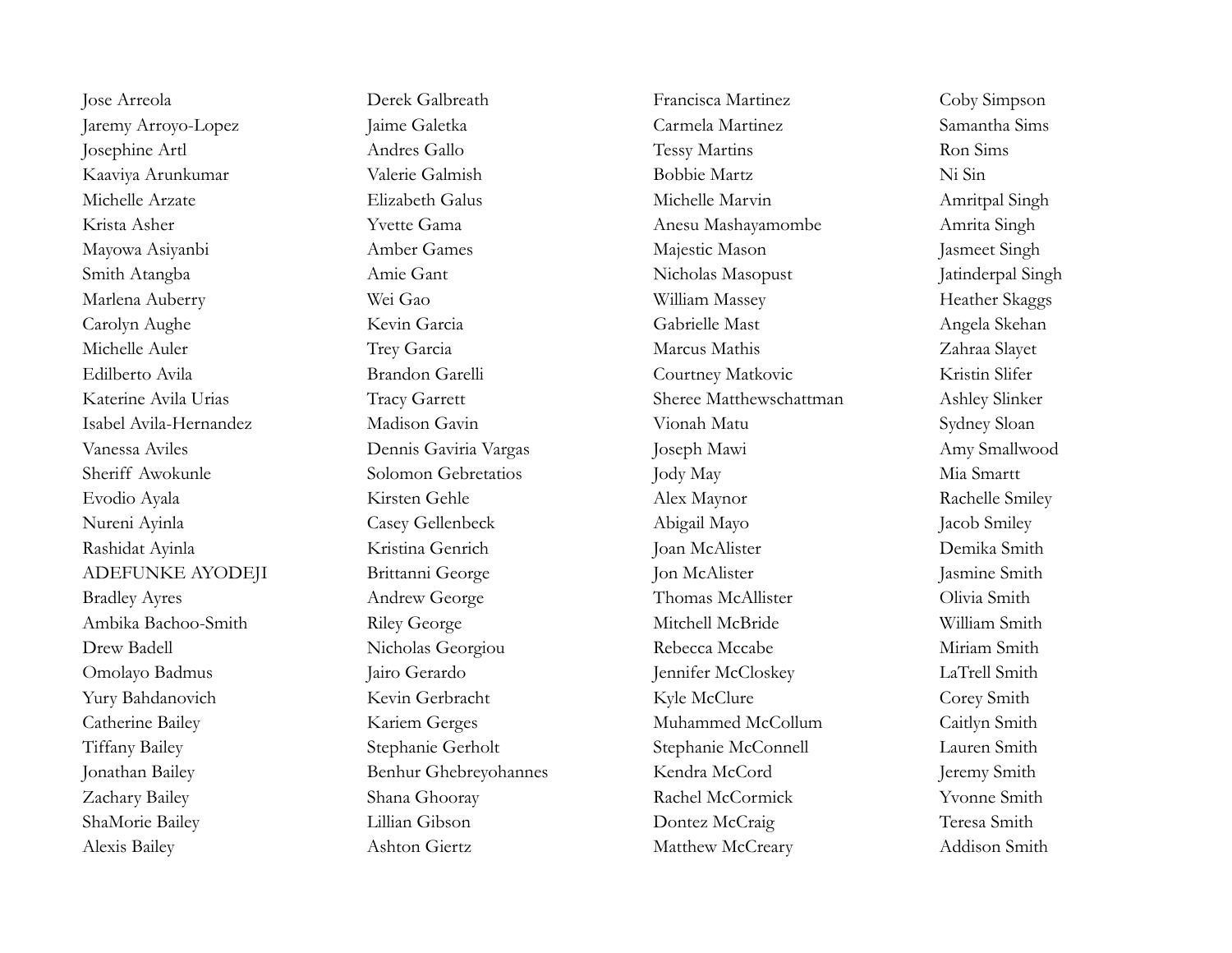Jose Arreola
Jaremy Arroyo-Lopez
Josephine Artl
Kaaviya Arunkumar
Michelle Arzate
Krista Asher
Mayowa Asiyanbi
Smith Atangba
Marlena Auberry
Carolyn Aughe
Michelle Auler
Edilberto Avila
Katerine Avila Urias
Isabel Avila-Hernandez
Vanessa Aviles
Sheriff Awokunle
Evodio Ayala
Nureni Ayinla
Rashidat Ayinla
ADEFUNKE AYODEJI
Bradley Ayres
Ambika Bachoo-Smith
Drew Badell
Omolayo Badmus
Yury Bahdanovich
Catherine Bailey
Tiffany Bailey
Jonathan Bailey
Zachary Bailey
ShaMorie Bailey
Alexis Bailey

Derek Galbreath
Jaime Galetka
Andres Gallo
Valerie Galmish
Elizabeth Galus
Yvette Gama
Amber Games
Amie Gant
Wei Gao
Kevin Garcia
Trey Garcia
Brandon Garelli
Tracy Garrett
Madison Gavin
Dennis Gaviria Vargas
Solomon Gebretatios
Kirsten Gehle
Casey Gellenbeck
Kristina Genrich
Brittanni George
Andrew George
Riley George
Nicholas Georgiou
Jairo Gerardo
Kevin Gerbracht
Kariem Gerges
Stephanie Gerholt
Benhur Ghebreyohannes
Shana Ghooray
Lillian Gibson
Ashton Giertz

Francisca Martinez
Carmela Martinez
Tessy Martins
Bobbie Martz
Michelle Marvin
Anesu Mashayamombe
Majestic Mason
Nicholas Masopust
William Massey
Gabrielle Mast
Marcus Mathis
Courtney Matkovic
Sheree Matthewschattman
Vionah Matu
Joseph Mawi
Jody May
Alex Maynor
Abigail Mayo
Joan McAlister
Jon McAlister
Thomas McAllister
Mitchell McBride
Rebecca Mccabe
Jennifer McCloskey
Kyle McClure
Muhammed McCollum
Stephanie McConnell
Kendra McCord
Rachel McCormick
Dontez McCraig
Matthew McCreary

Coby Simpson
Samantha Sims
Ron Sims
Ni Sin
Amritpal Singh
Amrita Singh
Jasmeet Singh
Jatinderpal Singh
Heather Skaggs
Angela Skehan
Zahraa Slayet
Kristin Slifer
Ashley Slinker
Sydney Sloan
Amy Smallwood
Mia Smartt
Rachelle Smiley
Jacob Smiley
Demika Smith
Jasmine Smith
Olivia Smith
William Smith
Miriam Smith
LaTrell Smith
Corey Smith
Caitlyn Smith
Lauren Smith
Jeremy Smith
Yvonne Smith
Teresa Smith
Addison Smith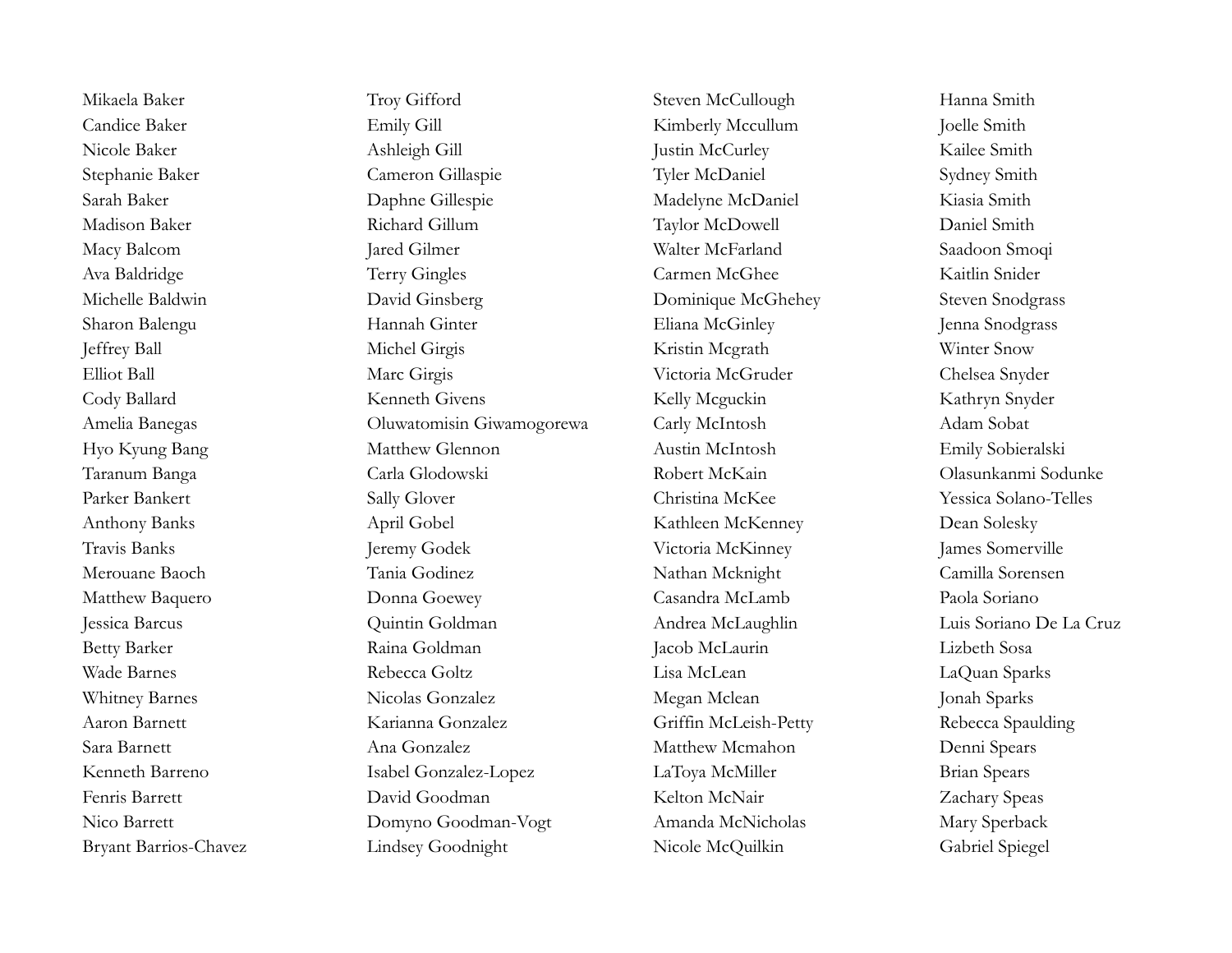Mikaela Baker
Candice Baker
Nicole Baker
Stephanie Baker
Sarah Baker
Madison Baker
Macy Balcom
Ava Baldridge
Michelle Baldwin
Sharon Balengu
Jeffrey Ball
Elliot Ball
Cody Ballard
Amelia Banegas
Hyo Kyung Bang
Taranum Banga
Parker Bankert
Anthony Banks
Travis Banks
Merouane Baoch
Matthew Baquero
Jessica Barcus
Betty Barker
Wade Barnes
Whitney Barnes
Aaron Barnett
Sara Barnett
Kenneth Barreno
Fenris Barrett
Nico Barrett
Bryant Barrios-Chavez

Troy Gifford
Emily Gill
Ashleigh Gill
Cameron Gillaspie
Daphne Gillespie
Richard Gillum
Jared Gilmer
Terry Gingles
David Ginsberg
Hannah Ginter
Michel Girgis
Marc Girgis
Kenneth Givens
Oluwatomisin Giwamogorewa
Matthew Glennon
Carla Glodowski
Sally Glover
April Gobel
Jeremy Godek
Tania Godinez
Donna Goewey
Quintin Goldman
Raina Goldman
Rebecca Goltz
Nicolas Gonzalez
Karianna Gonzalez
Ana Gonzalez
Isabel Gonzalez-Lopez
David Goodman
Domyno Goodman-Vogt
Lindsey Goodnight

Steven McCullough
Kimberly Mccullum
Justin McCurley
Tyler McDaniel
Madelyne McDaniel
Taylor McDowell
Walter McFarland
Carmen McGhee
Dominique McGhehey
Eliana McGinley
Kristin Mcgrath
Victoria McGruder
Kelly Mcguckin
Carly McIntosh
Austin McIntosh
Robert McKain
Christina McKee
Kathleen McKenney
Victoria McKinney
Nathan Mcknight
Casandra McLamb
Andrea McLaughlin
Jacob McLaurin
Lisa McLean
Megan Mclean
Griffin McLeish-Petty
Matthew Mcmahon
LaToya McMiller
Kelton McNair
Amanda McNicholas
Nicole McQuilkin

Hanna Smith
Joelle Smith
Kailee Smith
Sydney Smith
Kiasia Smith
Daniel Smith
Saadoon Smoqi
Kaitlin Snider
Steven Snodgrass
Jenna Snodgrass
Winter Snow
Chelsea Snyder
Kathryn Snyder
Adam Sobat
Emily Sobieralski
Olasunkanmi Sodunke
Yessica Solano-Telles
Dean Solesky
James Somerville
Camilla Sorensen
Paola Soriano
Luis Soriano De La Cruz
Lizbeth Sosa
LaQuan Sparks
Jonah Sparks
Rebecca Spaulding
Denni Spears
Brian Spears
Zachary Speas
Mary Sperback
Gabriel Spiegel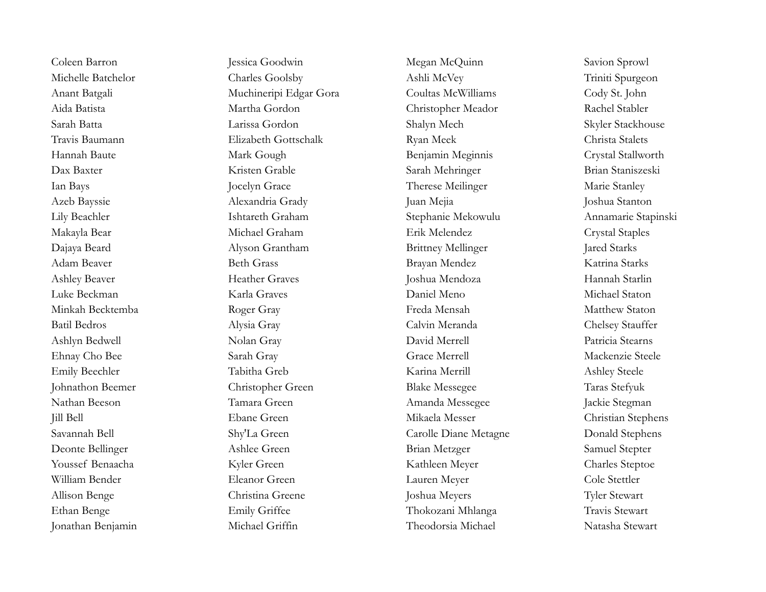Coleen Barron
Michelle Batchelor
Anant Batgali
Aida Batista
Sarah Batta
Travis Baumann
Hannah Baute
Dax Baxter
Ian Bays
Azeb Bayssie
Lily Beachler
Makayla Bear
Dajaya Beard
Adam Beaver
Ashley Beaver
Luke Beckman
Minkah Becktemba
Batil Bedros
Ashlyn Bedwell
Ehnay Cho Bee
Emily Beechler
Johnathon Beemer
Nathan Beeson
Jill Bell
Savannah Bell
Deonte Bellinger
Youssef Benaacha
William Bender
Allison Benge
Ethan Benge
Jonathan Benjamin

Jessica Goodwin
Charles Goolsby
Muchineripi Edgar Gora
Martha Gordon
Larissa Gordon
Elizabeth Gottschalk
Mark Gough
Kristen Grable
Jocelyn Grace
Alexandria Grady
Ishtareth Graham
Michael Graham
Alyson Grantham
Beth Grass
Heather Graves
Karla Graves
Roger Gray
Alysia Gray
Nolan Gray
Sarah Gray
Tabitha Greb
Christopher Green
Tamara Green
Ebane Green
Shy'La Green
Ashlee Green
Kyler Green
Eleanor Green
Christina Greene
Emily Griffee
Michael Griffin

Megan McQuinn
Ashli McVey
Coultas McWilliams
Christopher Meador
Shalyn Mech
Ryan Meek
Benjamin Meginnis
Sarah Mehringer
Therese Meilinger
Juan Mejia
Stephanie Mekowulu
Erik Melendez
Brittney Mellinger
Brayan Mendez
Joshua Mendoza
Daniel Meno
Freda Mensah
Calvin Meranda
David Merrell
Grace Merrell
Karina Merrill
Blake Messegee
Amanda Messegee
Mikaela Messer
Carolle Diane Metagne
Brian Metzger
Kathleen Meyer
Lauren Meyer
Joshua Meyers
Thokozani Mhlanga
Theodorsia Michael

Savion Sprowl
Triniti Spurgeon
Cody St. John
Rachel Stabler
Skyler Stackhouse
Christa Stalets
Crystal Stallworth
Brian Staniszeski
Marie Stanley
Joshua Stanton
Annamarie Stapinski
Crystal Staples
Jared Starks
Katrina Starks
Hannah Starlin
Michael Staton
Matthew Staton
Chelsey Stauffer
Patricia Stearns
Mackenzie Steele
Ashley Steele
Taras Stefyuk
Jackie Stegman
Christian Stephens
Donald Stephens
Samuel Stepter
Charles Steptoe
Cole Stettler
Tyler Stewart
Travis Stewart
Natasha Stewart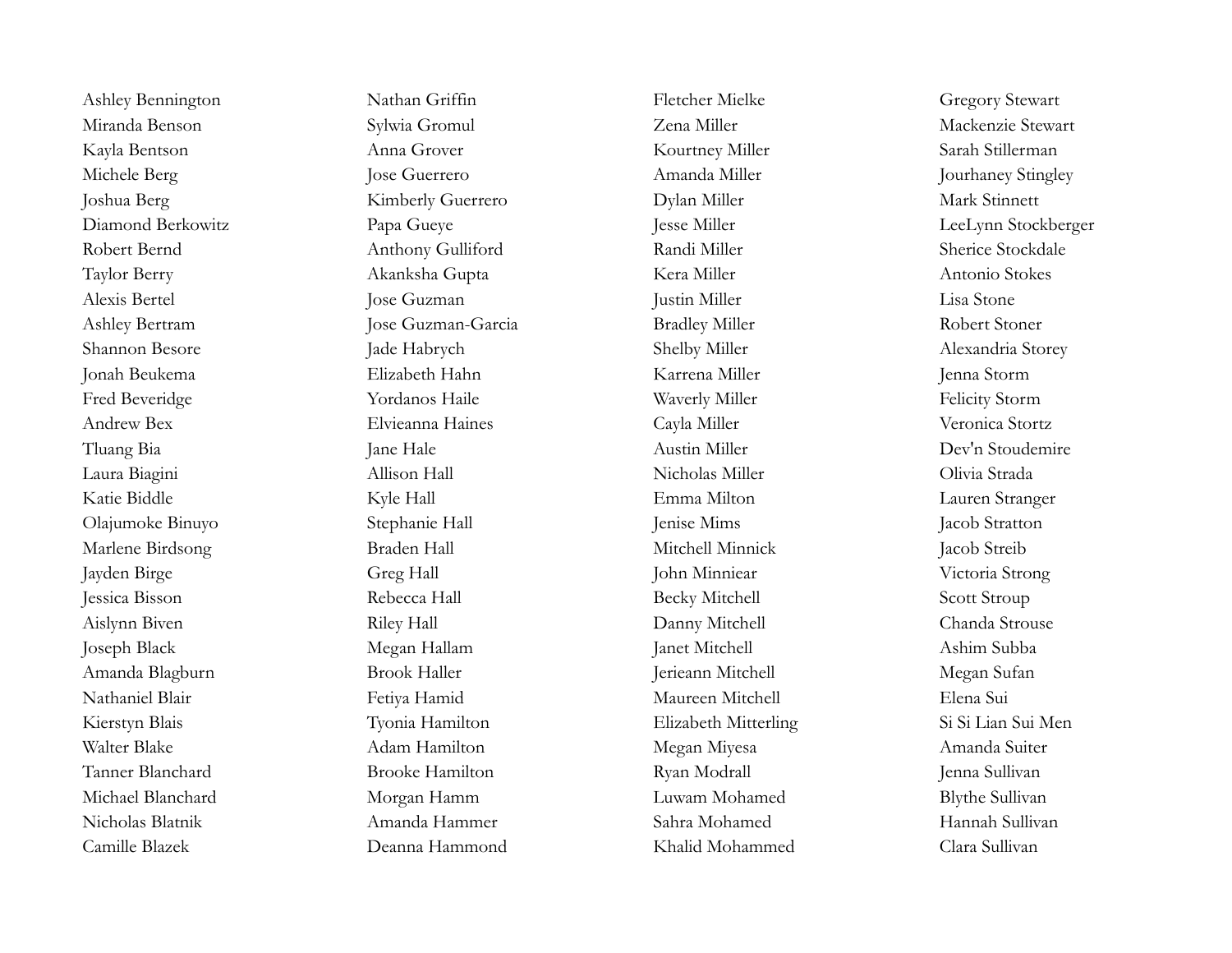Ashley Bennington
Miranda Benson
Kayla Bentson
Michele Berg
Joshua Berg
Diamond Berkowitz
Robert Bernd
Taylor Berry
Alexis Bertel
Ashley Bertram
Shannon Besore
Jonah Beukema
Fred Beveridge
Andrew Bex
Tluang Bia
Laura Biagini
Katie Biddle
Olajumoke Binuyo
Marlene Birdsong
Jayden Birge
Jessica Bisson
Aislynn Biven
Joseph Black
Amanda Blagburn
Nathaniel Blair
Kierstyn Blais
Walter Blake
Tanner Blanchard
Michael Blanchard
Nicholas Blatnik
Camille Blazek

Nathan Griffin
Sylwia Gromul
Anna Grover
Jose Guerrero
Kimberly Guerrero
Papa Gueye
Anthony Gulliford
Akanksha Gupta
Jose Guzman
Jose Guzman-Garcia
Jade Habrych
Elizabeth Hahn
Yordanos Haile
Elvieanna Haines
Jane Hale
Allison Hall
Kyle Hall
Stephanie Hall
Braden Hall
Greg Hall
Rebecca Hall
Riley Hall
Megan Hallam
Brook Haller
Fetiya Hamid
Tyonia Hamilton
Adam Hamilton
Brooke Hamilton
Morgan Hamm
Amanda Hammer
Deanna Hammond

Fletcher Mielke
Zena Miller
Kourtney Miller
Amanda Miller
Dylan Miller
Jesse Miller
Randi Miller
Kera Miller
Justin Miller
Bradley Miller
Shelby Miller
Karrena Miller
Waverly Miller
Cayla Miller
Austin Miller
Nicholas Miller
Emma Milton
Jenise Mims
Mitchell Minnick
John Minniear
Becky Mitchell
Danny Mitchell
Janet Mitchell
Jerieann Mitchell
Maureen Mitchell
Elizabeth Mitterling
Megan Miyesa
Ryan Modrall
Luwam Mohamed
Sahra Mohamed
Khalid Mohammed

Gregory Stewart
Mackenzie Stewart
Sarah Stillerman
Jourhaney Stingley
Mark Stinnett
LeeLynn Stockberger
Sherice Stockdale
Antonio Stokes
Lisa Stone
Robert Stoner
Alexandria Storey
Jenna Storm
Felicity Storm
Veronica Stortz
Dev'n Stoudemire
Olivia Strada
Lauren Stranger
Jacob Stratton
Jacob Streib
Victoria Strong
Scott Stroup
Chanda Strouse
Ashim Subba
Megan Sufan
Elena Sui
Si Si Lian Sui Men
Amanda Suiter
Jenna Sullivan
Blythe Sullivan
Hannah Sullivan
Clara Sullivan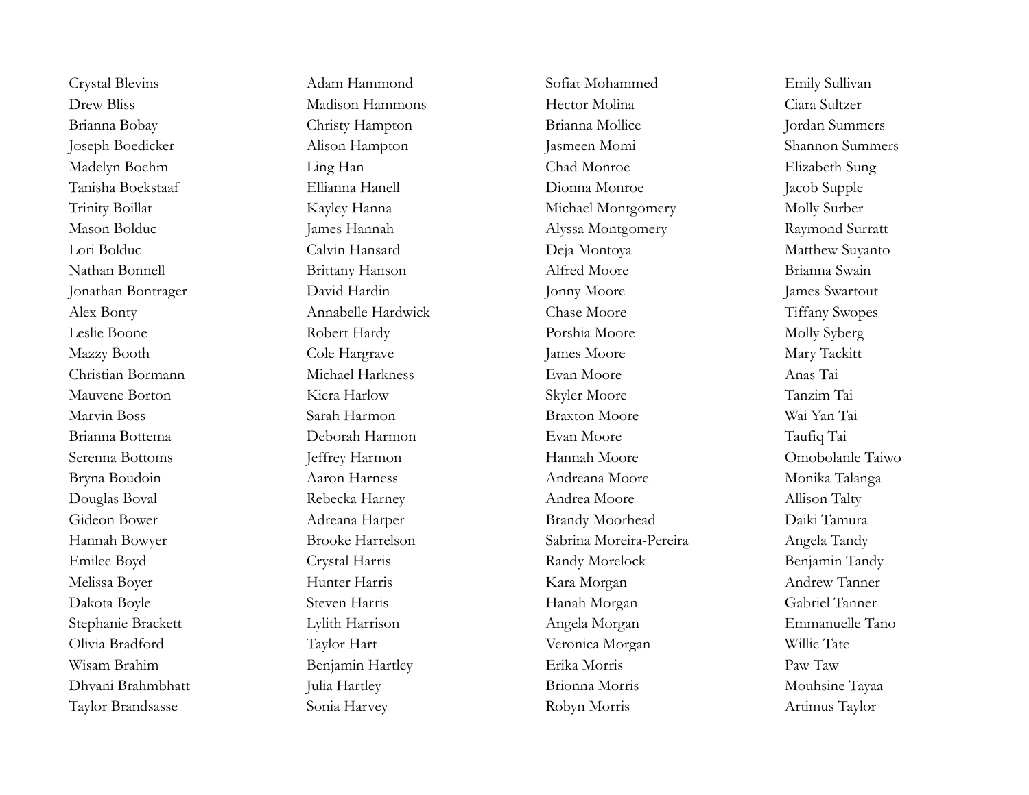Crystal Blevins
Drew Bliss
Brianna Bobay
Joseph Boedicker
Madelyn Boehm
Tanisha Boekstaaf
Trinity Boillat
Mason Bolduc
Lori Bolduc
Nathan Bonnell
Jonathan Bontrager
Alex Bonty
Leslie Boone
Mazzy Booth
Christian Bormann
Mauvene Borton
Marvin Boss
Brianna Bottema
Serenna Bottoms
Bryna Boudoin
Douglas Boval
Gideon Bower
Hannah Bowyer
Emilee Boyd
Melissa Boyer
Dakota Boyle
Stephanie Brackett
Olivia Bradford
Wisam Brahim
Dhvani Brahmbhatt
Taylor Brandsasse

Adam Hammond
Madison Hammons
Christy Hampton
Alison Hampton
Ling Han
Ellianna Hanell
Kayley Hanna
James Hannah
Calvin Hansard
Brittany Hanson
David Hardin
Annabelle Hardwick
Robert Hardy
Cole Hargrave
Michael Harkness
Kiera Harlow
Sarah Harmon
Deborah Harmon
Jeffrey Harmon
Aaron Harness
Rebecka Harney
Adreana Harper
Brooke Harrelson
Crystal Harris
Hunter Harris
Steven Harris
Lylith Harrison
Taylor Hart
Benjamin Hartley
Julia Hartley
Sonia Harvey

Sofiat Mohammed
Hector Molina
Brianna Mollice
Jasmeen Momi
Chad Monroe
Dionna Monroe
Michael Montgomery
Alyssa Montgomery
Deja Montoya
Alfred Moore
Jonny Moore
Chase Moore
Porshia Moore
James Moore
Evan Moore
Skyler Moore
Braxton Moore
Evan Moore
Hannah Moore
Andreana Moore
Andrea Moore
Brandy Moorhead
Sabrina Moreira-Pereira
Randy Morelock
Kara Morgan
Hanah Morgan
Angela Morgan
Veronica Morgan
Erika Morris
Brionna Morris
Robyn Morris

Emily Sullivan
Ciara Sultzer
Jordan Summers
Shannon Summers
Elizabeth Sung
Jacob Supple
Molly Surber
Raymond Surratt
Matthew Suyanto
Brianna Swain
James Swartout
Tiffany Swopes
Molly Syberg
Mary Tackitt
Anas Tai
Tanzim Tai
Wai Yan Tai
Taufiq Tai
Omobolanle Taiwo
Monika Talanga
Allison Talty
Daiki Tamura
Angela Tandy
Benjamin Tandy
Andrew Tanner
Gabriel Tanner
Emmanuelle Tano
Willie Tate
Paw Taw
Mouhsine Tayaa
Artimus Taylor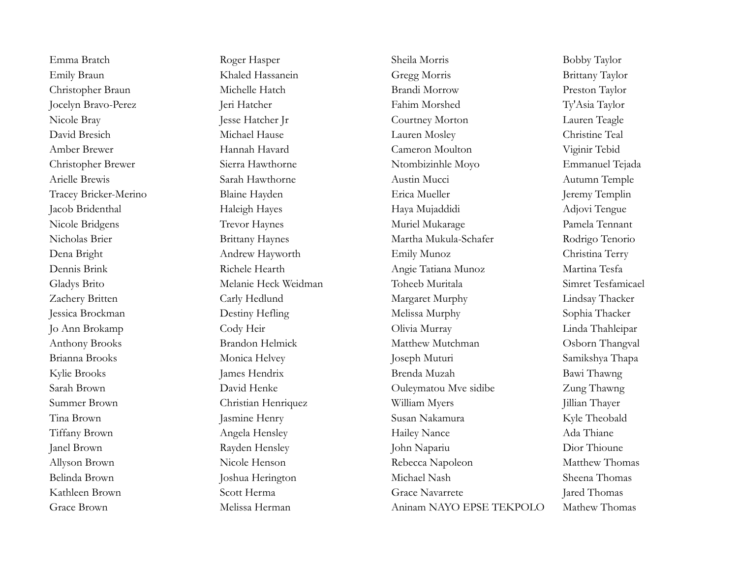Emma Bratch
Emily Braun
Christopher Braun
Jocelyn Bravo-Perez
Nicole Bray
David Bresich
Amber Brewer
Christopher Brewer
Arielle Brewis
Tracey Bricker-Merino
Jacob Bridenthal
Nicole Bridgens
Nicholas Brier
Dena Bright
Dennis Brink
Gladys Brito
Zachery Britten
Jessica Brockman
Jo Ann Brokamp
Anthony Brooks
Brianna Brooks
Kylie Brooks
Sarah Brown
Summer Brown
Tina Brown
Tiffany Brown
Janel Brown
Allyson Brown
Belinda Brown
Kathleen Brown
Grace Brown

Roger Hasper
Khaled Hassanein
Michelle Hatch
Jeri Hatcher
Jesse Hatcher Jr
Michael Hause
Hannah Havard
Sierra Hawthorne
Sarah Hawthorne
Blaine Hayden
Haleigh Hayes
Trevor Haynes
Brittany Haynes
Andrew Hayworth
Richele Hearth
Melanie Heck Weidman
Carly Hedlund
Destiny Hefling
Cody Heir
Brandon Helmick
Monica Helvey
James Hendrix
David Henke
Christian Henriquez
Jasmine Henry
Angela Hensley
Rayden Hensley
Nicole Henson
Joshua Herington
Scott Herma
Melissa Herman

Sheila Morris
Gregg Morris
Brandi Morrow
Fahim Morshed
Courtney Morton
Lauren Mosley
Cameron Moulton
Ntombizinhle Moyo
Austin Mucci
Erica Mueller
Haya Mujaddidi
Muriel Mukarage
Martha Mukula-Schafer
Emily Munoz
Angie Tatiana Munoz
Toheeb Muritala
Margaret Murphy
Melissa Murphy
Olivia Murray
Matthew Mutchman
Joseph Muturi
Brenda Muzah
Ouleymatou Mve sidibe
William Myers
Susan Nakamura
Hailey Nance
John Napariu
Rebecca Napoleon
Michael Nash
Grace Navarrete
Aninam NAYO EPSE TEKPOLO

Bobby Taylor
Brittany Taylor
Preston Taylor
Ty'Asia Taylor
Lauren Teagle
Christine Teal
Viginir Tebid
Emmanuel Tejada
Autumn Temple
Jeremy Templin
Adjovi Tengue
Pamela Tennant
Rodrigo Tenorio
Christina Terry
Martina Tesfa
Simret Tesfamicael
Lindsay Thacker
Sophia Thacker
Linda Thahleipar
Osborn Thangval
Samikshya Thapa
Bawi Thawng
Zung Thawng
Jillian Thayer
Kyle Theobald
Ada Thiane
Dior Thioune
Matthew Thomas
Sheena Thomas
Jared Thomas
Mathew Thomas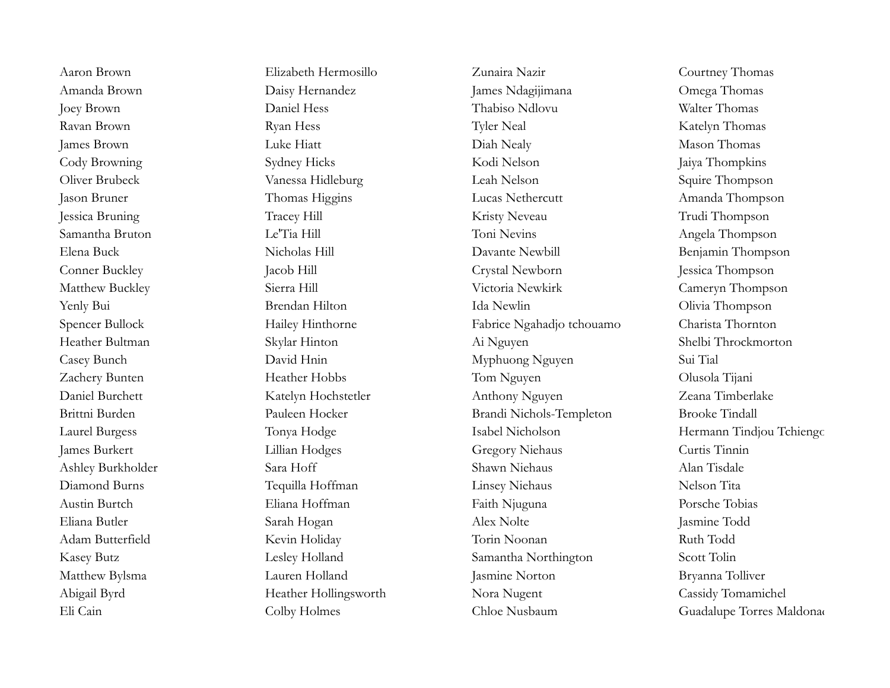Aaron Brown
Amanda Brown
Joey Brown
Ravan Brown
James Brown
Cody Browning
Oliver Brubeck
Jason Bruner
Jessica Bruning
Samantha Bruton
Elena Buck
Conner Buckley
Matthew Buckley
Yenly Bui
Spencer Bullock
Heather Bultman
Casey Bunch
Zachery Bunten
Daniel Burchett
Brittni Burden
Laurel Burgess
James Burkert
Ashley Burkholder
Diamond Burns
Austin Burtch
Eliana Butler
Adam Butterfield
Kasey Butz
Matthew Bylsma
Abigail Byrd
Eli Cain

Elizabeth Hermosillo
Daisy Hernandez
Daniel Hess
Ryan Hess
Luke Hiatt
Sydney Hicks
Vanessa Hidleburg
Thomas Higgins
Tracey Hill
Le'Tia Hill
Nicholas Hill
Jacob Hill
Sierra Hill
Brendan Hilton
Hailey Hinthorne
Skylar Hinton
David Hnin
Heather Hobbs
Katelyn Hochstetler
Pauleen Hocker
Tonya Hodge
Lillian Hodges
Sara Hoff
Tequilla Hoffman
Eliana Hoffman
Sarah Hogan
Kevin Holiday
Lesley Holland
Lauren Holland
Heather Hollingsworth
Colby Holmes

Zunaira Nazir
James Ndagijimana
Thabiso Ndlovu
Tyler Neal
Diah Nealy
Kodi Nelson
Leah Nelson
Lucas Nethercutt
Kristy Neveau
Toni Nevins
Davante Newbill
Crystal Newborn
Victoria Newkirk
Ida Newlin
Fabrice Ngahadjo tchouamo
Ai Nguyen
Myphuong Nguyen
Tom Nguyen
Anthony Nguyen
Brandi Nichols-Templeton
Isabel Nicholson
Gregory Niehaus
Shawn Niehaus
Linsey Niehaus
Faith Njuguna
Alex Nolte
Torin Noonan
Samantha Northington
Jasmine Norton
Nora Nugent
Chloe Nusbaum

Courtney Thomas
Omega Thomas
Walter Thomas
Katelyn Thomas
Mason Thomas
Jaiya Thompkins
Squire Thompson
Amanda Thompson
Trudi Thompson
Angela Thompson
Benjamin Thompson
Jessica Thompson
Cameryn Thompson
Olivia Thompson
Charista Thornton
Shelbi Throckmorton
Sui Tial
Olusola Tijani
Zeana Timberlake
Brooke Tindall
Hermann Tindjou Tchiengo
Curtis Tinnin
Alan Tisdale
Nelson Tita
Porsche Tobias
Jasmine Todd
Ruth Todd
Scott Tolin
Bryanna Tolliver
Cassidy Tomamichel
Guadalupe Torres Maldonad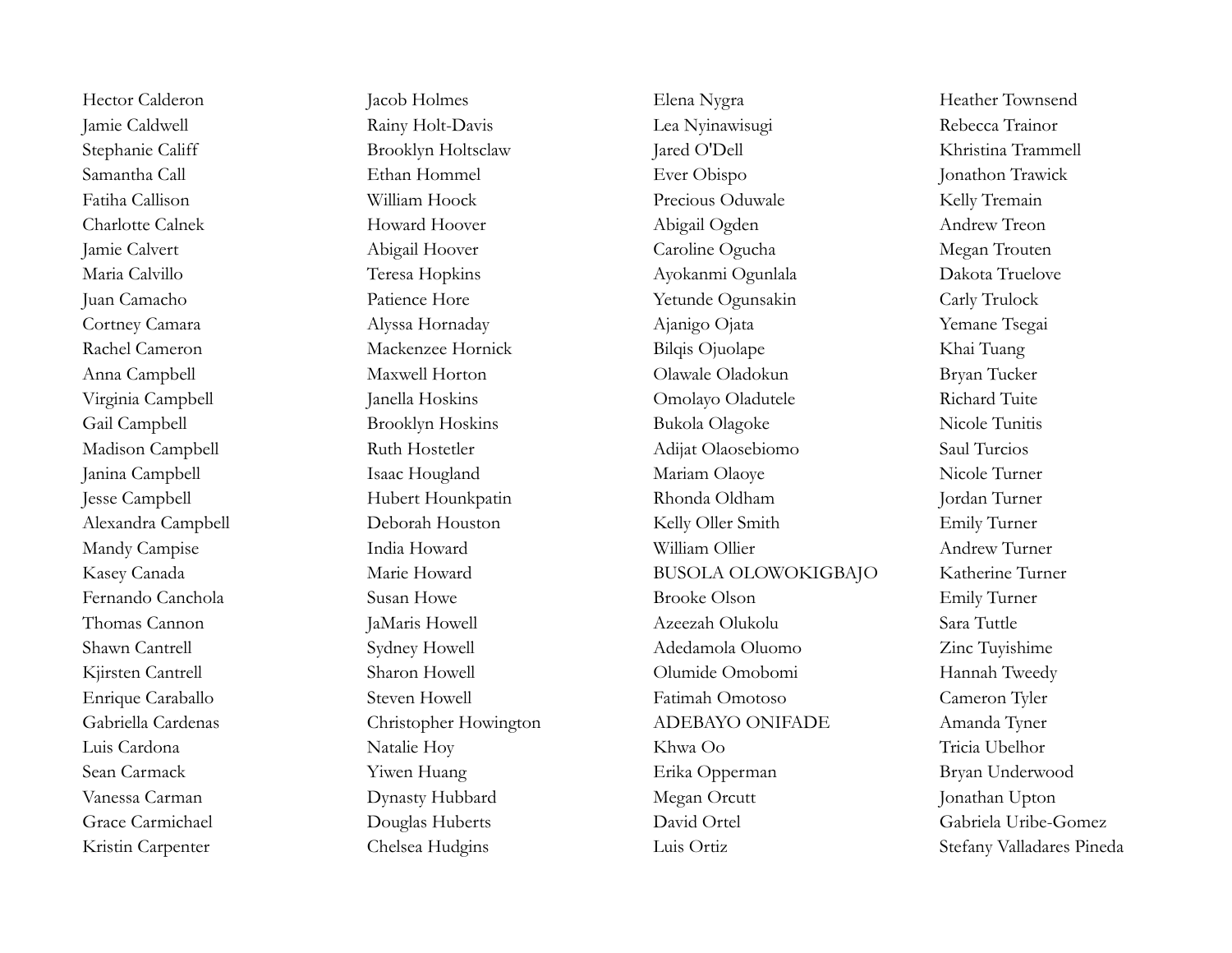Hector Calderon
Jamie Caldwell
Stephanie Califf
Samantha Call
Fatiha Callison
Charlotte Calnek
Jamie Calvert
Maria Calvillo
Juan Camacho
Cortney Camara
Rachel Cameron
Anna Campbell
Virginia Campbell
Gail Campbell
Madison Campbell
Janina Campbell
Jesse Campbell
Alexandra Campbell
Mandy Campise
Kasey Canada
Fernando Canchola
Thomas Cannon
Shawn Cantrell
Kjirsten Cantrell
Enrique Caraballo
Gabriella Cardenas
Luis Cardona
Sean Carmack
Vanessa Carman
Grace Carmichael
Kristin Carpenter

Jacob Holmes
Rainy Holt-Davis
Brooklyn Holtsclaw
Ethan Hommel
William Hoock
Howard Hoover
Abigail Hoover
Teresa Hopkins
Patience Hore
Alyssa Hornaday
Mackenzee Hornick
Maxwell Horton
Janella Hoskins
Brooklyn Hoskins
Ruth Hostetler
Isaac Hougland
Hubert Hounkpatin
Deborah Houston
India Howard
Marie Howard
Susan Howe
JaMaris Howell
Sydney Howell
Sharon Howell
Steven Howell
Christopher Howington
Natalie Hoy
Yiwen Huang
Dynasty Hubbard
Douglas Huberts
Chelsea Hudgins

Elena Nygra
Lea Nyinawisugi
Jared O'Dell
Ever Obispo
Precious Oduwale
Abigail Ogden
Caroline Ogucha
Ayokanmi Ogunlala
Yetunde Ogunsakin
Ajanigo Ojata
Bilqis Ojuolape
Olawale Oladokun
Omolayo Oladutele
Bukola Olagoke
Adijat Olaosebiomo
Mariam Olaoye
Rhonda Oldham
Kelly Oller Smith
William Ollier
BUSOLA OLOWOKIGBAJO
Brooke Olson
Azeezah Olukolu
Adedamola Oluomo
Olumide Omobomi
Fatimah Omotoso
ADEBAYO ONIFADE
Khwa Oo
Erika Opperman
Megan Orcutt
David Ortel
Luis Ortiz

Heather Townsend
Rebecca Trainor
Khristina Trammell
Jonathon Trawick
Kelly Tremain
Andrew Treon
Megan Trouten
Dakota Truelove
Carly Trulock
Yemane Tsegai
Khai Tuang
Bryan Tucker
Richard Tuite
Nicole Tunitis
Saul Turcios
Nicole Turner
Jordan Turner
Emily Turner
Andrew Turner
Katherine Turner
Emily Turner
Sara Tuttle
Zinc Tuyishime
Hannah Tweedy
Cameron Tyler
Amanda Tyner
Tricia Ubelhor
Bryan Underwood
Jonathan Upton
Gabriela Uribe-Gomez
Stefany Valladares Pineda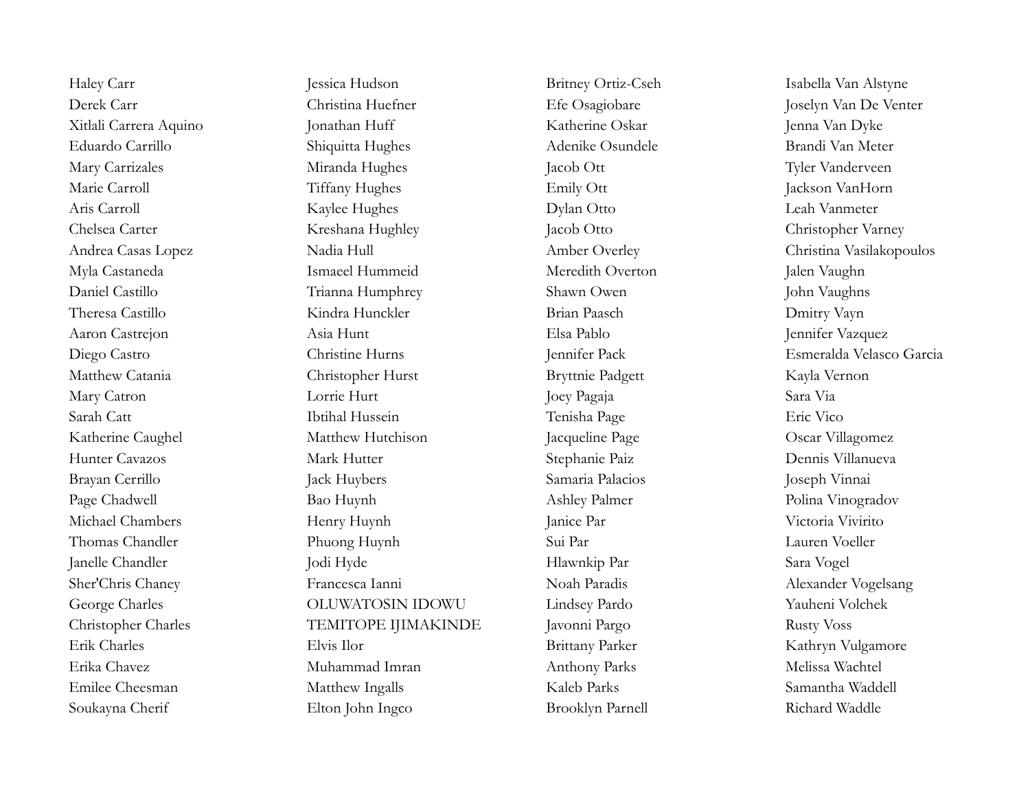Haley Carr
Derek Carr
Xitlali Carrera Aquino
Eduardo Carrillo
Mary Carrizales
Marie Carroll
Aris Carroll
Chelsea Carter
Andrea Casas Lopez
Myla Castaneda
Daniel Castillo
Theresa Castillo
Aaron Castrejon
Diego Castro
Matthew Catania
Mary Catron
Sarah Catt
Katherine Caughel
Hunter Cavazos
Brayan Cerrillo
Page Chadwell
Michael Chambers
Thomas Chandler
Janelle Chandler
Sher'Chris Chaney
George Charles
Christopher Charles
Erik Charles
Erika Chavez
Emilee Cheesman
Soukayna Cherif

Jessica Hudson
Christina Huefner
Jonathan Huff
Shiquitta Hughes
Miranda Hughes
Tiffany Hughes
Kaylee Hughes
Kreshana Hughley
Nadia Hull
Ismaeel Hummeid
Trianna Humphrey
Kindra Hunckler
Asia Hunt
Christine Hurns
Christopher Hurst
Lorrie Hurt
Ibtihal Hussein
Matthew Hutchison
Mark Hutter
Jack Huybers
Bao Huynh
Henry Huynh
Phuong Huynh
Jodi Hyde
Francesca Ianni
OLUWATOSIN IDOWU
TEMITOPE IJIMAKINDE
Elvis Ilor
Muhammad Imran
Matthew Ingalls
Elton John Ingco

Britney Ortiz-Cseh
Efe Osagiobare
Katherine Oskar
Adenike Osundele
Jacob Ott
Emily Ott
Dylan Otto
Jacob Otto
Amber Overley
Meredith Overton
Shawn Owen
Brian Paasch
Elsa Pablo
Jennifer Pack
Bryttnie Padgett
Joey Pagaja
Tenisha Page
Jacqueline Page
Stephanie Paiz
Samaria Palacios
Ashley Palmer
Janice Par
Sui Par
Hlawnkip Par
Noah Paradis
Lindsey Pardo
Javonni Pargo
Brittany Parker
Anthony Parks
Kaleb Parks
Brooklyn Parnell

Isabella Van Alstyne
Joselyn Van De Venter
Jenna Van Dyke
Brandi Van Meter
Tyler Vanderveen
Jackson VanHorn
Leah Vanmeter
Christopher Varney
Christina Vasilakopoulos
Jalen Vaughn
John Vaughns
Dmitry Vayn
Jennifer Vazquez
Esmeralda Velasco Garcia
Kayla Vernon
Sara Via
Eric Vico
Oscar Villagomez
Dennis Villanueva
Joseph Vinnai
Polina Vinogradov
Victoria Vivirito
Lauren Voeller
Sara Vogel
Alexander Vogelsang
Yauheni Volchek
Rusty Voss
Kathryn Vulgamore
Melissa Wachtel
Samantha Waddell
Richard Waddle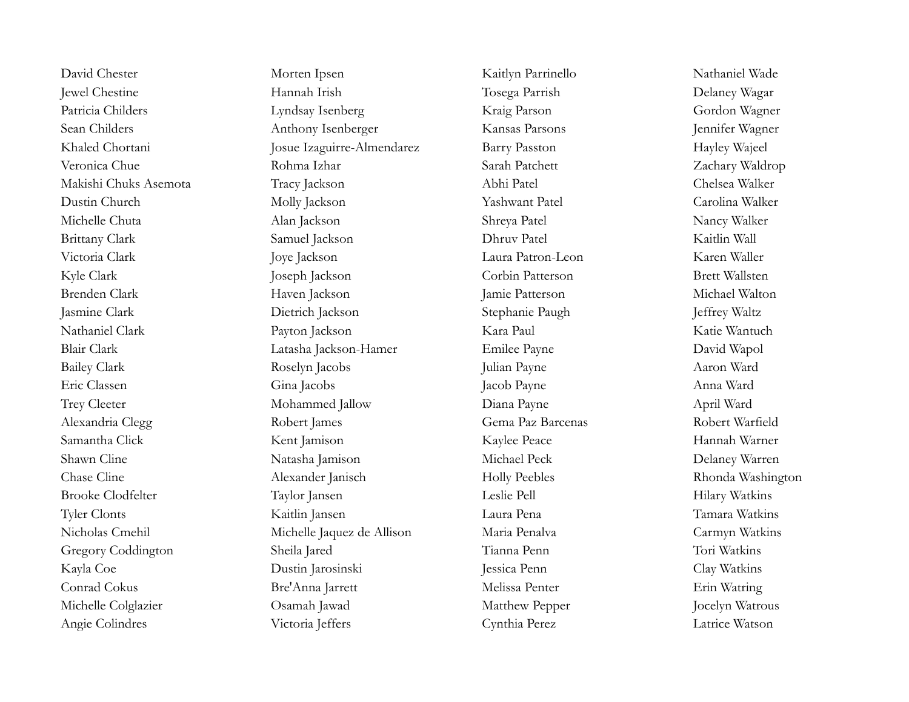David Chester
Jewel Chestine
Patricia Childers
Sean Childers
Khaled Chortani
Veronica Chue
Makishi Chuks Asemota
Dustin Church
Michelle Chuta
Brittany Clark
Victoria Clark
Kyle Clark
Brenden Clark
Jasmine Clark
Nathaniel Clark
Blair Clark
Bailey Clark
Eric Classen
Trey Cleeter
Alexandria Clegg
Samantha Click
Shawn Cline
Chase Cline
Brooke Clodfelter
Tyler Clonts
Nicholas Cmehil
Gregory Coddington
Kayla Coe
Conrad Cokus
Michelle Colglazier
Angie Colindres

Morten Ipsen
Hannah Irish
Lyndsay Isenberg
Anthony Isenberger
Josue Izaguirre-Almendarez
Rohma Izhar
Tracy Jackson
Molly Jackson
Alan Jackson
Samuel Jackson
Joye Jackson
Joseph Jackson
Haven Jackson
Dietrich Jackson
Payton Jackson
Latasha Jackson-Hamer
Roselyn Jacobs
Gina Jacobs
Mohammed Jallow
Robert James
Kent Jamison
Natasha Jamison
Alexander Janisch
Taylor Jansen
Kaitlin Jansen
Michelle Jaquez de Allison
Sheila Jared
Dustin Jarosinski
Bre'Anna Jarrett
Osamah Jawad
Victoria Jeffers

Kaitlyn Parrinello
Tosega Parrish
Kraig Parson
Kansas Parsons
Barry Passton
Sarah Patchett
Abhi Patel
Yashwant Patel
Shreya Patel
Dhruv Patel
Laura Patron-Leon
Corbin Patterson
Jamie Patterson
Stephanie Paugh
Kara Paul
Emilee Payne
Julian Payne
Jacob Payne
Diana Payne
Gema Paz Barcenas
Kaylee Peace
Michael Peck
Holly Peebles
Leslie Pell
Laura Pena
Maria Penalva
Tianna Penn
Jessica Penn
Melissa Penter
Matthew Pepper
Cynthia Perez

Nathaniel Wade
Delaney Wagar
Gordon Wagner
Jennifer Wagner
Hayley Wajeel
Zachary Waldrop
Chelsea Walker
Carolina Walker
Nancy Walker
Kaitlin Wall
Karen Waller
Brett Wallsten
Michael Walton
Jeffrey Waltz
Katie Wantuch
David Wapol
Aaron Ward
Anna Ward
April Ward
Robert Warfield
Hannah Warner
Delaney Warren
Rhonda Washington
Hilary Watkins
Tamara Watkins
Carmyn Watkins
Tori Watkins
Clay Watkins
Erin Watring
Jocelyn Watrous
Latrice Watson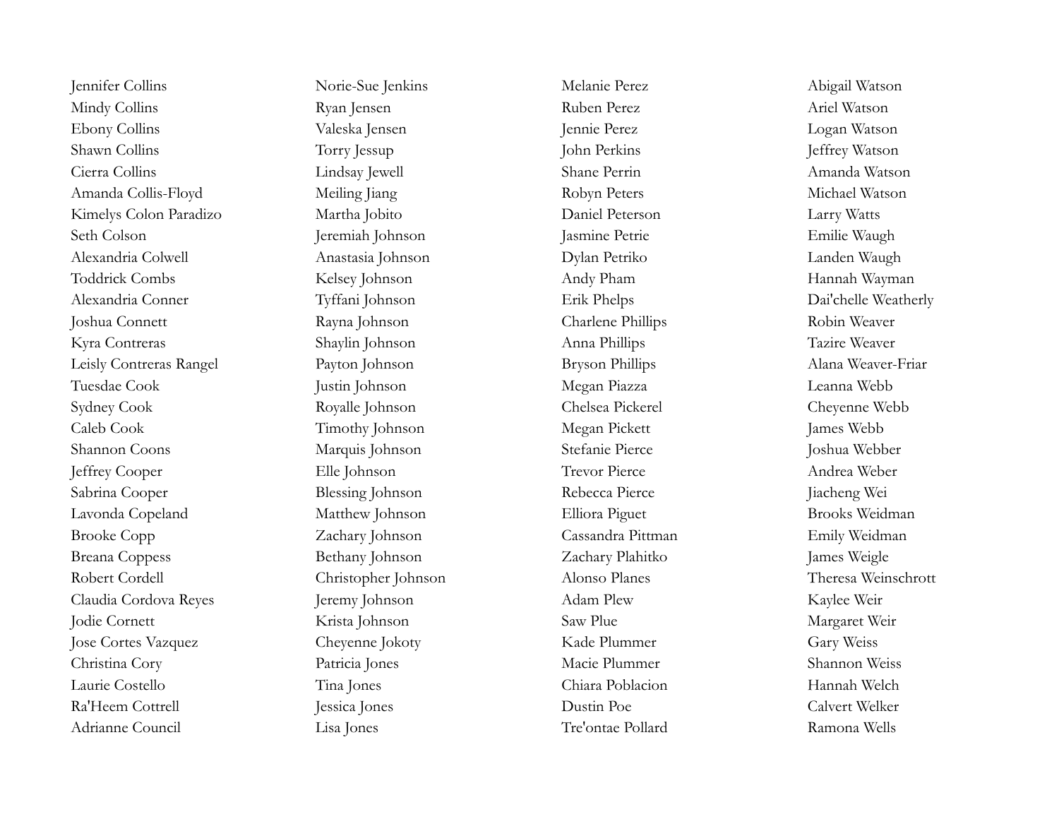Jennifer Collins
Mindy Collins
Ebony Collins
Shawn Collins
Cierra Collins
Amanda Collis-Floyd
Kimelys Colon Paradizo
Seth Colson
Alexandria Colwell
Toddrick Combs
Alexandria Conner
Joshua Connett
Kyra Contreras
Leisly Contreras Rangel
Tuesdae Cook
Sydney Cook
Caleb Cook
Shannon Coons
Jeffrey Cooper
Sabrina Cooper
Lavonda Copeland
Brooke Copp
Breana Coppess
Robert Cordell
Claudia Cordova Reyes
Jodie Cornett
Jose Cortes Vazquez
Christina Cory
Laurie Costello
Ra'Heem Cottrell
Adrianne Council

Norie-Sue Jenkins
Ryan Jensen
Valeska Jensen
Torry Jessup
Lindsay Jewell
Meiling Jiang
Martha Jobito
Jeremiah Johnson
Anastasia Johnson
Kelsey Johnson
Tyffani Johnson
Rayna Johnson
Shaylin Johnson
Payton Johnson
Justin Johnson
Royalle Johnson
Timothy Johnson
Marquis Johnson
Elle Johnson
Blessing Johnson
Matthew Johnson
Zachary Johnson
Bethany Johnson
Christopher Johnson
Jeremy Johnson
Krista Johnson
Cheyenne Jokoty
Patricia Jones
Tina Jones
Jessica Jones
Lisa Jones

Melanie Perez
Ruben Perez
Jennie Perez
John Perkins
Shane Perrin
Robyn Peters
Daniel Peterson
Jasmine Petrie
Dylan Petriko
Andy Pham
Erik Phelps
Charlene Phillips
Anna Phillips
Bryson Phillips
Megan Piazza
Chelsea Pickerel
Megan Pickett
Stefanie Pierce
Trevor Pierce
Rebecca Pierce
Elliora Piguet
Cassandra Pittman
Zachary Plahitko
Alonso Planes
Adam Plew
Saw Plue
Kade Plummer
Macie Plummer
Chiara Poblacion
Dustin Poe
Tre'ontae Pollard

Abigail Watson
Ariel Watson
Logan Watson
Jeffrey Watson
Amanda Watson
Michael Watson
Larry Watts
Emilie Waugh
Landen Waugh
Hannah Wayman
Dai'chelle Weatherly
Robin Weaver
Tazire Weaver
Alana Weaver-Friar
Leanna Webb
Cheyenne Webb
James Webb
Joshua Webber
Andrea Weber
Jiacheng Wei
Brooks Weidman
Emily Weidman
James Weigle
Theresa Weinschrott
Kaylee Weir
Margaret Weir
Gary Weiss
Shannon Weiss
Hannah Welch
Calvert Welker
Ramona Wells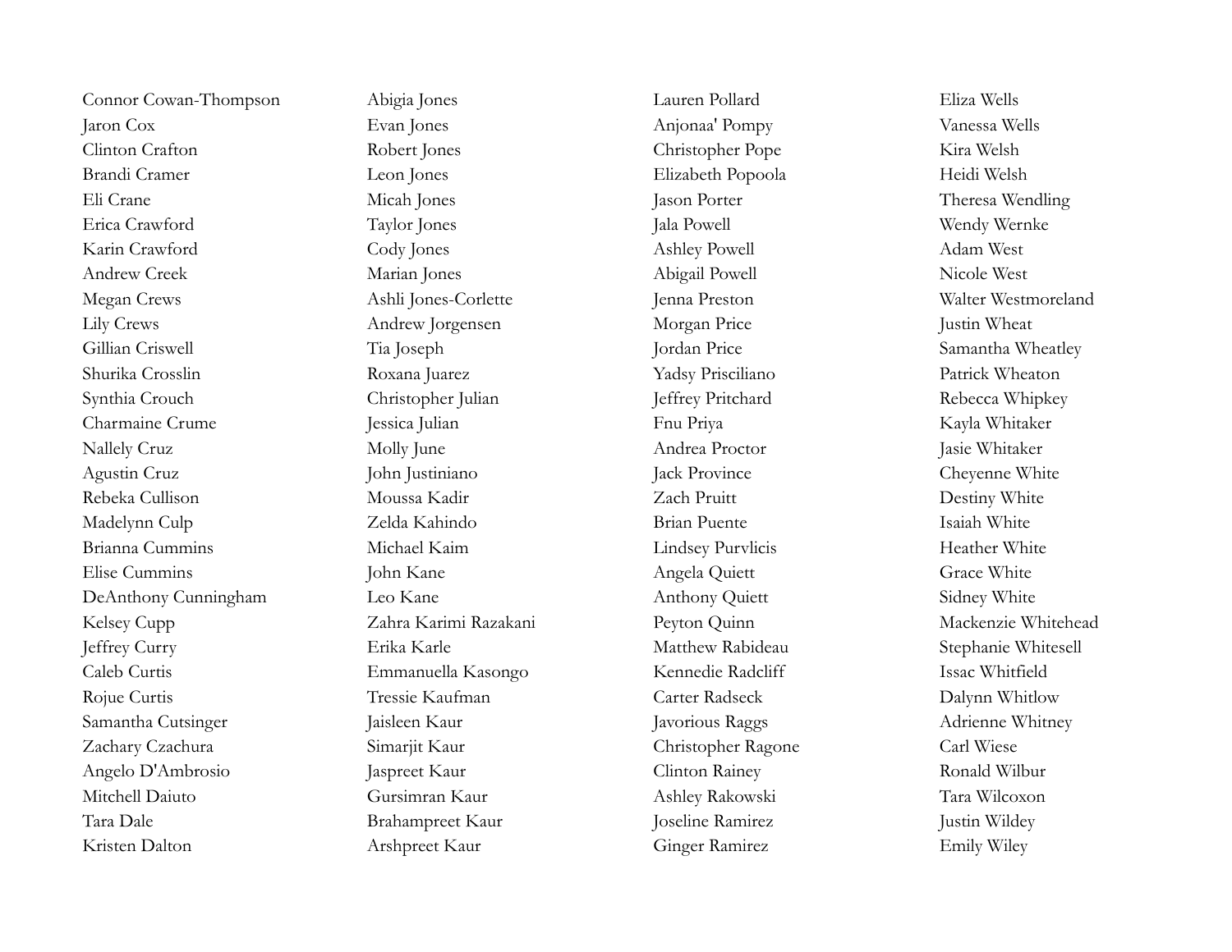Connor Cowan-Thompson
Jaron Cox
Clinton Crafton
Brandi Cramer
Eli Crane
Erica Crawford
Karin Crawford
Andrew Creek
Megan Crews
Lily Crews
Gillian Criswell
Shurika Crosslin
Synthia Crouch
Charmaine Crume
Nallely Cruz
Agustin Cruz
Rebeka Cullison
Madelynn Culp
Brianna Cummins
Elise Cummins
DeAnthony Cunningham
Kelsey Cupp
Jeffrey Curry
Caleb Curtis
Rojue Curtis
Samantha Cutsinger
Zachary Czachura
Angelo D'Ambrosio
Mitchell Daiuto
Tara Dale
Kristen Dalton

Abigia Jones
Evan Jones
Robert Jones
Leon Jones
Micah Jones
Taylor Jones
Cody Jones
Marian Jones
Ashli Jones-Corlette
Andrew Jorgensen
Tia Joseph
Roxana Juarez
Christopher Julian
Jessica Julian
Molly June
John Justiniano
Moussa Kadir
Zelda Kahindo
Michael Kaim
John Kane
Leo Kane
Zahra Karimi Razakani
Erika Karle
Emmanuella Kasongo
Tressie Kaufman
Jaisleen Kaur
Simarjit Kaur
Jaspreet Kaur
Gursimran Kaur
Brahampreet Kaur
Arshpreet Kaur

Lauren Pollard
Anjonaa' Pompy
Christopher Pope
Elizabeth Popoola
Jason Porter
Jala Powell
Ashley Powell
Abigail Powell
Jenna Preston
Morgan Price
Jordan Price
Yadsy Prisciliano
Jeffrey Pritchard
Fnu Priya
Andrea Proctor
Jack Province
Zach Pruitt
Brian Puente
Lindsey Purvlicis
Angela Quiett
Anthony Quiett
Peyton Quinn
Matthew Rabideau
Kennedie Radcliff
Carter Radseck
Javorious Raggs
Christopher Ragone
Clinton Rainey
Ashley Rakowski
Joseline Ramirez
Ginger Ramirez

Eliza Wells
Vanessa Wells
Kira Welsh
Heidi Welsh
Theresa Wendling
Wendy Wernke
Adam West
Nicole West
Walter Westmoreland
Justin Wheat
Samantha Wheatley
Patrick Wheaton
Rebecca Whipkey
Kayla Whitaker
Jasie Whitaker
Cheyenne White
Destiny White
Isaiah White
Heather White
Grace White
Sidney White
Mackenzie Whitehead
Stephanie Whitesell
Issac Whitfield
Dalynn Whitlow
Adrienne Whitney
Carl Wiese
Ronald Wilbur
Tara Wilcoxon
Justin Wildey
Emily Wiley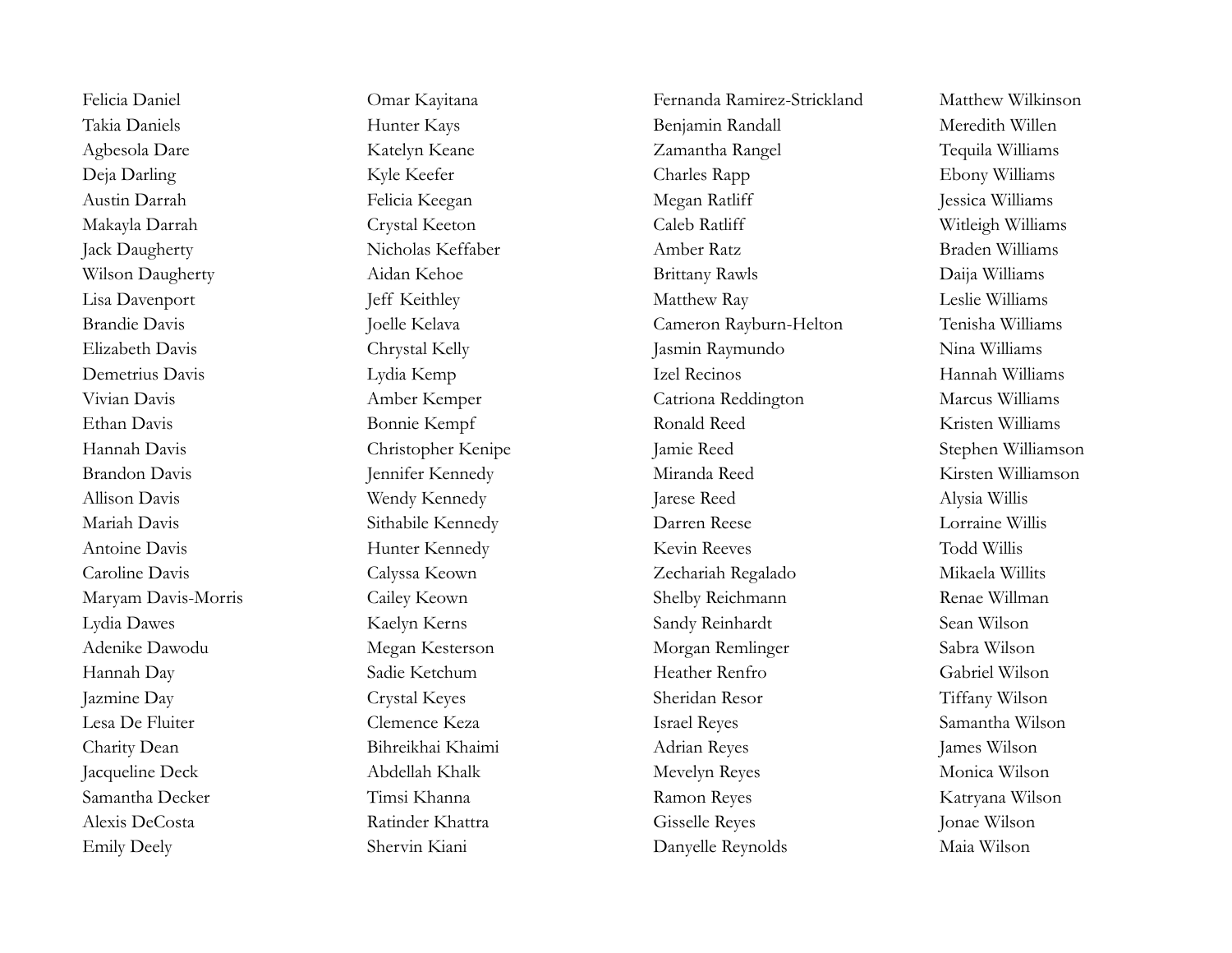Felicia Daniel
Takia Daniels
Agbesola Dare
Deja Darling
Austin Darrah
Makayla Darrah
Jack Daugherty
Wilson Daugherty
Lisa Davenport
Brandie Davis
Elizabeth Davis
Demetrius Davis
Vivian Davis
Ethan Davis
Hannah Davis
Brandon Davis
Allison Davis
Mariah Davis
Antoine Davis
Caroline Davis
Maryam Davis-Morris
Lydia Dawes
Adenike Dawodu
Hannah Day
Jazmine Day
Lesa De Fluiter
Charity Dean
Jacqueline Deck
Samantha Decker
Alexis DeCosta
Emily Deely

Omar Kayitana
Hunter Kays
Katelyn Keane
Kyle Keefer
Felicia Keegan
Crystal Keeton
Nicholas Keffaber
Aidan Kehoe
Jeff Keithley
Joelle Kelava
Chrystal Kelly
Lydia Kemp
Amber Kemper
Bonnie Kempf
Christopher Kenipe
Jennifer Kennedy
Wendy Kennedy
Sithabile Kennedy
Hunter Kennedy
Calyssa Keown
Cailey Keown
Kaelyn Kerns
Megan Kesterson
Sadie Ketchum
Crystal Keyes
Clemence Keza
Bihreikhai Khaimi
Abdellah Khalk
Timsi Khanna
Ratinder Khattra
Shervin Kiani

Fernanda Ramirez-Strickland
Benjamin Randall
Zamantha Rangel
Charles Rapp
Megan Ratliff
Caleb Ratliff
Amber Ratz
Brittany Rawls
Matthew Ray
Cameron Rayburn-Helton
Jasmin Raymundo
Izel Recinos
Catriona Reddington
Ronald Reed
Jamie Reed
Miranda Reed
Jarese Reed
Darren Reese
Kevin Reeves
Zechariah Regalado
Shelby Reichmann
Sandy Reinhardt
Morgan Remlinger
Heather Renfro
Sheridan Resor
Israel Reyes
Adrian Reyes
Mevelyn Reyes
Ramon Reyes
Gisselle Reyes
Danyelle Reynolds

Matthew Wilkinson
Meredith Willen
Tequila Williams
Ebony Williams
Jessica Williams
Witleigh Williams
Braden Williams
Daija Williams
Leslie Williams
Tenisha Williams
Nina Williams
Hannah Williams
Marcus Williams
Kristen Williams
Stephen Williamson
Kirsten Williamson
Alysia Willis
Lorraine Willis
Todd Willis
Mikaela Willits
Renae Willman
Sean Wilson
Sabra Wilson
Gabriel Wilson
Tiffany Wilson
Samantha Wilson
James Wilson
Monica Wilson
Katryana Wilson
Jonae Wilson
Maia Wilson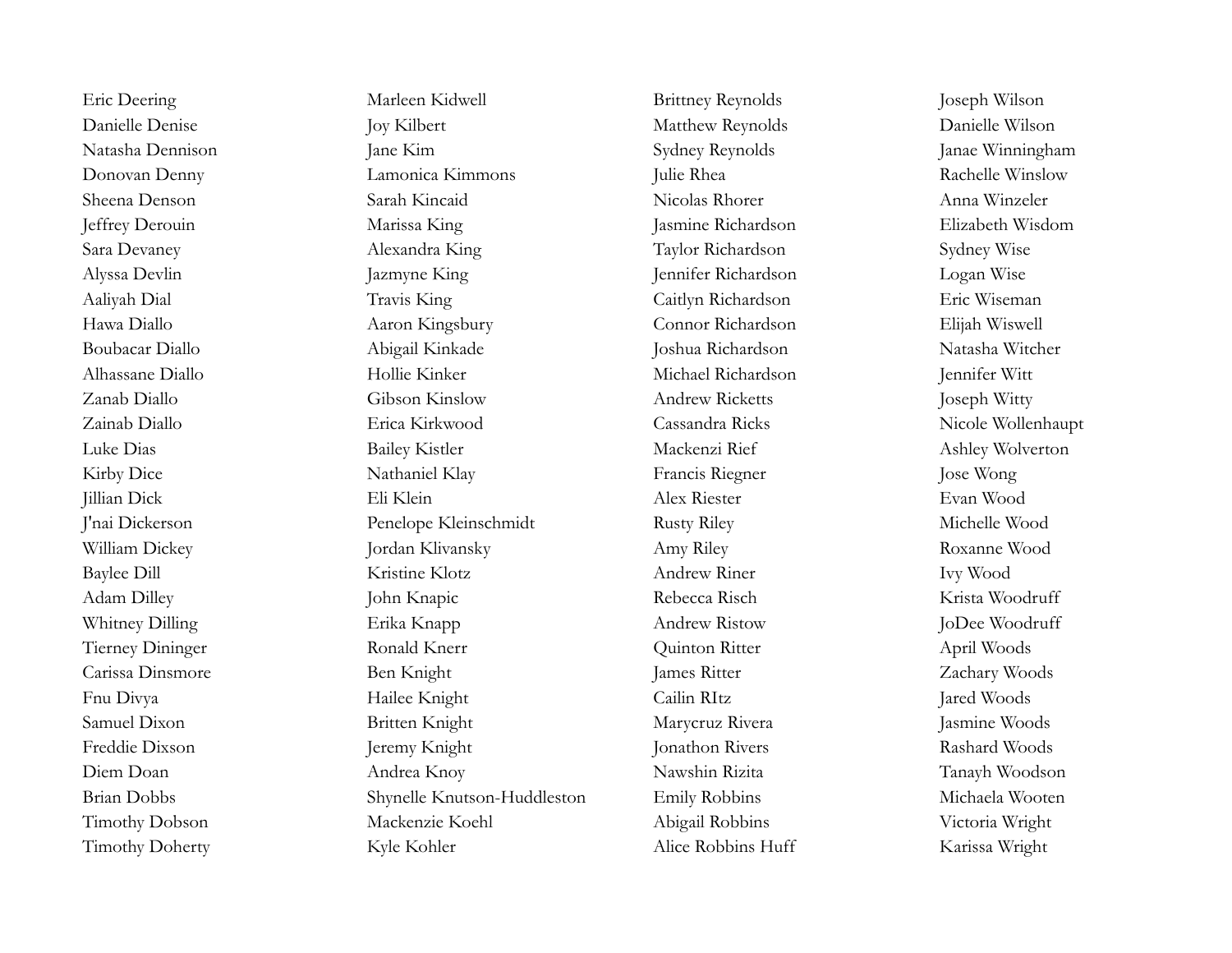Eric Deering
Danielle Denise
Natasha Dennison
Donovan Denny
Sheena Denson
Jeffrey Derouin
Sara Devaney
Alyssa Devlin
Aaliyah Dial
Hawa Diallo
Boubacar Diallo
Alhassane Diallo
Zanab Diallo
Zainab Diallo
Luke Dias
Kirby Dice
Jillian Dick
J'nai Dickerson
William Dickey
Baylee Dill
Adam Dilley
Whitney Dilling
Tierney Dininger
Carissa Dinsmore
Fnu Divya
Samuel Dixon
Freddie Dixson
Diem Doan
Brian Dobbs
Timothy Dobson
Timothy Doherty

Marleen Kidwell
Joy Kilbert
Jane Kim
Lamonica Kimmons
Sarah Kincaid
Marissa King
Alexandra King
Jazmyne King
Travis King
Aaron Kingsbury
Abigail Kinkade
Hollie Kinker
Gibson Kinslow
Erica Kirkwood
Bailey Kistler
Nathaniel Klay
Eli Klein
Penelope Kleinschmidt
Jordan Klivansky
Kristine Klotz
John Knapic
Erika Knapp
Ronald Knerr
Ben Knight
Hailee Knight
Britten Knight
Jeremy Knight
Andrea Knoy
Shynelle Knutson-Huddleston
Mackenzie Koehl
Kyle Kohler

Brittney Reynolds
Matthew Reynolds
Sydney Reynolds
Julie Rhea
Nicolas Rhorer
Jasmine Richardson
Taylor Richardson
Jennifer Richardson
Caitlyn Richardson
Connor Richardson
Joshua Richardson
Michael Richardson
Andrew Ricketts
Cassandra Ricks
Mackenzi Rief
Francis Riegner
Alex Riester
Rusty Riley
Amy Riley
Andrew Riner
Rebecca Risch
Andrew Ristow
Quinton Ritter
James Ritter
Cailin RItz
Marycruz Rivera
Jonathon Rivers
Nawshin Rizita
Emily Robbins
Abigail Robbins
Alice Robbins Huff

Joseph Wilson
Danielle Wilson
Janae Winningham
Rachelle Winslow
Anna Winzeler
Elizabeth Wisdom
Sydney Wise
Logan Wise
Eric Wiseman
Elijah Wiswell
Natasha Witcher
Jennifer Witt
Joseph Witty
Nicole Wollenhaupt
Ashley Wolverton
Jose Wong
Evan Wood
Michelle Wood
Roxanne Wood
Ivy Wood
Krista Woodruff
JoDee Woodruff
April Woods
Zachary Woods
Jared Woods
Jasmine Woods
Rashard Woods
Tanayh Woodson
Michaela Wooten
Victoria Wright
Karissa Wright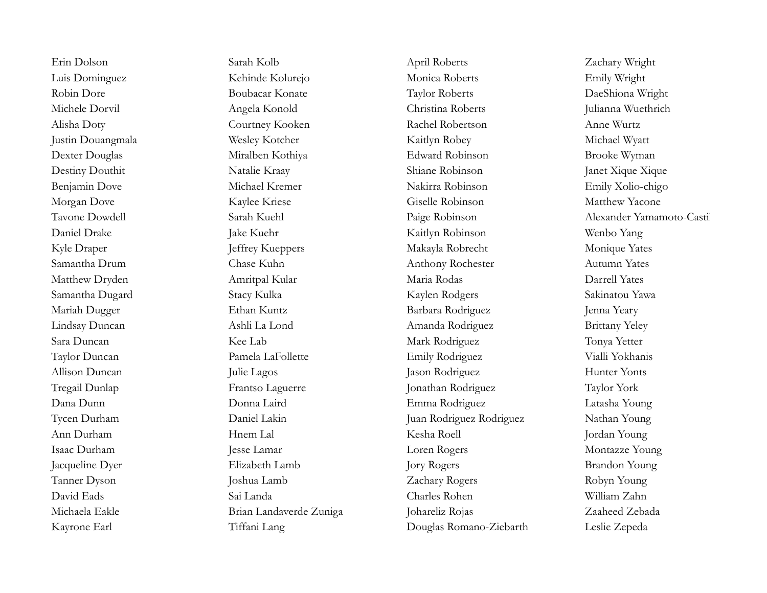Erin Dolson
Luis Dominguez
Robin Dore
Michele Dorvil
Alisha Doty
Justin Douangmala
Dexter Douglas
Destiny Douthit
Benjamin Dove
Morgan Dove
Tavone Dowdell
Daniel Drake
Kyle Draper
Samantha Drum
Matthew Dryden
Samantha Dugard
Mariah Dugger
Lindsay Duncan
Sara Duncan
Taylor Duncan
Allison Duncan
Tregail Dunlap
Dana Dunn
Tycen Durham
Ann Durham
Isaac Durham
Jacqueline Dyer
Tanner Dyson
David Eads
Michaela Eakle
Kayrone Earl

Sarah Kolb
Kehinde Kolurejo
Boubacar Konate
Angela Konold
Courtney Kooken
Wesley Kotcher
Miralben Kothiya
Natalie Kraay
Michael Kremer
Kaylee Kriese
Sarah Kuehl
Jake Kuehr
Jeffrey Kueppers
Chase Kuhn
Amritpal Kular
Stacy Kulka
Ethan Kuntz
Ashli La Lond
Kee Lab
Pamela LaFollette
Julie Lagos
Frantso Laguerre
Donna Laird
Daniel Lakin
Hnem Lal
Jesse Lamar
Elizabeth Lamb
Joshua Lamb
Sai Landa
Brian Landaverde Zuniga
Tiffani Lang

April Roberts
Monica Roberts
Taylor Roberts
Christina Roberts
Rachel Robertson
Kaitlyn Robey
Edward Robinson
Shiane Robinson
Nakirra Robinson
Giselle Robinson
Paige Robinson
Kaitlyn Robinson
Makayla Robrecht
Anthony Rochester
Maria Rodas
Kaylen Rodgers
Barbara Rodriguez
Amanda Rodriguez
Mark Rodriguez
Emily Rodriguez
Jason Rodriguez
Jonathan Rodriguez
Emma Rodriguez
Juan Rodriguez Rodriguez
Kesha Roell
Loren Rogers
Jory Rogers
Zachary Rogers
Charles Rohen
Johareliz Rojas
Douglas Romano-Ziebarth

Zachary Wright
Emily Wright
DaeShiona Wright
Julianna Wuethrich
Anne Wurtz
Michael Wyatt
Brooke Wyman
Janet Xique Xique
Emily Xolio-chigo
Matthew Yacone
Alexander Yamamoto-Castil
Wenbo Yang
Monique Yates
Autumn Yates
Darrell Yates
Sakinatou Yawa
Jenna Yeary
Brittany Yeley
Tonya Yetter
Vialli Yokhanis
Hunter Yonts
Taylor York
Latasha Young
Nathan Young
Jordan Young
Montazze Young
Brandon Young
Robyn Young
William Zahn
Zaaheed Zebada
Leslie Zepeda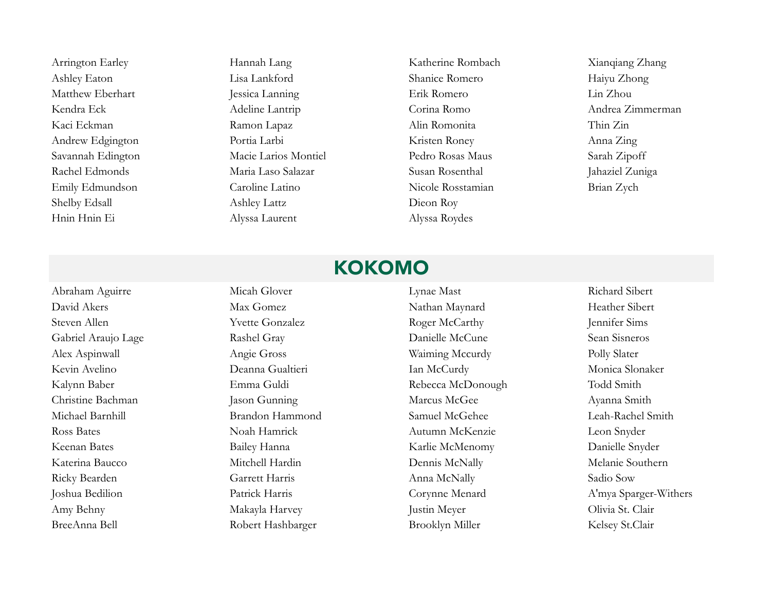Arrington Earley
Ashley Eaton
Matthew Eberhart
Kendra Eck
Kaci Eckman
Andrew Edgington
Savannah Edington
Rachel Edmonds
Emily Edmundson
Shelby Edsall
Hnin Hnin Ei

Hannah Lang
Lisa Lankford
Jessica Lanning
Adeline Lantrip
Ramon Lapaz
Portia Larbi
Macie Larios Montiel
Maria Laso Salazar
Caroline Latino
Ashley Lattz
Alyssa Laurent

Katherine Rombach
Shanice Romero
Erik Romero
Corina Romo
Alin Romonita
Kristen Roney
Pedro Rosas Maus
Susan Rosenthal
Nicole Rosstamian
Dieon Roy
Alyssa Roydes

Xianqiang Zhang
Haiyu Zhong
Lin Zhou
Andrea Zimmerman
Thin Zin
Anna Zing
Sarah Zipoff
Jahaziel Zuniga
Brian Zych

## KOKOMO

Abraham Aguirre
David Akers
Steven Allen
Gabriel Araujo Lage
Alex Aspinwall
Kevin Avelino
Kalynn Baber
Christine Bachman
Michael Barnhill
Ross Bates
Keenan Bates
Katerina Baucco
Ricky Bearden
Joshua Bedilion
Amy Behny
BreeAnna Bell

Micah Glover
Max Gomez
Yvette Gonzalez
Rashel Gray
Angie Gross
Deanna Gualtieri
Emma Guldi
Jason Gunning
Brandon Hammond
Noah Hamrick
Bailey Hanna
Mitchell Hardin
Garrett Harris
Patrick Harris
Makayla Harvey
Robert Hashbarger

Lynae Mast
Nathan Maynard
Roger McCarthy
Danielle McCune
Waiming Mccurdy
Ian McCurdy
Rebecca McDonough
Marcus McGee
Samuel McGehee
Autumn McKenzie
Karlie McMenomy
Dennis McNally
Anna McNally
Corynne Menard
Justin Meyer
Brooklyn Miller

Richard Sibert
Heather Sibert
Jennifer Sims
Sean Sisneros
Polly Slater
Monica Slonaker
Todd Smith
Ayanna Smith
Leah-Rachel Smith
Leon Snyder
Danielle Snyder
Melanie Southern
Sadio Sow
A'mya Sparger-Withers
Olivia St. Clair
Kelsey St.Clair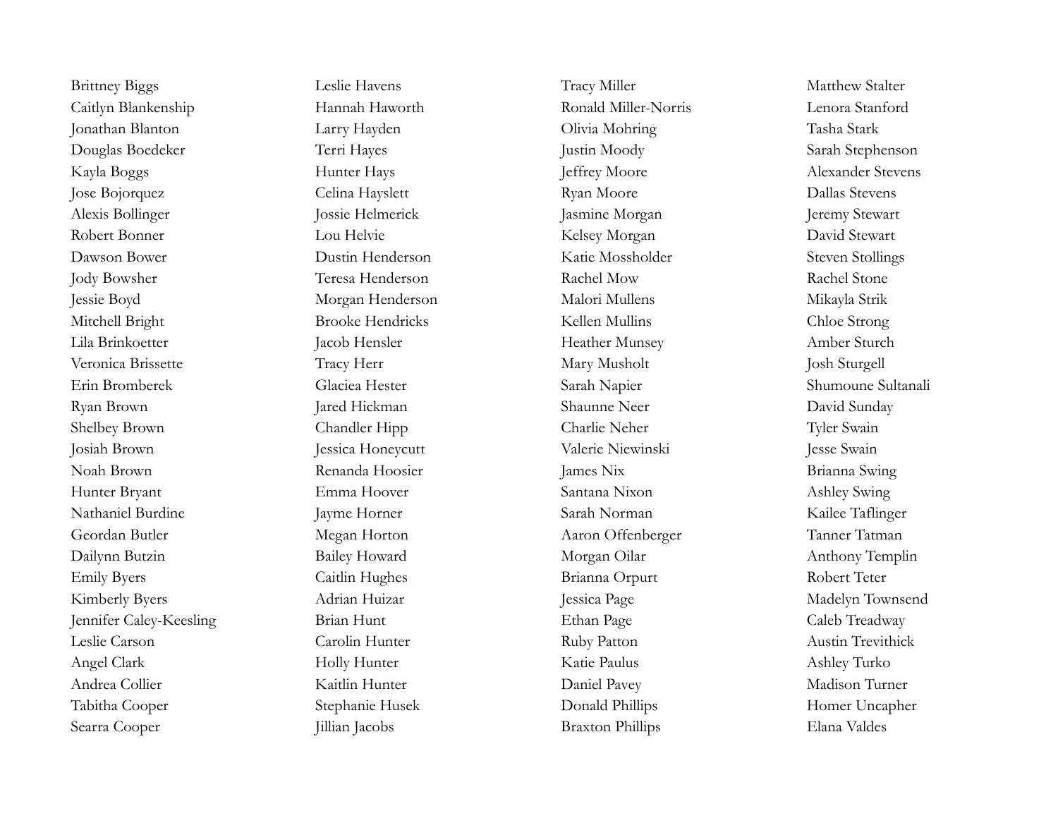Brittney Biggs
Caitlyn Blankenship
Jonathan Blanton
Douglas Boedeker
Kayla Boggs
Jose Bojorquez
Alexis Bollinger
Robert Bonner
Dawson Bower
Jody Bowsher
Jessie Boyd
Mitchell Bright
Lila Brinkoetter
Veronica Brissette
Erin Bromberek
Ryan Brown
Shelbey Brown
Josiah Brown
Noah Brown
Hunter Bryant
Nathaniel Burdine
Geordan Butler
Dailynn Butzin
Emily Byers
Kimberly Byers
Jennifer Caley-Keesling
Leslie Carson
Angel Clark
Andrea Collier
Tabitha Cooper
Searra Cooper

Leslie Havens
Hannah Haworth
Larry Hayden
Terri Hayes
Hunter Hays
Celina Hayslett
Jossie Helmerick
Lou Helvie
Dustin Henderson
Teresa Henderson
Morgan Henderson
Brooke Hendricks
Jacob Hensler
Tracy Herr
Glaciea Hester
Jared Hickman
Chandler Hipp
Jessica Honeycutt
Renanda Hoosier
Emma Hoover
Jayme Horner
Megan Horton
Bailey Howard
Caitlin Hughes
Adrian Huizar
Brian Hunt
Carolin Hunter
Holly Hunter
Kaitlin Hunter
Stephanie Husek
Jillian Jacobs

Tracy Miller
Ronald Miller-Norris
Olivia Mohring
Justin Moody
Jeffrey Moore
Ryan Moore
Jasmine Morgan
Kelsey Morgan
Katie Mossholder
Rachel Mow
Malori Mullens
Kellen Mullins
Heather Munsey
Mary Musholt
Sarah Napier
Shaunne Neer
Charlie Neher
Valerie Niewinski
James Nix
Santana Nixon
Sarah Norman
Aaron Offenberger
Morgan Oilar
Brianna Orpurt
Jessica Page
Ethan Page
Ruby Patton
Katie Paulus
Daniel Pavey
Donald Phillips
Braxton Phillips

Matthew Stalter
Lenora Stanford
Tasha Stark
Sarah Stephenson
Alexander Stevens
Dallas Stevens
Jeremy Stewart
David Stewart
Steven Stollings
Rachel Stone
Mikayla Strik
Chloe Strong
Amber Sturch
Josh Sturgell
Shumoune Sultanali
David Sunday
Tyler Swain
Jesse Swain
Brianna Swing
Ashley Swing
Kailee Taflinger
Tanner Tatman
Anthony Templin
Robert Teter
Madelyn Townsend
Caleb Treadway
Austin Trevithick
Ashley Turko
Madison Turner
Homer Uncapher
Elana Valdes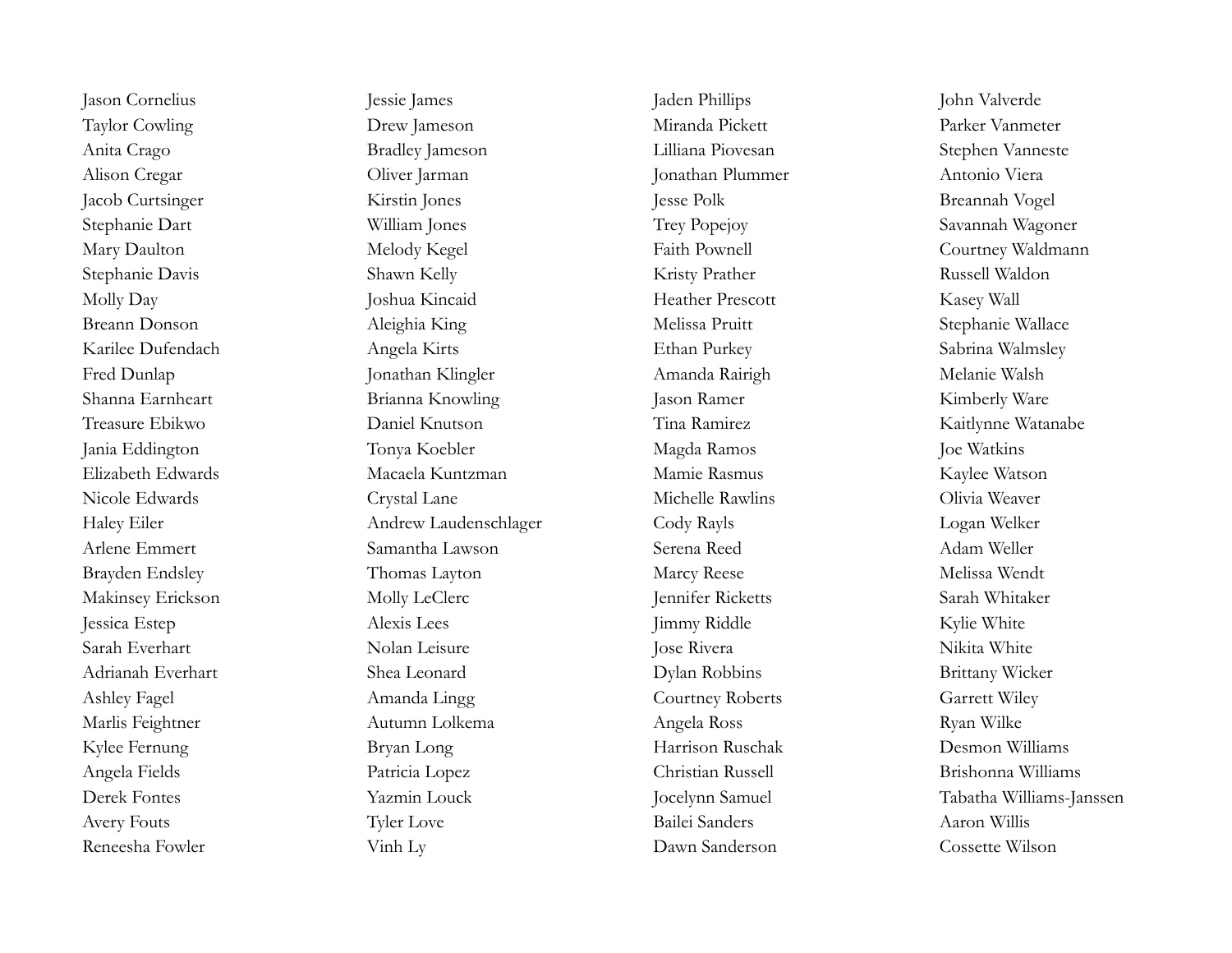Jason Cornelius
Taylor Cowling
Anita Crago
Alison Cregar
Jacob Curtsinger
Stephanie Dart
Mary Daulton
Stephanie Davis
Molly Day
Breann Donson
Karilee Dufendach
Fred Dunlap
Shanna Earnheart
Treasure Ebikwo
Jania Eddington
Elizabeth Edwards
Nicole Edwards
Haley Eiler
Arlene Emmert
Brayden Endsley
Makinsey Erickson
Jessica Estep
Sarah Everhart
Adrianah Everhart
Ashley Fagel
Marlis Feightner
Kylee Fernung
Angela Fields
Derek Fontes
Avery Fouts
Reneesha Fowler

Jessie James
Drew Jameson
Bradley Jameson
Oliver Jarman
Kirstin Jones
William Jones
Melody Kegel
Shawn Kelly
Joshua Kincaid
Aleighia King
Angela Kirts
Jonathan Klingler
Brianna Knowling
Daniel Knutson
Tonya Koebler
Macaela Kuntzman
Crystal Lane
Andrew Laudenschlager
Samantha Lawson
Thomas Layton
Molly LeClerc
Alexis Lees
Nolan Leisure
Shea Leonard
Amanda Lingg
Autumn Lolkema
Bryan Long
Patricia Lopez
Yazmin Louck
Tyler Love
Vinh Ly

Jaden Phillips
Miranda Pickett
Lilliana Piovesan
Jonathan Plummer
Jesse Polk
Trey Popejoy
Faith Pownell
Kristy Prather
Heather Prescott
Melissa Pruitt
Ethan Purkey
Amanda Rairigh
Jason Ramer
Tina Ramirez
Magda Ramos
Mamie Rasmus
Michelle Rawlins
Cody Rayls
Serena Reed
Marcy Reese
Jennifer Ricketts
Jimmy Riddle
Jose Rivera
Dylan Robbins
Courtney Roberts
Angela Ross
Harrison Ruschak
Christian Russell
Jocelynn Samuel
Bailei Sanders
Dawn Sanderson

John Valverde
Parker Vanmeter
Stephen Vanneste
Antonio Viera
Breannah Vogel
Savannah Wagoner
Courtney Waldmann
Russell Waldon
Kasey Wall
Stephanie Wallace
Sabrina Walmsley
Melanie Walsh
Kimberly Ware
Kaitlynne Watanabe
Joe Watkins
Kaylee Watson
Olivia Weaver
Logan Welker
Adam Weller
Melissa Wendt
Sarah Whitaker
Kylie White
Nikita White
Brittany Wicker
Garrett Wiley
Ryan Wilke
Desmon Williams
Brishonna Williams
Tabatha Williams-Janssen
Aaron Willis
Cossette Wilson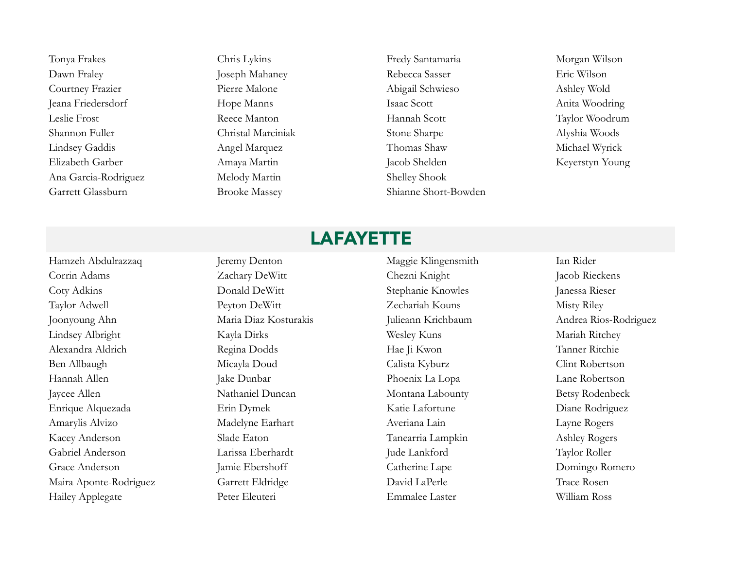Tonya Frakes
Dawn Fraley
Courtney Frazier
Jeana Friedersdorf
Leslie Frost
Shannon Fuller
Lindsey Gaddis
Elizabeth Garber
Ana Garcia-Rodriguez
Garrett Glassburn
Chris Lykins
Joseph Mahaney
Pierre Malone
Hope Manns
Reece Manton
Christal Marciniak
Angel Marquez
Amaya Martin
Melody Martin
Brooke Massey
Fredy Santamaria
Rebecca Sasser
Abigail Schwieso
Isaac Scott
Hannah Scott
Stone Sharpe
Thomas Shaw
Jacob Shelden
Shelley Shook
Shianne Short-Bowden
Morgan Wilson
Eric Wilson
Ashley Wold
Anita Woodring
Taylor Woodrum
Alyshia Woods
Michael Wyrick
Keyerstyn Young

## LAFAYETTE

Hamzeh Abdulrazzaq
Corrin Adams
Coty Adkins
Taylor Adwell
Joonyoung Ahn
Lindsey Albright
Alexandra Aldrich
Ben Allbaugh
Hannah Allen
Jaycee Allen
Enrique Alquezada
Amarylis Alvizo
Kacey Anderson
Gabriel Anderson
Grace Anderson
Maira Aponte-Rodriguez
Hailey Applegate
Jeremy Denton
Zachary DeWitt
Donald DeWitt
Peyton DeWitt
Maria Diaz Kosturakis
Kayla Dirks
Regina Dodds
Micayla Doud
Jake Dunbar
Nathaniel Duncan
Erin Dymek
Madelyne Earhart
Slade Eaton
Larissa Eberhardt
Jamie Ebershoff
Garrett Eldridge
Peter Eleuteri
Maggie Klingensmith
Chezni Knight
Stephanie Knowles
Zechariah Kouns
Julieann Krichbaum
Wesley Kuns
Hae Ji Kwon
Calista Kyburz
Phoenix La Lopa
Montana Labounty
Katie Lafortune
Averiana Lain
Tanearria Lampkin
Jude Lankford
Catherine Lape
David LaPerle
Emmalee Laster
Ian Rider
Jacob Rieckens
Janessa Rieser
Misty Riley
Andrea Rios-Rodriguez
Mariah Ritchey
Tanner Ritchie
Clint Robertson
Lane Robertson
Betsy Rodenbeck
Diane Rodriguez
Layne Rogers
Ashley Rogers
Taylor Roller
Domingo Romero
Trace Rosen
William Ross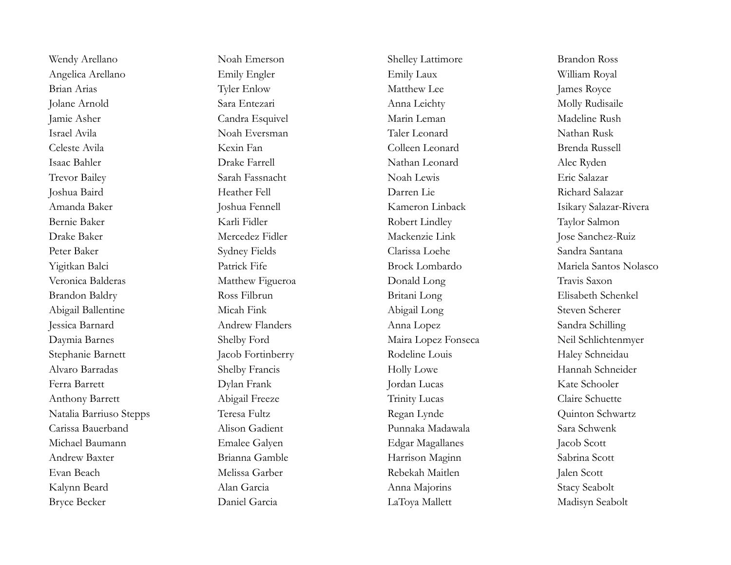Wendy Arellano
Angelica Arellano
Brian Arias
Jolane Arnold
Jamie Asher
Israel Avila
Celeste Avila
Isaac Bahler
Trevor Bailey
Joshua Baird
Amanda Baker
Bernie Baker
Drake Baker
Peter Baker
Yigitkan Balci
Veronica Balderas
Brandon Baldry
Abigail Ballentine
Jessica Barnard
Daymia Barnes
Stephanie Barnett
Alvaro Barradas
Ferra Barrett
Anthony Barrett
Natalia Barriuso Stepps
Carissa Bauerband
Michael Baumann
Andrew Baxter
Evan Beach
Kalynn Beard
Bryce Becker

Noah Emerson
Emily Engler
Tyler Enlow
Sara Entezari
Candra Esquivel
Noah Eversman
Kexin Fan
Drake Farrell
Sarah Fassnacht
Heather Fell
Joshua Fennell
Karli Fidler
Mercedez Fidler
Sydney Fields
Patrick Fife
Matthew Figueroa
Ross Filbrun
Micah Fink
Andrew Flanders
Shelby Ford
Jacob Fortinberry
Shelby Francis
Dylan Frank
Abigail Freeze
Teresa Fultz
Alison Gadient
Emalee Galyen
Brianna Gamble
Melissa Garber
Alan Garcia
Daniel Garcia

Shelley Lattimore
Emily Laux
Matthew Lee
Anna Leichty
Marin Leman
Taler Leonard
Colleen Leonard
Nathan Leonard
Noah Lewis
Darren Lie
Kameron Linback
Robert Lindley
Mackenzie Link
Clarissa Loehe
Brock Lombardo
Donald Long
Britani Long
Abigail Long
Anna Lopez
Maira Lopez Fonseca
Rodeline Louis
Holly Lowe
Jordan Lucas
Trinity Lucas
Regan Lynde
Punnaka Madawala
Edgar Magallanes
Harrison Maginn
Rebekah Maitlen
Anna Majorins
LaToya Mallett

Brandon Ross
William Royal
James Royce
Molly Rudisaile
Madeline Rush
Nathan Rusk
Brenda Russell
Alec Ryden
Eric Salazar
Richard Salazar
Isikary Salazar-Rivera
Taylor Salmon
Jose Sanchez-Ruiz
Sandra Santana
Mariela Santos Nolasco
Travis Saxon
Elisabeth Schenkel
Steven Scherer
Sandra Schilling
Neil Schlichtenmyer
Haley Schneidau
Hannah Schneider
Kate Schooler
Claire Schuette
Quinton Schwartz
Sara Schwenk
Jacob Scott
Sabrina Scott
Jalen Scott
Stacy Seabolt
Madisyn Seabolt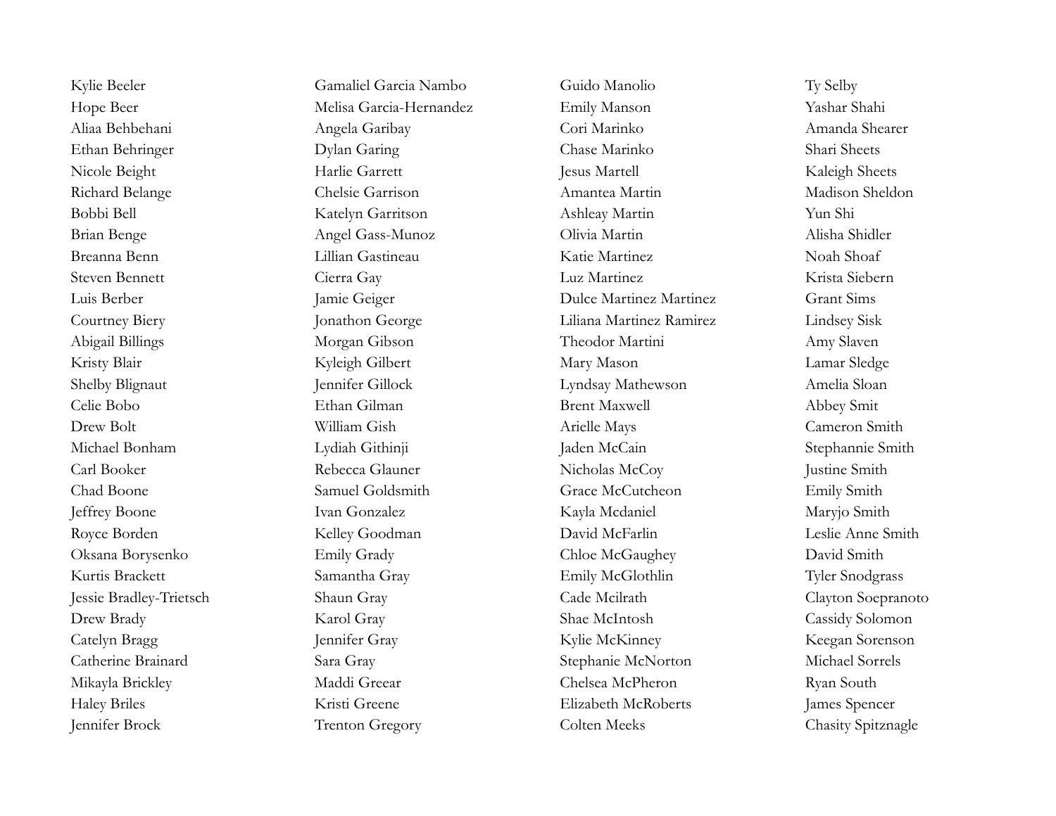Kylie Beeler
Hope Beer
Aliaa Behbehani
Ethan Behringer
Nicole Beight
Richard Belange
Bobbi Bell
Brian Benge
Breanna Benn
Steven Bennett
Luis Berber
Courtney Biery
Abigail Billings
Kristy Blair
Shelby Blignaut
Celie Bobo
Drew Bolt
Michael Bonham
Carl Booker
Chad Boone
Jeffrey Boone
Royce Borden
Oksana Borysenko
Kurtis Brackett
Jessie Bradley-Trietsch
Drew Brady
Catelyn Bragg
Catherine Brainard
Mikayla Brickley
Haley Briles
Jennifer Brock

Gamaliel Garcia Nambo
Melisa Garcia-Hernandez
Angela Garibay
Dylan Garing
Harlie Garrett
Chelsie Garrison
Katelyn Garritson
Angel Gass-Munoz
Lillian Gastineau
Cierra Gay
Jamie Geiger
Jonathon George
Morgan Gibson
Kyleigh Gilbert
Jennifer Gillock
Ethan Gilman
William Gish
Lydiah Githinji
Rebecca Glauner
Samuel Goldsmith
Ivan Gonzalez
Kelley Goodman
Emily Grady
Samantha Gray
Shaun Gray
Karol Gray
Jennifer Gray
Sara Gray
Maddi Greear
Kristi Greene
Trenton Gregory

Guido Manolio
Emily Manson
Cori Marinko
Chase Marinko
Jesus Martell
Amantea Martin
Ashleay Martin
Olivia Martin
Katie Martinez
Luz Martinez
Dulce Martinez Martinez
Liliana Martinez Ramirez
Theodor Martini
Mary Mason
Lyndsay Mathewson
Brent Maxwell
Arielle Mays
Jaden McCain
Nicholas McCoy
Grace McCutcheon
Kayla Mcdaniel
David McFarlin
Chloe McGaughey
Emily McGlothlin
Cade Mcilrath
Shae McIntosh
Kylie McKinney
Stephanie McNorton
Chelsea McPheron
Elizabeth McRoberts
Colten Meeks

Ty Selby
Yashar Shahi
Amanda Shearer
Shari Sheets
Kaleigh Sheets
Madison Sheldon
Yun Shi
Alisha Shidler
Noah Shoaf
Krista Siebern
Grant Sims
Lindsey Sisk
Amy Slaven
Lamar Sledge
Amelia Sloan
Abbey Smit
Cameron Smith
Stephannie Smith
Justine Smith
Emily Smith
Maryjo Smith
Leslie Anne Smith
David Smith
Tyler Snodgrass
Clayton Soepranoto
Cassidy Solomon
Keegan Sorenson
Michael Sorrels
Ryan South
James Spencer
Chasity Spitznagle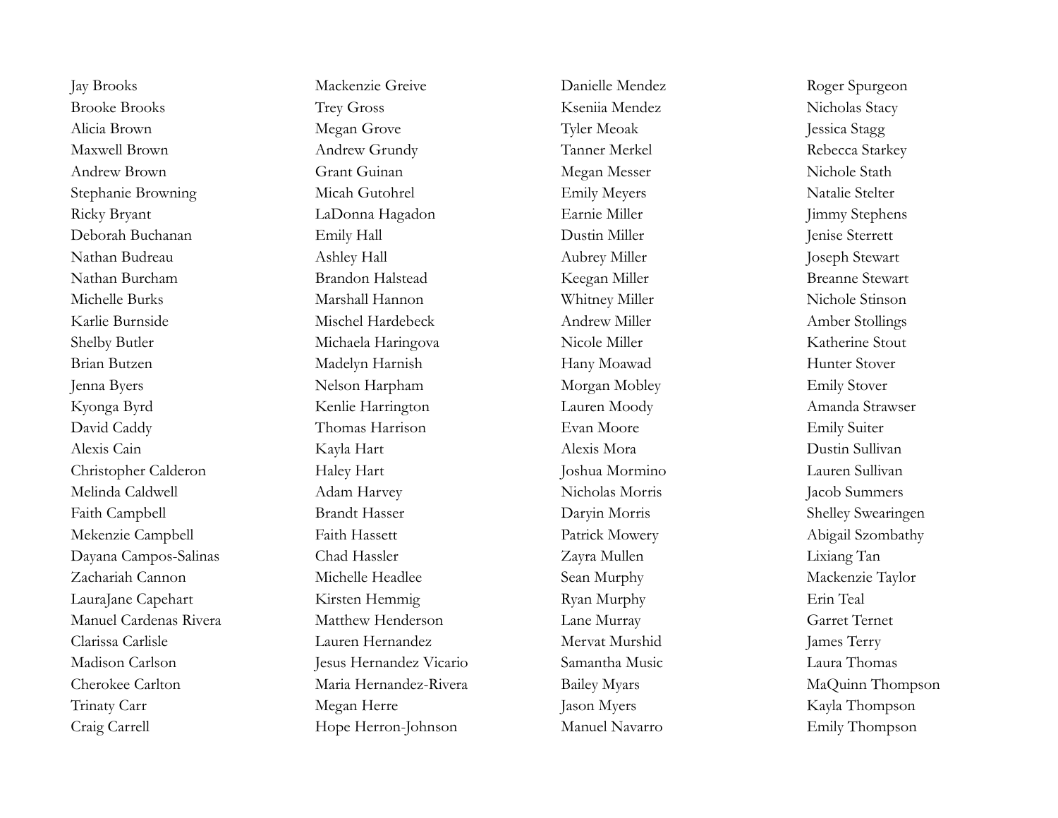Jay Brooks
Brooke Brooks
Alicia Brown
Maxwell Brown
Andrew Brown
Stephanie Browning
Ricky Bryant
Deborah Buchanan
Nathan Budreau
Nathan Burcham
Michelle Burks
Karlie Burnside
Shelby Butler
Brian Butzen
Jenna Byers
Kyonga Byrd
David Caddy
Alexis Cain
Christopher Calderon
Melinda Caldwell
Faith Campbell
Mekenzie Campbell
Dayana Campos-Salinas
Zachariah Cannon
LauraJane Capehart
Manuel Cardenas Rivera
Clarissa Carlisle
Madison Carlson
Cherokee Carlton
Trinaty Carr
Craig Carrell

Mackenzie Greive
Trey Gross
Megan Grove
Andrew Grundy
Grant Guinan
Micah Gutohrel
LaDonna Hagadon
Emily Hall
Ashley Hall
Brandon Halstead
Marshall Hannon
Mischel Hardebeck
Michaela Haringova
Madelyn Harnish
Nelson Harpham
Kenlie Harrington
Thomas Harrison
Kayla Hart
Haley Hart
Adam Harvey
Brandt Hasser
Faith Hassett
Chad Hassler
Michelle Headlee
Kirsten Hemmig
Matthew Henderson
Lauren Hernandez
Jesus Hernandez Vicario
Maria Hernandez-Rivera
Megan Herre
Hope Herron-Johnson

Danielle Mendez
Kseniia Mendez
Tyler Meoak
Tanner Merkel
Megan Messer
Emily Meyers
Earnie Miller
Dustin Miller
Aubrey Miller
Keegan Miller
Whitney Miller
Andrew Miller
Nicole Miller
Hany Moawad
Morgan Mobley
Lauren Moody
Evan Moore
Alexis Mora
Joshua Mormino
Nicholas Morris
Daryin Morris
Patrick Mowery
Zayra Mullen
Sean Murphy
Ryan Murphy
Lane Murray
Mervat Murshid
Samantha Music
Bailey Myars
Jason Myers
Manuel Navarro

Roger Spurgeon
Nicholas Stacy
Jessica Stagg
Rebecca Starkey
Nichole Stath
Natalie Stelter
Jimmy Stephens
Jenise Sterrett
Joseph Stewart
Breanne Stewart
Nichole Stinson
Amber Stollings
Katherine Stout
Hunter Stover
Emily Stover
Amanda Strawser
Emily Suiter
Dustin Sullivan
Lauren Sullivan
Jacob Summers
Shelley Swearingen
Abigail Szombathy
Lixiang Tan
Mackenzie Taylor
Erin Teal
Garret Ternet
James Terry
Laura Thomas
MaQuinn Thompson
Kayla Thompson
Emily Thompson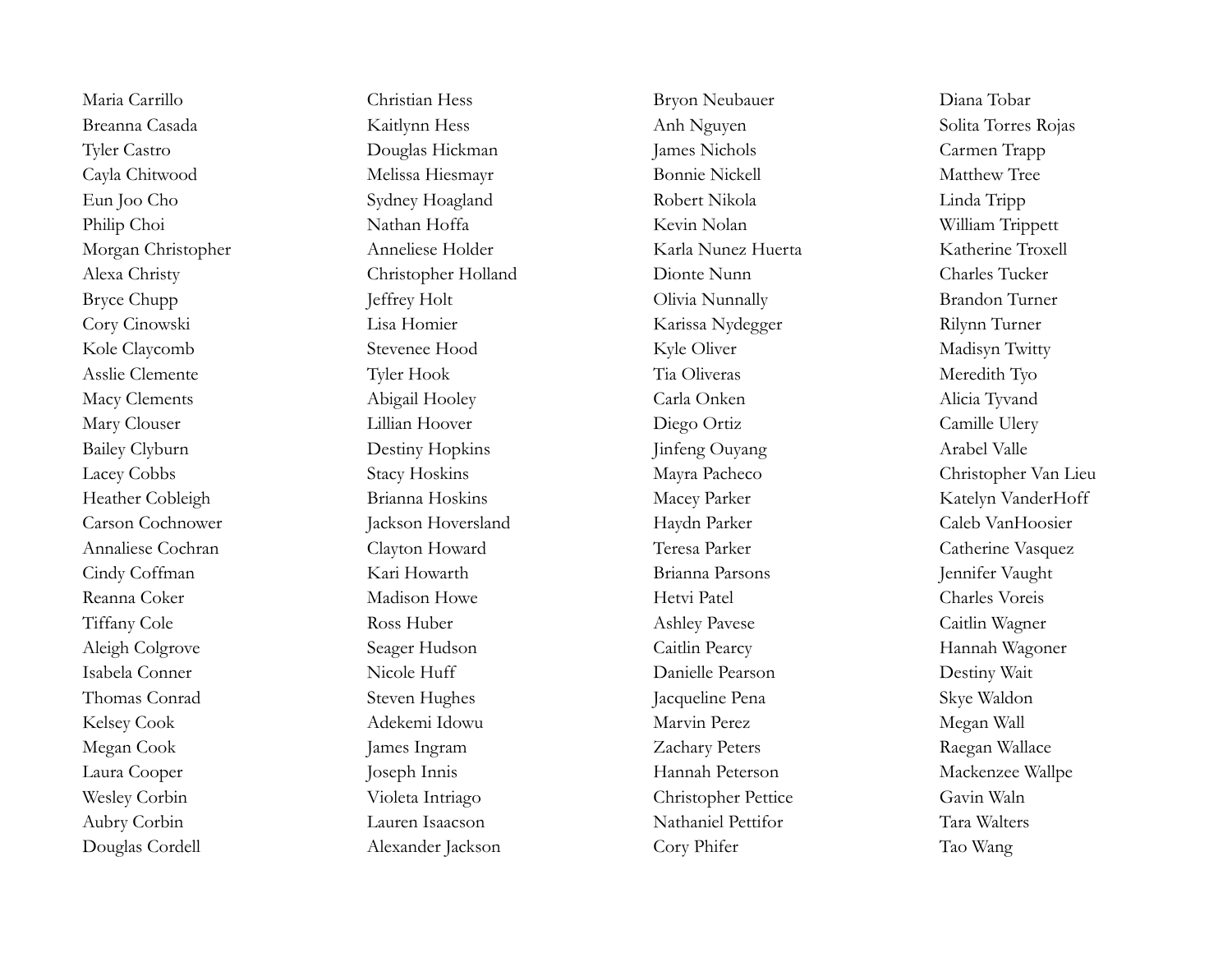Maria Carrillo
Breanna Casada
Tyler Castro
Cayla Chitwood
Eun Joo Cho
Philip Choi
Morgan Christopher
Alexa Christy
Bryce Chupp
Cory Cinowski
Kole Claycomb
Asslie Clemente
Macy Clements
Mary Clouser
Bailey Clyburn
Lacey Cobbs
Heather Cobleigh
Carson Cochnower
Annaliese Cochran
Cindy Coffman
Reanna Coker
Tiffany Cole
Aleigh Colgrove
Isabela Conner
Thomas Conrad
Kelsey Cook
Megan Cook
Laura Cooper
Wesley Corbin
Aubry Corbin
Douglas Cordell

Christian Hess
Kaitlynn Hess
Douglas Hickman
Melissa Hiesmayr
Sydney Hoagland
Nathan Hoffa
Anneliese Holder
Christopher Holland
Jeffrey Holt
Lisa Homier
Stevenee Hood
Tyler Hook
Abigail Hooley
Lillian Hoover
Destiny Hopkins
Stacy Hoskins
Brianna Hoskins
Jackson Hoversland
Clayton Howard
Kari Howarth
Madison Howe
Ross Huber
Seager Hudson
Nicole Huff
Steven Hughes
Adekemi Idowu
James Ingram
Joseph Innis
Violeta Intriago
Lauren Isaacson
Alexander Jackson

Bryon Neubauer
Anh Nguyen
James Nichols
Bonnie Nickell
Robert Nikola
Kevin Nolan
Karla Nunez Huerta
Dionte Nunn
Olivia Nunnally
Karissa Nydegger
Kyle Oliver
Tia Oliveras
Carla Onken
Diego Ortiz
Jinfeng Ouyang
Mayra Pacheco
Macey Parker
Haydn Parker
Teresa Parker
Brianna Parsons
Hetvi Patel
Ashley Pavese
Caitlin Pearcy
Danielle Pearson
Jacqueline Pena
Marvin Perez
Zachary Peters
Hannah Peterson
Christopher Pettice
Nathaniel Pettifor
Cory Phifer

Diana Tobar
Solita Torres Rojas
Carmen Trapp
Matthew Tree
Linda Tripp
William Trippett
Katherine Troxell
Charles Tucker
Brandon Turner
Rilynn Turner
Madisyn Twitty
Meredith Tyo
Alicia Tyvand
Camille Ulery
Arabel Valle
Christopher Van Lieu
Katelyn VanderHoff
Caleb VanHoosier
Catherine Vasquez
Jennifer Vaught
Charles Voreis
Caitlin Wagner
Hannah Wagoner
Destiny Wait
Skye Waldon
Megan Wall
Raegan Wallace
Mackenzee Wallpe
Gavin Waln
Tara Walters
Tao Wang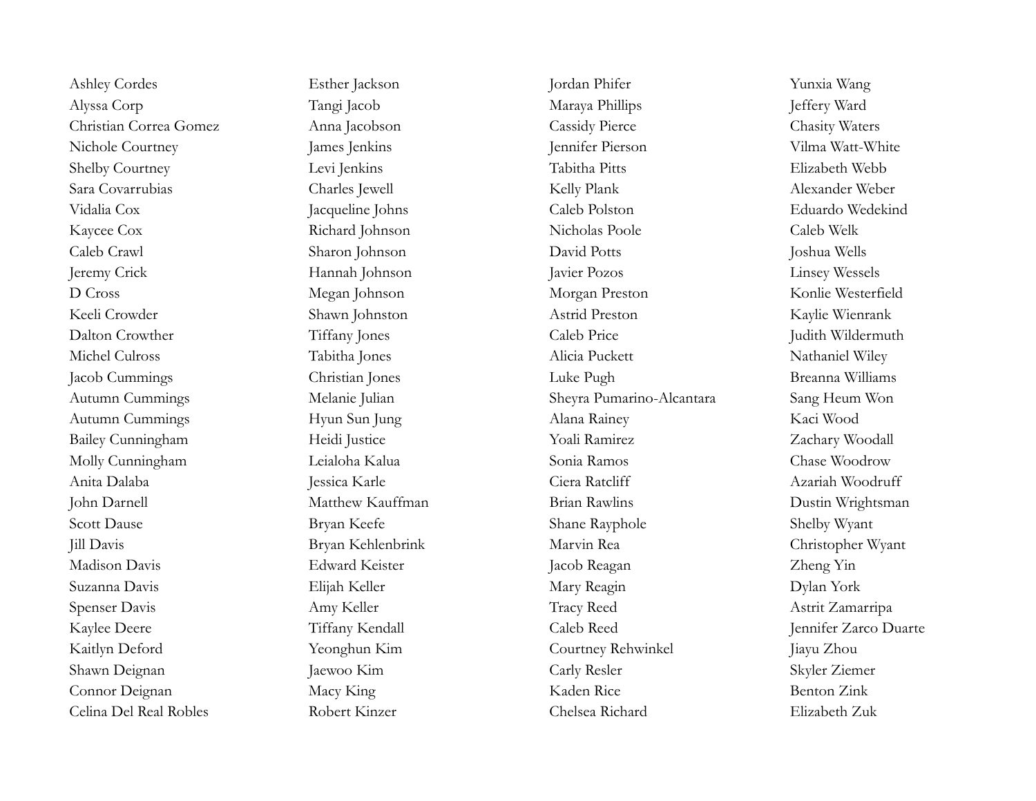Ashley Cordes
Alyssa Corp
Christian Correa Gomez
Nichole Courtney
Shelby Courtney
Sara Covarrubias
Vidalia Cox
Kaycee Cox
Caleb Crawl
Jeremy Crick
D Cross
Keeli Crowder
Dalton Crowther
Michel Culross
Jacob Cummings
Autumn Cummings
Autumn Cummings
Bailey Cunningham
Molly Cunningham
Anita Dalaba
John Darnell
Scott Dause
Jill Davis
Madison Davis
Suzanna Davis
Spenser Davis
Kaylee Deere
Kaitlyn Deford
Shawn Deignan
Connor Deignan
Celina Del Real Robles

Esther Jackson
Tangi Jacob
Anna Jacobson
James Jenkins
Levi Jenkins
Charles Jewell
Jacqueline Johns
Richard Johnson
Sharon Johnson
Hannah Johnson
Megan Johnson
Shawn Johnston
Tiffany Jones
Tabitha Jones
Christian Jones
Melanie Julian
Hyun Sun Jung
Heidi Justice
Leialoha Kalua
Jessica Karle
Matthew Kauffman
Bryan Keefe
Bryan Kehlenbrink
Edward Keister
Elijah Keller
Amy Keller
Tiffany Kendall
Yeonghun Kim
Jaewoo Kim
Macy King
Robert Kinzer

Jordan Phifer
Maraya Phillips
Cassidy Pierce
Jennifer Pierson
Tabitha Pitts
Kelly Plank
Caleb Polston
Nicholas Poole
David Potts
Javier Pozos
Morgan Preston
Astrid Preston
Caleb Price
Alicia Puckett
Luke Pugh
Sheyra Pumarino-Alcantara
Alana Rainey
Yoali Ramirez
Sonia Ramos
Ciera Ratcliff
Brian Rawlins
Shane Rayphole
Marvin Rea
Jacob Reagan
Mary Reagin
Tracy Reed
Caleb Reed
Courtney Rehwinkel
Carly Resler
Kaden Rice
Chelsea Richard

Yunxia Wang
Jeffery Ward
Chasity Waters
Vilma Watt-White
Elizabeth Webb
Alexander Weber
Eduardo Wedekind
Caleb Welk
Joshua Wells
Linsey Wessels
Konlie Westerfield
Kaylie Wienrank
Judith Wildermuth
Nathaniel Wiley
Breanna Williams
Sang Heum Won
Kaci Wood
Zachary Woodall
Chase Woodrow
Azariah Woodruff
Dustin Wrightsman
Shelby Wyant
Christopher Wyant
Zheng Yin
Dylan York
Astrit Zamarripa
Jennifer Zarco Duarte
Jiayu Zhou
Skyler Ziemer
Benton Zink
Elizabeth Zuk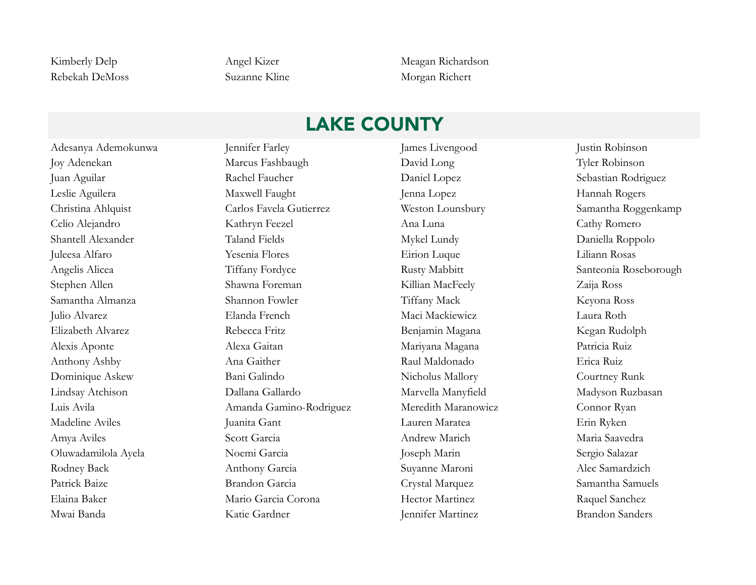Kimberly Delp
Rebekah DeMoss
Angel Kizer
Suzanne Kline
Meagan Richardson
Morgan Richert

## LAKE COUNTY

Adesanya Ademokunwa
Joy Adenekan
Juan Aguilar
Leslie Aguilera
Christina Ahlquist
Celio Alejandro
Shantell Alexander
Juleesa Alfaro
Angelis Alicea
Stephen Allen
Samantha Almanza
Julio Alvarez
Elizabeth Alvarez
Alexis Aponte
Anthony Ashby
Dominique Askew
Lindsay Atchison
Luis Avila
Madeline Aviles
Amya Aviles
Oluwadamilola Ayela
Rodney Back
Patrick Baize
Elaina Baker
Mwai Banda
Jennifer Farley
Marcus Fashbaugh
Rachel Faucher
Maxwell Faught
Carlos Favela Gutierrez
Kathryn Feezel
Taland Fields
Yesenia Flores
Tiffany Fordyce
Shawna Foreman
Shannon Fowler
Elanda French
Rebecca Fritz
Alexa Gaitan
Ana Gaither
Bani Galindo
Dallana Gallardo
Amanda Gamino-Rodriguez
Juanita Gant
Scott Garcia
Noemi Garcia
Anthony Garcia
Brandon Garcia
Mario Garcia Corona
Katie Gardner
James Livengood
David Long
Daniel Lopez
Jenna Lopez
Weston Lounsbury
Ana Luna
Mykel Lundy
Eirion Luque
Rusty Mabbitt
Killian MacFeely
Tiffany Mack
Maci Mackiewicz
Benjamin Magana
Mariyana Magana
Raul Maldonado
Nicholus Mallory
Marvella Manyfield
Meredith Maranowicz
Lauren Maratea
Andrew Marich
Joseph Marin
Suyanne Maroni
Crystal Marquez
Hector Martinez
Jennifer Martinez
Justin Robinson
Tyler Robinson
Sebastian Rodriguez
Hannah Rogers
Samantha Roggenkamp
Cathy Romero
Daniella Roppolo
Liliann Rosas
Santeonia Roseborough
Zaija Ross
Keyona Ross
Laura Roth
Kegan Rudolph
Patricia Ruiz
Erica Ruiz
Courtney Runk
Madyson Ruzbasan
Connor Ryan
Erin Ryken
Maria Saavedra
Sergio Salazar
Alec Samardzich
Samantha Samuels
Raquel Sanchez
Brandon Sanders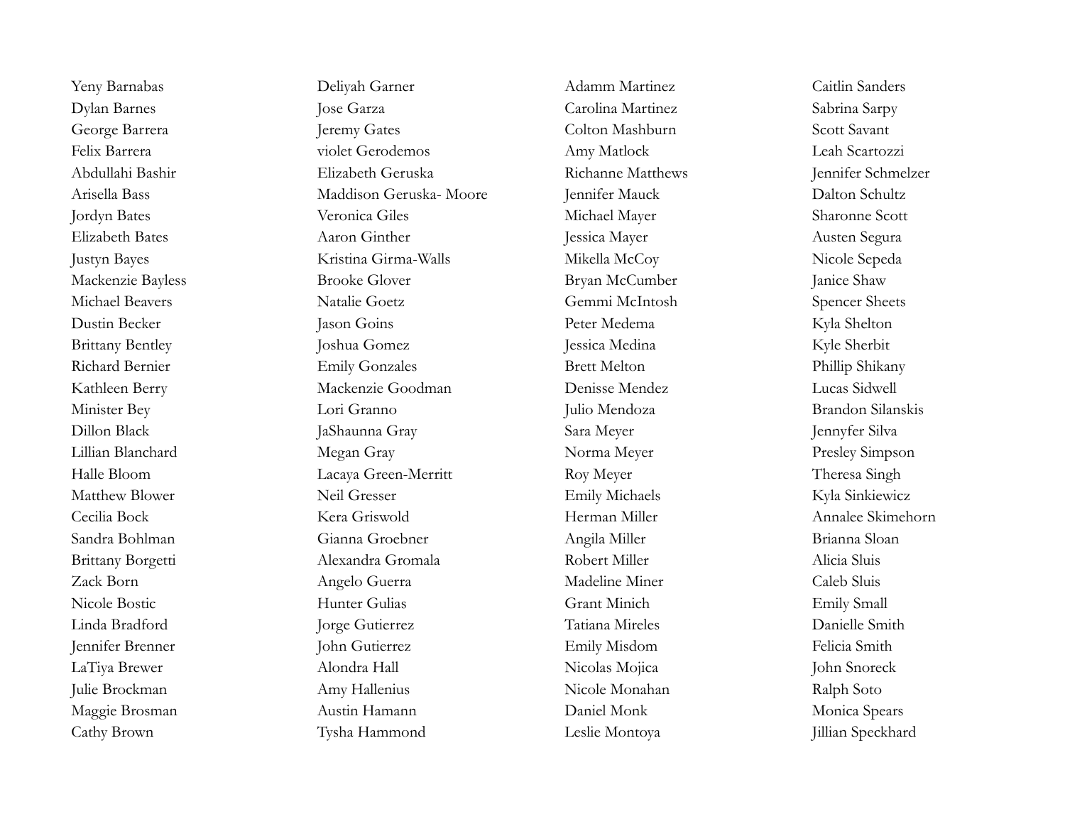Yeny Barnabas
Dylan Barnes
George Barrera
Felix Barrera
Abdullahi Bashir
Arisella Bass
Jordyn Bates
Elizabeth Bates
Justyn Bayes
Mackenzie Bayless
Michael Beavers
Dustin Becker
Brittany Bentley
Richard Bernier
Kathleen Berry
Minister Bey
Dillon Black
Lillian Blanchard
Halle Bloom
Matthew Blower
Cecilia Bock
Sandra Bohlman
Brittany Borgetti
Zack Born
Nicole Bostic
Linda Bradford
Jennifer Brenner
LaTiya Brewer
Julie Brockman
Maggie Brosman
Cathy Brown

Deliyah Garner
Jose Garza
Jeremy Gates
violet Gerodemos
Elizabeth Geruska
Maddison Geruska- Moore
Veronica Giles
Aaron Ginther
Kristina Girma-Walls
Brooke Glover
Natalie Goetz
Jason Goins
Joshua Gomez
Emily Gonzales
Mackenzie Goodman
Lori Granno
JaShaunna Gray
Megan Gray
Lacaya Green-Merritt
Neil Gresser
Kera Griswold
Gianna Groebner
Alexandra Gromala
Angelo Guerra
Hunter Gulias
Jorge Gutierrez
John Gutierrez
Alondra Hall
Amy Hallenius
Austin Hamann
Tysha Hammond

Adamm Martinez
Carolina Martinez
Colton Mashburn
Amy Matlock
Richanne Matthews
Jennifer Mauck
Michael Mayer
Jessica Mayer
Mikella McCoy
Bryan McCumber
Gemmi McIntosh
Peter Medema
Jessica Medina
Brett Melton
Denisse Mendez
Julio Mendoza
Sara Meyer
Norma Meyer
Roy Meyer
Emily Michaels
Herman Miller
Angila Miller
Robert Miller
Madeline Miner
Grant Minich
Tatiana Mireles
Emily Misdom
Nicolas Mojica
Nicole Monahan
Daniel Monk
Leslie Montoya

Caitlin Sanders
Sabrina Sarpy
Scott Savant
Leah Scartozzi
Jennifer Schmelzer
Dalton Schultz
Sharonne Scott
Austen Segura
Nicole Sepeda
Janice Shaw
Spencer Sheets
Kyla Shelton
Kyle Sherbit
Phillip Shikany
Lucas Sidwell
Brandon Silanskis
Jennyfer Silva
Presley Simpson
Theresa Singh
Kyla Sinkiewicz
Annalee Skimehorn
Brianna Sloan
Alicia Sluis
Caleb Sluis
Emily Small
Danielle Smith
Felicia Smith
John Snoreck
Ralph Soto
Monica Spears
Jillian Speckhard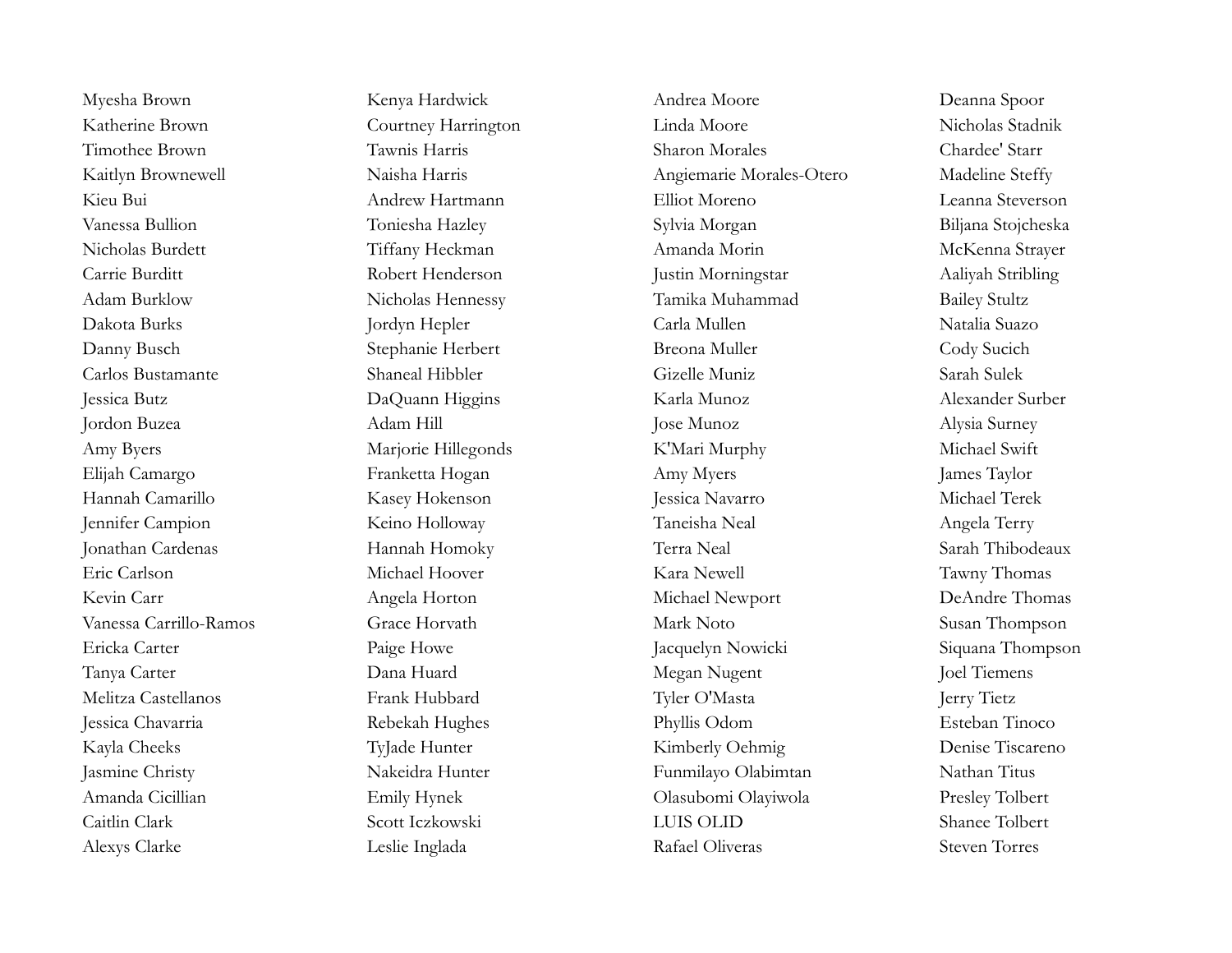Myesha Brown
Katherine Brown
Timothee Brown
Kaitlyn Brownewell
Kieu Bui
Vanessa Bullion
Nicholas Burdett
Carrie Burditt
Adam Burklow
Dakota Burks
Danny Busch
Carlos Bustamante
Jessica Butz
Jordon Buzea
Amy Byers
Elijah Camargo
Hannah Camarillo
Jennifer Campion
Jonathan Cardenas
Eric Carlson
Kevin Carr
Vanessa Carrillo-Ramos
Ericka Carter
Tanya Carter
Melitza Castellanos
Jessica Chavarria
Kayla Cheeks
Jasmine Christy
Amanda Cicillian
Caitlin Clark
Alexys Clarke

Kenya Hardwick
Courtney Harrington
Tawnis Harris
Naisha Harris
Andrew Hartmann
Toniesha Hazley
Tiffany Heckman
Robert Henderson
Nicholas Hennessy
Jordyn Hepler
Stephanie Herbert
Shaneal Hibbler
DaQuann Higgins
Adam Hill
Marjorie Hillegonds
Franketta Hogan
Kasey Hokenson
Keino Holloway
Hannah Homoky
Michael Hoover
Angela Horton
Grace Horvath
Paige Howe
Dana Huard
Frank Hubbard
Rebekah Hughes
TyJade Hunter
Nakeidra Hunter
Emily Hynek
Scott Iczkowski
Leslie Inglada

Andrea Moore
Linda Moore
Sharon Morales
Angiemarie Morales-Otero
Elliot Moreno
Sylvia Morgan
Amanda Morin
Justin Morningstar
Tamika Muhammad
Carla Mullen
Breona Muller
Gizelle Muniz
Karla Munoz
Jose Munoz
K'Mari Murphy
Amy Myers
Jessica Navarro
Taneisha Neal
Terra Neal
Kara Newell
Michael Newport
Mark Noto
Jacquelyn Nowicki
Megan Nugent
Tyler O'Masta
Phyllis Odom
Kimberly Oehmig
Funmilayo Olabimtan
Olasubomi Olayiwola
LUIS OLID
Rafael Oliveras

Deanna Spoor
Nicholas Stadnik
Chardee' Starr
Madeline Steffy
Leanna Steverson
Biljana Stojcheska
McKenna Strayer
Aaliyah Stribling
Bailey Stultz
Natalia Suazo
Cody Sucich
Sarah Sulek
Alexander Surber
Alysia Surney
Michael Swift
James Taylor
Michael Terek
Angela Terry
Sarah Thibodeaux
Tawny Thomas
DeAndre Thomas
Susan Thompson
Siquana Thompson
Joel Tiemens
Jerry Tietz
Esteban Tinoco
Denise Tiscareno
Nathan Titus
Presley Tolbert
Shanee Tolbert
Steven Torres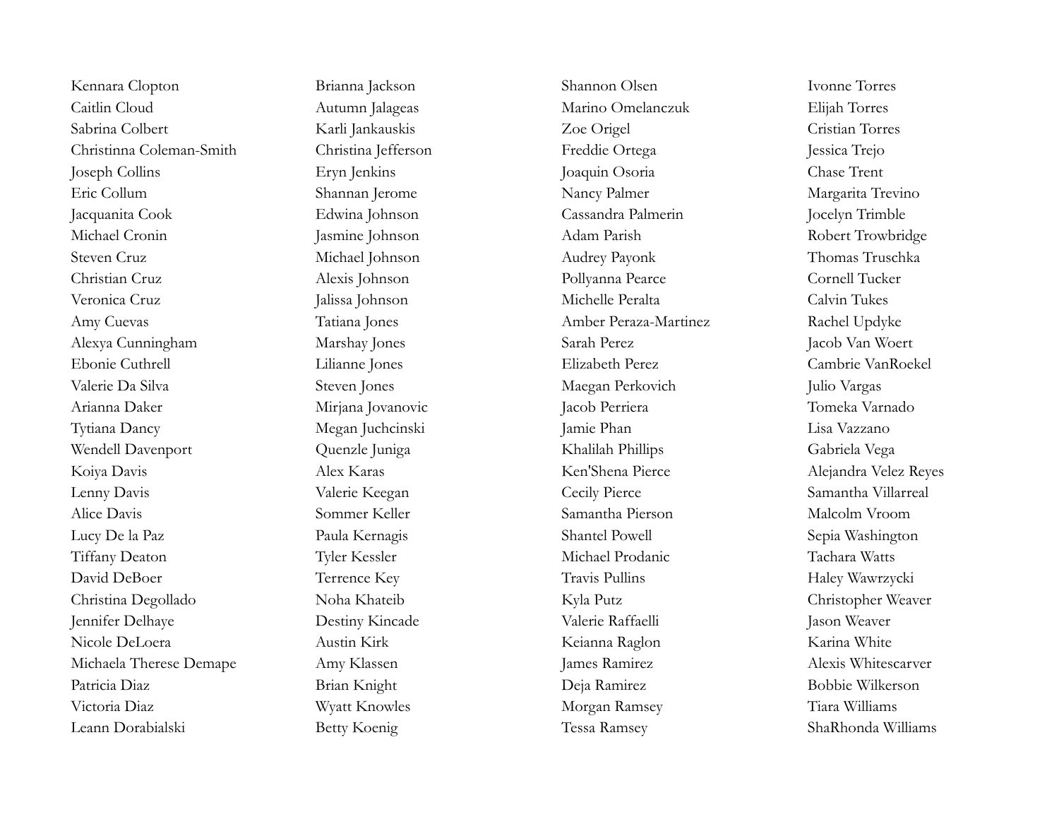Kennara Clopton
Caitlin Cloud
Sabrina Colbert
Christinna Coleman-Smith
Joseph Collins
Eric Collum
Jacquanita Cook
Michael Cronin
Steven Cruz
Christian Cruz
Veronica Cruz
Amy Cuevas
Alexya Cunningham
Ebonie Cuthrell
Valerie Da Silva
Arianna Daker
Tytiana Dancy
Wendell Davenport
Koiya Davis
Lenny Davis
Alice Davis
Lucy De la Paz
Tiffany Deaton
David DeBoer
Christina Degollado
Jennifer Delhaye
Nicole DeLoera
Michaela Therese Demape
Patricia Diaz
Victoria Diaz
Leann Dorabialski

Brianna Jackson
Autumn Jalageas
Karli Jankauskis
Christina Jefferson
Eryn Jenkins
Shannan Jerome
Edwina Johnson
Jasmine Johnson
Michael Johnson
Alexis Johnson
Jalissa Johnson
Tatiana Jones
Marshay Jones
Lilianne Jones
Steven Jones
Mirjana Jovanovic
Megan Juchcinski
Quenzle Juniga
Alex Karas
Valerie Keegan
Sommer Keller
Paula Kernagis
Tyler Kessler
Terrence Key
Noha Khateib
Destiny Kincade
Austin Kirk
Amy Klassen
Brian Knight
Wyatt Knowles
Betty Koenig

Shannon Olsen
Marino Omelanczuk
Zoe Origel
Freddie Ortega
Joaquin Osoria
Nancy Palmer
Cassandra Palmerin
Adam Parish
Audrey Payonk
Pollyanna Pearce
Michelle Peralta
Amber Peraza-Martinez
Sarah Perez
Elizabeth Perez
Maegan Perkovich
Jacob Perriera
Jamie Phan
Khalilah Phillips
Ken'Shena Pierce
Cecily Pierce
Samantha Pierson
Shantel Powell
Michael Prodanic
Travis Pullins
Kyla Putz
Valerie Raffaelli
Keianna Raglon
James Ramirez
Deja Ramirez
Morgan Ramsey
Tessa Ramsey

Ivonne Torres
Elijah Torres
Cristian Torres
Jessica Trejo
Chase Trent
Margarita Trevino
Jocelyn Trimble
Robert Trowbridge
Thomas Truschka
Cornell Tucker
Calvin Tukes
Rachel Updyke
Jacob Van Woert
Cambrie VanRoekel
Julio Vargas
Tomeka Varnado
Lisa Vazzano
Gabriela Vega
Alejandra Velez Reyes
Samantha Villarreal
Malcolm Vroom
Sepia Washington
Tachara Watts
Haley Wawrzycki
Christopher Weaver
Jason Weaver
Karina White
Alexis Whitescarver
Bobbie Wilkerson
Tiara Williams
ShaRhonda Williams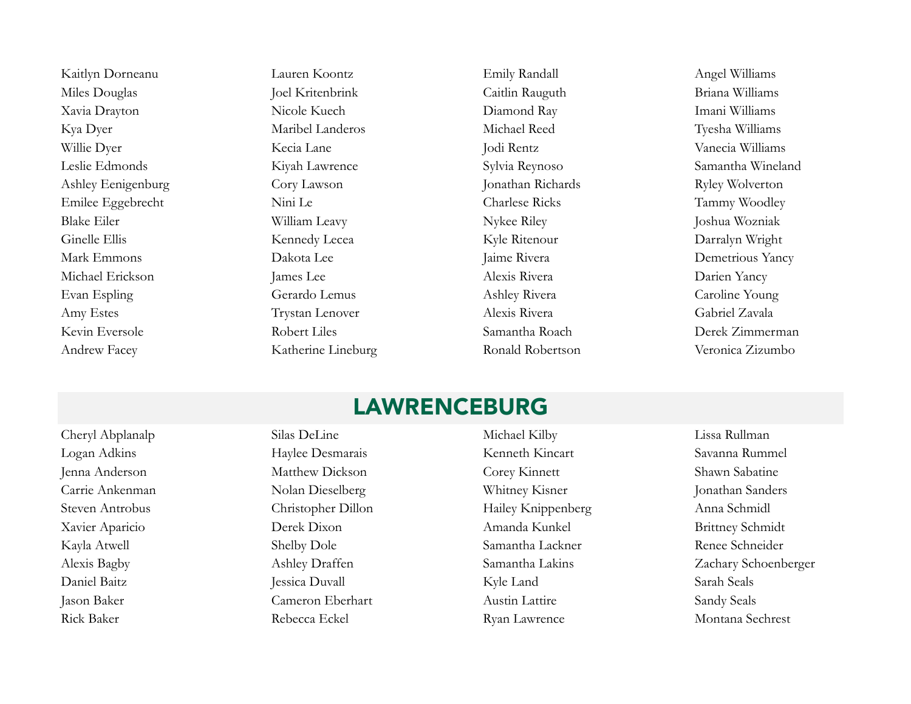Kaitlyn Dorneanu
Miles Douglas
Xavia Drayton
Kya Dyer
Willie Dyer
Leslie Edmonds
Ashley Eenigenburg
Emilee Eggebrecht
Blake Eiler
Ginelle Ellis
Mark Emmons
Michael Erickson
Evan Espling
Amy Estes
Kevin Eversole
Andrew Facey

Lauren Koontz
Joel Kritenbrink
Nicole Kuech
Maribel Landeros
Kecia Lane
Kiyah Lawrence
Cory Lawson
Nini Le
William Leavy
Kennedy Lecea
Dakota Lee
James Lee
Gerardo Lemus
Trystan Lenover
Robert Liles
Katherine Lineburg

Emily Randall
Caitlin Rauguth
Diamond Ray
Michael Reed
Jodi Rentz
Sylvia Reynoso
Jonathan Richards
Charlese Ricks
Nykee Riley
Kyle Ritenour
Jaime Rivera
Alexis Rivera
Ashley Rivera
Alexis Rivera
Samantha Roach
Ronald Robertson

Angel Williams
Briana Williams
Imani Williams
Tyesha Williams
Vanecia Williams
Samantha Wineland
Ryley Wolverton
Tammy Woodley
Joshua Wozniak
Darralyn Wright
Demetrious Yancy
Darien Yancy
Caroline Young
Gabriel Zavala
Derek Zimmerman
Veronica Zizumbo

## LAWRENCEBURG

Cheryl Abplanalp
Logan Adkins
Jenna Anderson
Carrie Ankenman
Steven Antrobus
Xavier Aparicio
Kayla Atwell
Alexis Bagby
Daniel Baitz
Jason Baker
Rick Baker

Silas DeLine
Haylee Desmarais
Matthew Dickson
Nolan Dieselberg
Christopher Dillon
Derek Dixon
Shelby Dole
Ashley Draffen
Jessica Duvall
Cameron Eberhart
Rebecca Eckel

Michael Kilby
Kenneth Kincart
Corey Kinnett
Whitney Kisner
Hailey Knippenberg
Amanda Kunkel
Samantha Lackner
Samantha Lakins
Kyle Land
Austin Lattire
Ryan Lawrence

Lissa Rullman
Savanna Rummel
Shawn Sabatine
Jonathan Sanders
Anna Schmidl
Brittney Schmidt
Renee Schneider
Zachary Schoenberger
Sarah Seals
Sandy Seals
Montana Sechrest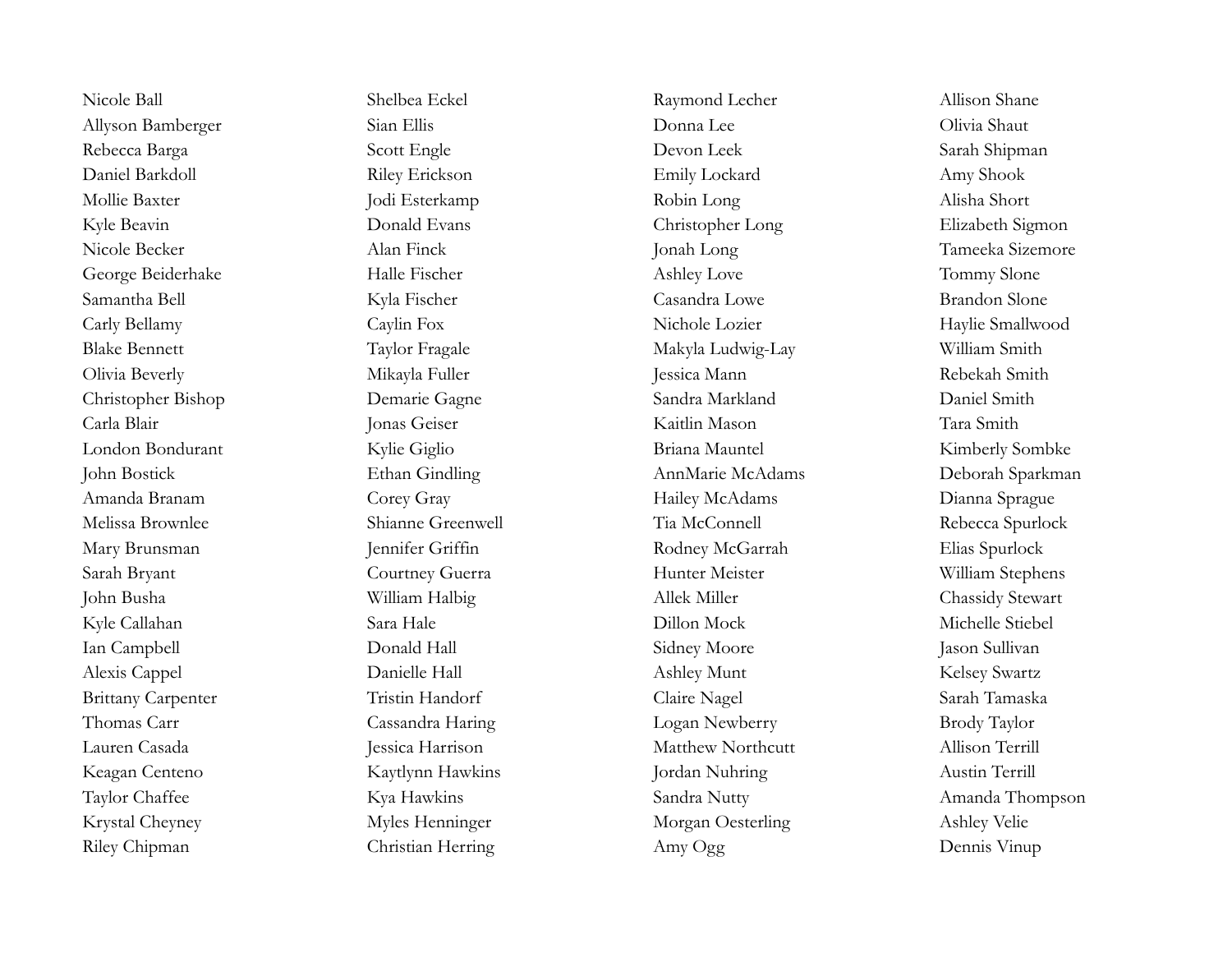Nicole Ball
Allyson Bamberger
Rebecca Barga
Daniel Barkdoll
Mollie Baxter
Kyle Beavin
Nicole Becker
George Beiderhake
Samantha Bell
Carly Bellamy
Blake Bennett
Olivia Beverly
Christopher Bishop
Carla Blair
London Bondurant
John Bostick
Amanda Branam
Melissa Brownlee
Mary Brunsman
Sarah Bryant
John Busha
Kyle Callahan
Ian Campbell
Alexis Cappel
Brittany Carpenter
Thomas Carr
Lauren Casada
Keagan Centeno
Taylor Chaffee
Krystal Cheyney
Riley Chipman

Shelbea Eckel
Sian Ellis
Scott Engle
Riley Erickson
Jodi Esterkamp
Donald Evans
Alan Finck
Halle Fischer
Kyla Fischer
Caylin Fox
Taylor Fragale
Mikayla Fuller
Demarie Gagne
Jonas Geiser
Kylie Giglio
Ethan Gindling
Corey Gray
Shianne Greenwell
Jennifer Griffin
Courtney Guerra
William Halbig
Sara Hale
Donald Hall
Danielle Hall
Tristin Handorf
Cassandra Haring
Jessica Harrison
Kaytlynn Hawkins
Kya Hawkins
Myles Henninger
Christian Herring

Raymond Lecher
Donna Lee
Devon Leek
Emily Lockard
Robin Long
Christopher Long
Jonah Long
Ashley Love
Casandra Lowe
Nichole Lozier
Makyla Ludwig-Lay
Jessica Mann
Sandra Markland
Kaitlin Mason
Briana Mauntel
AnnMarie McAdams
Hailey McAdams
Tia McConnell
Rodney McGarrah
Hunter Meister
Allek Miller
Dillon Mock
Sidney Moore
Ashley Munt
Claire Nagel
Logan Newberry
Matthew Northcutt
Jordan Nuhring
Sandra Nutty
Morgan Oesterling
Amy Ogg

Allison Shane
Olivia Shaut
Sarah Shipman
Amy Shook
Alisha Short
Elizabeth Sigmon
Tameeka Sizemore
Tommy Slone
Brandon Slone
Haylie Smallwood
William Smith
Rebekah Smith
Daniel Smith
Tara Smith
Kimberly Sombke
Deborah Sparkman
Dianna Sprague
Rebecca Spurlock
Elias Spurlock
William Stephens
Chassidy Stewart
Michelle Stiebel
Jason Sullivan
Kelsey Swartz
Sarah Tamaska
Brody Taylor
Allison Terrill
Austin Terrill
Amanda Thompson
Ashley Velie
Dennis Vinup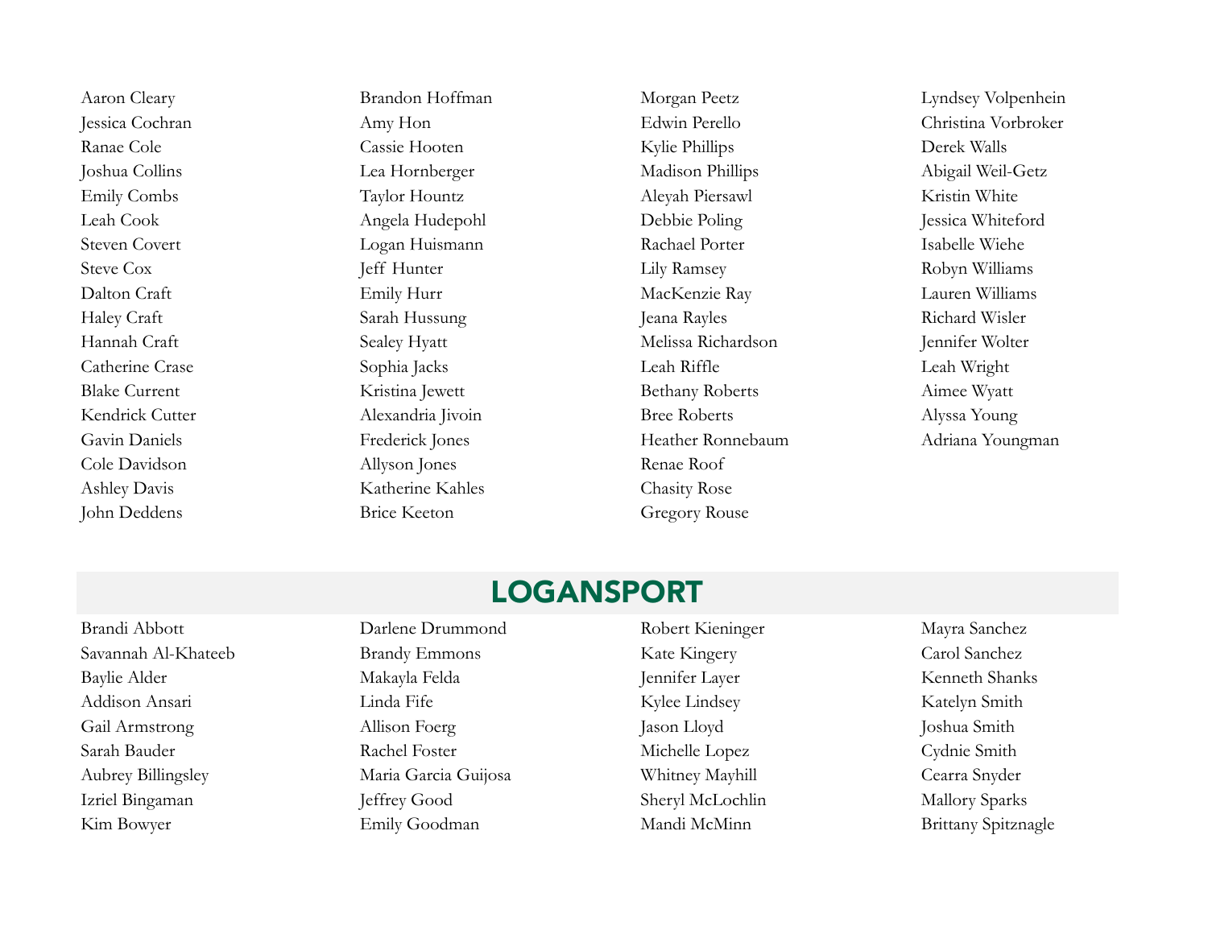Aaron Cleary
Jessica Cochran
Ranae Cole
Joshua Collins
Emily Combs
Leah Cook
Steven Covert
Steve Cox
Dalton Craft
Haley Craft
Hannah Craft
Catherine Crase
Blake Current
Kendrick Cutter
Gavin Daniels
Cole Davidson
Ashley Davis
John Deddens

Brandon Hoffman
Amy Hon
Cassie Hooten
Lea Hornberger
Taylor Hountz
Angela Hudepohl
Logan Huismann
Jeff Hunter
Emily Hurr
Sarah Hussung
Sealey Hyatt
Sophia Jacks
Kristina Jewett
Alexandria Jivoin
Frederick Jones
Allyson Jones
Katherine Kahles
Brice Keeton

Morgan Peetz
Edwin Perello
Kylie Phillips
Madison Phillips
Aleyah Piersawl
Debbie Poling
Rachael Porter
Lily Ramsey
MacKenzie Ray
Jeana Rayles
Melissa Richardson
Leah Riffle
Bethany Roberts
Bree Roberts
Heather Ronnebaum
Renae Roof
Chasity Rose
Gregory Rouse

Lyndsey Volpenhein
Christina Vorbroker
Derek Walls
Abigail Weil-Getz
Kristin White
Jessica Whiteford
Isabelle Wiehe
Robyn Williams
Lauren Williams
Richard Wisler
Jennifer Wolter
Leah Wright
Aimee Wyatt
Alyssa Young
Adriana Youngman

## LOGANSPORT

Brandi Abbott
Savannah Al-Khateeb
Baylie Alder
Addison Ansari
Gail Armstrong
Sarah Bauder
Aubrey Billingsley
Izriel Bingaman
Kim Bowyer

Darlene Drummond
Brandy Emmons
Makayla Felda
Linda Fife
Allison Foerg
Rachel Foster
Maria Garcia Guijosa
Jeffrey Good
Emily Goodman

Robert Kieninger
Kate Kingery
Jennifer Layer
Kylee Lindsey
Jason Lloyd
Michelle Lopez
Whitney Mayhill
Sheryl McLochlin
Mandi McMinn

Mayra Sanchez
Carol Sanchez
Kenneth Shanks
Katelyn Smith
Joshua Smith
Cydnie Smith
Cearra Snyder
Mallory Sparks
Brittany Spitznagle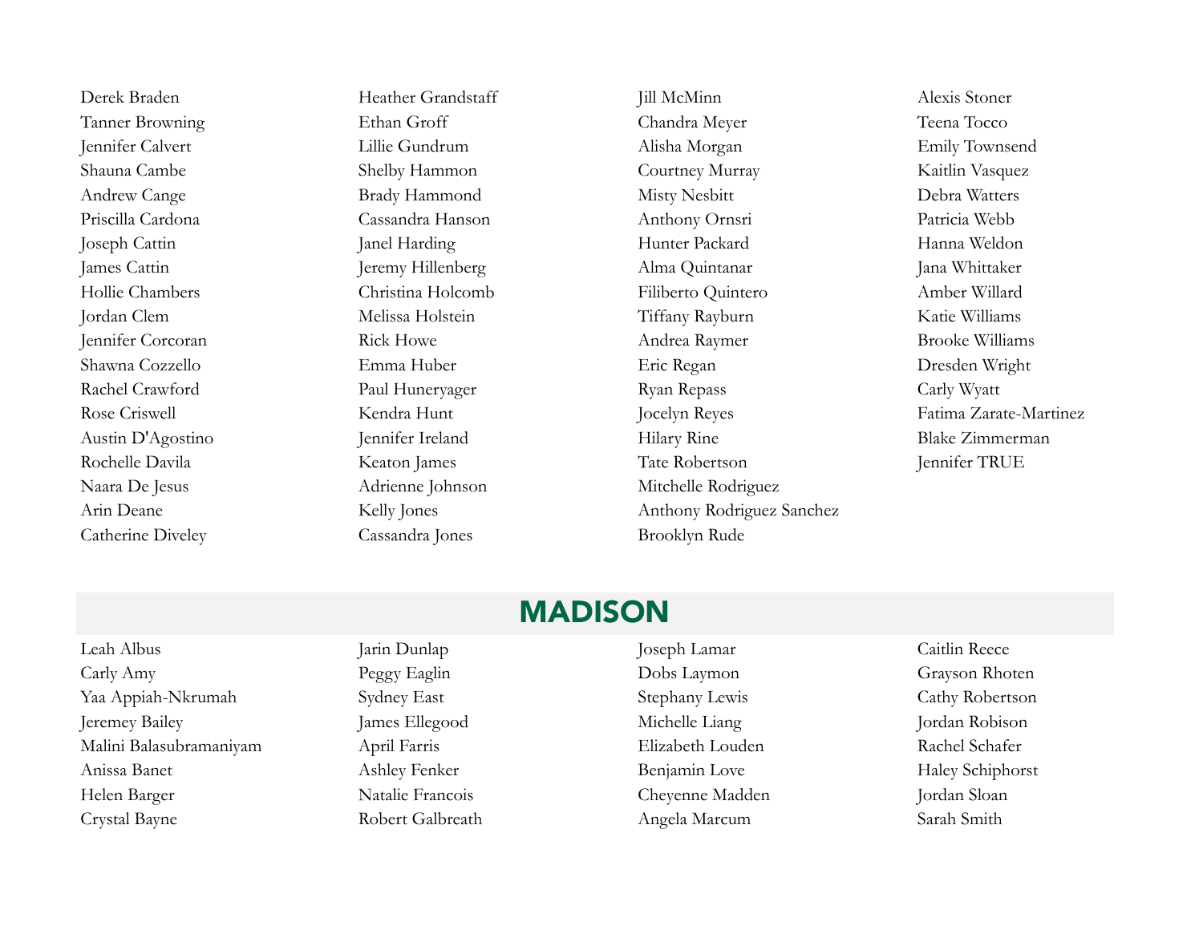Derek Braden
Tanner Browning
Jennifer Calvert
Shauna Cambe
Andrew Cange
Priscilla Cardona
Joseph Cattin
James Cattin
Hollie Chambers
Jordan Clem
Jennifer Corcoran
Shawna Cozzello
Rachel Crawford
Rose Criswell
Austin D'Agostino
Rochelle Davila
Naara De Jesus
Arin Deane
Catherine Diveley

Heather Grandstaff
Ethan Groff
Lillie Gundrum
Shelby Hammon
Brady Hammond
Cassandra Hanson
Janel Harding
Jeremy Hillenberg
Christina Holcomb
Melissa Holstein
Rick Howe
Emma Huber
Paul Huneryager
Kendra Hunt
Jennifer Ireland
Keaton James
Adrienne Johnson
Kelly Jones
Cassandra Jones

Jill McMinn
Chandra Meyer
Alisha Morgan
Courtney Murray
Misty Nesbitt
Anthony Ornsri
Hunter Packard
Alma Quintanar
Filiberto Quintero
Tiffany Rayburn
Andrea Raymer
Eric Regan
Ryan Repass
Jocelyn Reyes
Hilary Rine
Tate Robertson
Mitchelle Rodriguez
Anthony Rodriguez Sanchez
Brooklyn Rude

Alexis Stoner
Teena Tocco
Emily Townsend
Kaitlin Vasquez
Debra Watters
Patricia Webb
Hanna Weldon
Jana Whittaker
Amber Willard
Katie Williams
Brooke Williams
Dresden Wright
Carly Wyatt
Fatima Zarate-Martinez
Blake Zimmerman
Jennifer TRUE

## MADISON

Leah Albus
Carly Amy
Yaa Appiah-Nkrumah
Jeremey Bailey
Malini Balasubramaniyam
Anissa Banet
Helen Barger
Crystal Bayne

Jarin Dunlap
Peggy Eaglin
Sydney East
James Ellegood
April Farris
Ashley Fenker
Natalie Francois
Robert Galbreath

Joseph Lamar
Dobs Laymon
Stephany Lewis
Michelle Liang
Elizabeth Louden
Benjamin Love
Cheyenne Madden
Angela Marcum

Caitlin Reece
Grayson Rhoten
Cathy Robertson
Jordan Robison
Rachel Schafer
Haley Schiphorst
Jordan Sloan
Sarah Smith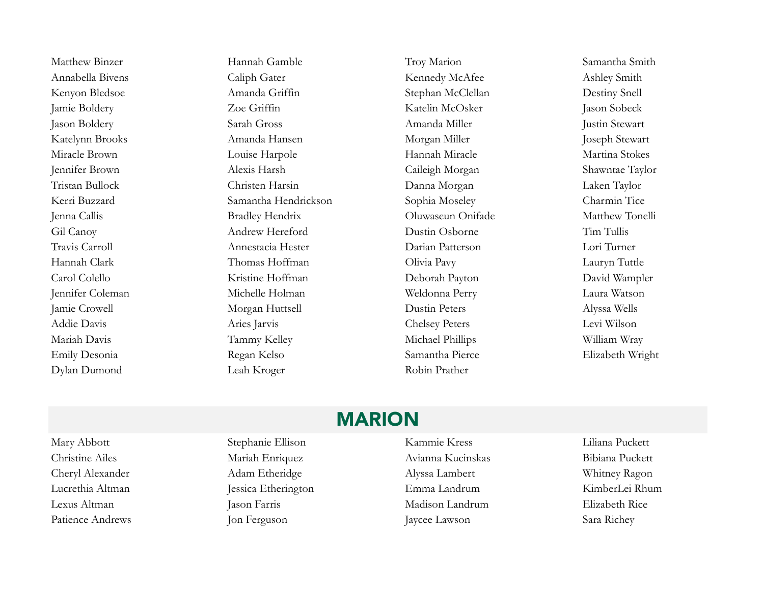Matthew Binzer
Annabella Bivens
Kenyon Bledsoe
Jamie Boldery
Jason Boldery
Katelynn Brooks
Miracle Brown
Jennifer Brown
Tristan Bullock
Kerri Buzzard
Jenna Callis
Gil Canoy
Travis Carroll
Hannah Clark
Carol Colello
Jennifer Coleman
Jamie Crowell
Addie Davis
Mariah Davis
Emily Desonia
Dylan Dumond
Hannah Gamble
Caliph Gater
Amanda Griffin
Zoe Griffin
Sarah Gross
Amanda Hansen
Louise Harpole
Alexis Harsh
Christen Harsin
Samantha Hendrickson
Bradley Hendrix
Andrew Hereford
Annestacia Hester
Thomas Hoffman
Kristine Hoffman
Michelle Holman
Morgan Huttsell
Aries Jarvis
Tammy Kelley
Regan Kelso
Leah Kroger
Troy Marion
Kennedy McAfee
Stephan McClellan
Katelin McOsker
Amanda Miller
Morgan Miller
Hannah Miracle
Caileigh Morgan
Danna Morgan
Sophia Moseley
Oluwaseun Onifade
Dustin Osborne
Darian Patterson
Olivia Pavy
Deborah Payton
Weldonna Perry
Dustin Peters
Chelsey Peters
Michael Phillips
Samantha Pierce
Robin Prather
Samantha Smith
Ashley Smith
Destiny Snell
Jason Sobeck
Justin Stewart
Joseph Stewart
Martina Stokes
Shawntae Taylor
Laken Taylor
Charmin Tice
Matthew Tonelli
Tim Tullis
Lori Turner
Lauryn Tuttle
David Wampler
Laura Watson
Alyssa Wells
Levi Wilson
William Wray
Elizabeth Wright

## MARION

Mary Abbott
Christine Ailes
Cheryl Alexander
Lucrethia Altman
Lexus Altman
Patience Andrews
Stephanie Ellison
Mariah Enriquez
Adam Etheridge
Jessica Etherington
Jason Farris
Jon Ferguson
Kammie Kress
Avianna Kucinskas
Alyssa Lambert
Emma Landrum
Madison Landrum
Jaycee Lawson
Liliana Puckett
Bibiana Puckett
Whitney Ragon
KimberLei Rhum
Elizabeth Rice
Sara Richey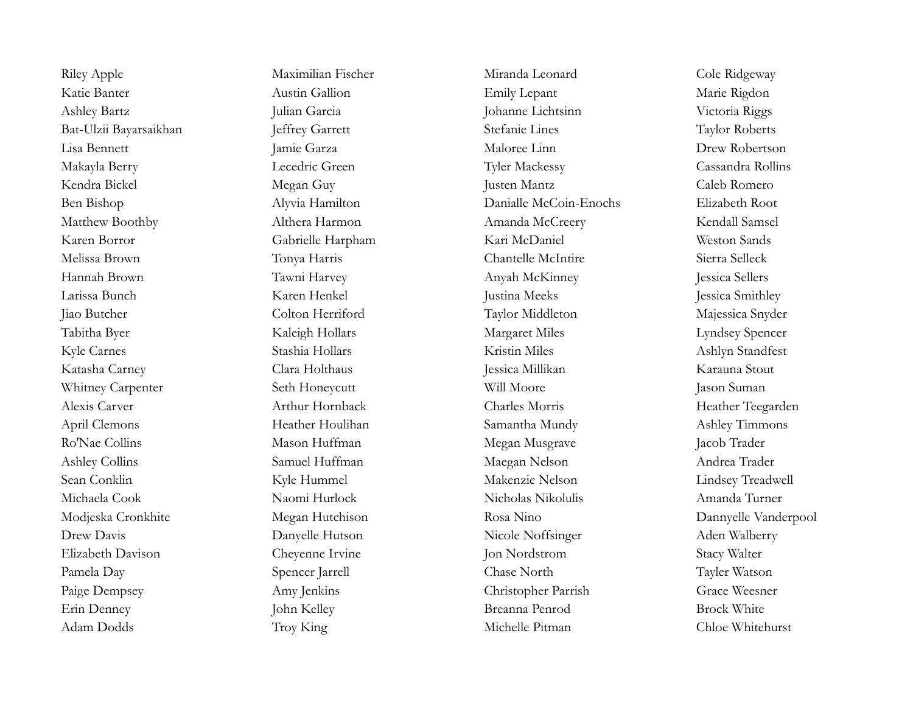Riley Apple
Katie Banter
Ashley Bartz
Bat-Ulzii Bayarsaikhan
Lisa Bennett
Makayla Berry
Kendra Bickel
Ben Bishop
Matthew Boothby
Karen Borror
Melissa Brown
Hannah Brown
Larissa Bunch
Jiao Butcher
Tabitha Byer
Kyle Carnes
Katasha Carney
Whitney Carpenter
Alexis Carver
April Clemons
Ro'Nae Collins
Ashley Collins
Sean Conklin
Michaela Cook
Modjeska Cronkhite
Drew Davis
Elizabeth Davison
Pamela Day
Paige Dempsey
Erin Denney
Adam Dodds

Maximilian Fischer
Austin Gallion
Julian Garcia
Jeffrey Garrett
Jamie Garza
Lecedric Green
Megan Guy
Alyvia Hamilton
Althera Harmon
Gabrielle Harpham
Tonya Harris
Tawni Harvey
Karen Henkel
Colton Herriford
Kaleigh Hollars
Stashia Hollars
Clara Holthaus
Seth Honeycutt
Arthur Hornback
Heather Houlihan
Mason Huffman
Samuel Huffman
Kyle Hummel
Naomi Hurlock
Megan Hutchison
Danyelle Hutson
Cheyenne Irvine
Spencer Jarrell
Amy Jenkins
John Kelley
Troy King

Miranda Leonard
Emily Lepant
Johanne Lichtsinn
Stefanie Lines
Maloree Linn
Tyler Mackessy
Justen Mantz
Danialle McCoin-Enochs
Amanda McCreery
Kari McDaniel
Chantelle McIntire
Anyah McKinney
Justina Meeks
Taylor Middleton
Margaret Miles
Kristin Miles
Jessica Millikan
Will Moore
Charles Morris
Samantha Mundy
Megan Musgrave
Maegan Nelson
Makenzie Nelson
Nicholas Nikolulis
Rosa Nino
Nicole Noffsinger
Jon Nordstrom
Chase North
Christopher Parrish
Breanna Penrod
Michelle Pitman

Cole Ridgeway
Marie Rigdon
Victoria Riggs
Taylor Roberts
Drew Robertson
Cassandra Rollins
Caleb Romero
Elizabeth Root
Kendall Samsel
Weston Sands
Sierra Selleck
Jessica Sellers
Jessica Smithley
Majessica Snyder
Lyndsey Spencer
Ashlyn Standfest
Karauna Stout
Jason Suman
Heather Teegarden
Ashley Timmons
Jacob Trader
Andrea Trader
Lindsey Treadwell
Amanda Turner
Dannyelle Vanderpool
Aden Walberry
Stacy Walter
Tayler Watson
Grace Weesner
Brock White
Chloe Whitehurst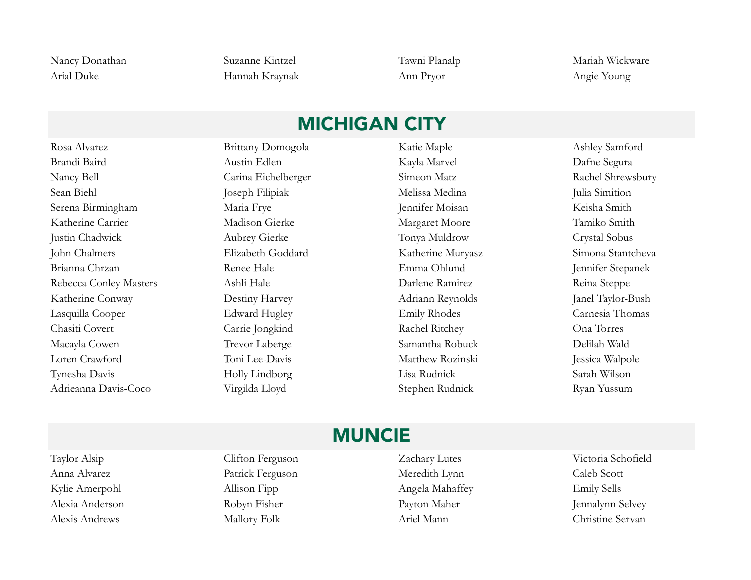Nancy Donathan
Arial Duke
Suzanne Kintzel
Hannah Kraynak
Tawni Planalp
Ann Pryor
Mariah Wickware
Angie Young

## MICHIGAN CITY

Rosa Alvarez
Brandi Baird
Nancy Bell
Sean Biehl
Serena Birmingham
Katherine Carrier
Justin Chadwick
John Chalmers
Brianna Chrzan
Rebecca Conley Masters
Katherine Conway
Lasquilla Cooper
Chasiti Covert
Macayla Cowen
Loren Crawford
Tynesha Davis
Adrieanna Davis-Coco
Brittany Domogola
Austin Edlen
Carina Eichelberger
Joseph Filipiak
Maria Frye
Madison Gierke
Aubrey Gierke
Elizabeth Goddard
Renee Hale
Ashli Hale
Destiny Harvey
Edward Hugley
Carrie Jongkind
Trevor Laberge
Toni Lee-Davis
Holly Lindborg
Virgilda Lloyd
Katie Maple
Kayla Marvel
Simeon Matz
Melissa Medina
Jennifer Moisan
Margaret Moore
Tonya Muldrow
Katherine Muryasz
Emma Ohlund
Darlene Ramirez
Adriann Reynolds
Emily Rhodes
Rachel Ritchey
Samantha Robuck
Matthew Rozinski
Lisa Rudnick
Stephen Rudnick
Ashley Samford
Dafne Segura
Rachel Shrewsbury
Julia Simition
Keisha Smith
Tamiko Smith
Crystal Sobus
Simona Stantcheva
Jennifer Stepanek
Reina Steppe
Janel Taylor-Bush
Carnesia Thomas
Ona Torres
Delilah Wald
Jessica Walpole
Sarah Wilson
Ryan Yussum

## MUNCIE

Taylor Alsip
Anna Alvarez
Kylie Amerpohl
Alexia Anderson
Alexis Andrews
Clifton Ferguson
Patrick Ferguson
Allison Fipp
Robyn Fisher
Mallory Folk
Zachary Lutes
Meredith Lynn
Angela Mahaffey
Payton Maher
Ariel Mann
Victoria Schofield
Caleb Scott
Emily Sells
Jennalynn Selvey
Christine Servan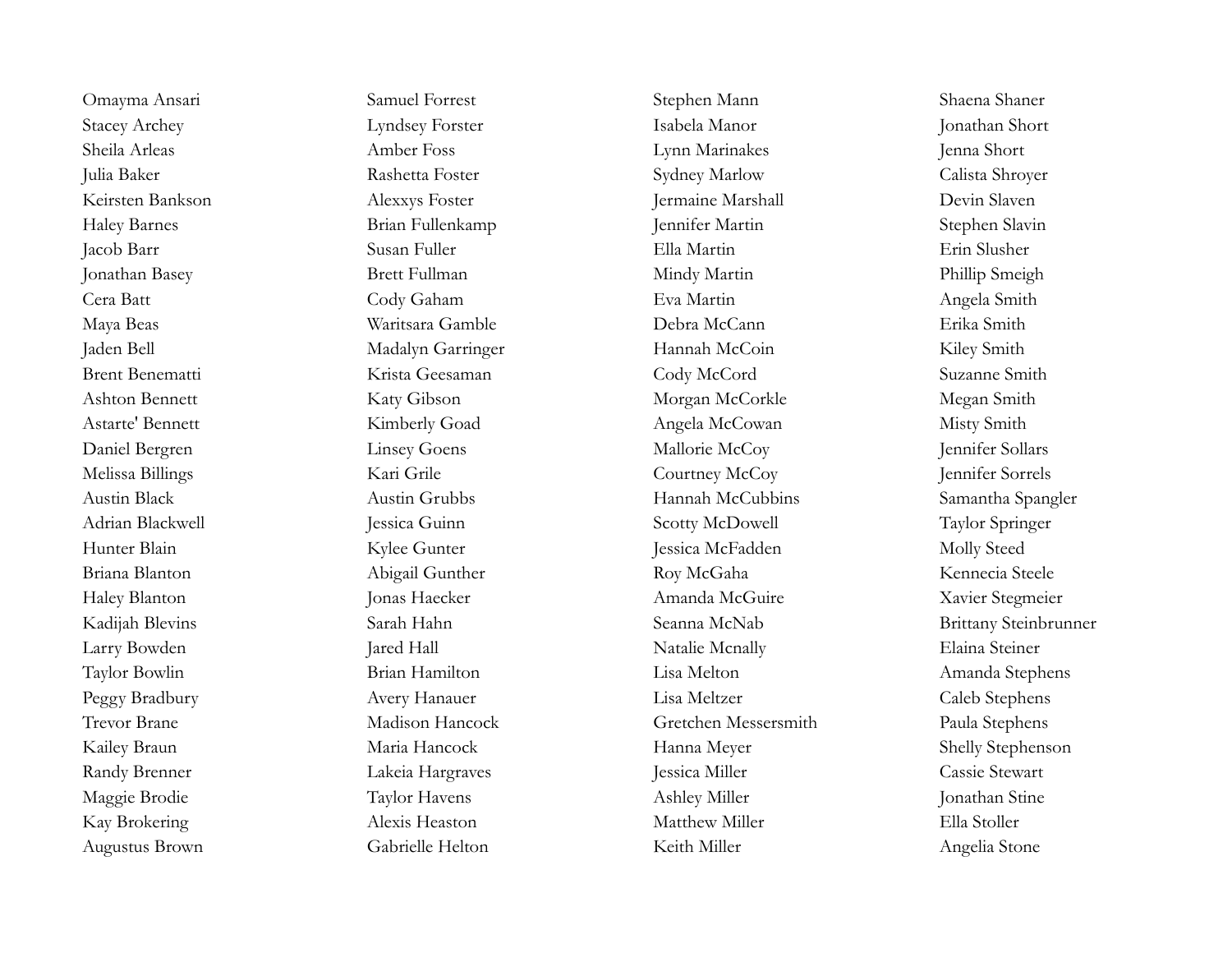Omayma Ansari
Stacey Archey
Sheila Arleas
Julia Baker
Keirsten Bankson
Haley Barnes
Jacob Barr
Jonathan Basey
Cera Batt
Maya Beas
Jaden Bell
Brent Benematti
Ashton Bennett
Astarte' Bennett
Daniel Bergren
Melissa Billings
Austin Black
Adrian Blackwell
Hunter Blain
Briana Blanton
Haley Blanton
Kadijah Blevins
Larry Bowden
Taylor Bowlin
Peggy Bradbury
Trevor Brane
Kailey Braun
Randy Brenner
Maggie Brodie
Kay Brokering
Augustus Brown

Samuel Forrest
Lyndsey Forster
Amber Foss
Rashetta Foster
Alexxys Foster
Brian Fullenkamp
Susan Fuller
Brett Fullman
Cody Gaham
Waritsara Gamble
Madalyn Garringer
Krista Geesaman
Katy Gibson
Kimberly Goad
Linsey Goens
Kari Grile
Austin Grubbs
Jessica Guinn
Kylee Gunter
Abigail Gunther
Jonas Haecker
Sarah Hahn
Jared Hall
Brian Hamilton
Avery Hanauer
Madison Hancock
Maria Hancock
Lakeia Hargraves
Taylor Havens
Alexis Heaston
Gabrielle Helton

Stephen Mann
Isabela Manor
Lynn Marinakes
Sydney Marlow
Jermaine Marshall
Jennifer Martin
Ella Martin
Mindy Martin
Eva Martin
Debra McCann
Hannah McCoin
Cody McCord
Morgan McCorkle
Angela McCowan
Mallorie McCoy
Courtney McCoy
Hannah McCubbins
Scotty McDowell
Jessica McFadden
Roy McGaha
Amanda McGuire
Seanna McNab
Natalie Mcnally
Lisa Melton
Lisa Meltzer
Gretchen Messersmith
Hanna Meyer
Jessica Miller
Ashley Miller
Matthew Miller
Keith Miller

Shaena Shaner
Jonathan Short
Jenna Short
Calista Shroyer
Devin Slaven
Stephen Slavin
Erin Slusher
Phillip Smeigh
Angela Smith
Erika Smith
Kiley Smith
Suzanne Smith
Megan Smith
Misty Smith
Jennifer Sollars
Jennifer Sorrels
Samantha Spangler
Taylor Springer
Molly Steed
Kennecia Steele
Xavier Stegmeier
Brittany Steinbrunner
Elaina Steiner
Amanda Stephens
Caleb Stephens
Paula Stephens
Shelly Stephenson
Cassie Stewart
Jonathan Stine
Ella Stoller
Angelia Stone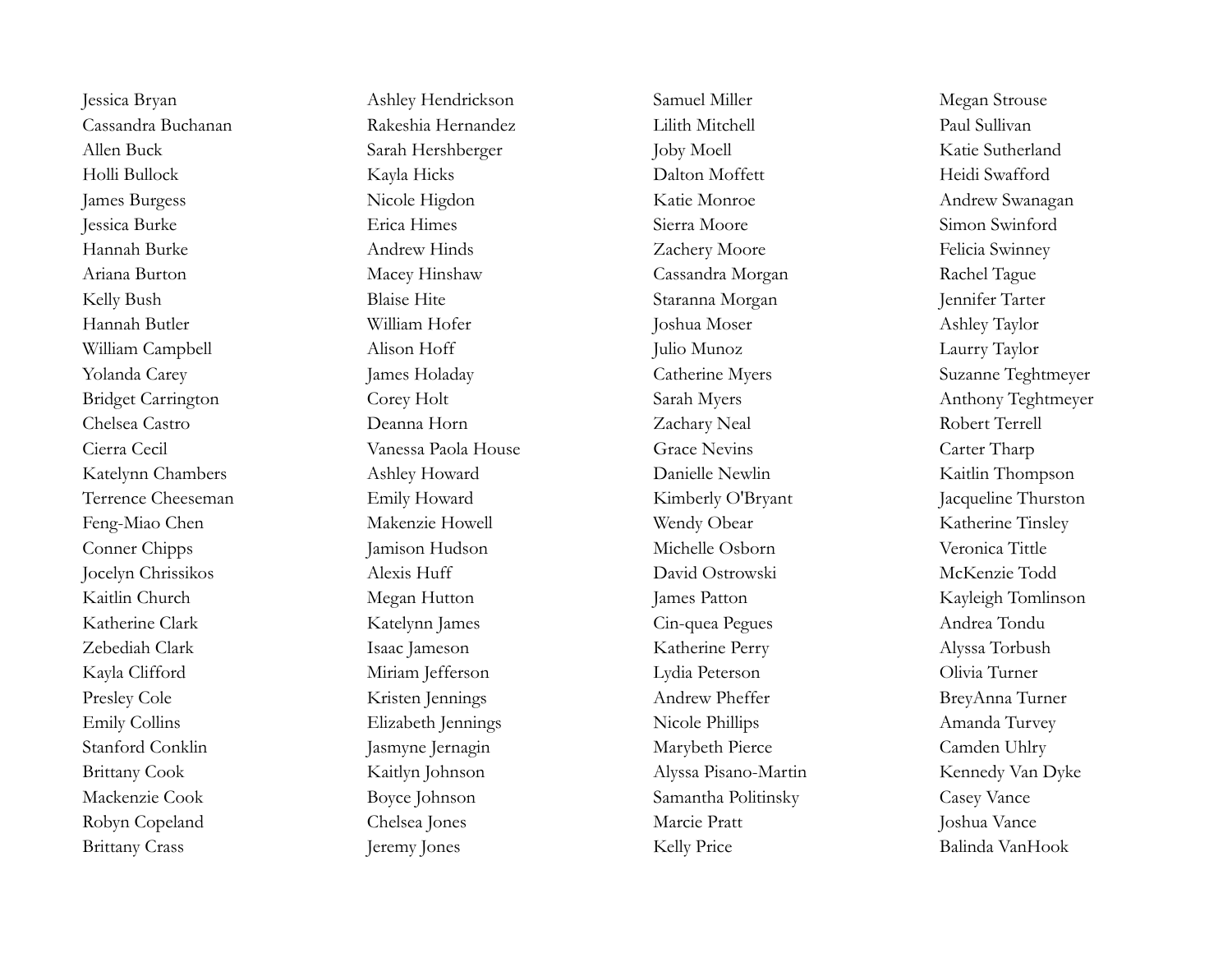Jessica Bryan
Cassandra Buchanan
Allen Buck
Holli Bullock
James Burgess
Jessica Burke
Hannah Burke
Ariana Burton
Kelly Bush
Hannah Butler
William Campbell
Yolanda Carey
Bridget Carrington
Chelsea Castro
Cierra Cecil
Katelynn Chambers
Terrence Cheeseman
Feng-Miao Chen
Conner Chipps
Jocelyn Chrissikos
Kaitlin Church
Katherine Clark
Zebediah Clark
Kayla Clifford
Presley Cole
Emily Collins
Stanford Conklin
Brittany Cook
Mackenzie Cook
Robyn Copeland
Brittany Crass

Ashley Hendrickson
Rakeshia Hernandez
Sarah Hershberger
Kayla Hicks
Nicole Higdon
Erica Himes
Andrew Hinds
Macey Hinshaw
Blaise Hite
William Hofer
Alison Hoff
James Holaday
Corey Holt
Deanna Horn
Vanessa Paola House
Ashley Howard
Emily Howard
Makenzie Howell
Jamison Hudson
Alexis Huff
Megan Hutton
Katelynn James
Isaac Jameson
Miriam Jefferson
Kristen Jennings
Elizabeth Jennings
Jasmyne Jernagin
Kaitlyn Johnson
Boyce Johnson
Chelsea Jones
Jeremy Jones

Samuel Miller
Lilith Mitchell
Joby Moell
Dalton Moffett
Katie Monroe
Sierra Moore
Zachery Moore
Cassandra Morgan
Staranna Morgan
Joshua Moser
Julio Munoz
Catherine Myers
Sarah Myers
Zachary Neal
Grace Nevins
Danielle Newlin
Kimberly O'Bryant
Wendy Obear
Michelle Osborn
David Ostrowski
James Patton
Cin-quea Pegues
Katherine Perry
Lydia Peterson
Andrew Pheffer
Nicole Phillips
Marybeth Pierce
Alyssa Pisano-Martin
Samantha Politinsky
Marcie Pratt
Kelly Price

Megan Strouse
Paul Sullivan
Katie Sutherland
Heidi Swafford
Andrew Swanagan
Simon Swinford
Felicia Swinney
Rachel Tague
Jennifer Tarter
Ashley Taylor
Laurry Taylor
Suzanne Teghtmeyer
Anthony Teghtmeyer
Robert Terrell
Carter Tharp
Kaitlin Thompson
Jacqueline Thurston
Katherine Tinsley
Veronica Tittle
McKenzie Todd
Kayleigh Tomlinson
Andrea Tondu
Alyssa Torbush
Olivia Turner
BreyAnna Turner
Amanda Turvey
Camden Uhlry
Kennedy Van Dyke
Casey Vance
Joshua Vance
Balinda VanHook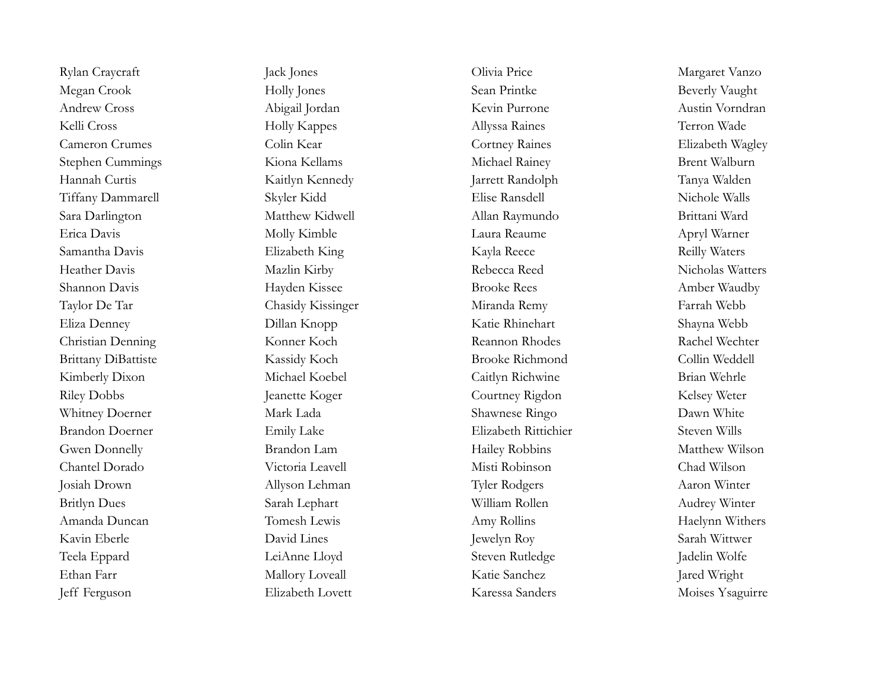Rylan Craycraft
Megan Crook
Andrew Cross
Kelli Cross
Cameron Crumes
Stephen Cummings
Hannah Curtis
Tiffany Dammarell
Sara Darlington
Erica Davis
Samantha Davis
Heather Davis
Shannon Davis
Taylor De Tar
Eliza Denney
Christian Denning
Brittany DiBattiste
Kimberly Dixon
Riley Dobbs
Whitney Doerner
Brandon Doerner
Gwen Donnelly
Chantel Dorado
Josiah Drown
Britlyn Dues
Amanda Duncan
Kavin Eberle
Teela Eppard
Ethan Farr
Jeff Ferguson

Jack Jones
Holly Jones
Abigail Jordan
Holly Kappes
Colin Kear
Kiona Kellams
Kaitlyn Kennedy
Skyler Kidd
Matthew Kidwell
Molly Kimble
Elizabeth King
Mazlin Kirby
Hayden Kissee
Chasidy Kissinger
Dillan Knopp
Konner Koch
Kassidy Koch
Michael Koebel
Jeanette Koger
Mark Lada
Emily Lake
Brandon Lam
Victoria Leavell
Allyson Lehman
Sarah Lephart
Tomesh Lewis
David Lines
LeiAnne Lloyd
Mallory Loveall
Elizabeth Lovett

Olivia Price
Sean Printke
Kevin Purrone
Allyssa Raines
Cortney Raines
Michael Rainey
Jarrett Randolph
Elise Ransdell
Allan Raymundo
Laura Reaume
Kayla Reece
Rebecca Reed
Brooke Rees
Miranda Remy
Katie Rhinehart
Reannon Rhodes
Brooke Richmond
Caitlyn Richwine
Courtney Rigdon
Shawnese Ringo
Elizabeth Rittichier
Hailey Robbins
Misti Robinson
Tyler Rodgers
William Rollen
Amy Rollins
Jewelyn Roy
Steven Rutledge
Katie Sanchez
Karessa Sanders

Margaret Vanzo
Beverly Vaught
Austin Vorndran
Terron Wade
Elizabeth Wagley
Brent Walburn
Tanya Walden
Nichole Walls
Brittani Ward
Apryl Warner
Reilly Waters
Nicholas Watters
Amber Waudby
Farrah Webb
Shayna Webb
Rachel Wechter
Collin Weddell
Brian Wehrle
Kelsey Weter
Dawn White
Steven Wills
Matthew Wilson
Chad Wilson
Aaron Winter
Audrey Winter
Haelynn Withers
Sarah Wittwer
Jadelin Wolfe
Jared Wright
Moises Ysaguirre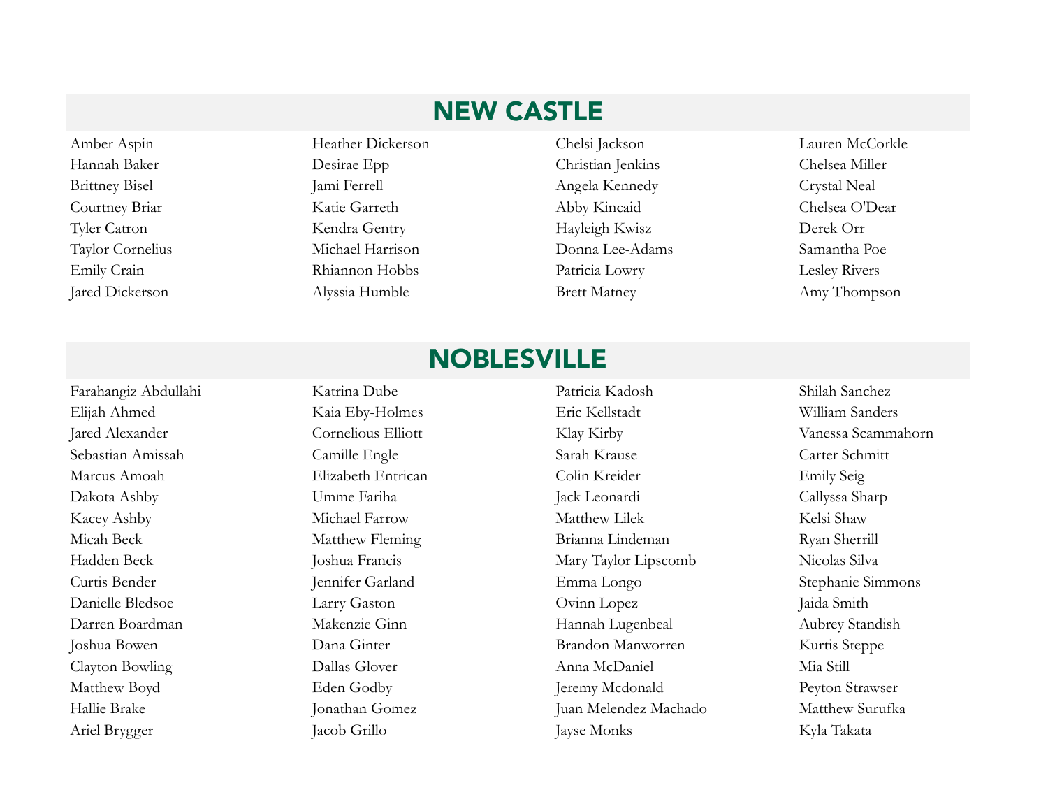## NEW CASTLE

Amber Aspin
Hannah Baker
Brittney Bisel
Courtney Briar
Tyler Catron
Taylor Cornelius
Emily Crain
Jared Dickerson
Heather Dickerson
Desirae Epp
Jami Ferrell
Katie Garreth
Kendra Gentry
Michael Harrison
Rhiannon Hobbs
Alyssia Humble
Chelsi Jackson
Christian Jenkins
Angela Kennedy
Abby Kincaid
Hayleigh Kwisz
Donna Lee-Adams
Patricia Lowry
Brett Matney
Lauren McCorkle
Chelsea Miller
Crystal Neal
Chelsea O'Dear
Derek Orr
Samantha Poe
Lesley Rivers
Amy Thompson

## NOBLESVILLE

Farahangiz Abdullahi
Elijah Ahmed
Jared Alexander
Sebastian Amissah
Marcus Amoah
Dakota Ashby
Kacey Ashby
Micah Beck
Hadden Beck
Curtis Bender
Danielle Bledsoe
Darren Boardman
Joshua Bowen
Clayton Bowling
Matthew Boyd
Hallie Brake
Ariel Brygger
Katrina Dube
Kaia Eby-Holmes
Cornelious Elliott
Camille Engle
Elizabeth Entrican
Umme Fariha
Michael Farrow
Matthew Fleming
Joshua Francis
Jennifer Garland
Larry Gaston
Makenzie Ginn
Dana Ginter
Dallas Glover
Eden Godby
Jonathan Gomez
Jacob Grillo
Patricia Kadosh
Eric Kellstadt
Klay Kirby
Sarah Krause
Colin Kreider
Jack Leonardi
Matthew Lilek
Brianna Lindeman
Mary Taylor Lipscomb
Emma Longo
Ovinn Lopez
Hannah Lugenbeal
Brandon Manworren
Anna McDaniel
Jeremy Mcdonald
Juan Melendez Machado
Jayse Monks
Shilah Sanchez
William Sanders
Vanessa Scammahorn
Carter Schmitt
Emily Seig
Callyssa Sharp
Kelsi Shaw
Ryan Sherrill
Nicolas Silva
Stephanie Simmons
Jaida Smith
Aubrey Standish
Kurtis Steppe
Mia Still
Peyton Strawser
Matthew Surufka
Kyla Takata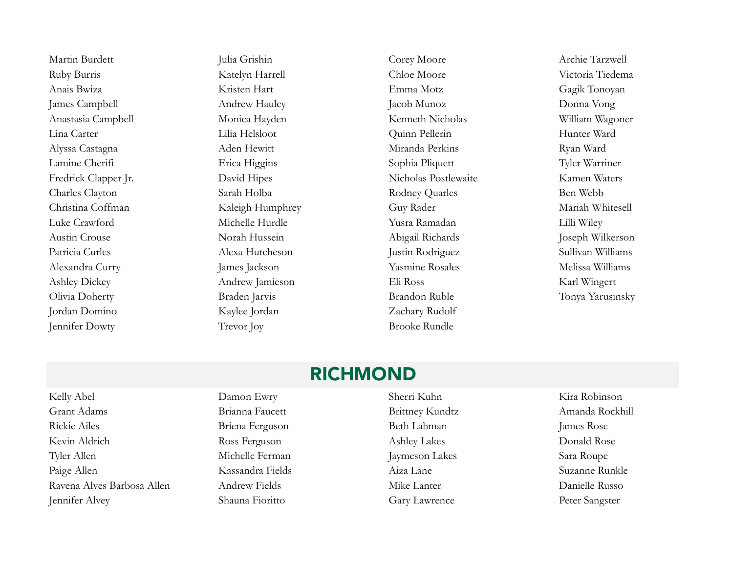Martin Burdett
Ruby Burris
Anais Bwiza
James Campbell
Anastasia Campbell
Lina Carter
Alyssa Castagna
Lamine Cherifi
Fredrick Clapper Jr.
Charles Clayton
Christina Coffman
Luke Crawford
Austin Crouse
Patricia Curles
Alexandra Curry
Ashley Dickey
Olivia Doherty
Jordan Domino
Jennifer Dowty
Julia Grishin
Katelyn Harrell
Kristen Hart
Andrew Haulcy
Monica Hayden
Lilia Helsloot
Aden Hewitt
Erica Higgins
David Hipes
Sarah Holba
Kaleigh Humphrey
Michelle Hurdle
Norah Hussein
Alexa Hutcheson
James Jackson
Andrew Jamieson
Braden Jarvis
Kaylee Jordan
Trevor Joy
Corey Moore
Chloe Moore
Emma Motz
Jacob Munoz
Kenneth Nicholas
Quinn Pellerin
Miranda Perkins
Sophia Pliquett
Nicholas Postlewaite
Rodney Quarles
Guy Rader
Yusra Ramadan
Abigail Richards
Justin Rodriguez
Yasmine Rosales
Eli Ross
Brandon Ruble
Zachary Rudolf
Brooke Rundle
Archie Tarzwell
Victoria Tiedema
Gagik Tonoyan
Donna Vong
William Wagoner
Hunter Ward
Ryan Ward
Tyler Warriner
Kamen Waters
Ben Webb
Mariah Whitesell
Lilli Wiley
Joseph Wilkerson
Sullivan Williams
Melissa Williams
Karl Wingert
Tonya Yarusinsky

## RICHMOND

Kelly Abel
Grant Adams
Rickie Ailes
Kevin Aldrich
Tyler Allen
Paige Allen
Ravena Alves Barbosa Allen
Jennifer Alvey
Damon Ewry
Brianna Faucett
Briena Ferguson
Ross Ferguson
Michelle Ferman
Kassandra Fields
Andrew Fields
Shauna Fioritto
Sherri Kuhn
Brittney Kundtz
Beth Lahman
Ashley Lakes
Jaymeson Lakes
Aiza Lane
Mike Lanter
Gary Lawrence
Kira Robinson
Amanda Rockhill
James Rose
Donald Rose
Sara Roupe
Suzanne Runkle
Danielle Russo
Peter Sangster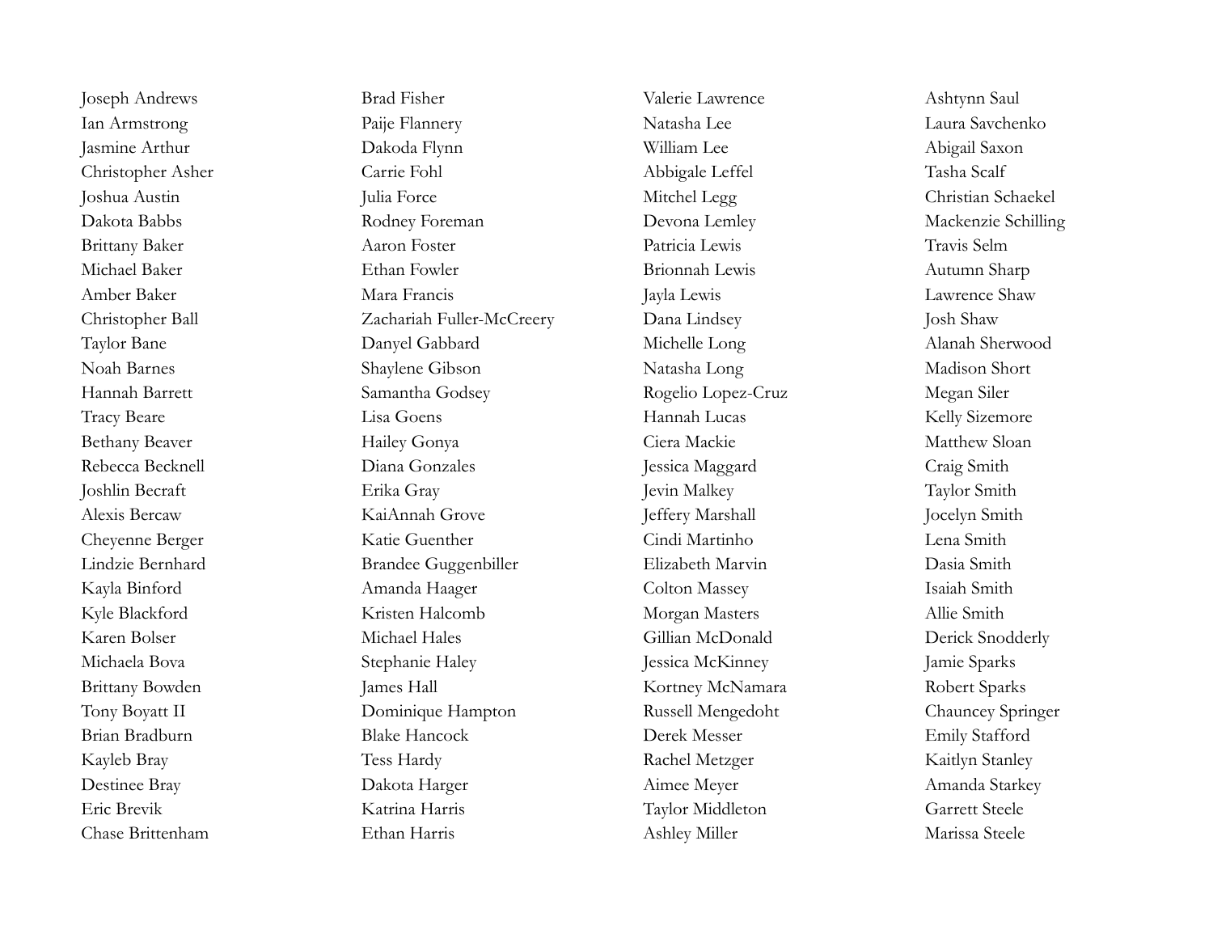Joseph Andrews
Ian Armstrong
Jasmine Arthur
Christopher Asher
Joshua Austin
Dakota Babbs
Brittany Baker
Michael Baker
Amber Baker
Christopher Ball
Taylor Bane
Noah Barnes
Hannah Barrett
Tracy Beare
Bethany Beaver
Rebecca Becknell
Joshlin Becraft
Alexis Bercaw
Cheyenne Berger
Lindzie Bernhard
Kayla Binford
Kyle Blackford
Karen Bolser
Michaela Bova
Brittany Bowden
Tony Boyatt II
Brian Bradburn
Kayleb Bray
Destinee Bray
Eric Brevik
Chase Brittenham

Brad Fisher
Paije Flannery
Dakoda Flynn
Carrie Fohl
Julia Force
Rodney Foreman
Aaron Foster
Ethan Fowler
Mara Francis
Zachariah Fuller-McCreery
Danyel Gabbard
Shaylene Gibson
Samantha Godsey
Lisa Goens
Hailey Gonya
Diana Gonzales
Erika Gray
KaiAnnah Grove
Katie Guenther
Brandee Guggenbiller
Amanda Haager
Kristen Halcomb
Michael Hales
Stephanie Haley
James Hall
Dominique Hampton
Blake Hancock
Tess Hardy
Dakota Harger
Katrina Harris
Ethan Harris

Valerie Lawrence
Natasha Lee
William Lee
Abbigale Leffel
Mitchel Legg
Devona Lemley
Patricia Lewis
Brionnah Lewis
Jayla Lewis
Dana Lindsey
Michelle Long
Natasha Long
Rogelio Lopez-Cruz
Hannah Lucas
Ciera Mackie
Jessica Maggard
Jevin Malkey
Jeffery Marshall
Cindi Martinho
Elizabeth Marvin
Colton Massey
Morgan Masters
Gillian McDonald
Jessica McKinney
Kortney McNamara
Russell Mengedoht
Derek Messer
Rachel Metzger
Aimee Meyer
Taylor Middleton
Ashley Miller

Ashtynn Saul
Laura Savchenko
Abigail Saxon
Tasha Scalf
Christian Schaekel
Mackenzie Schilling
Travis Selm
Autumn Sharp
Lawrence Shaw
Josh Shaw
Alanah Sherwood
Madison Short
Megan Siler
Kelly Sizemore
Matthew Sloan
Craig Smith
Taylor Smith
Jocelyn Smith
Lena Smith
Dasia Smith
Isaiah Smith
Allie Smith
Derick Snodderly
Jamie Sparks
Robert Sparks
Chauncey Springer
Emily Stafford
Kaitlyn Stanley
Amanda Starkey
Garrett Steele
Marissa Steele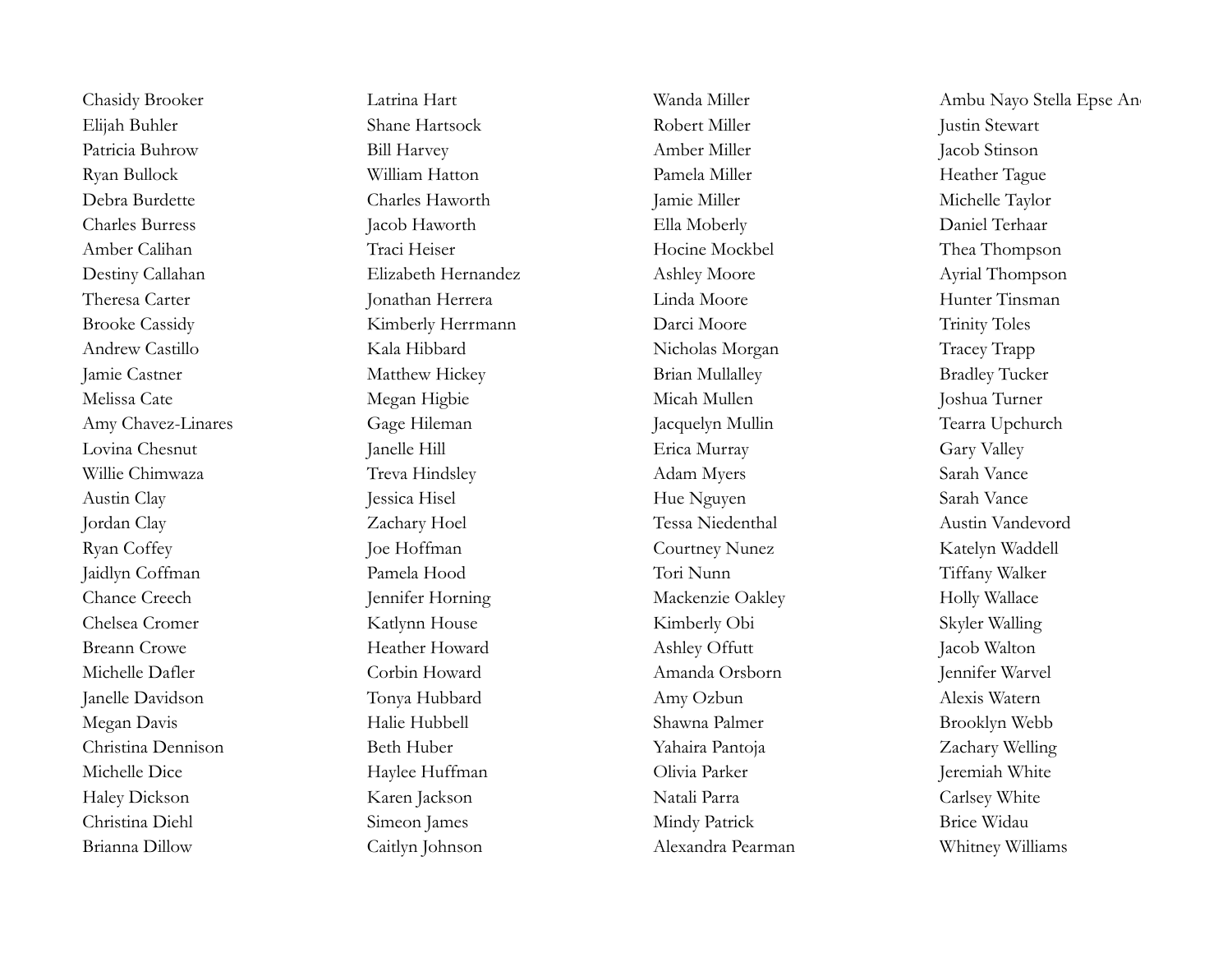Chasidy Brooker
Elijah Buhler
Patricia Buhrow
Ryan Bullock
Debra Burdette
Charles Burress
Amber Calihan
Destiny Callahan
Theresa Carter
Brooke Cassidy
Andrew Castillo
Jamie Castner
Melissa Cate
Amy Chavez-Linares
Lovina Chesnut
Willie Chimwaza
Austin Clay
Jordan Clay
Ryan Coffey
Jaidlyn Coffman
Chance Creech
Chelsea Cromer
Breann Crowe
Michelle Dafler
Janelle Davidson
Megan Davis
Christina Dennison
Michelle Dice
Haley Dickson
Christina Diehl
Brianna Dillow

Latrina Hart
Shane Hartsock
Bill Harvey
William Hatton
Charles Haworth
Jacob Haworth
Traci Heiser
Elizabeth Hernandez
Jonathan Herrera
Kimberly Herrmann
Kala Hibbard
Matthew Hickey
Megan Higbie
Gage Hileman
Janelle Hill
Treva Hindsley
Jessica Hisel
Zachary Hoel
Joe Hoffman
Pamela Hood
Jennifer Horning
Katlynn House
Heather Howard
Corbin Howard
Tonya Hubbard
Halie Hubbell
Beth Huber
Haylee Huffman
Karen Jackson
Simeon James
Caitlyn Johnson

Wanda Miller
Robert Miller
Amber Miller
Pamela Miller
Jamie Miller
Ella Moberly
Hocine Mockbel
Ashley Moore
Linda Moore
Darci Moore
Nicholas Morgan
Brian Mullalley
Micah Mullen
Jacquelyn Mullin
Erica Murray
Adam Myers
Hue Nguyen
Tessa Niedenthal
Courtney Nunez
Tori Nunn
Mackenzie Oakley
Kimberly Obi
Ashley Offutt
Amanda Orsborn
Amy Ozbun
Shawna Palmer
Yahaira Pantoja
Olivia Parker
Natali Parra
Mindy Patrick
Alexandra Pearman

Ambu Nayo Stella Epse An
Justin Stewart
Jacob Stinson
Heather Tague
Michelle Taylor
Daniel Terhaar
Thea Thompson
Ayrial Thompson
Hunter Tinsman
Trinity Toles
Tracey Trapp
Bradley Tucker
Joshua Turner
Tearra Upchurch
Gary Valley
Sarah Vance
Sarah Vance
Austin Vandevord
Katelyn Waddell
Tiffany Walker
Holly Wallace
Skyler Walling
Jacob Walton
Jennifer Warvel
Alexis Watern
Brooklyn Webb
Zachary Welling
Jeremiah White
Carlsey White
Brice Widau
Whitney Williams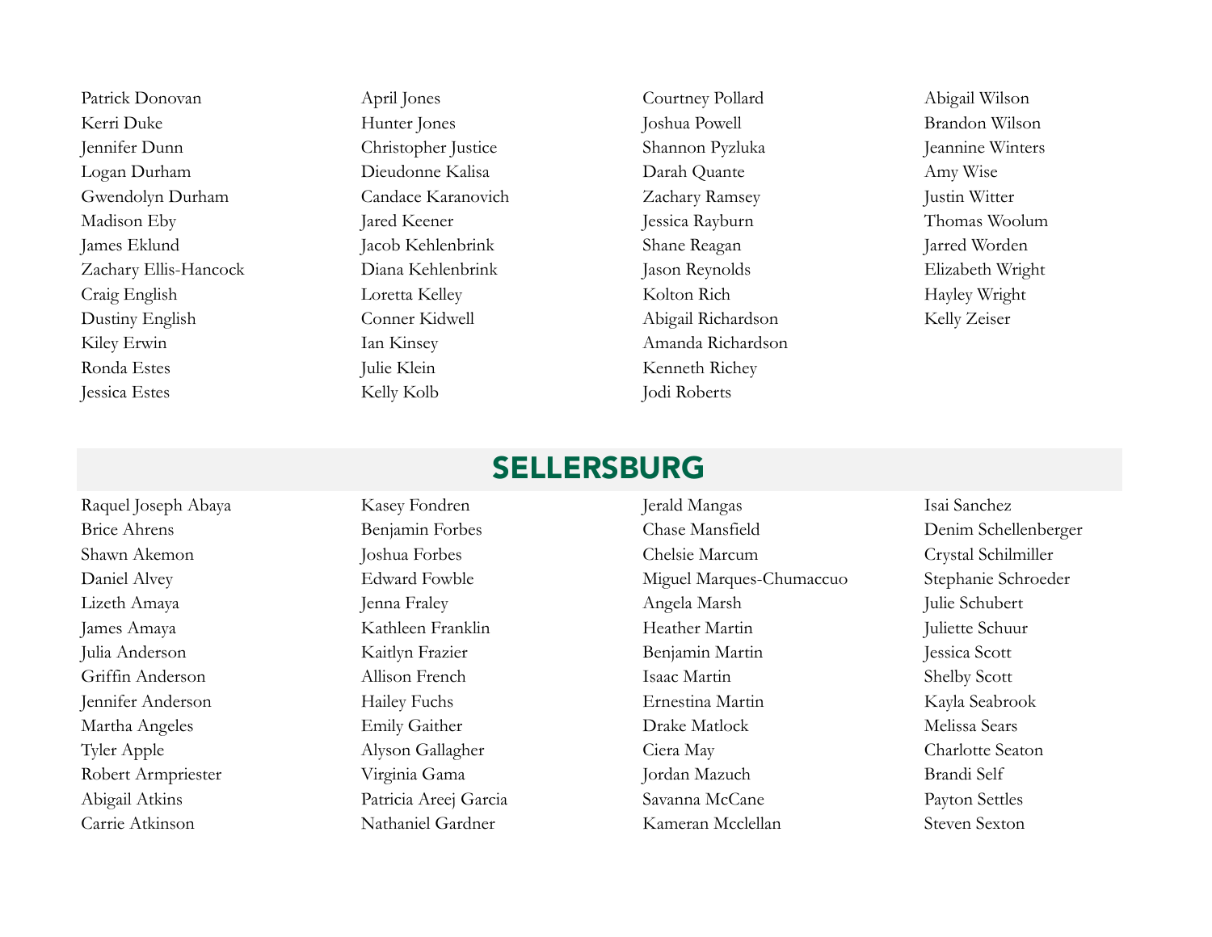Patrick Donovan
Kerri Duke
Jennifer Dunn
Logan Durham
Gwendolyn Durham
Madison Eby
James Eklund
Zachary Ellis-Hancock
Craig English
Dustiny English
Kiley Erwin
Ronda Estes
Jessica Estes

April Jones
Hunter Jones
Christopher Justice
Dieudonne Kalisa
Candace Karanovich
Jared Keener
Jacob Kehlenbrink
Diana Kehlenbrink
Loretta Kelley
Conner Kidwell
Ian Kinsey
Julie Klein
Kelly Kolb

Courtney Pollard
Joshua Powell
Shannon Pyzluka
Darah Quante
Zachary Ramsey
Jessica Rayburn
Shane Reagan
Jason Reynolds
Kolton Rich
Abigail Richardson
Amanda Richardson
Kenneth Richey
Jodi Roberts

Abigail Wilson
Brandon Wilson
Jeannine Winters
Amy Wise
Justin Witter
Thomas Woolum
Jarred Worden
Elizabeth Wright
Hayley Wright
Kelly Zeiser

## SELLERSBURG

Raquel Joseph Abaya
Brice Ahrens
Shawn Akemon
Daniel Alvey
Lizeth Amaya
James Amaya
Julia Anderson
Griffin Anderson
Jennifer Anderson
Martha Angeles
Tyler Apple
Robert Armpriester
Abigail Atkins
Carrie Atkinson

Kasey Fondren
Benjamin Forbes
Joshua Forbes
Edward Fowble
Jenna Fraley
Kathleen Franklin
Kaitlyn Frazier
Allison French
Hailey Fuchs
Emily Gaither
Alyson Gallagher
Virginia Gama
Patricia Areej Garcia
Nathaniel Gardner

Jerald Mangas
Chase Mansfield
Chelsie Marcum
Miguel Marques-Chumaccuo
Angela Marsh
Heather Martin
Benjamin Martin
Isaac Martin
Ernestina Martin
Drake Matlock
Ciera May
Jordan Mazuch
Savanna McCane
Kameran Mcclellan

Isai Sanchez
Denim Schellenberger
Crystal Schilmiller
Stephanie Schroeder
Julie Schubert
Juliette Schuur
Jessica Scott
Shelby Scott
Kayla Seabrook
Melissa Sears
Charlotte Seaton
Brandi Self
Payton Settles
Steven Sexton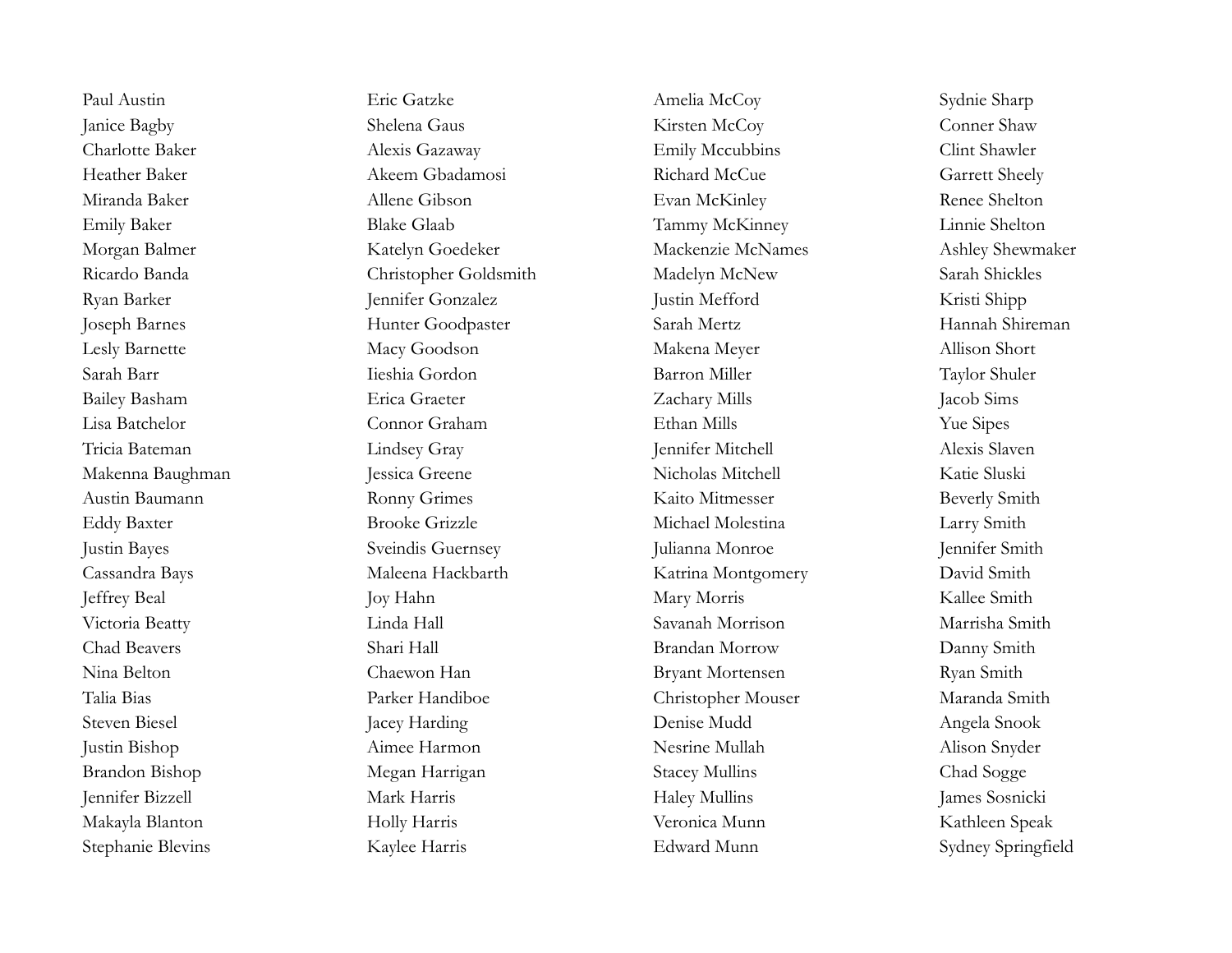Paul Austin
Janice Bagby
Charlotte Baker
Heather Baker
Miranda Baker
Emily Baker
Morgan Balmer
Ricardo Banda
Ryan Barker
Joseph Barnes
Lesly Barnette
Sarah Barr
Bailey Basham
Lisa Batchelor
Tricia Bateman
Makenna Baughman
Austin Baumann
Eddy Baxter
Justin Bayes
Cassandra Bays
Jeffrey Beal
Victoria Beatty
Chad Beavers
Nina Belton
Talia Bias
Steven Biesel
Justin Bishop
Brandon Bishop
Jennifer Bizzell
Makayla Blanton
Stephanie Blevins

Eric Gatzke
Shelena Gaus
Alexis Gazaway
Akeem Gbadamosi
Allene Gibson
Blake Glaab
Katelyn Goedeker
Christopher Goldsmith
Jennifer Gonzalez
Hunter Goodpaster
Macy Goodson
Iieshia Gordon
Erica Graeter
Connor Graham
Lindsey Gray
Jessica Greene
Ronny Grimes
Brooke Grizzle
Sveindis Guernsey
Maleena Hackbarth
Joy Hahn
Linda Hall
Shari Hall
Chaewon Han
Parker Handiboe
Jacey Harding
Aimee Harmon
Megan Harrigan
Mark Harris
Holly Harris
Kaylee Harris

Amelia McCoy
Kirsten McCoy
Emily Mccubbins
Richard McCue
Evan McKinley
Tammy McKinney
Mackenzie McNames
Madelyn McNew
Justin Mefford
Sarah Mertz
Makena Meyer
Barron Miller
Zachary Mills
Ethan Mills
Jennifer Mitchell
Nicholas Mitchell
Kaito Mitmesser
Michael Molestina
Julianna Monroe
Katrina Montgomery
Mary Morris
Savanah Morrison
Brandan Morrow
Bryant Mortensen
Christopher Mouser
Denise Mudd
Nesrine Mullah
Stacey Mullins
Haley Mullins
Veronica Munn
Edward Munn

Sydnie Sharp
Conner Shaw
Clint Shawler
Garrett Sheely
Renee Shelton
Linnie Shelton
Ashley Shewmaker
Sarah Shickles
Kristi Shipp
Hannah Shireman
Allison Short
Taylor Shuler
Jacob Sims
Yue Sipes
Alexis Slaven
Katie Sluski
Beverly Smith
Larry Smith
Jennifer Smith
David Smith
Kallee Smith
Marrisha Smith
Danny Smith
Ryan Smith
Maranda Smith
Angela Snook
Alison Snyder
Chad Sogge
James Sosnicki
Kathleen Speak
Sydney Springfield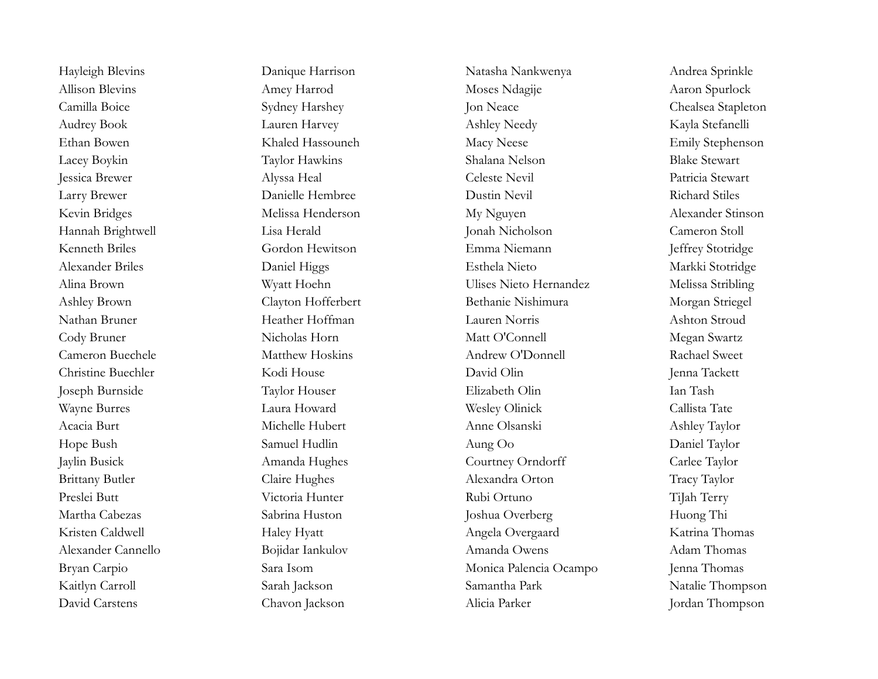Hayleigh Blevins
Allison Blevins
Camilla Boice
Audrey Book
Ethan Bowen
Lacey Boykin
Jessica Brewer
Larry Brewer
Kevin Bridges
Hannah Brightwell
Kenneth Briles
Alexander Briles
Alina Brown
Ashley Brown
Nathan Bruner
Cody Bruner
Cameron Buechele
Christine Buechler
Joseph Burnside
Wayne Burres
Acacia Burt
Hope Bush
Jaylin Busick
Brittany Butler
Preslei Butt
Martha Cabezas
Kristen Caldwell
Alexander Cannello
Bryan Carpio
Kaitlyn Carroll
David Carstens

Danique Harrison
Amey Harrod
Sydney Harshey
Lauren Harvey
Khaled Hassouneh
Taylor Hawkins
Alyssa Heal
Danielle Hembree
Melissa Henderson
Lisa Herald
Gordon Hewitson
Daniel Higgs
Wyatt Hoehn
Clayton Hofferbert
Heather Hoffman
Nicholas Horn
Matthew Hoskins
Kodi House
Taylor Houser
Laura Howard
Michelle Hubert
Samuel Hudlin
Amanda Hughes
Claire Hughes
Victoria Hunter
Sabrina Huston
Haley Hyatt
Bojidar Iankulov
Sara Isom
Sarah Jackson
Chavon Jackson

Natasha Nankwenya
Moses Ndagije
Jon Neace
Ashley Needy
Macy Neese
Shalana Nelson
Celeste Nevil
Dustin Nevil
My Nguyen
Jonah Nicholson
Emma Niemann
Esthela Nieto
Ulises Nieto Hernandez
Bethanie Nishimura
Lauren Norris
Matt O'Connell
Andrew O'Donnell
David Olin
Elizabeth Olin
Wesley Olinick
Anne Olsanski
Aung Oo
Courtney Orndorff
Alexandra Orton
Rubi Ortuno
Joshua Overberg
Angela Overgaard
Amanda Owens
Monica Palencia Ocampo
Samantha Park
Alicia Parker

Andrea Sprinkle
Aaron Spurlock
Chealsea Stapleton
Kayla Stefanelli
Emily Stephenson
Blake Stewart
Patricia Stewart
Richard Stiles
Alexander Stinson
Cameron Stoll
Jeffrey Stotridge
Markki Stotridge
Melissa Stribling
Morgan Striegel
Ashton Stroud
Megan Swartz
Rachael Sweet
Jenna Tackett
Ian Tash
Callista Tate
Ashley Taylor
Daniel Taylor
Carlee Taylor
Tracy Taylor
TiJah Terry
Huong Thi
Katrina Thomas
Adam Thomas
Jenna Thomas
Natalie Thompson
Jordan Thompson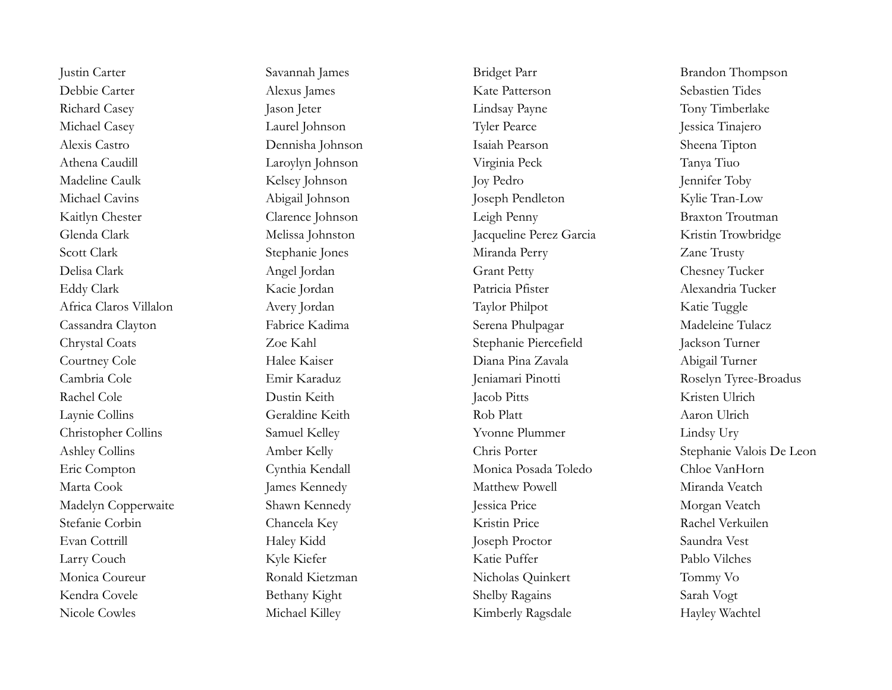Justin Carter
Debbie Carter
Richard Casey
Michael Casey
Alexis Castro
Athena Caudill
Madeline Caulk
Michael Cavins
Kaitlyn Chester
Glenda Clark
Scott Clark
Delisa Clark
Eddy Clark
Africa Claros Villalon
Cassandra Clayton
Chrystal Coats
Courtney Cole
Cambria Cole
Rachel Cole
Laynie Collins
Christopher Collins
Ashley Collins
Eric Compton
Marta Cook
Madelyn Copperwaite
Stefanie Corbin
Evan Cottrill
Larry Couch
Monica Coureur
Kendra Covele
Nicole Cowles

Savannah James
Alexus James
Jason Jeter
Laurel Johnson
Dennisha Johnson
Laroylyn Johnson
Kelsey Johnson
Abigail Johnson
Clarence Johnson
Melissa Johnston
Stephanie Jones
Angel Jordan
Kacie Jordan
Avery Jordan
Fabrice Kadima
Zoe Kahl
Halee Kaiser
Emir Karaduz
Dustin Keith
Geraldine Keith
Samuel Kelley
Amber Kelly
Cynthia Kendall
James Kennedy
Shawn Kennedy
Chancela Key
Haley Kidd
Kyle Kiefer
Ronald Kietzman
Bethany Kight
Michael Killey

Bridget Parr
Kate Patterson
Lindsay Payne
Tyler Pearce
Isaiah Pearson
Virginia Peck
Joy Pedro
Joseph Pendleton
Leigh Penny
Jacqueline Perez Garcia
Miranda Perry
Grant Petty
Patricia Pfister
Taylor Philpot
Serena Phulpagar
Stephanie Piercefield
Diana Pina Zavala
Jeniamari Pinotti
Jacob Pitts
Rob Platt
Yvonne Plummer
Chris Porter
Monica Posada Toledo
Matthew Powell
Jessica Price
Kristin Price
Joseph Proctor
Katie Puffer
Nicholas Quinkert
Shelby Ragains
Kimberly Ragsdale

Brandon Thompson
Sebastien Tides
Tony Timberlake
Jessica Tinajero
Sheena Tipton
Tanya Tiuo
Jennifer Toby
Kylie Tran-Low
Braxton Troutman
Kristin Trowbridge
Zane Trusty
Chesney Tucker
Alexandria Tucker
Katie Tuggle
Madeleine Tulacz
Jackson Turner
Abigail Turner
Roselyn Tyree-Broadus
Kristen Ulrich
Aaron Ulrich
Lindsy Ury
Stephanie Valois De Leon
Chloe VanHorn
Miranda Veatch
Morgan Veatch
Rachel Verkuilen
Saundra Vest
Pablo Vilches
Tommy Vo
Sarah Vogt
Hayley Wachtel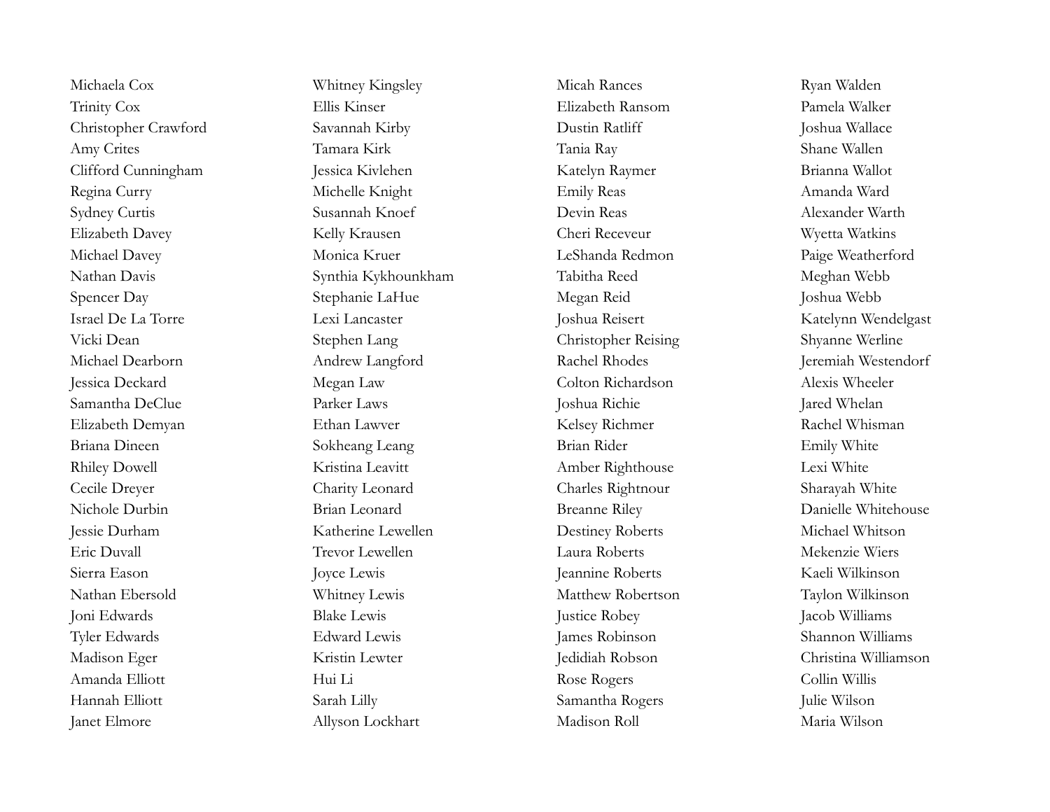Michaela Cox
Trinity Cox
Christopher Crawford
Amy Crites
Clifford Cunningham
Regina Curry
Sydney Curtis
Elizabeth Davey
Michael Davey
Nathan Davis
Spencer Day
Israel De La Torre
Vicki Dean
Michael Dearborn
Jessica Deckard
Samantha DeClue
Elizabeth Demyan
Briana Dineen
Rhiley Dowell
Cecile Dreyer
Nichole Durbin
Jessie Durham
Eric Duvall
Sierra Eason
Nathan Ebersold
Joni Edwards
Tyler Edwards
Madison Eger
Amanda Elliott
Hannah Elliott
Janet Elmore

Whitney Kingsley
Ellis Kinser
Savannah Kirby
Tamara Kirk
Jessica Kivlehen
Michelle Knight
Susannah Knoef
Kelly Krausen
Monica Kruer
Synthia Kykhounkham
Stephanie LaHue
Lexi Lancaster
Stephen Lang
Andrew Langford
Megan Law
Parker Laws
Ethan Lawver
Sokheang Leang
Kristina Leavitt
Charity Leonard
Brian Leonard
Katherine Lewellen
Trevor Lewellen
Joyce Lewis
Whitney Lewis
Blake Lewis
Edward Lewis
Kristin Lewter
Hui Li
Sarah Lilly
Allyson Lockhart

Micah Rances
Elizabeth Ransom
Dustin Ratliff
Tania Ray
Katelyn Raymer
Emily Reas
Devin Reas
Cheri Receveur
LeShanda Redmon
Tabitha Reed
Megan Reid
Joshua Reisert
Christopher Reising
Rachel Rhodes
Colton Richardson
Joshua Richie
Kelsey Richmer
Brian Rider
Amber Righthouse
Charles Rightnour
Breanne Riley
Destiney Roberts
Laura Roberts
Jeannine Roberts
Matthew Robertson
Justice Robey
James Robinson
Jedidiah Robson
Rose Rogers
Samantha Rogers
Madison Roll

Ryan Walden
Pamela Walker
Joshua Wallace
Shane Wallen
Brianna Wallot
Amanda Ward
Alexander Warth
Wyetta Watkins
Paige Weatherford
Meghan Webb
Joshua Webb
Katelynn Wendelgast
Shyanne Werline
Jeremiah Westendorf
Alexis Wheeler
Jared Whelan
Rachel Whisman
Emily White
Lexi White
Sharayah White
Danielle Whitehouse
Michael Whitson
Mekenzie Wiers
Kaeli Wilkinson
Taylon Wilkinson
Jacob Williams
Shannon Williams
Christina Williamson
Collin Willis
Julie Wilson
Maria Wilson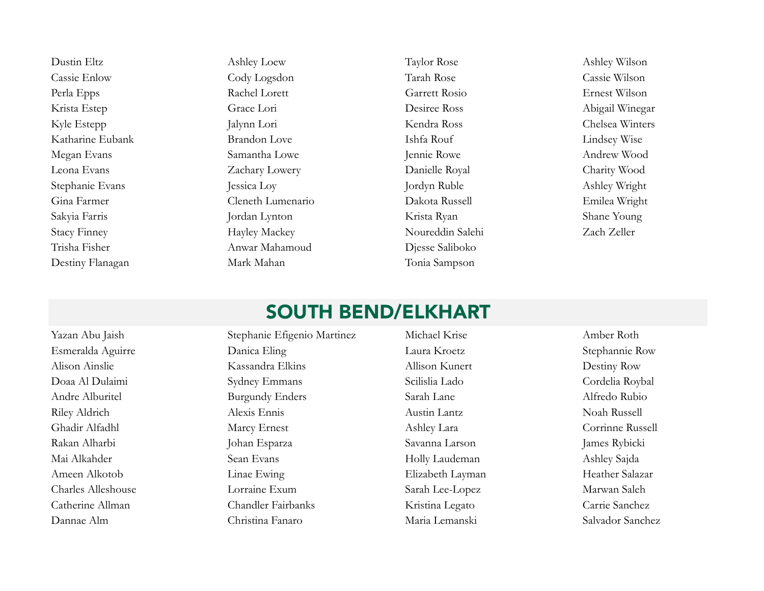Dustin Eltz
Cassie Enlow
Perla Epps
Krista Estep
Kyle Estepp
Katharine Eubank
Megan Evans
Leona Evans
Stephanie Evans
Gina Farmer
Sakyia Farris
Stacy Finney
Trisha Fisher
Destiny Flanagan
Ashley Loew
Cody Logsdon
Rachel Lorett
Grace Lori
Jalynn Lori
Brandon Love
Samantha Lowe
Zachary Lowery
Jessica Loy
Cleneth Lumenario
Jordan Lynton
Hayley Mackey
Anwar Mahamoud
Mark Mahan
Taylor Rose
Tarah Rose
Garrett Rosio
Desiree Ross
Kendra Ross
Ishfa Rouf
Jennie Rowe
Danielle Royal
Jordyn Ruble
Dakota Russell
Krista Ryan
Noureddin Salehi
Djesse Saliboko
Tonia Sampson
Ashley Wilson
Cassie Wilson
Ernest Wilson
Abigail Winegar
Chelsea Winters
Lindsey Wise
Andrew Wood
Charity Wood
Ashley Wright
Emilea Wright
Shane Young
Zach Zeller

## SOUTH BEND/ELKHART

Yazan Abu Jaish
Esmeralda Aguirre
Alison Ainslie
Doaa Al Dulaimi
Andre Alburitel
Riley Aldrich
Ghadir Alfadhl
Rakan Alharbi
Mai Alkahder
Ameen Alkotob
Charles Alleshouse
Catherine Allman
Dannae Alm
Stephanie Efigenio Martinez
Danica Eling
Kassandra Elkins
Sydney Emmans
Burgundy Enders
Alexis Ennis
Marcy Ernest
Johan Esparza
Sean Evans
Linae Ewing
Lorraine Exum
Chandler Fairbanks
Christina Fanaro
Michael Krise
Laura Kroetz
Allison Kunert
Scilislia Lado
Sarah Lane
Austin Lantz
Ashley Lara
Savanna Larson
Holly Laudeman
Elizabeth Layman
Sarah Lee-Lopez
Kristina Legato
Maria Lemanski
Amber Roth
Stephannie Row
Destiny Row
Cordelia Roybal
Alfredo Rubio
Noah Russell
Corrinne Russell
James Rybicki
Ashley Sajda
Heather Salazar
Marwan Saleh
Carrie Sanchez
Salvador Sanchez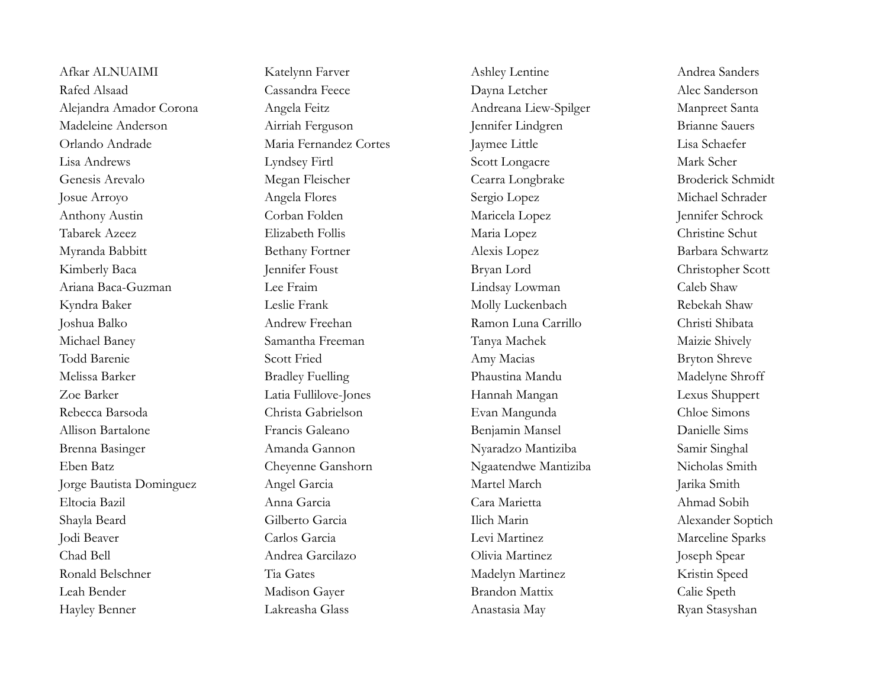Afkar ALNUAIMI
Rafed Alsaad
Alejandra Amador Corona
Madeleine Anderson
Orlando Andrade
Lisa Andrews
Genesis Arevalo
Josue Arroyo
Anthony Austin
Tabarek Azeez
Myranda Babbitt
Kimberly Baca
Ariana Baca-Guzman
Kyndra Baker
Joshua Balko
Michael Baney
Todd Barenie
Melissa Barker
Zoe Barker
Rebecca Barsoda
Allison Bartalone
Brenna Basinger
Eben Batz
Jorge Bautista Dominguez
Eltocia Bazil
Shayla Beard
Jodi Beaver
Chad Bell
Ronald Belschner
Leah Bender
Hayley Benner

Katelynn Farver
Cassandra Feece
Angela Feitz
Airriah Ferguson
Maria Fernandez Cortes
Lyndsey Firtl
Megan Fleischer
Angela Flores
Corban Folden
Elizabeth Follis
Bethany Fortner
Jennifer Foust
Lee Fraim
Leslie Frank
Andrew Freehan
Samantha Freeman
Scott Fried
Bradley Fuelling
Latia Fullilove-Jones
Christa Gabrielson
Francis Galeano
Amanda Gannon
Cheyenne Ganshorn
Angel Garcia
Anna Garcia
Gilberto Garcia
Carlos Garcia
Andrea Garcilazo
Tia Gates
Madison Gayer
Lakreasha Glass

Ashley Lentine
Dayna Letcher
Andreana Liew-Spilger
Jennifer Lindgren
Jaymee Little
Scott Longacre
Cearra Longbrake
Sergio Lopez
Maricela Lopez
Maria Lopez
Alexis Lopez
Bryan Lord
Lindsay Lowman
Molly Luckenbach
Ramon Luna Carrillo
Tanya Machek
Amy Macias
Phaustina Mandu
Hannah Mangan
Evan Mangunda
Benjamin Mansel
Nyaradzo Mantiziba
Ngaatendwe Mantiziba
Martel March
Cara Marietta
Ilich Marin
Levi Martinez
Olivia Martinez
Madelyn Martinez
Brandon Mattix
Anastasia May

Andrea Sanders
Alec Sanderson
Manpreet Santa
Brianne Sauers
Lisa Schaefer
Mark Scher
Broderick Schmidt
Michael Schrader
Jennifer Schrock
Christine Schut
Barbara Schwartz
Christopher Scott
Caleb Shaw
Rebekah Shaw
Christi Shibata
Maizie Shively
Bryton Shreve
Madelyne Shroff
Lexus Shuppert
Chloe Simons
Danielle Sims
Samir Singhal
Nicholas Smith
Jarika Smith
Ahmad Sobih
Alexander Soptich
Marceline Sparks
Joseph Spear
Kristin Speed
Calie Speth
Ryan Stasyshan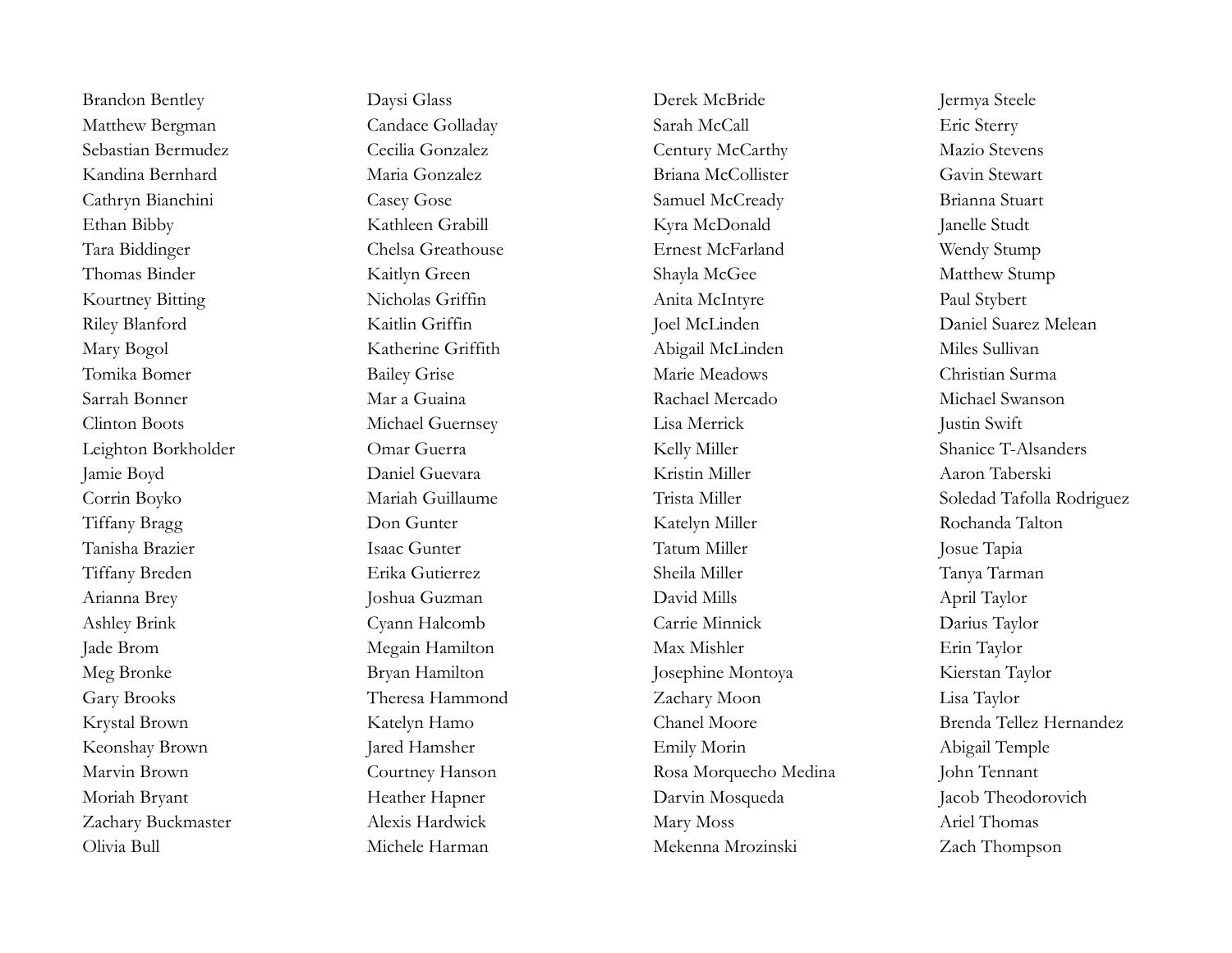Brandon Bentley
Matthew Bergman
Sebastian Bermudez
Kandina Bernhard
Cathryn Bianchini
Ethan Bibby
Tara Biddinger
Thomas Binder
Kourtney Bitting
Riley Blanford
Mary Bogol
Tomika Bomer
Sarrah Bonner
Clinton Boots
Leighton Borkholder
Jamie Boyd
Corrin Boyko
Tiffany Bragg
Tanisha Brazier
Tiffany Breden
Arianna Brey
Ashley Brink
Jade Brom
Meg Bronke
Gary Brooks
Krystal Brown
Keonshay Brown
Marvin Brown
Moriah Bryant
Zachary Buckmaster
Olivia Bull

Daysi Glass
Candace Golladay
Cecilia Gonzalez
Maria Gonzalez
Casey Gose
Kathleen Grabill
Chelsa Greathouse
Kaitlyn Green
Nicholas Griffin
Kaitlin Griffin
Katherine Griffith
Bailey Grise
Mar a Guaina
Michael Guernsey
Omar Guerra
Daniel Guevara
Mariah Guillaume
Don Gunter
Isaac Gunter
Erika Gutierrez
Joshua Guzman
Cyann Halcomb
Megain Hamilton
Bryan Hamilton
Theresa Hammond
Katelyn Hamo
Jared Hamsher
Courtney Hanson
Heather Hapner
Alexis Hardwick
Michele Harman

Derek McBride
Sarah McCall
Century McCarthy
Briana McCollister
Samuel McCready
Kyra McDonald
Ernest McFarland
Shayla McGee
Anita McIntyre
Joel McLinden
Abigail McLinden
Marie Meadows
Rachael Mercado
Lisa Merrick
Kelly Miller
Kristin Miller
Trista Miller
Katelyn Miller
Tatum Miller
Sheila Miller
David Mills
Carrie Minnick
Max Mishler
Josephine Montoya
Zachary Moon
Chanel Moore
Emily Morin
Rosa Morquecho Medina
Darvin Mosqueda
Mary Moss
Mekenna Mrozinski

Jermya Steele
Eric Sterry
Mazio Stevens
Gavin Stewart
Brianna Stuart
Janelle Studt
Wendy Stump
Matthew Stump
Paul Stybert
Daniel Suarez Melean
Miles Sullivan
Christian Surma
Michael Swanson
Justin Swift
Shanice T-Alsanders
Aaron Taberski
Soledad Tafolla Rodriguez
Rochanda Talton
Josue Tapia
Tanya Tarman
April Taylor
Darius Taylor
Erin Taylor
Kierstan Taylor
Lisa Taylor
Brenda Tellez Hernandez
Abigail Temple
John Tennant
Jacob Theodorovich
Ariel Thomas
Zach Thompson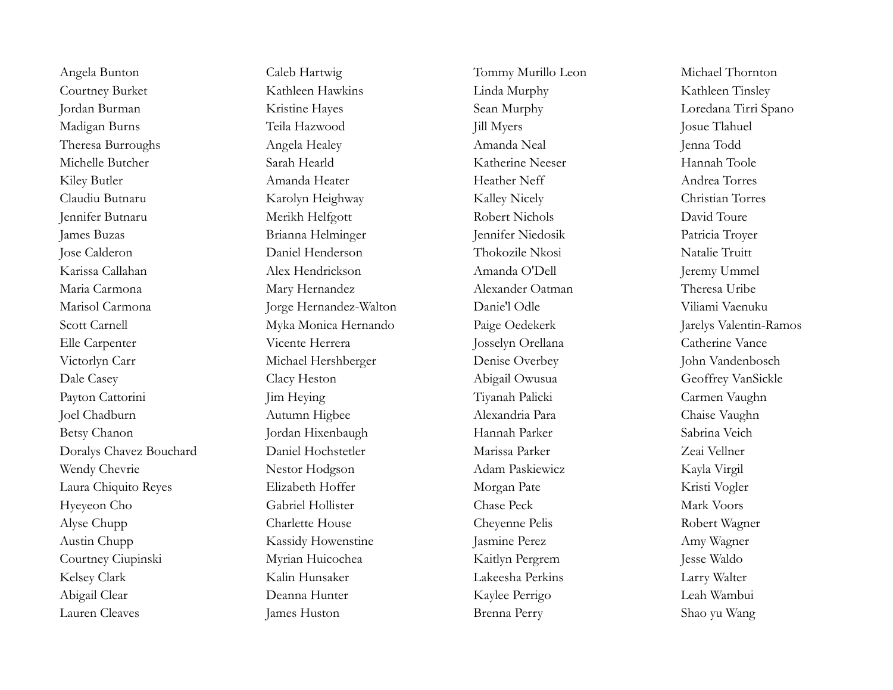Angela Bunton
Courtney Burket
Jordan Burman
Madigan Burns
Theresa Burroughs
Michelle Butcher
Kiley Butler
Claudiu Butnaru
Jennifer Butnaru
James Buzas
Jose Calderon
Karissa Callahan
Maria Carmona
Marisol Carmona
Scott Carnell
Elle Carpenter
Victorlyn Carr
Dale Casey
Payton Cattorini
Joel Chadburn
Betsy Chanon
Doralys Chavez Bouchard
Wendy Chevrie
Laura Chiquito Reyes
Hyeyeon Cho
Alyse Chupp
Austin Chupp
Courtney Ciupinski
Kelsey Clark
Abigail Clear
Lauren Cleaves

Caleb Hartwig
Kathleen Hawkins
Kristine Hayes
Teila Hazwood
Angela Healey
Sarah Hearld
Amanda Heater
Karolyn Heighway
Merikh Helfgott
Brianna Helminger
Daniel Henderson
Alex Hendrickson
Mary Hernandez
Jorge Hernandez-Walton
Myka Monica Hernando
Vicente Herrera
Michael Hershberger
Clacy Heston
Jim Heying
Autumn Higbee
Jordan Hixenbaugh
Daniel Hochstetler
Nestor Hodgson
Elizabeth Hoffer
Gabriel Hollister
Charlette House
Kassidy Howenstine
Myrian Huicochea
Kalin Hunsaker
Deanna Hunter
James Huston

Tommy Murillo Leon
Linda Murphy
Sean Murphy
Jill Myers
Amanda Neal
Katherine Neeser
Heather Neff
Kalley Nicely
Robert Nichols
Jennifer Niedosik
Thokozile Nkosi
Amanda O'Dell
Alexander Oatman
Danie'l Odle
Paige Oedekerk
Josselyn Orellana
Denise Overbey
Abigail Owusua
Tiyanah Palicki
Alexandria Para
Hannah Parker
Marissa Parker
Adam Paskiewicz
Morgan Pate
Chase Peck
Cheyenne Pelis
Jasmine Perez
Kaitlyn Pergrem
Lakeesha Perkins
Kaylee Perrigo
Brenna Perry

Michael Thornton
Kathleen Tinsley
Loredana Tirri Spano
Josue Tlahuel
Jenna Todd
Hannah Toole
Andrea Torres
Christian Torres
David Toure
Patricia Troyer
Natalie Truitt
Jeremy Ummel
Theresa Uribe
Viliami Vaenuku
Jarelys Valentin-Ramos
Catherine Vance
John Vandenbosch
Geoffrey VanSickle
Carmen Vaughn
Chaise Vaughn
Sabrina Veich
Zeai Vellner
Kayla Virgil
Kristi Vogler
Mark Voors
Robert Wagner
Amy Wagner
Jesse Waldo
Larry Walter
Leah Wambui
Shao yu Wang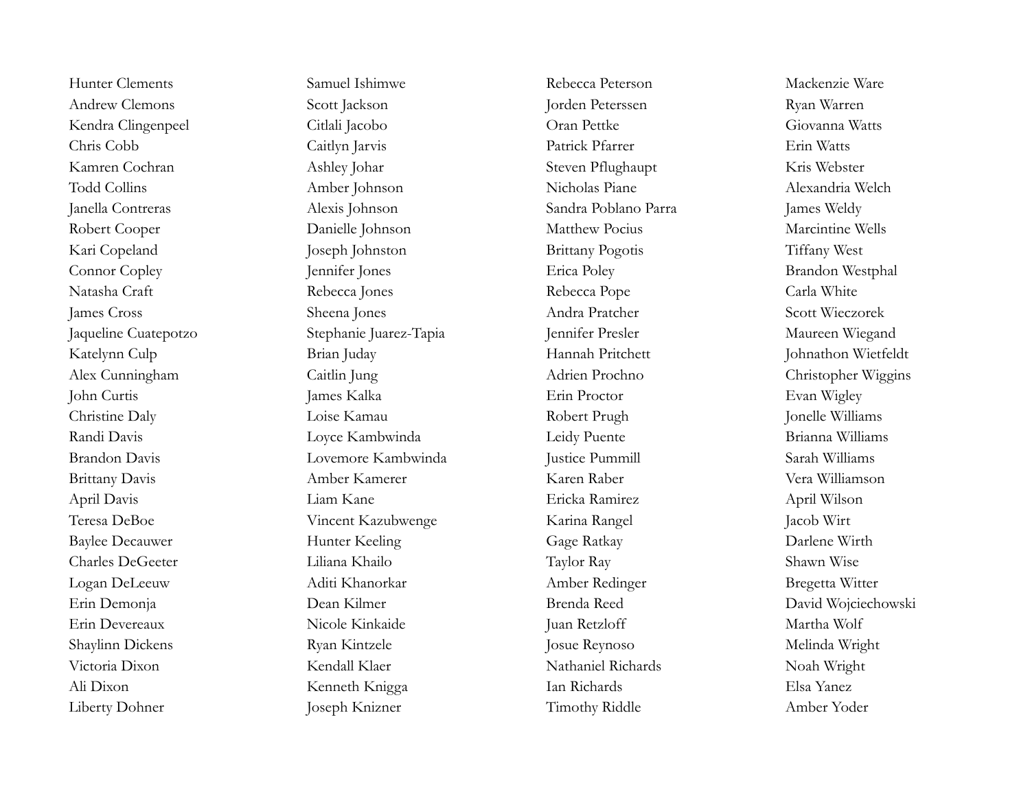Hunter Clements
Andrew Clemons
Kendra Clingenpeel
Chris Cobb
Kamren Cochran
Todd Collins
Janella Contreras
Robert Cooper
Kari Copeland
Connor Copley
Natasha Craft
James Cross
Jaqueline Cuatepotzo
Katelynn Culp
Alex Cunningham
John Curtis
Christine Daly
Randi Davis
Brandon Davis
Brittany Davis
April Davis
Teresa DeBoe
Baylee Decauwer
Charles DeGeeter
Logan DeLeeuw
Erin Demonja
Erin Devereaux
Shaylinn Dickens
Victoria Dixon
Ali Dixon
Liberty Dohner

Samuel Ishimwe
Scott Jackson
Citlali Jacobo
Caitlyn Jarvis
Ashley Johar
Amber Johnson
Alexis Johnson
Danielle Johnson
Joseph Johnston
Jennifer Jones
Rebecca Jones
Sheena Jones
Stephanie Juarez-Tapia
Brian Juday
Caitlin Jung
James Kalka
Loise Kamau
Loyce Kambwinda
Lovemore Kambwinda
Amber Kamerer
Liam Kane
Vincent Kazubwenge
Hunter Keeling
Liliana Khailo
Aditi Khanorkar
Dean Kilmer
Nicole Kinkaide
Ryan Kintzele
Kendall Klaer
Kenneth Knigga
Joseph Knizner

Rebecca Peterson
Jorden Peterssen
Oran Pettke
Patrick Pfarrer
Steven Pflughaupt
Nicholas Piane
Sandra Poblano Parra
Matthew Pocius
Brittany Pogotis
Erica Poley
Rebecca Pope
Andra Pratcher
Jennifer Presler
Hannah Pritchett
Adrien Prochno
Erin Proctor
Robert Prugh
Leidy Puente
Justice Pummill
Karen Raber
Ericka Ramirez
Karina Rangel
Gage Ratkay
Taylor Ray
Amber Redinger
Brenda Reed
Juan Retzloff
Josue Reynoso
Nathaniel Richards
Ian Richards
Timothy Riddle

Mackenzie Ware
Ryan Warren
Giovanna Watts
Erin Watts
Kris Webster
Alexandria Welch
James Weldy
Marcintine Wells
Tiffany West
Brandon Westphal
Carla White
Scott Wieczorek
Maureen Wiegand
Johnathon Wietfeldt
Christopher Wiggins
Evan Wigley
Jonelle Williams
Brianna Williams
Sarah Williams
Vera Williamson
April Wilson
Jacob Wirt
Darlene Wirth
Shawn Wise
Bregetta Witter
David Wojciechowski
Martha Wolf
Melinda Wright
Noah Wright
Elsa Yanez
Amber Yoder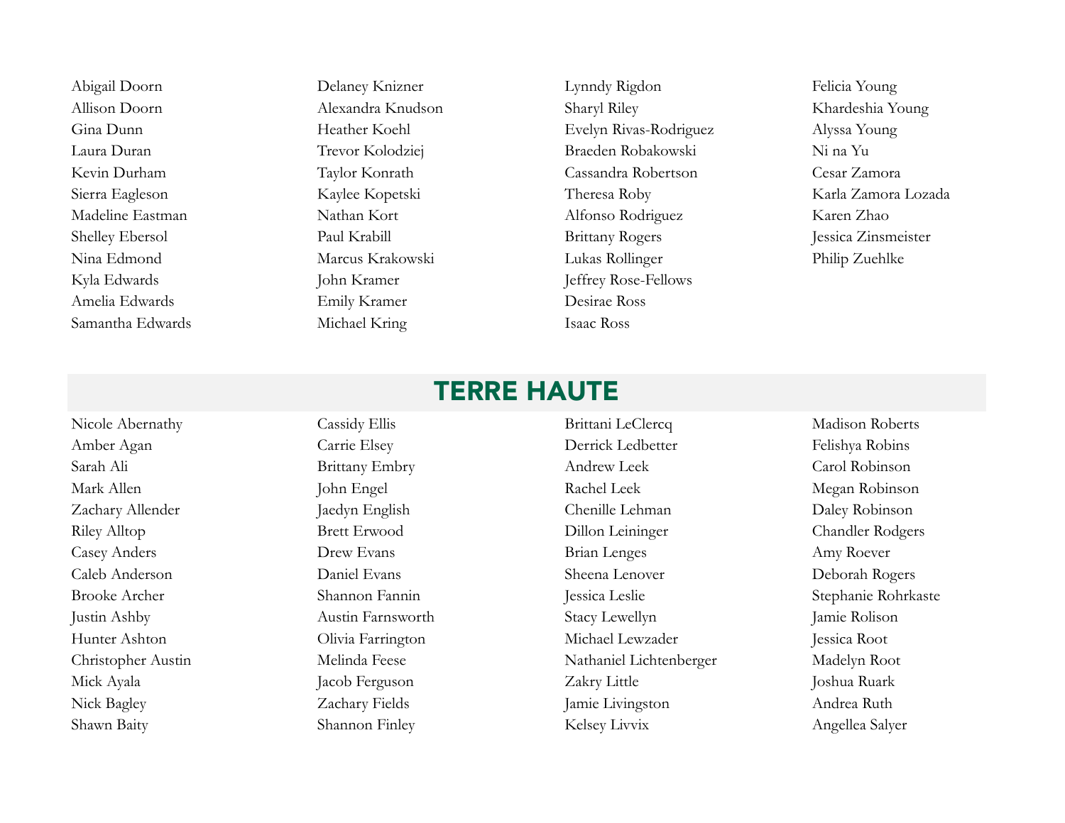Abigail Doorn
Allison Doorn
Gina Dunn
Laura Duran
Kevin Durham
Sierra Eagleson
Madeline Eastman
Shelley Ebersol
Nina Edmond
Kyla Edwards
Amelia Edwards
Samantha Edwards
Delaney Knizner
Alexandra Knudson
Heather Koehl
Trevor Kolodziej
Taylor Konrath
Kaylee Kopetski
Nathan Kort
Paul Krabill
Marcus Krakowski
John Kramer
Emily Kramer
Michael Kring
Lynndy Rigdon
Sharyl Riley
Evelyn Rivas-Rodriguez
Braeden Robakowski
Cassandra Robertson
Theresa Roby
Alfonso Rodriguez
Brittany Rogers
Lukas Rollinger
Jeffrey Rose-Fellows
Desirae Ross
Isaac Ross
Felicia Young
Khardeshia Young
Alyssa Young
Ni na Yu
Cesar Zamora
Karla Zamora Lozada
Karen Zhao
Jessica Zinsmeister
Philip Zuehlke

## TERRE HAUTE

Nicole Abernathy
Amber Agan
Sarah Ali
Mark Allen
Zachary Allender
Riley Alltop
Casey Anders
Caleb Anderson
Brooke Archer
Justin Ashby
Hunter Ashton
Christopher Austin
Mick Ayala
Nick Bagley
Shawn Baity
Cassidy Ellis
Carrie Elsey
Brittany Embry
John Engel
Jaedyn English
Brett Erwood
Drew Evans
Daniel Evans
Shannon Fannin
Austin Farnsworth
Olivia Farrington
Melinda Feese
Jacob Ferguson
Zachary Fields
Shannon Finley
Brittani LeClercq
Derrick Ledbetter
Andrew Leek
Rachel Leek
Chenille Lehman
Dillon Leininger
Brian Lenges
Sheena Lenover
Jessica Leslie
Stacy Lewellyn
Michael Lewzader
Nathaniel Lichtenberger
Zakry Little
Jamie Livingston
Kelsey Livvix
Madison Roberts
Felishya Robins
Carol Robinson
Megan Robinson
Daley Robinson
Chandler Rodgers
Amy Roever
Deborah Rogers
Stephanie Rohrkaste
Jamie Rolison
Jessica Root
Madelyn Root
Joshua Ruark
Andrea Ruth
Angellea Salyer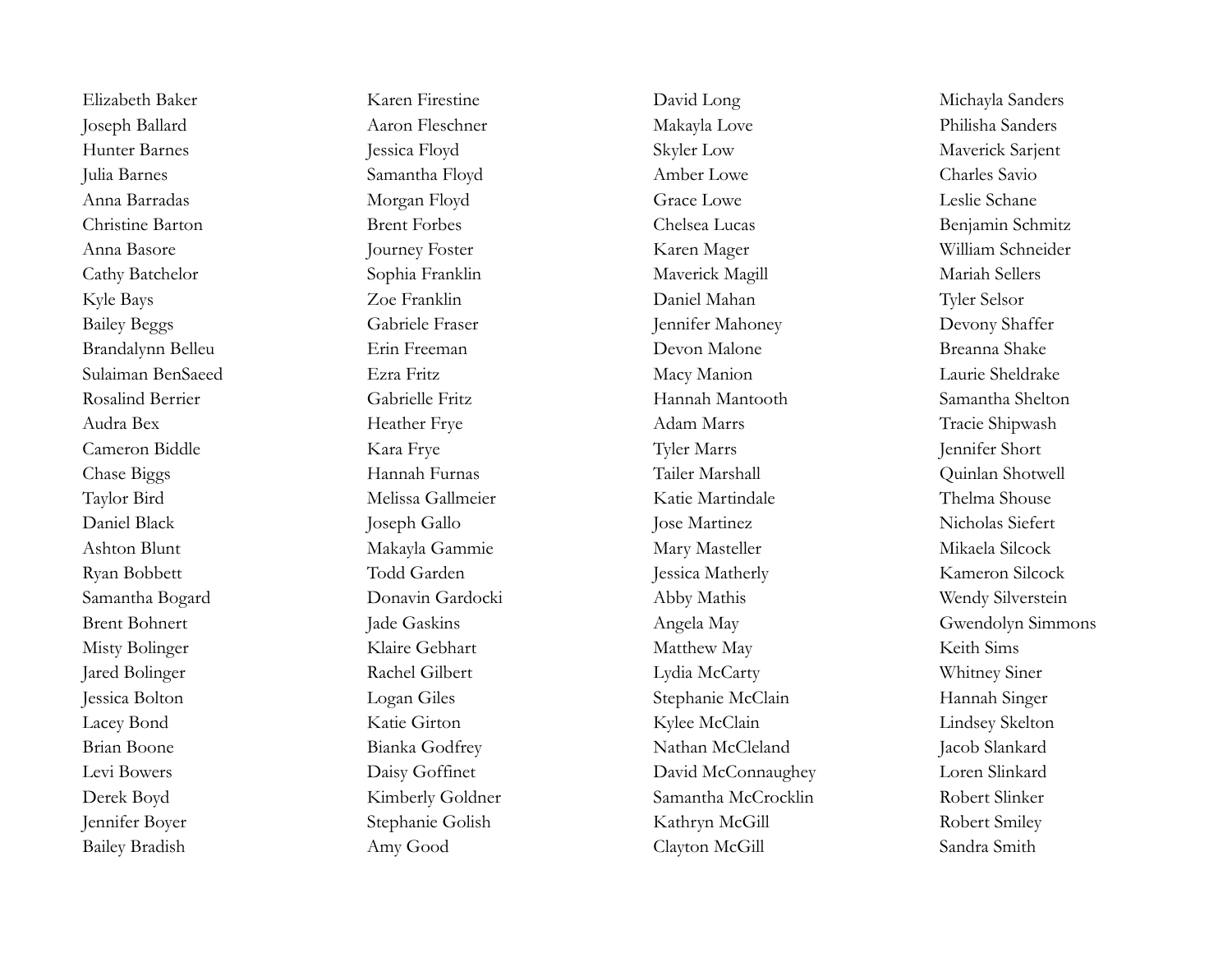Elizabeth Baker
Joseph Ballard
Hunter Barnes
Julia Barnes
Anna Barradas
Christine Barton
Anna Basore
Cathy Batchelor
Kyle Bays
Bailey Beggs
Brandalynn Belleu
Sulaiman BenSaeed
Rosalind Berrier
Audra Bex
Cameron Biddle
Chase Biggs
Taylor Bird
Daniel Black
Ashton Blunt
Ryan Bobbett
Samantha Bogard
Brent Bohnert
Misty Bolinger
Jared Bolinger
Jessica Bolton
Lacey Bond
Brian Boone
Levi Bowers
Derek Boyd
Jennifer Boyer
Bailey Bradish

Karen Firestine
Aaron Fleschner
Jessica Floyd
Samantha Floyd
Morgan Floyd
Brent Forbes
Journey Foster
Sophia Franklin
Zoe Franklin
Gabriele Fraser
Erin Freeman
Ezra Fritz
Gabrielle Fritz
Heather Frye
Kara Frye
Hannah Furnas
Melissa Gallmeier
Joseph Gallo
Makayla Gammie
Todd Garden
Donavin Gardocki
Jade Gaskins
Klaire Gebhart
Rachel Gilbert
Logan Giles
Katie Girton
Bianka Godfrey
Daisy Goffinet
Kimberly Goldner
Stephanie Golish
Amy Good

David Long
Makayla Love
Skyler Low
Amber Lowe
Grace Lowe
Chelsea Lucas
Karen Mager
Maverick Magill
Daniel Mahan
Jennifer Mahoney
Devon Malone
Macy Manion
Hannah Mantooth
Adam Marrs
Tyler Marrs
Tailer Marshall
Katie Martindale
Jose Martinez
Mary Masteller
Jessica Matherly
Abby Mathis
Angela May
Matthew May
Lydia McCarty
Stephanie McClain
Kylee McClain
Nathan McCleland
David McConnaughey
Samantha McCrocklin
Kathryn McGill
Clayton McGill

Michayla Sanders
Philisha Sanders
Maverick Sarjent
Charles Savio
Leslie Schane
Benjamin Schmitz
William Schneider
Mariah Sellers
Tyler Selsor
Devony Shaffer
Breanna Shake
Laurie Sheldrake
Samantha Shelton
Tracie Shipwash
Jennifer Short
Quinlan Shotwell
Thelma Shouse
Nicholas Siefert
Mikaela Silcock
Kameron Silcock
Wendy Silverstein
Gwendolyn Simmons
Keith Sims
Whitney Siner
Hannah Singer
Lindsey Skelton
Jacob Slankard
Loren Slinkard
Robert Slinker
Robert Smiley
Sandra Smith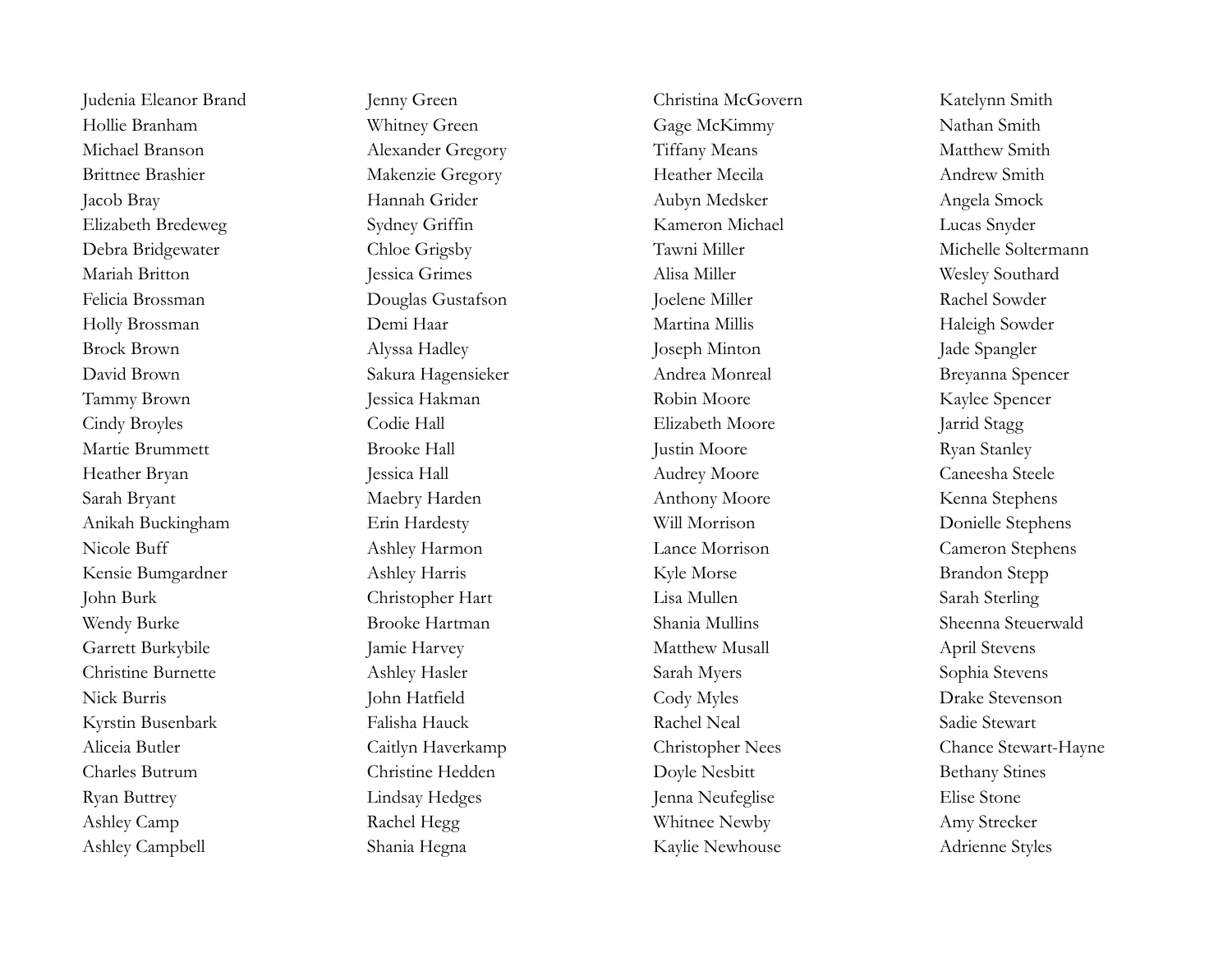Judenia Eleanor Brand
Hollie Branham
Michael Branson
Brittnee Brashier
Jacob Bray
Elizabeth Bredeweg
Debra Bridgewater
Mariah Britton
Felicia Brossman
Holly Brossman
Brock Brown
David Brown
Tammy Brown
Cindy Broyles
Martie Brummett
Heather Bryan
Sarah Bryant
Anikah Buckingham
Nicole Buff
Kensie Bumgardner
John Burk
Wendy Burke
Garrett Burkybile
Christine Burnette
Nick Burris
Kyrstin Busenbark
Aliceia Butler
Charles Butrum
Ryan Buttrey
Ashley Camp
Ashley Campbell

Jenny Green
Whitney Green
Alexander Gregory
Makenzie Gregory
Hannah Grider
Sydney Griffin
Chloe Grigsby
Jessica Grimes
Douglas Gustafson
Demi Haar
Alyssa Hadley
Sakura Hagensieker
Jessica Hakman
Codie Hall
Brooke Hall
Jessica Hall
Maebry Harden
Erin Hardesty
Ashley Harmon
Ashley Harris
Christopher Hart
Brooke Hartman
Jamie Harvey
Ashley Hasler
John Hatfield
Falisha Hauck
Caitlyn Haverkamp
Christine Hedden
Lindsay Hedges
Rachel Hegg
Shania Hegna

Christina McGovern
Gage McKimmy
Tiffany Means
Heather Mecila
Aubyn Medsker
Kameron Michael
Tawni Miller
Alisa Miller
Joelene Miller
Martina Millis
Joseph Minton
Andrea Monreal
Robin Moore
Elizabeth Moore
Justin Moore
Audrey Moore
Anthony Moore
Will Morrison
Lance Morrison
Kyle Morse
Lisa Mullen
Shania Mullins
Matthew Musall
Sarah Myers
Cody Myles
Rachel Neal
Christopher Nees
Doyle Nesbitt
Jenna Neufeglise
Whitnee Newby
Kaylie Newhouse

Katelynn Smith
Nathan Smith
Matthew Smith
Andrew Smith
Angela Smock
Lucas Snyder
Michelle Soltermann
Wesley Southard
Rachel Sowder
Haleigh Sowder
Jade Spangler
Breyanna Spencer
Kaylee Spencer
Jarrid Stagg
Ryan Stanley
Caneesha Steele
Kenna Stephens
Donielle Stephens
Cameron Stephens
Brandon Stepp
Sarah Sterling
Sheenna Steuerwald
April Stevens
Sophia Stevens
Drake Stevenson
Sadie Stewart
Chance Stewart-Hayne
Bethany Stines
Elise Stone
Amy Strecker
Adrienne Styles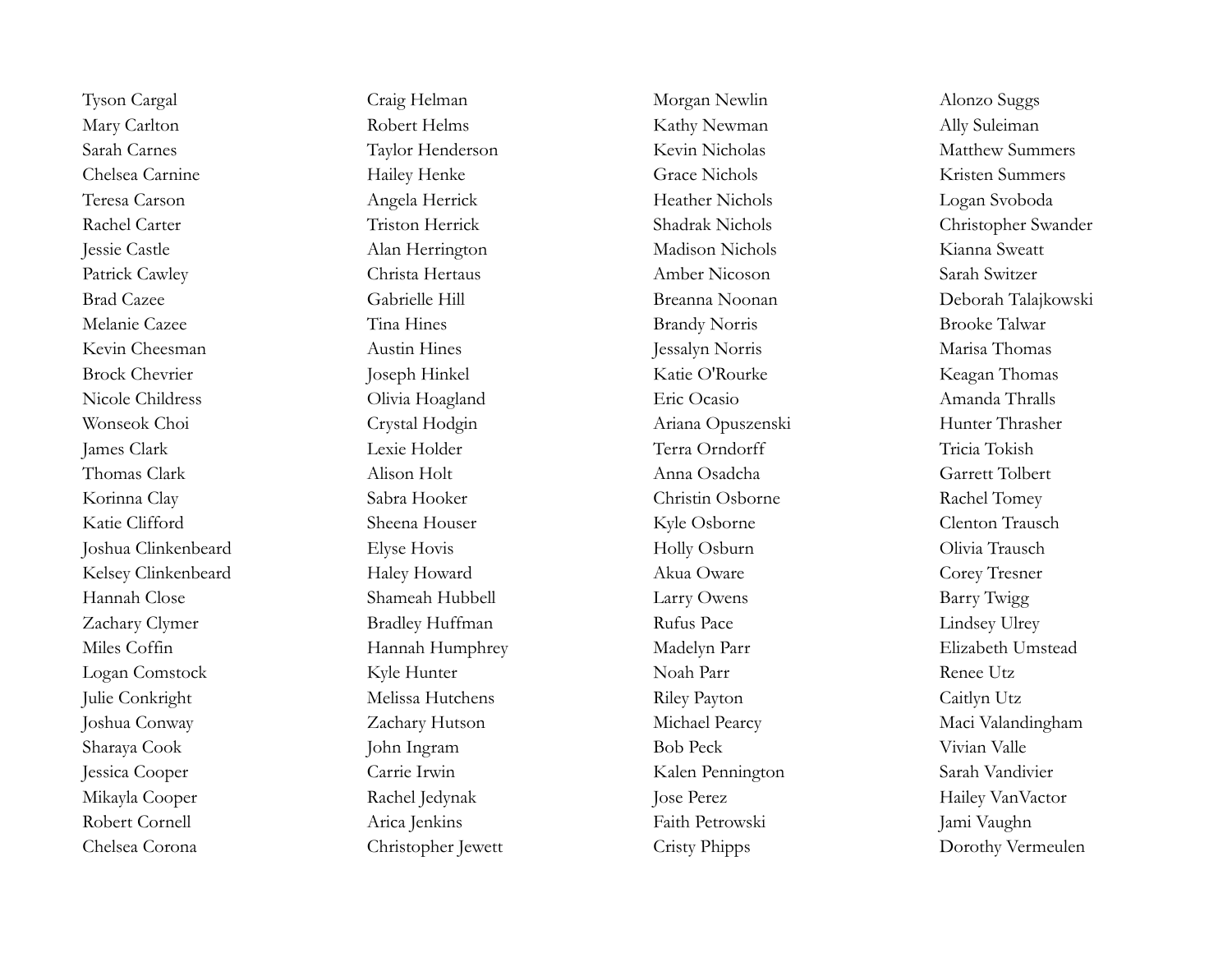Tyson Cargal
Mary Carlton
Sarah Carnes
Chelsea Carnine
Teresa Carson
Rachel Carter
Jessie Castle
Patrick Cawley
Brad Cazee
Melanie Cazee
Kevin Cheesman
Brock Chevrier
Nicole Childress
Wonseok Choi
James Clark
Thomas Clark
Korinna Clay
Katie Clifford
Joshua Clinkenbeard
Kelsey Clinkenbeard
Hannah Close
Zachary Clymer
Miles Coffin
Logan Comstock
Julie Conkright
Joshua Conway
Sharaya Cook
Jessica Cooper
Mikayla Cooper
Robert Cornell
Chelsea Corona

Craig Helman
Robert Helms
Taylor Henderson
Hailey Henke
Angela Herrick
Triston Herrick
Alan Herrington
Christa Hertaus
Gabrielle Hill
Tina Hines
Austin Hines
Joseph Hinkel
Olivia Hoagland
Crystal Hodgin
Lexie Holder
Alison Holt
Sabra Hooker
Sheena Houser
Elyse Hovis
Haley Howard
Shameah Hubbell
Bradley Huffman
Hannah Humphrey
Kyle Hunter
Melissa Hutchens
Zachary Hutson
John Ingram
Carrie Irwin
Rachel Jedynak
Arica Jenkins
Christopher Jewett

Morgan Newlin
Kathy Newman
Kevin Nicholas
Grace Nichols
Heather Nichols
Shadrak Nichols
Madison Nichols
Amber Nicoson
Breanna Noonan
Brandy Norris
Jessalyn Norris
Katie O'Rourke
Eric Ocasio
Ariana Opuszenski
Terra Orndorff
Anna Osadcha
Christin Osborne
Kyle Osborne
Holly Osburn
Akua Oware
Larry Owens
Rufus Pace
Madelyn Parr
Noah Parr
Riley Payton
Michael Pearcy
Bob Peck
Kalen Pennington
Jose Perez
Faith Petrowski
Cristy Phipps

Alonzo Suggs
Ally Suleiman
Matthew Summers
Kristen Summers
Logan Svoboda
Christopher Swander
Kianna Sweatt
Sarah Switzer
Deborah Talajkowski
Brooke Talwar
Marisa Thomas
Keagan Thomas
Amanda Thralls
Hunter Thrasher
Tricia Tokish
Garrett Tolbert
Rachel Tomey
Clenton Trausch
Olivia Trausch
Corey Tresner
Barry Twigg
Lindsey Ulrey
Elizabeth Umstead
Renee Utz
Caitlyn Utz
Maci Valandingham
Vivian Valle
Sarah Vandivier
Hailey VanVactor
Jami Vaughn
Dorothy Vermeulen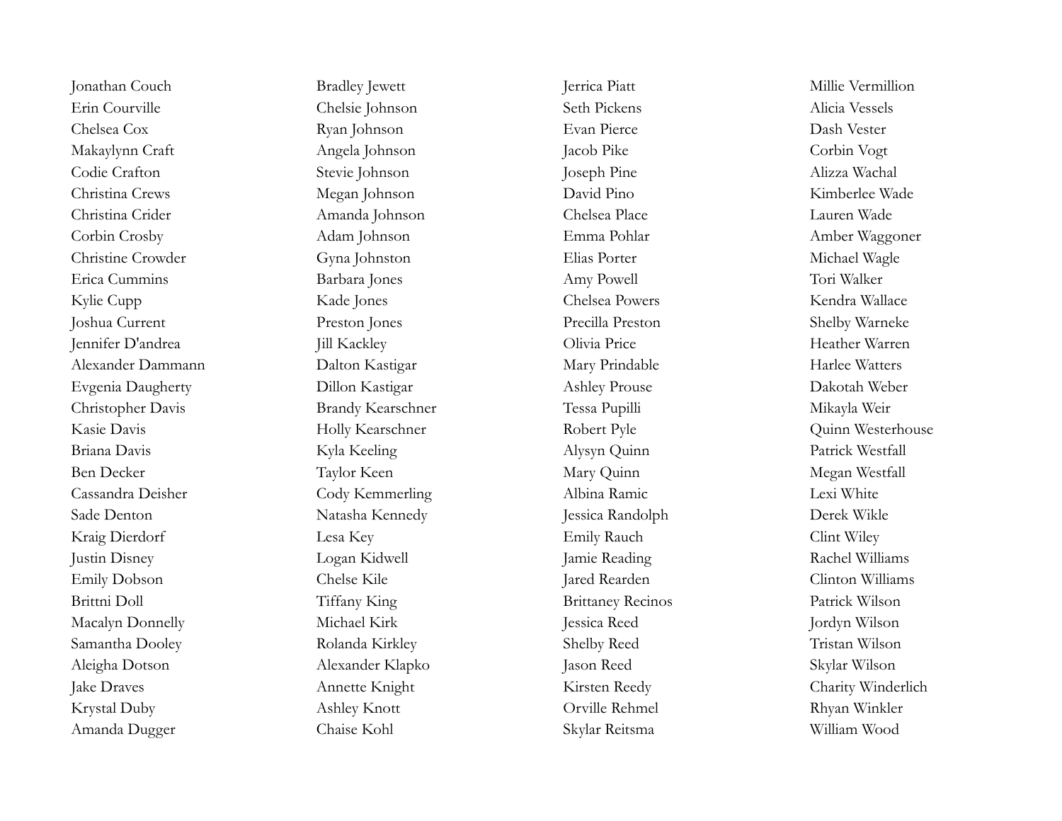Jonathan Couch
Erin Courville
Chelsea Cox
Makaylynn Craft
Codie Crafton
Christina Crews
Christina Crider
Corbin Crosby
Christine Crowder
Erica Cummins
Kylie Cupp
Joshua Current
Jennifer D'andrea
Alexander Dammann
Evgenia Daugherty
Christopher Davis
Kasie Davis
Briana Davis
Ben Decker
Cassandra Deisher
Sade Denton
Kraig Dierdorf
Justin Disney
Emily Dobson
Brittni Doll
Macalyn Donnelly
Samantha Dooley
Aleigha Dotson
Jake Draves
Krystal Duby
Amanda Dugger

Bradley Jewett
Chelsie Johnson
Ryan Johnson
Angela Johnson
Stevie Johnson
Megan Johnson
Amanda Johnson
Adam Johnson
Gyna Johnston
Barbara Jones
Kade Jones
Preston Jones
Jill Kackley
Dalton Kastigar
Dillon Kastigar
Brandy Kearschner
Holly Kearschner
Kyla Keeling
Taylor Keen
Cody Kemmerling
Natasha Kennedy
Lesa Key
Logan Kidwell
Chelse Kile
Tiffany King
Michael Kirk
Rolanda Kirkley
Alexander Klapko
Annette Knight
Ashley Knott
Chaise Kohl

Jerrica Piatt
Seth Pickens
Evan Pierce
Jacob Pike
Joseph Pine
David Pino
Chelsea Place
Emma Pohlar
Elias Porter
Amy Powell
Chelsea Powers
Precilla Preston
Olivia Price
Mary Prindable
Ashley Prouse
Tessa Pupilli
Robert Pyle
Alysyn Quinn
Mary Quinn
Albina Ramic
Jessica Randolph
Emily Rauch
Jamie Reading
Jared Rearden
Brittaney Recinos
Jessica Reed
Shelby Reed
Jason Reed
Kirsten Reedy
Orville Rehmel
Skylar Reitsma

Millie Vermillion
Alicia Vessels
Dash Vester
Corbin Vogt
Alizza Wachal
Kimberlee Wade
Lauren Wade
Amber Waggoner
Michael Wagle
Tori Walker
Kendra Wallace
Shelby Warneke
Heather Warren
Harlee Watters
Dakotah Weber
Mikayla Weir
Quinn Westerhouse
Patrick Westfall
Megan Westfall
Lexi White
Derek Wikle
Clint Wiley
Rachel Williams
Clinton Williams
Patrick Wilson
Jordyn Wilson
Tristan Wilson
Skylar Wilson
Charity Winderlich
Rhyan Winkler
William Wood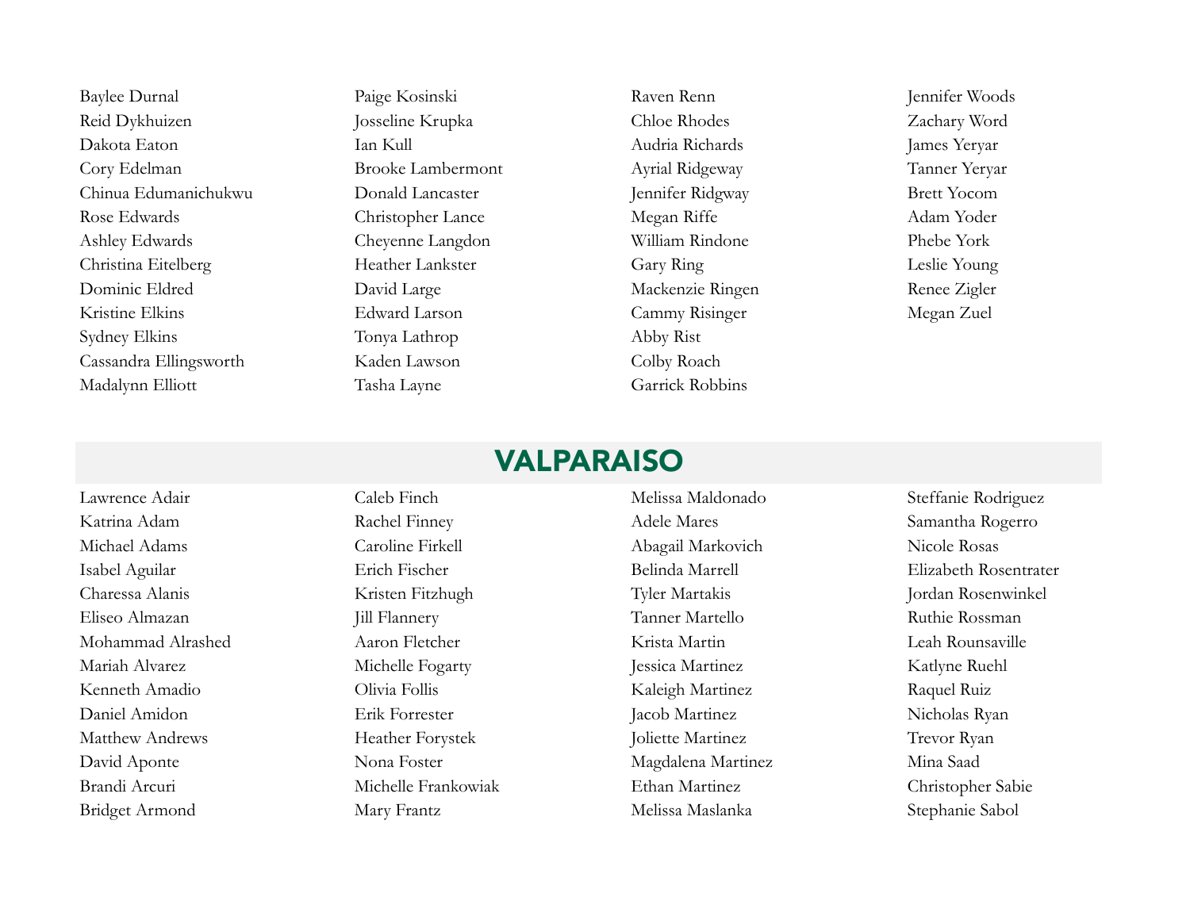Baylee Durnal
Reid Dykhuizen
Dakota Eaton
Cory Edelman
Chinua Edumanichukwu
Rose Edwards
Ashley Edwards
Christina Eitelberg
Dominic Eldred
Kristine Elkins
Sydney Elkins
Cassandra Ellingsworth
Madalynn Elliott
Paige Kosinski
Josseline Krupka
Ian Kull
Brooke Lambermont
Donald Lancaster
Christopher Lance
Cheyenne Langdon
Heather Lankster
David Large
Edward Larson
Tonya Lathrop
Kaden Lawson
Tasha Layne
Raven Renn
Chloe Rhodes
Audria Richards
Ayrial Ridgeway
Jennifer Ridgway
Megan Riffe
William Rindone
Gary Ring
Mackenzie Ringen
Cammy Risinger
Abby Rist
Colby Roach
Garrick Robbins
Jennifer Woods
Zachary Word
James Yeryar
Tanner Yeryar
Brett Yocom
Adam Yoder
Phebe York
Leslie Young
Renee Zigler
Megan Zuel

## VALPARAISO

Lawrence Adair
Katrina Adam
Michael Adams
Isabel Aguilar
Charessa Alanis
Eliseo Almazan
Mohammad Alrashed
Mariah Alvarez
Kenneth Amadio
Daniel Amidon
Matthew Andrews
David Aponte
Brandi Arcuri
Bridget Armond
Caleb Finch
Rachel Finney
Caroline Firkell
Erich Fischer
Kristen Fitzhugh
Jill Flannery
Aaron Fletcher
Michelle Fogarty
Olivia Follis
Erik Forrester
Heather Forystek
Nona Foster
Michelle Frankowiak
Mary Frantz
Melissa Maldonado
Adele Mares
Abagail Markovich
Belinda Marrell
Tyler Martakis
Tanner Martello
Krista Martin
Jessica Martinez
Kaleigh Martinez
Jacob Martinez
Joliette Martinez
Magdalena Martinez
Ethan Martinez
Melissa Maslanka
Steffanie Rodriguez
Samantha Rogerro
Nicole Rosas
Elizabeth Rosentrater
Jordan Rosenwinkel
Ruthie Rossman
Leah Rounsaville
Katlyne Ruehl
Raquel Ruiz
Nicholas Ryan
Trevor Ryan
Mina Saad
Christopher Sabie
Stephanie Sabol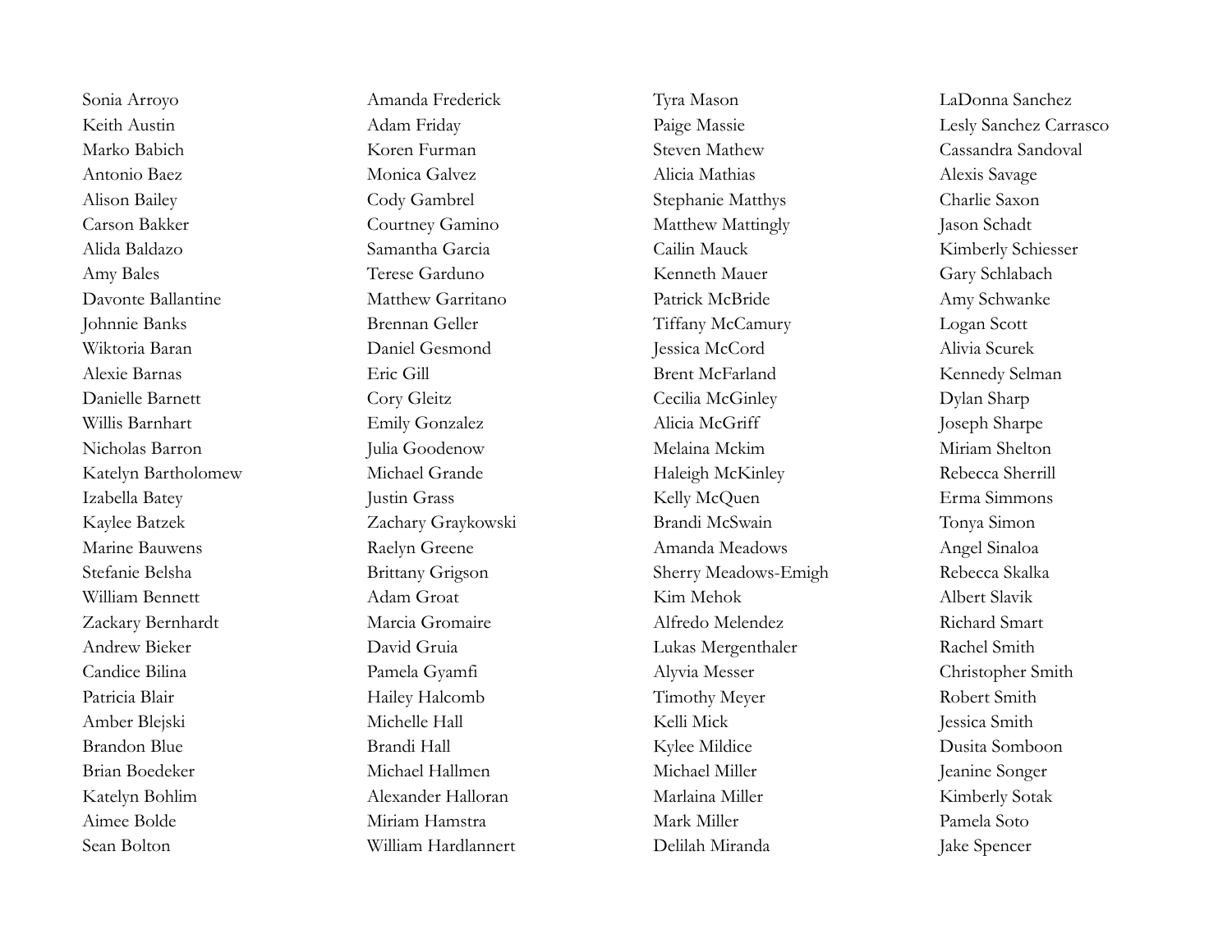Sonia Arroyo
Keith Austin
Marko Babich
Antonio Baez
Alison Bailey
Carson Bakker
Alida Baldazo
Amy Bales
Davonte Ballantine
Johnnie Banks
Wiktoria Baran
Alexie Barnas
Danielle Barnett
Willis Barnhart
Nicholas Barron
Katelyn Bartholomew
Izabella Batey
Kaylee Batzek
Marine Bauwens
Stefanie Belsha
William Bennett
Zackary Bernhardt
Andrew Bieker
Candice Bilina
Patricia Blair
Amber Blejski
Brandon Blue
Brian Boedeker
Katelyn Bohlim
Aimee Bolde
Sean Bolton

Amanda Frederick
Adam Friday
Koren Furman
Monica Galvez
Cody Gambrel
Courtney Gamino
Samantha Garcia
Terese Garduno
Matthew Garritano
Brennan Geller
Daniel Gesmond
Eric Gill
Cory Gleitz
Emily Gonzalez
Julia Goodenow
Michael Grande
Justin Grass
Zachary Graykowski
Raelyn Greene
Brittany Grigson
Adam Groat
Marcia Gromaire
David Gruia
Pamela Gyamfi
Hailey Halcomb
Michelle Hall
Brandi Hall
Michael Hallmen
Alexander Halloran
Miriam Hamstra
William Hardlannert

Tyra Mason
Paige Massie
Steven Mathew
Alicia Mathias
Stephanie Matthys
Matthew Mattingly
Cailin Mauck
Kenneth Mauer
Patrick McBride
Tiffany McCamury
Jessica McCord
Brent McFarland
Cecilia McGinley
Alicia McGriff
Melaina Mckim
Haleigh McKinley
Kelly McQuen
Brandi McSwain
Amanda Meadows
Sherry Meadows-Emigh
Kim Mehok
Alfredo Melendez
Lukas Mergenthaler
Alyvia Messer
Timothy Meyer
Kelli Mick
Kylee Mildice
Michael Miller
Marlaina Miller
Mark Miller
Delilah Miranda

LaDonna Sanchez
Lesly Sanchez Carrasco
Cassandra Sandoval
Alexis Savage
Charlie Saxon
Jason Schadt
Kimberly Schiesser
Gary Schlabach
Amy Schwanke
Logan Scott
Alivia Scurek
Kennedy Selman
Dylan Sharp
Joseph Sharpe
Miriam Shelton
Rebecca Sherrill
Erma Simmons
Tonya Simon
Angel Sinaloa
Rebecca Skalka
Albert Slavik
Richard Smart
Rachel Smith
Christopher Smith
Robert Smith
Jessica Smith
Dusita Somboon
Jeanine Songer
Kimberly Sotak
Pamela Soto
Jake Spencer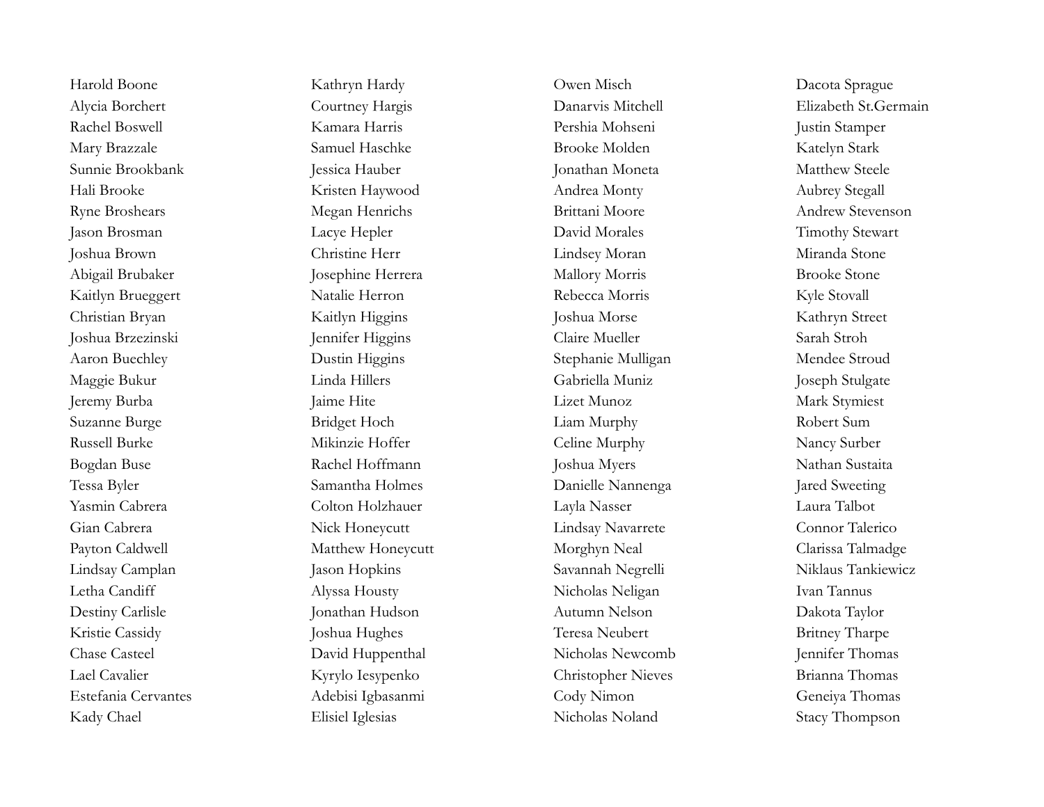Harold Boone
Alycia Borchert
Rachel Boswell
Mary Brazzale
Sunnie Brookbank
Hali Brooke
Ryne Broshears
Jason Brosman
Joshua Brown
Abigail Brubaker
Kaitlyn Brueggert
Christian Bryan
Joshua Brzezinski
Aaron Buechley
Maggie Bukur
Jeremy Burba
Suzanne Burge
Russell Burke
Bogdan Buse
Tessa Byler
Yasmin Cabrera
Gian Cabrera
Payton Caldwell
Lindsay Camplan
Letha Candiff
Destiny Carlisle
Kristie Cassidy
Chase Casteel
Lael Cavalier
Estefania Cervantes
Kady Chael

Kathryn Hardy
Courtney Hargis
Kamara Harris
Samuel Haschke
Jessica Hauber
Kristen Haywood
Megan Henrichs
Lacye Hepler
Christine Herr
Josephine Herrera
Natalie Herron
Kaitlyn Higgins
Jennifer Higgins
Dustin Higgins
Linda Hillers
Jaime Hite
Bridget Hoch
Mikinzie Hoffer
Rachel Hoffmann
Samantha Holmes
Colton Holzhauer
Nick Honeycutt
Matthew Honeycutt
Jason Hopkins
Alyssa Housty
Jonathan Hudson
Joshua Hughes
David Huppenthal
Kyrylo Iesypenko
Adebisi Igbasanmi
Elisiel Iglesias

Owen Misch
Danarvis Mitchell
Pershia Mohseni
Brooke Molden
Jonathan Moneta
Andrea Monty
Brittani Moore
David Morales
Lindsey Moran
Mallory Morris
Rebecca Morris
Joshua Morse
Claire Mueller
Stephanie Mulligan
Gabriella Muniz
Lizet Munoz
Liam Murphy
Celine Murphy
Joshua Myers
Danielle Nannenga
Layla Nasser
Lindsay Navarrete
Morghyn Neal
Savannah Negrelli
Nicholas Neligan
Autumn Nelson
Teresa Neubert
Nicholas Newcomb
Christopher Nieves
Cody Nimon
Nicholas Noland

Dacota Sprague
Elizabeth St.Germain
Justin Stamper
Katelyn Stark
Matthew Steele
Aubrey Stegall
Andrew Stevenson
Timothy Stewart
Miranda Stone
Brooke Stone
Kyle Stovall
Kathryn Street
Sarah Stroh
Mendee Stroud
Joseph Stulgate
Mark Stymiest
Robert Sum
Nancy Surber
Nathan Sustaita
Jared Sweeting
Laura Talbot
Connor Talerico
Clarissa Talmadge
Niklaus Tankiewicz
Ivan Tannus
Dakota Taylor
Britney Tharpe
Jennifer Thomas
Brianna Thomas
Geneiya Thomas
Stacy Thompson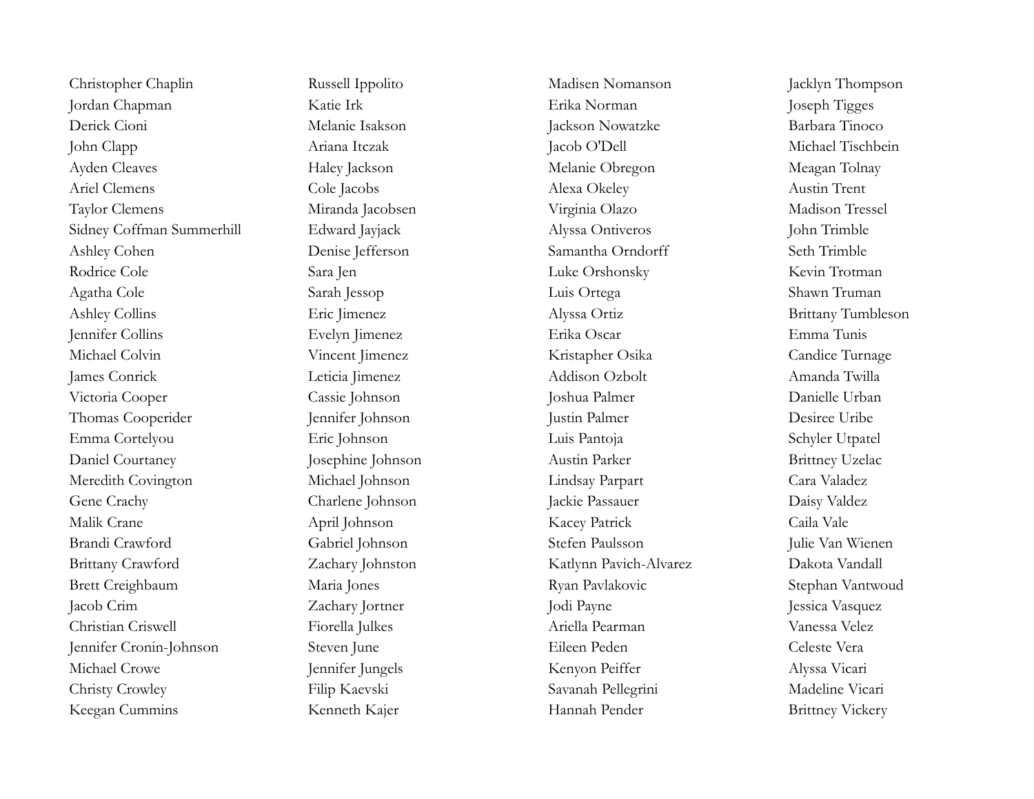Christopher Chaplin
Jordan Chapman
Derick Cioni
John Clapp
Ayden Cleaves
Ariel Clemens
Taylor Clemens
Sidney Coffman Summerhill
Ashley Cohen
Rodrice Cole
Agatha Cole
Ashley Collins
Jennifer Collins
Michael Colvin
James Conrick
Victoria Cooper
Thomas Cooperider
Emma Cortelyou
Daniel Courtaney
Meredith Covington
Gene Crachy
Malik Crane
Brandi Crawford
Brittany Crawford
Brett Creighbaum
Jacob Crim
Christian Criswell
Jennifer Cronin-Johnson
Michael Crowe
Christy Crowley
Keegan Cummins

Russell Ippolito
Katie Irk
Melanie Isakson
Ariana Itczak
Haley Jackson
Cole Jacobs
Miranda Jacobsen
Edward Jayjack
Denise Jefferson
Sara Jen
Sarah Jessop
Eric Jimenez
Evelyn Jimenez
Vincent Jimenez
Leticia Jimenez
Cassie Johnson
Jennifer Johnson
Eric Johnson
Josephine Johnson
Michael Johnson
Charlene Johnson
April Johnson
Gabriel Johnson
Zachary Johnston
Maria Jones
Zachary Jortner
Fiorella Julkes
Steven June
Jennifer Jungels
Filip Kaevski
Kenneth Kajer

Madisen Nomanson
Erika Norman
Jackson Nowatzke
Jacob O'Dell
Melanie Obregon
Alexa Okeley
Virginia Olazo
Alyssa Ontiveros
Samantha Orndorff
Luke Orshonsky
Luis Ortega
Alyssa Ortiz
Erika Oscar
Kristapher Osika
Addison Ozbolt
Joshua Palmer
Justin Palmer
Luis Pantoja
Austin Parker
Lindsay Parpart
Jackie Passauer
Kacey Patrick
Stefen Paulsson
Katlynn Pavich-Alvarez
Ryan Pavlakovic
Jodi Payne
Ariella Pearman
Eileen Peden
Kenyon Peiffer
Savanah Pellegrini
Hannah Pender

Jacklyn Thompson
Joseph Tigges
Barbara Tinoco
Michael Tischbein
Meagan Tolnay
Austin Trent
Madison Tressel
John Trimble
Seth Trimble
Kevin Trotman
Shawn Truman
Brittany Tumbleson
Emma Tunis
Candice Turnage
Amanda Twilla
Danielle Urban
Desiree Uribe
Schyler Utpatel
Brittney Uzelac
Cara Valadez
Daisy Valdez
Caila Vale
Julie Van Wienen
Dakota Vandall
Stephan Vantwoud
Jessica Vasquez
Vanessa Velez
Celeste Vera
Alyssa Vicari
Madeline Vicari
Brittney Vickery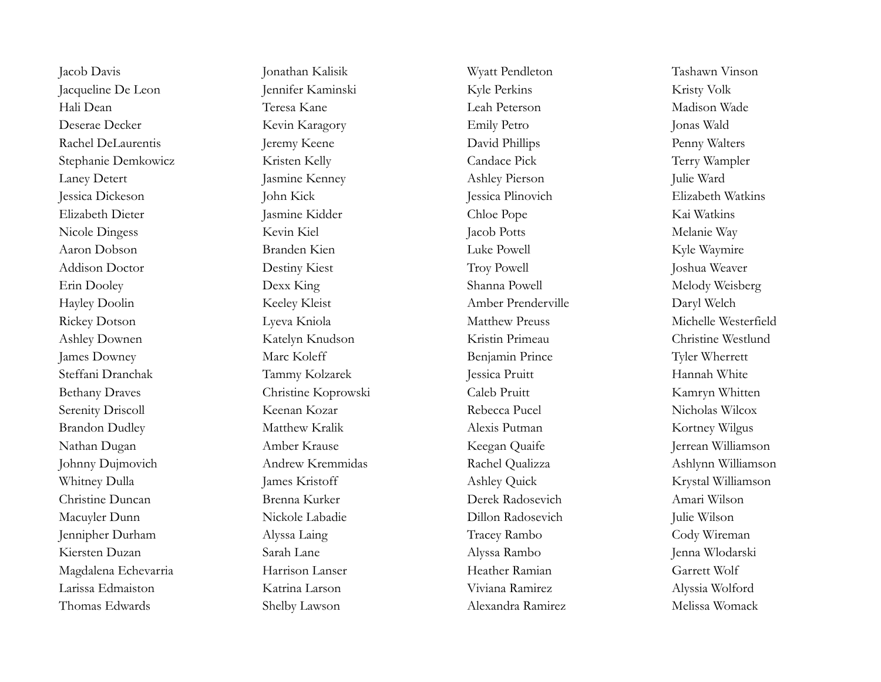Jacob Davis
Jacqueline De Leon
Hali Dean
Deserae Decker
Rachel DeLaurentis
Stephanie Demkowicz
Laney Detert
Jessica Dickeson
Elizabeth Dieter
Nicole Dingess
Aaron Dobson
Addison Doctor
Erin Dooley
Hayley Doolin
Rickey Dotson
Ashley Downen
James Downey
Steffani Dranchak
Bethany Draves
Serenity Driscoll
Brandon Dudley
Nathan Dugan
Johnny Dujmovich
Whitney Dulla
Christine Duncan
Macuyler Dunn
Jennipher Durham
Kiersten Duzan
Magdalena Echevarria
Larissa Edmaiston
Thomas Edwards

Jonathan Kalisik
Jennifer Kaminski
Teresa Kane
Kevin Karagory
Jeremy Keene
Kristen Kelly
Jasmine Kenney
John Kick
Jasmine Kidder
Kevin Kiel
Branden Kien
Destiny Kiest
Dexx King
Keeley Kleist
Lyeva Kniola
Katelyn Knudson
Marc Koleff
Tammy Kolzarek
Christine Koprowski
Keenan Kozar
Matthew Kralik
Amber Krause
Andrew Kremmidas
James Kristoff
Brenna Kurker
Nickole Labadie
Alyssa Laing
Sarah Lane
Harrison Lanser
Katrina Larson
Shelby Lawson

Wyatt Pendleton
Kyle Perkins
Leah Peterson
Emily Petro
David Phillips
Candace Pick
Ashley Pierson
Jessica Plinovich
Chloe Pope
Jacob Potts
Luke Powell
Troy Powell
Shanna Powell
Amber Prenderville
Matthew Preuss
Kristin Primeau
Benjamin Prince
Jessica Pruitt
Caleb Pruitt
Rebecca Pucel
Alexis Putman
Keegan Quaife
Rachel Qualizza
Ashley Quick
Derek Radosevich
Dillon Radosevich
Tracey Rambo
Alyssa Rambo
Heather Ramian
Viviana Ramirez
Alexandra Ramirez

Tashawn Vinson
Kristy Volk
Madison Wade
Jonas Wald
Penny Walters
Terry Wampler
Julie Ward
Elizabeth Watkins
Kai Watkins
Melanie Way
Kyle Waymire
Joshua Weaver
Melody Weisberg
Daryl Welch
Michelle Westerfield
Christine Westlund
Tyler Wherrett
Hannah White
Kamryn Whitten
Nicholas Wilcox
Kortney Wilgus
Jerrean Williamson
Ashlynn Williamson
Krystal Williamson
Amari Wilson
Julie Wilson
Cody Wireman
Jenna Wlodarski
Garrett Wolf
Alyssia Wolford
Melissa Womack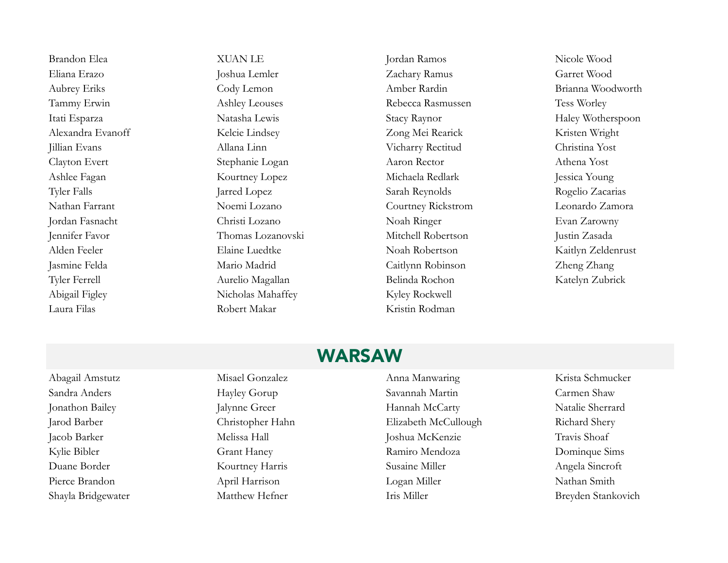Brandon Elea
Eliana Erazo
Aubrey Eriks
Tammy Erwin
Itati Esparza
Alexandra Evanoff
Jillian Evans
Clayton Evert
Ashlee Fagan
Tyler Falls
Nathan Farrant
Jordan Fasnacht
Jennifer Favor
Alden Feeler
Jasmine Felda
Tyler Ferrell
Abigail Figley
Laura Filas

XUAN LE
Joshua Lemler
Cody Lemon
Ashley Leouses
Natasha Lewis
Kelcie Lindsey
Allana Linn
Stephanie Logan
Kourtney Lopez
Jarred Lopez
Noemi Lozano
Christi Lozano
Thomas Lozanovski
Elaine Luedtke
Mario Madrid
Aurelio Magallan
Nicholas Mahaffey
Robert Makar

Jordan Ramos
Zachary Ramus
Amber Rardin
Rebecca Rasmussen
Stacy Raynor
Zong Mei Rearick
Vicharry Rectitud
Aaron Rector
Michaela Redlark
Sarah Reynolds
Courtney Rickstrom
Noah Ringer
Mitchell Robertson
Noah Robertson
Caitlynn Robinson
Belinda Rochon
Kyley Rockwell
Kristin Rodman

Nicole Wood
Garret Wood
Brianna Woodworth
Tess Worley
Haley Wotherspoon
Kristen Wright
Christina Yost
Athena Yost
Jessica Young
Rogelio Zacarias
Leonardo Zamora
Evan Zarowny
Justin Zasada
Kaitlyn Zeldenrust
Zheng Zhang
Katelyn Zubrick

## WARSAW

Abagail Amstutz
Sandra Anders
Jonathon Bailey
Jarod Barber
Jacob Barker
Kylie Bibler
Duane Border
Pierce Brandon
Shayla Bridgewater

Misael Gonzalez
Hayley Gorup
Jalynne Greer
Christopher Hahn
Melissa Hall
Grant Haney
Kourtney Harris
April Harrison
Matthew Hefner

Anna Manwaring
Savannah Martin
Hannah McCarty
Elizabeth McCullough
Joshua McKenzie
Ramiro Mendoza
Susaine Miller
Logan Miller
Iris Miller

Krista Schmucker
Carmen Shaw
Natalie Sherrard
Richard Shery
Travis Shoaf
Dominque Sims
Angela Sincroft
Nathan Smith
Breyden Stankovich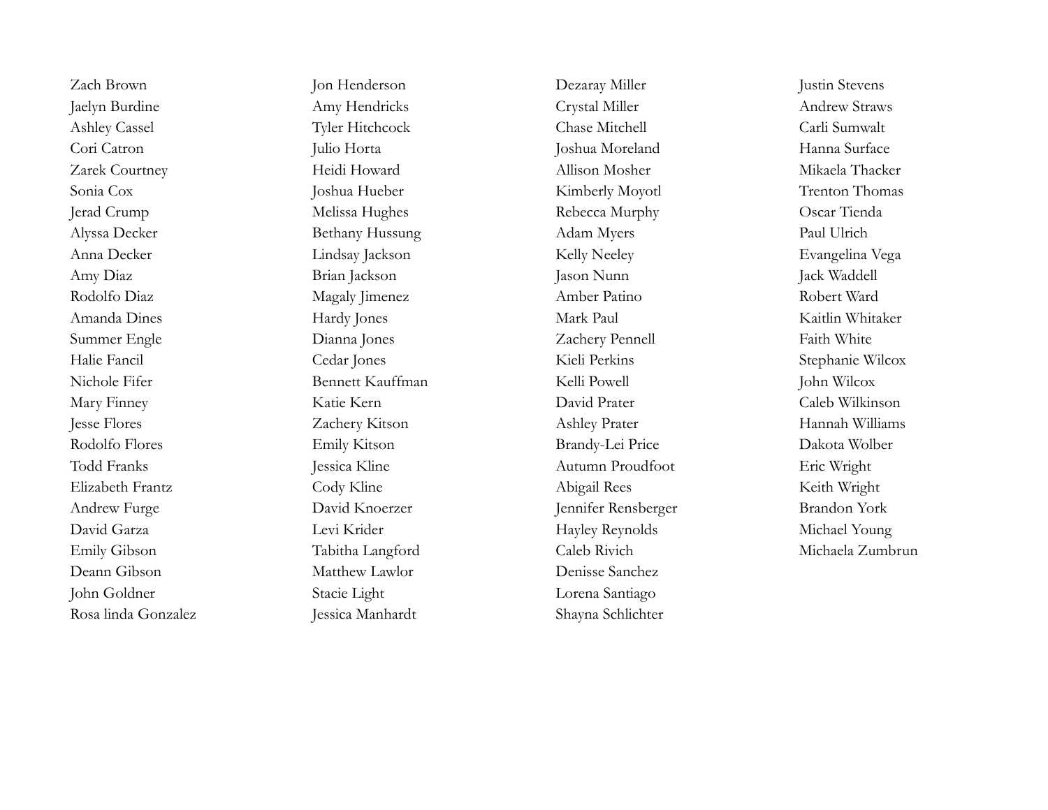Zach Brown
Jaelyn Burdine
Ashley Cassel
Cori Catron
Zarek Courtney
Sonia Cox
Jerad Crump
Alyssa Decker
Anna Decker
Amy Diaz
Rodolfo Diaz
Amanda Dines
Summer Engle
Halie Fancil
Nichole Fifer
Mary Finney
Jesse Flores
Rodolfo Flores
Todd Franks
Elizabeth Frantz
Andrew Furge
David Garza
Emily Gibson
Deann Gibson
John Goldner
Rosa linda Gonzalez

Jon Henderson
Amy Hendricks
Tyler Hitchcock
Julio Horta
Heidi Howard
Joshua Hueber
Melissa Hughes
Bethany Hussung
Lindsay Jackson
Brian Jackson
Magaly Jimenez
Hardy Jones
Dianna Jones
Cedar Jones
Bennett Kauffman
Katie Kern
Zachery Kitson
Emily Kitson
Jessica Kline
Cody Kline
David Knoerzer
Levi Krider
Tabitha Langford
Matthew Lawlor
Stacie Light
Jessica Manhardt

Dezaray Miller
Crystal Miller
Chase Mitchell
Joshua Moreland
Allison Mosher
Kimberly Moyotl
Rebecca Murphy
Adam Myers
Kelly Neeley
Jason Nunn
Amber Patino
Mark Paul
Zachery Pennell
Kieli Perkins
Kelli Powell
David Prater
Ashley Prater
Brandy-Lei Price
Autumn Proudfoot
Abigail Rees
Jennifer Rensberger
Hayley Reynolds
Caleb Rivich
Denisse Sanchez
Lorena Santiago
Shayna Schlichter

Justin Stevens
Andrew Straws
Carli Sumwalt
Hanna Surface
Mikaela Thacker
Trenton Thomas
Oscar Tienda
Paul Ulrich
Evangelina Vega
Jack Waddell
Robert Ward
Kaitlin Whitaker
Faith White
Stephanie Wilcox
John Wilcox
Caleb Wilkinson
Hannah Williams
Dakota Wolber
Eric Wright
Keith Wright
Brandon York
Michael Young
Michaela Zumbrun